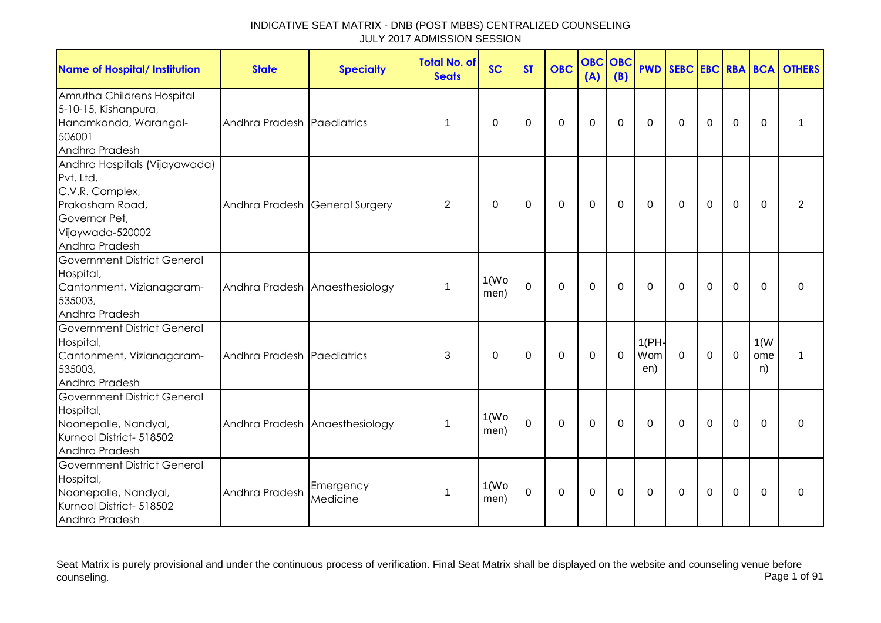# INDICATIVE SEAT MATRIX - DNB (POST MBBS) CENTRALIZED COUNSELING
## JULY 2017 ADMISSION SESSION

| Name of Hospital/ Institution | State | Specialty | Total No. of Seats | SC | ST | OBC | OBC (A) | OBC (B) | PWD | SEBC | EBC | RBA | BCA | OTHERS |
|---|---|---|---|---|---|---|---|---|---|---|---|---|---|---|
| Amrutha Childrens Hospital 5-10-15, Kishanpura, Hanamkonda, Warangal-506001 Andhra Pradesh | Andhra Pradesh | Paediatrics | 1 | 0 | 0 | 0 | 0 | 0 | 0 | 0 | 0 | 0 | 0 | 1 |
| Andhra Hospitals (Vijayawada) Pvt. Ltd. C.V.R. Complex, Prakasham Road, Governor Pet, Vijaywada-520002 Andhra Pradesh | Andhra Pradesh | General Surgery | 2 | 0 | 0 | 0 | 0 | 0 | 0 | 0 | 0 | 0 | 0 | 2 |
| Government District General Hospital, Cantonment, Vizianagaram-535003, Andhra Pradesh | Andhra Pradesh | Anaesthesiology | 1 | 1(Women) | 0 | 0 | 0 | 0 | 0 | 0 | 0 | 0 | 0 | 0 |
| Government District General Hospital, Cantonment, Vizianagaram-535003, Andhra Pradesh | Andhra Pradesh | Paediatrics | 3 | 0 | 0 | 0 | 0 | 0 | 1(PH-Women) | 0 | 0 | 0 | 1(Women) | 1 |
| Government District General Hospital, Noonepalle, Nandyal, Kurnool District- 518502 Andhra Pradesh | Andhra Pradesh | Anaesthesiology | 1 | 1(Women) | 0 | 0 | 0 | 0 | 0 | 0 | 0 | 0 | 0 | 0 |
| Government District General Hospital, Noonepalle, Nandyal, Kurnool District- 518502 Andhra Pradesh | Andhra Pradesh | Emergency Medicine | 1 | 1(Women) | 0 | 0 | 0 | 0 | 0 | 0 | 0 | 0 | 0 | 0 |

Seat Matrix is purely provisional and under the continuous process of verification. Final Seat Matrix shall be displayed on the website and counseling venue before counseling.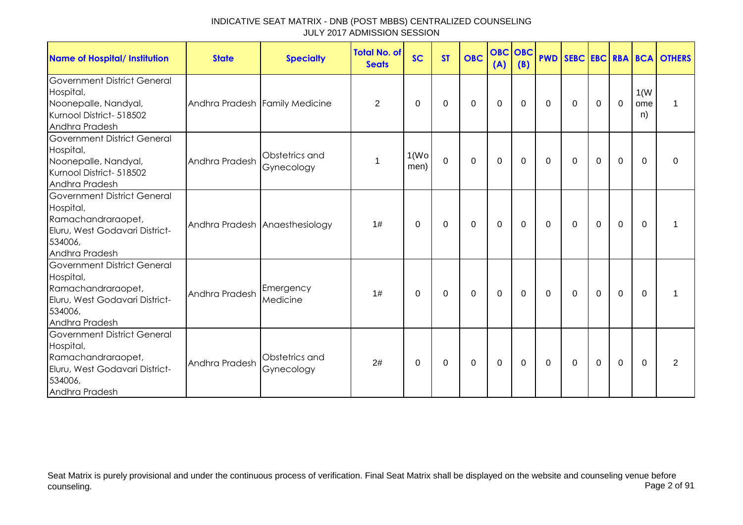INDICATIVE SEAT MATRIX - DNB (POST MBBS) CENTRALIZED COUNSELING
JULY 2017 ADMISSION SESSION

| Name of Hospital/ Institution | State | Specialty | Total No. of Seats | SC | ST | OBC | OBC (A) | OBC (B) | PWD | SEBC | EBC | RBA | BCA | OTHERS |
|---|---|---|---|---|---|---|---|---|---|---|---|---|---|---|
| Government District General Hospital, Noonepalle, Nandyal, Kurnool District- 518502 Andhra Pradesh | Andhra Pradesh | Family Medicine | 2 | 0 | 0 | 0 | 0 | 0 | 0 | 0 | 0 | 0 | 1(Women) | 1 |
| Government District General Hospital, Noonepalle, Nandyal, Kurnool District- 518502 Andhra Pradesh | Andhra Pradesh | Obstetrics and Gynecology | 1 | 1(Women) | 0 | 0 | 0 | 0 | 0 | 0 | 0 | 0 | 0 | 0 |
| Government District General Hospital, Ramachandraraopet, Eluru, West Godavari District-534006, Andhra Pradesh | Andhra Pradesh | Anaesthesiology | 1# | 0 | 0 | 0 | 0 | 0 | 0 | 0 | 0 | 0 | 0 | 1 |
| Government District General Hospital, Ramachandraraopet, Eluru, West Godavari District-534006, Andhra Pradesh | Andhra Pradesh | Emergency Medicine | 1# | 0 | 0 | 0 | 0 | 0 | 0 | 0 | 0 | 0 | 0 | 1 |
| Government District General Hospital, Ramachandraraopet, Eluru, West Godavari District-534006, Andhra Pradesh | Andhra Pradesh | Obstetrics and Gynecology | 2# | 0 | 0 | 0 | 0 | 0 | 0 | 0 | 0 | 0 | 0 | 2 |

Seat Matrix is purely provisional and under the continuous process of verification. Final Seat Matrix shall be displayed on the website and counseling venue before counseling.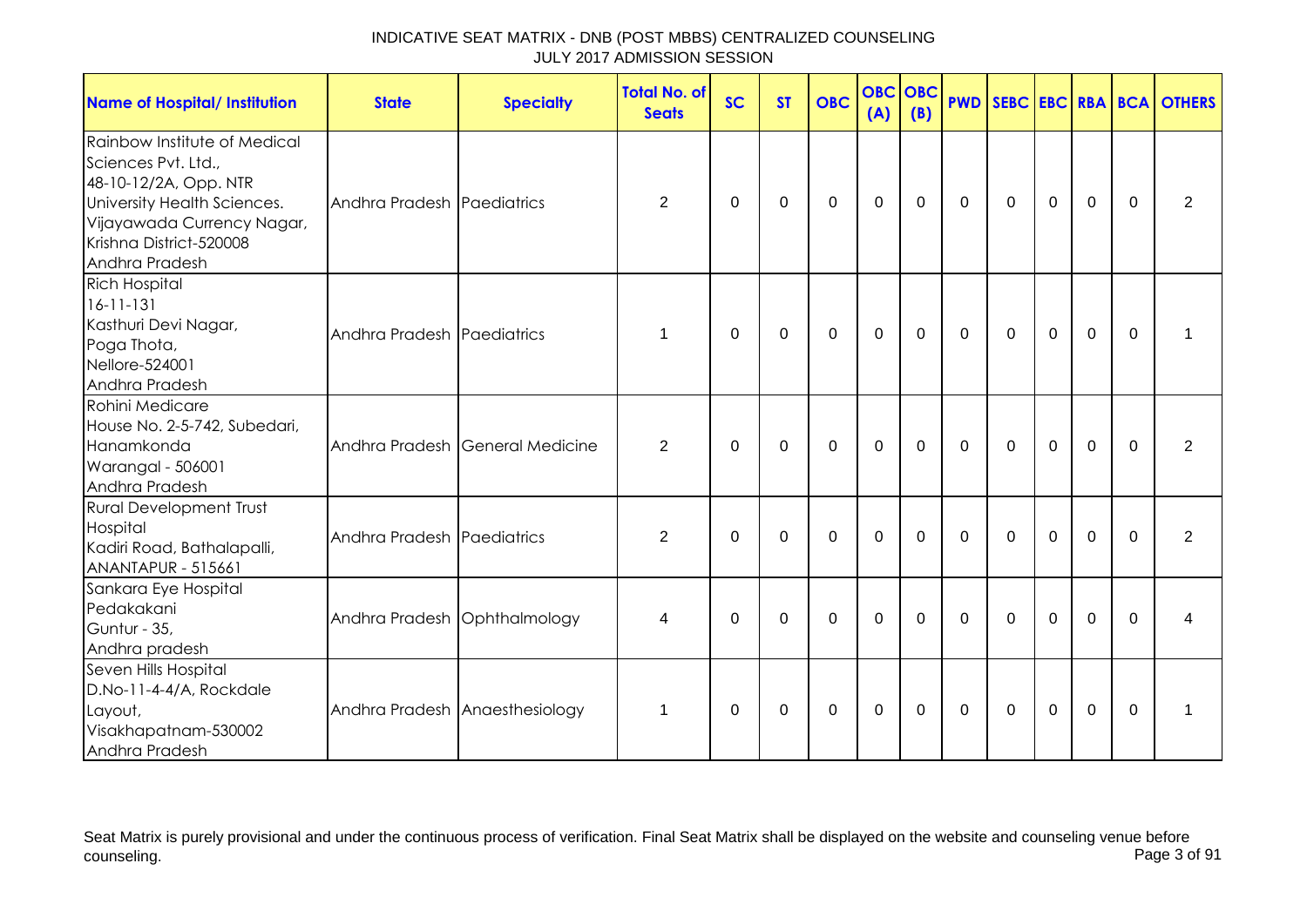INDICATIVE SEAT MATRIX - DNB (POST MBBS) CENTRALIZED COUNSELING
JULY 2017 ADMISSION SESSION

| Name of Hospital/ Institution | State | Specialty | Total No. of Seats | SC | ST | OBC | OBC (A) | OBC (B) | PWD | SEBC | EBC | RBA | BCA | OTHERS |
|---|---|---|---|---|---|---|---|---|---|---|---|---|---|---|
| Rainbow Institute of Medical Sciences Pvt. Ltd., 48-10-12/2A, Opp. NTR University Health Sciences. Vijayawada Currency Nagar, Krishna District-520008 Andhra Pradesh | Andhra Pradesh | Paediatrics | 2 | 0 | 0 | 0 | 0 | 0 | 0 | 0 | 0 | 0 | 0 | 2 |
| Rich Hospital 16-11-131 Kasthuri Devi Nagar, Poga Thota, Nellore-524001 Andhra Pradesh | Andhra Pradesh | Paediatrics | 1 | 0 | 0 | 0 | 0 | 0 | 0 | 0 | 0 | 0 | 0 | 1 |
| Rohini Medicare House No. 2-5-742, Subedari, Hanamkonda Warangal - 506001 Andhra Pradesh | Andhra Pradesh | General Medicine | 2 | 0 | 0 | 0 | 0 | 0 | 0 | 0 | 0 | 0 | 0 | 2 |
| Rural Development Trust Hospital Kadiri Road, Bathalapalli, ANANTAPUR - 515661 | Andhra Pradesh | Paediatrics | 2 | 0 | 0 | 0 | 0 | 0 | 0 | 0 | 0 | 0 | 0 | 2 |
| Sankara Eye Hospital Pedakakani Guntur - 35, Andhra pradesh | Andhra Pradesh | Ophthalmology | 4 | 0 | 0 | 0 | 0 | 0 | 0 | 0 | 0 | 0 | 0 | 4 |
| Seven Hills Hospital D.No-11-4-4/A, Rockdale Layout, Visakhapatnam-530002 Andhra Pradesh | Andhra Pradesh | Anaesthesiology | 1 | 0 | 0 | 0 | 0 | 0 | 0 | 0 | 0 | 0 | 0 | 1 |

Seat Matrix is purely provisional and under the continuous process of verification. Final Seat Matrix shall be displayed on the website and counseling venue before counseling.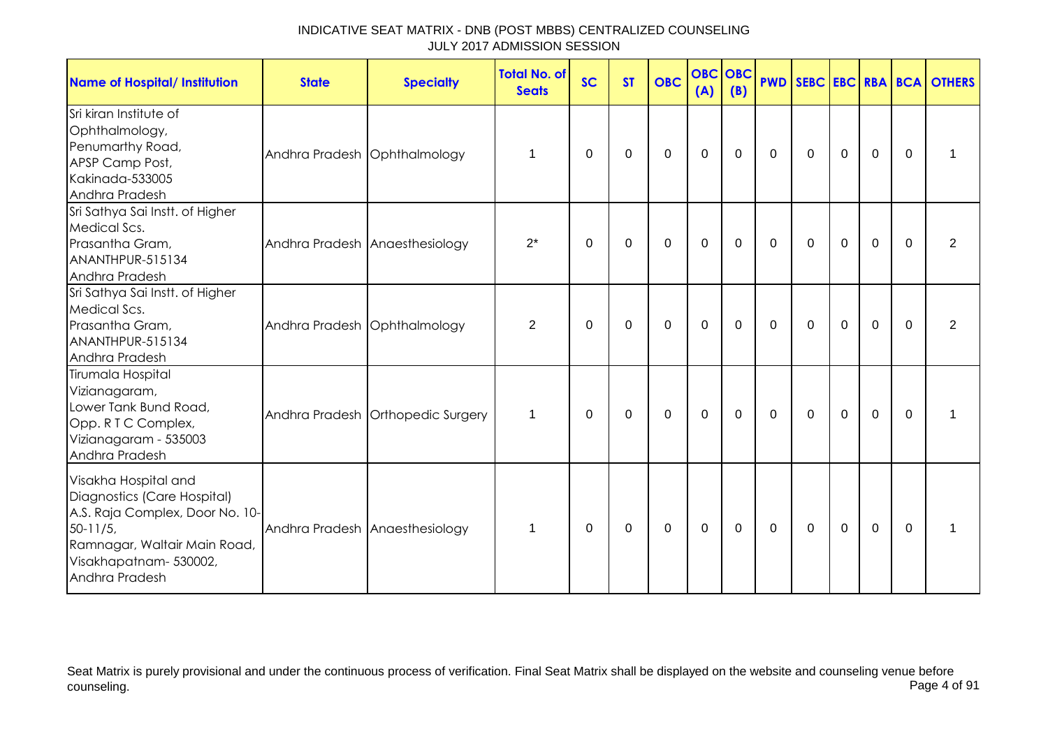# INDICATIVE SEAT MATRIX - DNB (POST MBBS) CENTRALIZED COUNSELING
## JULY 2017 ADMISSION SESSION

| Name of Hospital/ Institution | State | Specialty | Total No. of Seats | SC | ST | OBC | OBC (A) | OBC (B) | PWD | SEBC | EBC | RBA | BCA | OTHERS |
|---|---|---|---|---|---|---|---|---|---|---|---|---|---|---|
| Sri kiran Institute of Ophthalmology, Penumarthy Road, APSP Camp Post, Kakinada-533005 Andhra Pradesh | Andhra Pradesh | Ophthalmology | 1 | 0 | 0 | 0 | 0 | 0 | 0 | 0 | 0 | 0 | 0 | 1 |
| Sri Sathya Sai Instt. of Higher Medical Scs. Prasantha Gram, ANANTHPUR-515134 Andhra Pradesh | Andhra Pradesh | Anaesthesiology | 2* | 0 | 0 | 0 | 0 | 0 | 0 | 0 | 0 | 0 | 0 | 2 |
| Sri Sathya Sai Instt. of Higher Medical Scs. Prasantha Gram, ANANTHPUR-515134 Andhra Pradesh | Andhra Pradesh | Ophthalmology | 2 | 0 | 0 | 0 | 0 | 0 | 0 | 0 | 0 | 0 | 0 | 2 |
| Tirumala Hospital Vizianagaram, Lower Tank Bund Road, Opp. R T C Complex, Vizianagaram - 535003 Andhra Pradesh | Andhra Pradesh | Orthopedic Surgery | 1 | 0 | 0 | 0 | 0 | 0 | 0 | 0 | 0 | 0 | 0 | 1 |
| Visakha Hospital and Diagnostics (Care Hospital) A.S. Raja Complex, Door No. 10-50-11/5, Ramnagar, Waltair Main Road, Visakhapatnam- 530002, Andhra Pradesh | Andhra Pradesh | Anaesthesiology | 1 | 0 | 0 | 0 | 0 | 0 | 0 | 0 | 0 | 0 | 0 | 1 |

Seat Matrix is purely provisional and under the continuous process of verification. Final Seat Matrix shall be displayed on the website and counseling venue before counseling.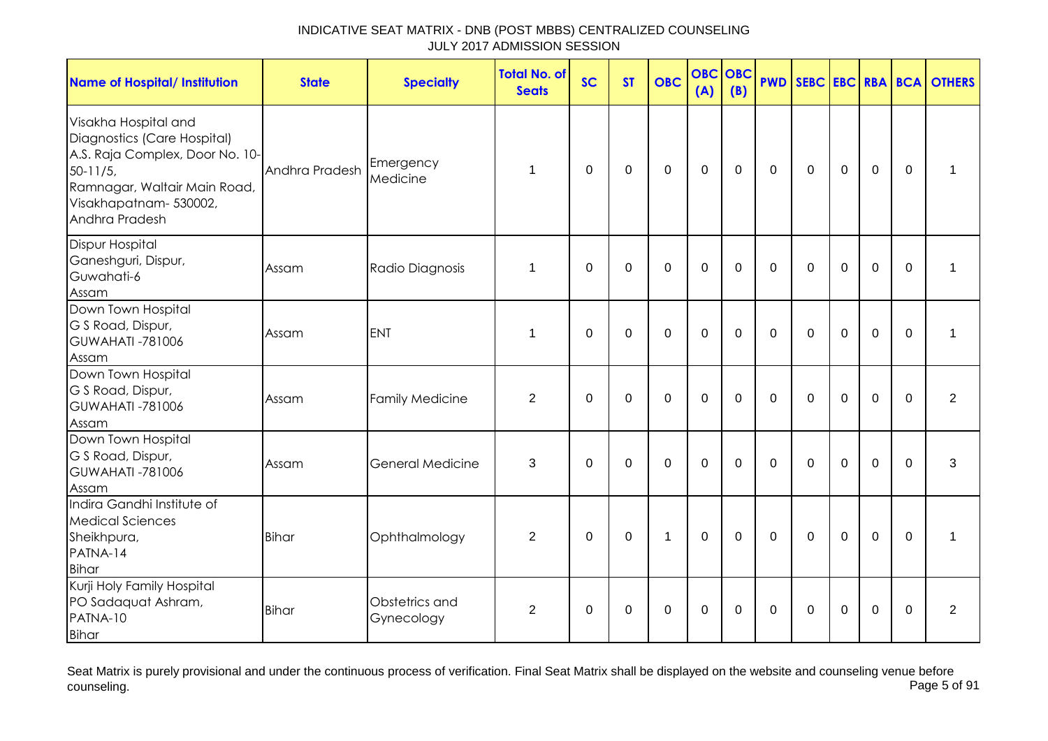# INDICATIVE SEAT MATRIX - DNB (POST MBBS) CENTRALIZED COUNSELING
## JULY 2017 ADMISSION SESSION

| Name of Hospital/ Institution | State | Specialty | Total No. of Seats | SC | ST | OBC | OBC (A) | OBC (B) | PWD | SEBC | EBC | RBA | BCA | OTHERS |
|---|---|---|---|---|---|---|---|---|---|---|---|---|---|---|
| Visakha Hospital and Diagnostics (Care Hospital) A.S. Raja Complex, Door No. 10-50-11/5, Ramnagar, Waltair Main Road, Visakhapatnam- 530002, Andhra Pradesh | Andhra Pradesh | Emergency Medicine | 1 | 0 | 0 | 0 | 0 | 0 | 0 | 0 | 0 | 0 | 0 | 1 |
| Dispur Hospital Ganeshguri, Dispur, Guwahati-6 Assam | Assam | Radio Diagnosis | 1 | 0 | 0 | 0 | 0 | 0 | 0 | 0 | 0 | 0 | 0 | 1 |
| Down Town Hospital G S Road, Dispur, GUWAHATI -781006 Assam | Assam | ENT | 1 | 0 | 0 | 0 | 0 | 0 | 0 | 0 | 0 | 0 | 0 | 1 |
| Down Town Hospital G S Road, Dispur, GUWAHATI -781006 Assam | Assam | Family Medicine | 2 | 0 | 0 | 0 | 0 | 0 | 0 | 0 | 0 | 0 | 0 | 2 |
| Down Town Hospital G S Road, Dispur, GUWAHATI -781006 Assam | Assam | General Medicine | 3 | 0 | 0 | 0 | 0 | 0 | 0 | 0 | 0 | 0 | 0 | 3 |
| Indira Gandhi Institute of Medical Sciences Sheikhpura, PATNA-14 Bihar | Bihar | Ophthalmology | 2 | 0 | 0 | 1 | 0 | 0 | 0 | 0 | 0 | 0 | 0 | 1 |
| Kurji Holy Family Hospital PO Sadaquat Ashram, PATNA-10 Bihar | Bihar | Obstetrics and Gynecology | 2 | 0 | 0 | 0 | 0 | 0 | 0 | 0 | 0 | 0 | 0 | 2 |

Seat Matrix is purely provisional and under the continuous process of verification. Final Seat Matrix shall be displayed on the website and counseling venue before counseling.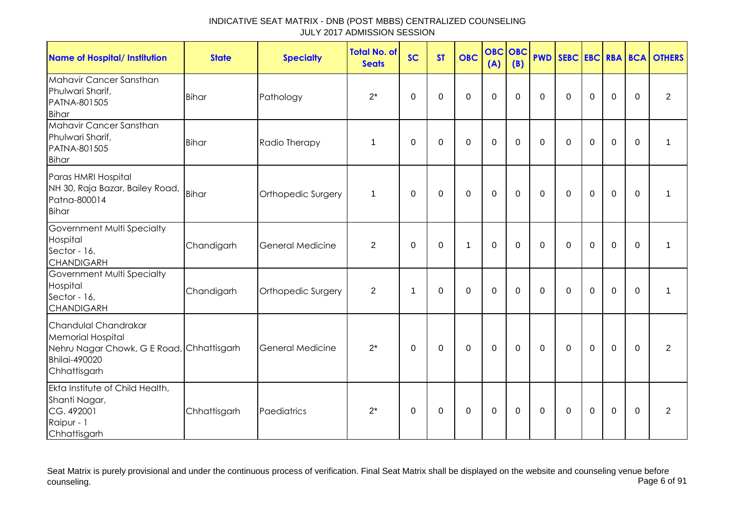# INDICATIVE SEAT MATRIX - DNB (POST MBBS) CENTRALIZED COUNSELING
## JULY 2017 ADMISSION SESSION

| Name of Hospital/ Institution | State | Specialty | Total No. of Seats | SC | ST | OBC | OBC (A) | OBC (B) | PWD | SEBC | EBC | RBA | BCA | OTHERS |
|---|---|---|---|---|---|---|---|---|---|---|---|---|---|---|
| Mahavir Cancer Sansthan Phulwari Sharif, PATNA-801505 Bihar | Bihar | Pathology | 2* | 0 | 0 | 0 | 0 | 0 | 0 | 0 | 0 | 0 | 0 | 2 |
| Mahavir Cancer Sansthan Phulwari Sharif, PATNA-801505 Bihar | Bihar | Radio Therapy | 1 | 0 | 0 | 0 | 0 | 0 | 0 | 0 | 0 | 0 | 0 | 1 |
| Paras HMRI Hospital NH 30, Raja Bazar, Bailey Road, Patna-800014 Bihar | Bihar | Orthopedic Surgery | 1 | 0 | 0 | 0 | 0 | 0 | 0 | 0 | 0 | 0 | 0 | 1 |
| Government Multi Specialty Hospital Sector - 16, CHANDIGARH | Chandigarh | General Medicine | 2 | 0 | 0 | 1 | 0 | 0 | 0 | 0 | 0 | 0 | 0 | 1 |
| Government Multi Specialty Hospital Sector - 16, CHANDIGARH | Chandigarh | Orthopedic Surgery | 2 | 1 | 0 | 0 | 0 | 0 | 0 | 0 | 0 | 0 | 0 | 1 |
| Chandulal Chandrakar Memorial Hospital Nehru Nagar Chowk, G E Road, Bhilai-490020 Chhattisgarh | Chhattisgarh | General Medicine | 2* | 0 | 0 | 0 | 0 | 0 | 0 | 0 | 0 | 0 | 0 | 2 |
| Ekta Institute of Child Health, Shanti Nagar, CG. 492001 Raipur - 1 Chhattisgarh | Chhattisgarh | Paediatrics | 2* | 0 | 0 | 0 | 0 | 0 | 0 | 0 | 0 | 0 | 0 | 2 |

Seat Matrix is purely provisional and under the continuous process of verification. Final Seat Matrix shall be displayed on the website and counseling venue before counseling.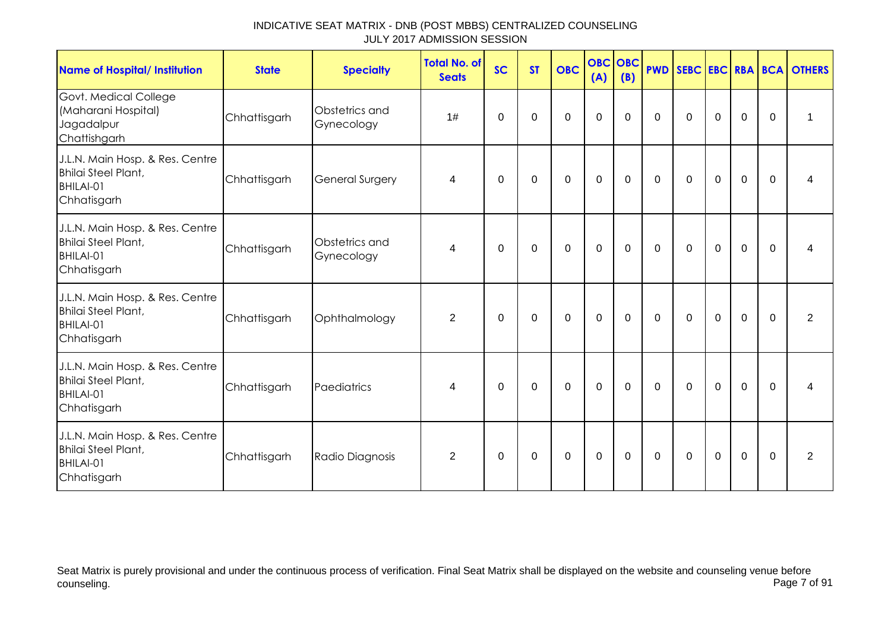INDICATIVE SEAT MATRIX - DNB (POST MBBS) CENTRALIZED COUNSELING
JULY 2017 ADMISSION SESSION

| Name of Hospital/ Institution | State | Specialty | Total No. of Seats | SC | ST | OBC | OBC (A) | OBC (B) | PWD | SEBC | EBC | RBA | BCA | OTHERS |
|---|---|---|---|---|---|---|---|---|---|---|---|---|---|---|
| Govt. Medical College (Maharani Hospital) Jagadalpur Chattishgarh | Chhattisgarh | Obstetrics and Gynecology | 1# | 0 | 0 | 0 | 0 | 0 | 0 | 0 | 0 | 0 | 0 | 1 |
| J.L.N. Main Hosp. & Res. Centre Bhilai Steel Plant, BHILAI-01 Chhatisgarh | Chhattisgarh | General Surgery | 4 | 0 | 0 | 0 | 0 | 0 | 0 | 0 | 0 | 0 | 0 | 4 |
| J.L.N. Main Hosp. & Res. Centre Bhilai Steel Plant, BHILAI-01 Chhatisgarh | Chhattisgarh | Obstetrics and Gynecology | 4 | 0 | 0 | 0 | 0 | 0 | 0 | 0 | 0 | 0 | 0 | 4 |
| J.L.N. Main Hosp. & Res. Centre Bhilai Steel Plant, BHILAI-01 Chhatisgarh | Chhattisgarh | Ophthalmology | 2 | 0 | 0 | 0 | 0 | 0 | 0 | 0 | 0 | 0 | 0 | 2 |
| J.L.N. Main Hosp. & Res. Centre Bhilai Steel Plant, BHILAI-01 Chhatisgarh | Chhattisgarh | Paediatrics | 4 | 0 | 0 | 0 | 0 | 0 | 0 | 0 | 0 | 0 | 0 | 4 |
| J.L.N. Main Hosp. & Res. Centre Bhilai Steel Plant, BHILAI-01 Chhatisgarh | Chhattisgarh | Radio Diagnosis | 2 | 0 | 0 | 0 | 0 | 0 | 0 | 0 | 0 | 0 | 0 | 2 |

Seat Matrix is purely provisional and under the continuous process of verification. Final Seat Matrix shall be displayed on the website and counseling venue before counseling.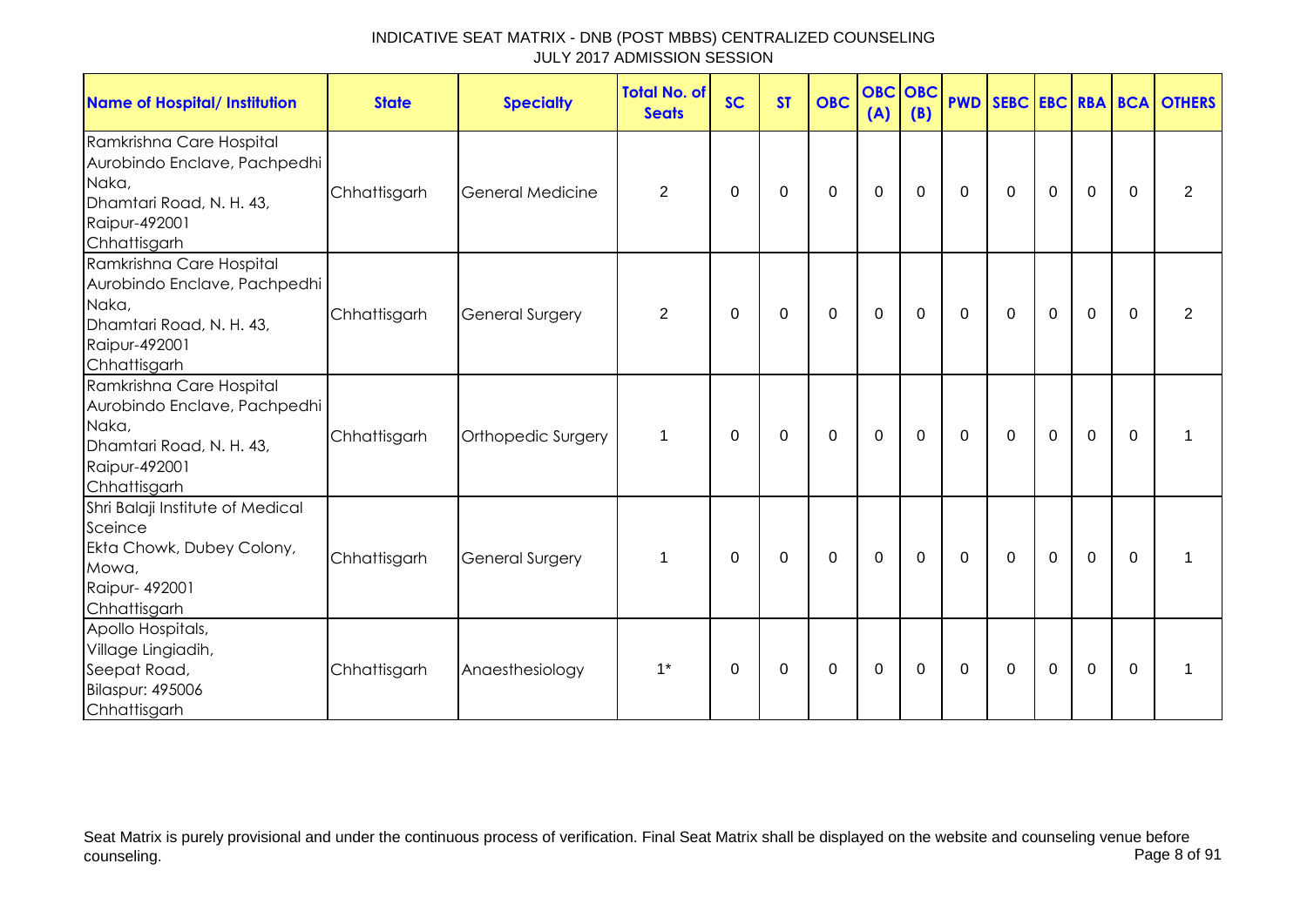INDICATIVE SEAT MATRIX - DNB (POST MBBS) CENTRALIZED COUNSELING
JULY 2017 ADMISSION SESSION

| Name of Hospital/ Institution | State | Specialty | Total No. of Seats | SC | ST | OBC | OBC (A) | OBC (B) | PWD | SEBC | EBC | RBA | BCA | OTHERS |
|---|---|---|---|---|---|---|---|---|---|---|---|---|---|---|
| Ramkrishna Care Hospital Aurobindo Enclave, Pachpedhi Naka, Dhamtari Road, N. H. 43, Raipur-492001 Chhattisgarh | Chhattisgarh | General Medicine | 2 | 0 | 0 | 0 | 0 | 0 | 0 | 0 | 0 | 0 | 0 | 2 |
| Ramkrishna Care Hospital Aurobindo Enclave, Pachpedhi Naka, Dhamtari Road, N. H. 43, Raipur-492001 Chhattisgarh | Chhattisgarh | General Surgery | 2 | 0 | 0 | 0 | 0 | 0 | 0 | 0 | 0 | 0 | 0 | 2 |
| Ramkrishna Care Hospital Aurobindo Enclave, Pachpedhi Naka, Dhamtari Road, N. H. 43, Raipur-492001 Chhattisgarh | Chhattisgarh | Orthopedic Surgery | 1 | 0 | 0 | 0 | 0 | 0 | 0 | 0 | 0 | 0 | 0 | 1 |
| Shri Balaji Institute of Medical Sceince Ekta Chowk, Dubey Colony, Mowa, Raipur- 492001 Chhattisgarh | Chhattisgarh | General Surgery | 1 | 0 | 0 | 0 | 0 | 0 | 0 | 0 | 0 | 0 | 0 | 1 |
| Apollo Hospitals, Village Lingiadih, Seepat Road, Bilaspur: 495006 Chhattisgarh | Chhattisgarh | Anaesthesiology | 1* | 0 | 0 | 0 | 0 | 0 | 0 | 0 | 0 | 0 | 0 | 1 |

Seat Matrix is purely provisional and under the continuous process of verification. Final Seat Matrix shall be displayed on the website and counseling venue before counseling.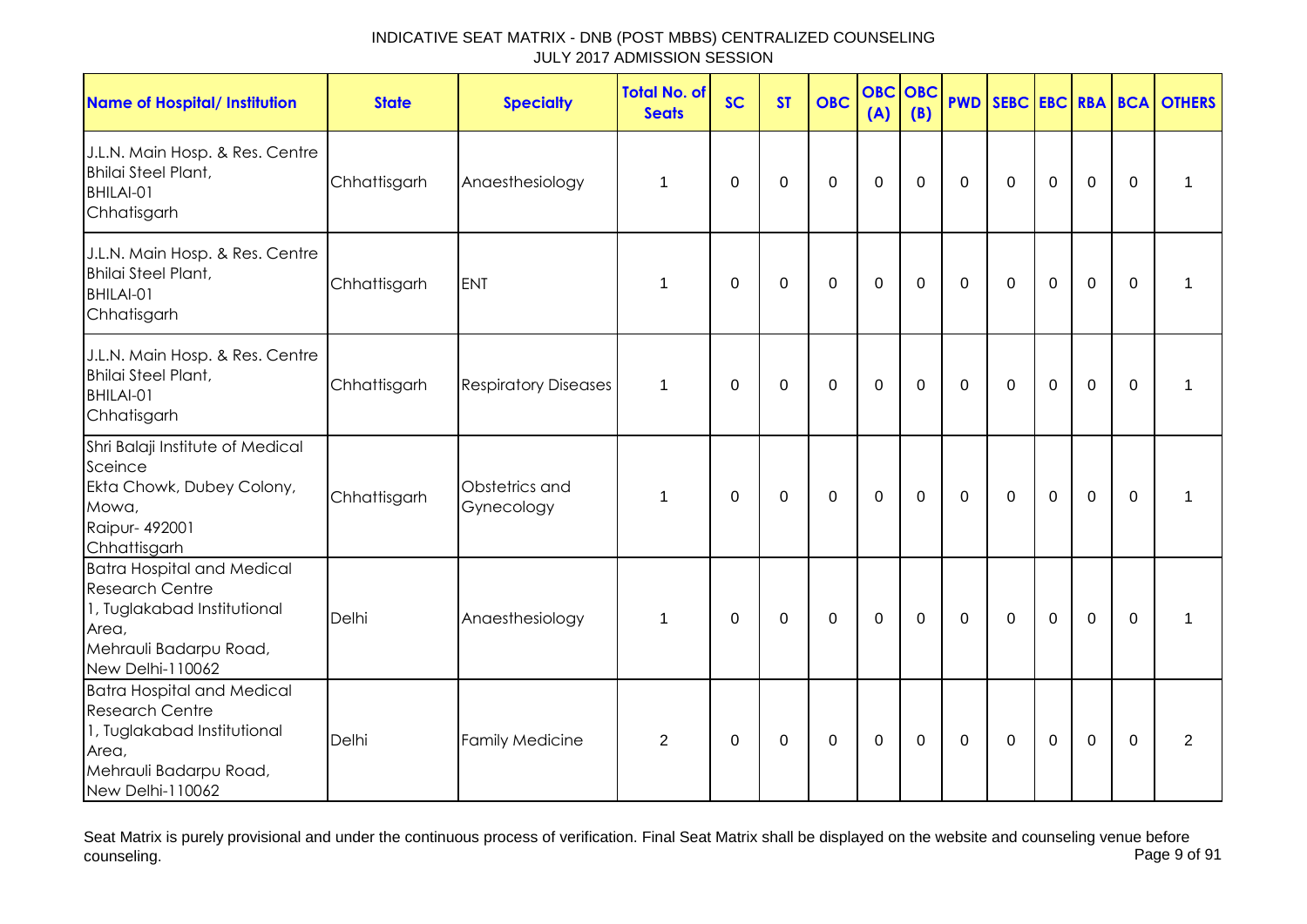| Name of Hospital/ Institution | State | Specialty | Total No. of Seats | SC | ST | OBC | OBC (A) | OBC (B) | PWD | SEBC | EBC | RBA | BCA | OTHERS |
|---|---|---|---|---|---|---|---|---|---|---|---|---|---|---|
| J.L.N. Main Hosp. & Res. Centre Bhilai Steel Plant, BHILAI-01 Chhatisgarh | Chhattisgarh | Anaesthesiology | 1 | 0 | 0 | 0 | 0 | 0 | 0 | 0 | 0 | 0 | 0 | 1 |
| J.L.N. Main Hosp. & Res. Centre Bhilai Steel Plant, BHILAI-01 Chhatisgarh | Chhattisgarh | ENT | 1 | 0 | 0 | 0 | 0 | 0 | 0 | 0 | 0 | 0 | 0 | 1 |
| J.L.N. Main Hosp. & Res. Centre Bhilai Steel Plant, BHILAI-01 Chhatisgarh | Chhattisgarh | Respiratory Diseases | 1 | 0 | 0 | 0 | 0 | 0 | 0 | 0 | 0 | 0 | 0 | 1 |
| Shri Balaji Institute of Medical Sceince Ekta Chowk, Dubey Colony, Mowa, Raipur- 492001 Chhattisgarh | Chhattisgarh | Obstetrics and Gynecology | 1 | 0 | 0 | 0 | 0 | 0 | 0 | 0 | 0 | 0 | 0 | 1 |
| Batra Hospital and Medical Research Centre 1, Tuglakabad Institutional Area, Mehrauli Badarpu Road, New Delhi-110062 | Delhi | Anaesthesiology | 1 | 0 | 0 | 0 | 0 | 0 | 0 | 0 | 0 | 0 | 0 | 1 |
| Batra Hospital and Medical Research Centre 1, Tuglakabad Institutional Area, Mehrauli Badarpu Road, New Delhi-110062 | Delhi | Family Medicine | 2 | 0 | 0 | 0 | 0 | 0 | 0 | 0 | 0 | 0 | 0 | 2 |

Seat Matrix is purely provisional and under the continuous process of verification. Final Seat Matrix shall be displayed on the website and counseling venue before counseling.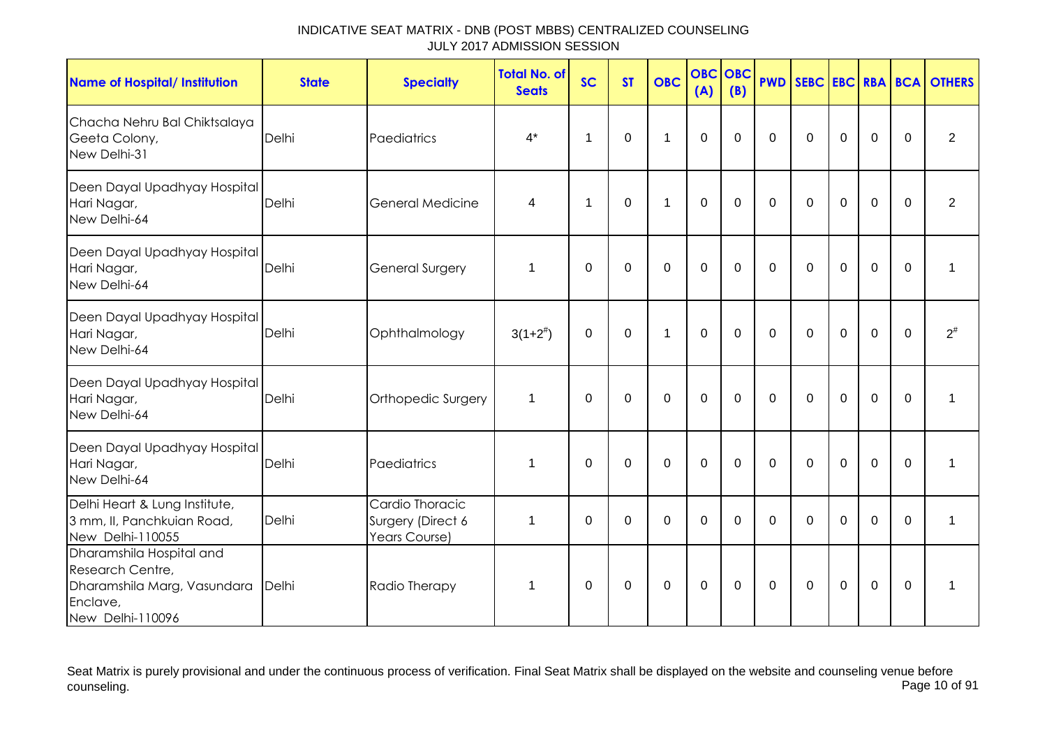# INDICATIVE SEAT MATRIX - DNB (POST MBBS) CENTRALIZED COUNSELING
## JULY 2017 ADMISSION SESSION

| Name of Hospital/ Institution | State | Specialty | Total No. of Seats | SC | ST | OBC | OBC (A) | OBC (B) | PWD | SEBC | EBC | RBA | BCA | OTHERS |
|---|---|---|---|---|---|---|---|---|---|---|---|---|---|---|
| Chacha Nehru Bal Chiktsalaya Geeta Colony, New Delhi-31 | Delhi | Paediatrics | 4* | 1 | 0 | 1 | 0 | 0 | 0 | 0 | 0 | 0 | 0 | 2 |
| Deen Dayal Upadhyay Hospital Hari Nagar, New Delhi-64 | Delhi | General Medicine | 4 | 1 | 0 | 1 | 0 | 0 | 0 | 0 | 0 | 0 | 0 | 2 |
| Deen Dayal Upadhyay Hospital Hari Nagar, New Delhi-64 | Delhi | General Surgery | 1 | 0 | 0 | 0 | 0 | 0 | 0 | 0 | 0 | 0 | 0 | 1 |
| Deen Dayal Upadhyay Hospital Hari Nagar, New Delhi-64 | Delhi | Ophthalmology | 3(1+2#) | 0 | 0 | 1 | 0 | 0 | 0 | 0 | 0 | 0 | 0 | 2# |
| Deen Dayal Upadhyay Hospital Hari Nagar, New Delhi-64 | Delhi | Orthopedic Surgery | 1 | 0 | 0 | 0 | 0 | 0 | 0 | 0 | 0 | 0 | 0 | 1 |
| Deen Dayal Upadhyay Hospital Hari Nagar, New Delhi-64 | Delhi | Paediatrics | 1 | 0 | 0 | 0 | 0 | 0 | 0 | 0 | 0 | 0 | 0 | 1 |
| Delhi Heart & Lung Institute, 3 mm, II, Panchkuian Road, New Delhi-110055 | Delhi | Cardio Thoracic Surgery (Direct 6 Years Course) | 1 | 0 | 0 | 0 | 0 | 0 | 0 | 0 | 0 | 0 | 0 | 1 |
| Dharamshila Hospital and Research Centre, Dharamshila Marg, Vasundara Enclave, New Delhi-110096 | Delhi | Radio Therapy | 1 | 0 | 0 | 0 | 0 | 0 | 0 | 0 | 0 | 0 | 0 | 1 |

Seat Matrix is purely provisional and under the continuous process of verification. Final Seat Matrix shall be displayed on the website and counseling venue before counseling.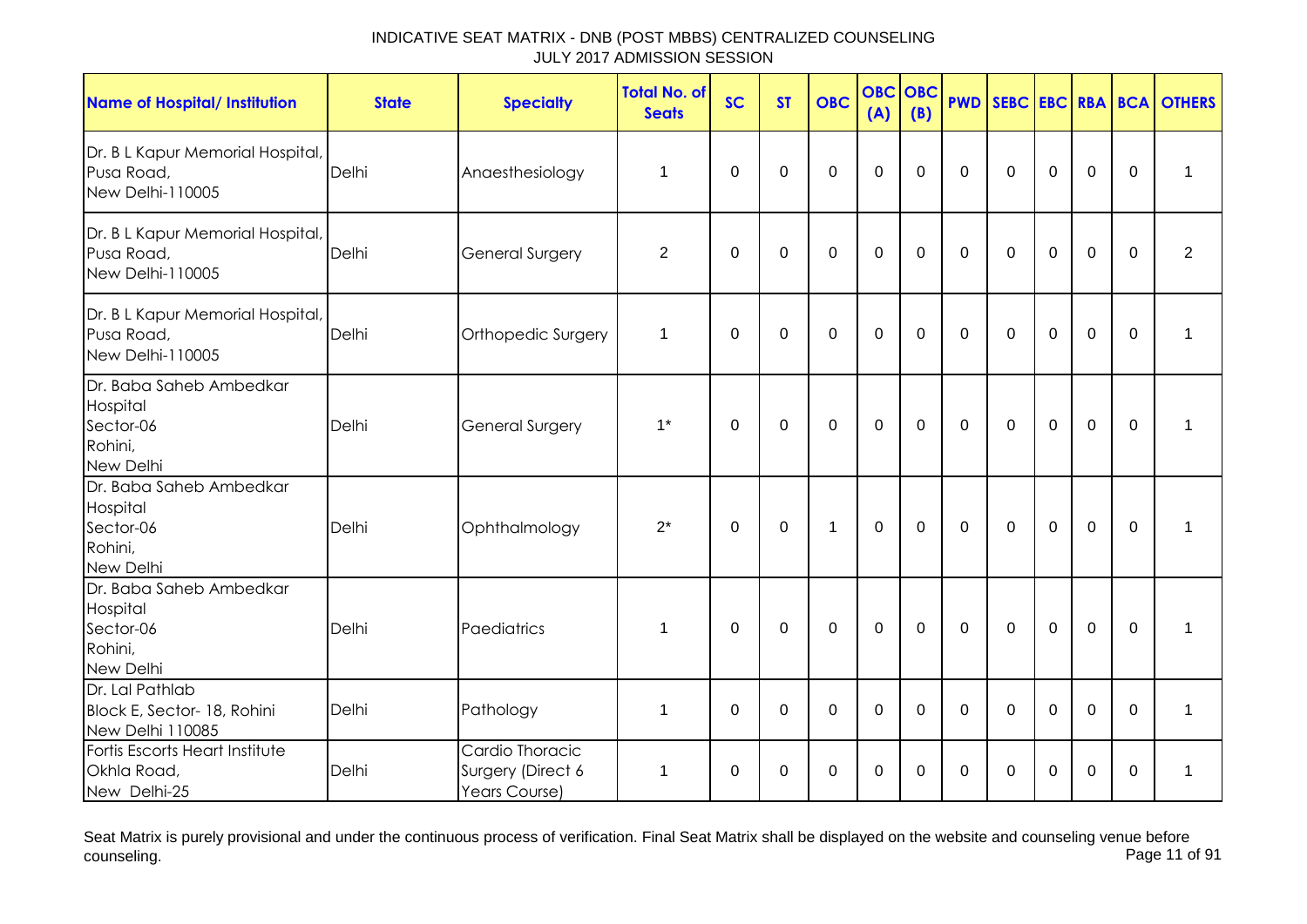# INDICATIVE SEAT MATRIX - DNB (POST MBBS) CENTRALIZED COUNSELING
JULY 2017 ADMISSION SESSION

| Name of Hospital/ Institution | State | Specialty | Total No. of Seats | SC | ST | OBC | OBC (A) | OBC (B) | PWD | SEBC | EBC | RBA | BCA | OTHERS |
|---|---|---|---|---|---|---|---|---|---|---|---|---|---|---|
| Dr. B L Kapur Memorial Hospital, Pusa Road, New Delhi-110005 | Delhi | Anaesthesiology | 1 | 0 | 0 | 0 | 0 | 0 | 0 | 0 | 0 | 0 | 0 | 1 |
| Dr. B L Kapur Memorial Hospital, Pusa Road, New Delhi-110005 | Delhi | General Surgery | 2 | 0 | 0 | 0 | 0 | 0 | 0 | 0 | 0 | 0 | 0 | 2 |
| Dr. B L Kapur Memorial Hospital, Pusa Road, New Delhi-110005 | Delhi | Orthopedic Surgery | 1 | 0 | 0 | 0 | 0 | 0 | 0 | 0 | 0 | 0 | 0 | 1 |
| Dr. Baba Saheb Ambedkar Hospital Sector-06 Rohini, New Delhi | Delhi | General Surgery | 1* | 0 | 0 | 0 | 0 | 0 | 0 | 0 | 0 | 0 | 0 | 1 |
| Dr. Baba Saheb Ambedkar Hospital Sector-06 Rohini, New Delhi | Delhi | Ophthalmology | 2* | 0 | 0 | 1 | 0 | 0 | 0 | 0 | 0 | 0 | 0 | 1 |
| Dr. Baba Saheb Ambedkar Hospital Sector-06 Rohini, New Delhi | Delhi | Paediatrics | 1 | 0 | 0 | 0 | 0 | 0 | 0 | 0 | 0 | 0 | 0 | 1 |
| Dr. Lal Pathlab Block E, Sector- 18, Rohini New Delhi 110085 | Delhi | Pathology | 1 | 0 | 0 | 0 | 0 | 0 | 0 | 0 | 0 | 0 | 0 | 1 |
| Fortis Escorts Heart Institute Okhla Road, New Delhi-25 | Delhi | Cardio Thoracic Surgery (Direct 6 Years Course) | 1 | 0 | 0 | 0 | 0 | 0 | 0 | 0 | 0 | 0 | 0 | 1 |

Seat Matrix is purely provisional and under the continuous process of verification. Final Seat Matrix shall be displayed on the website and counseling venue before counseling.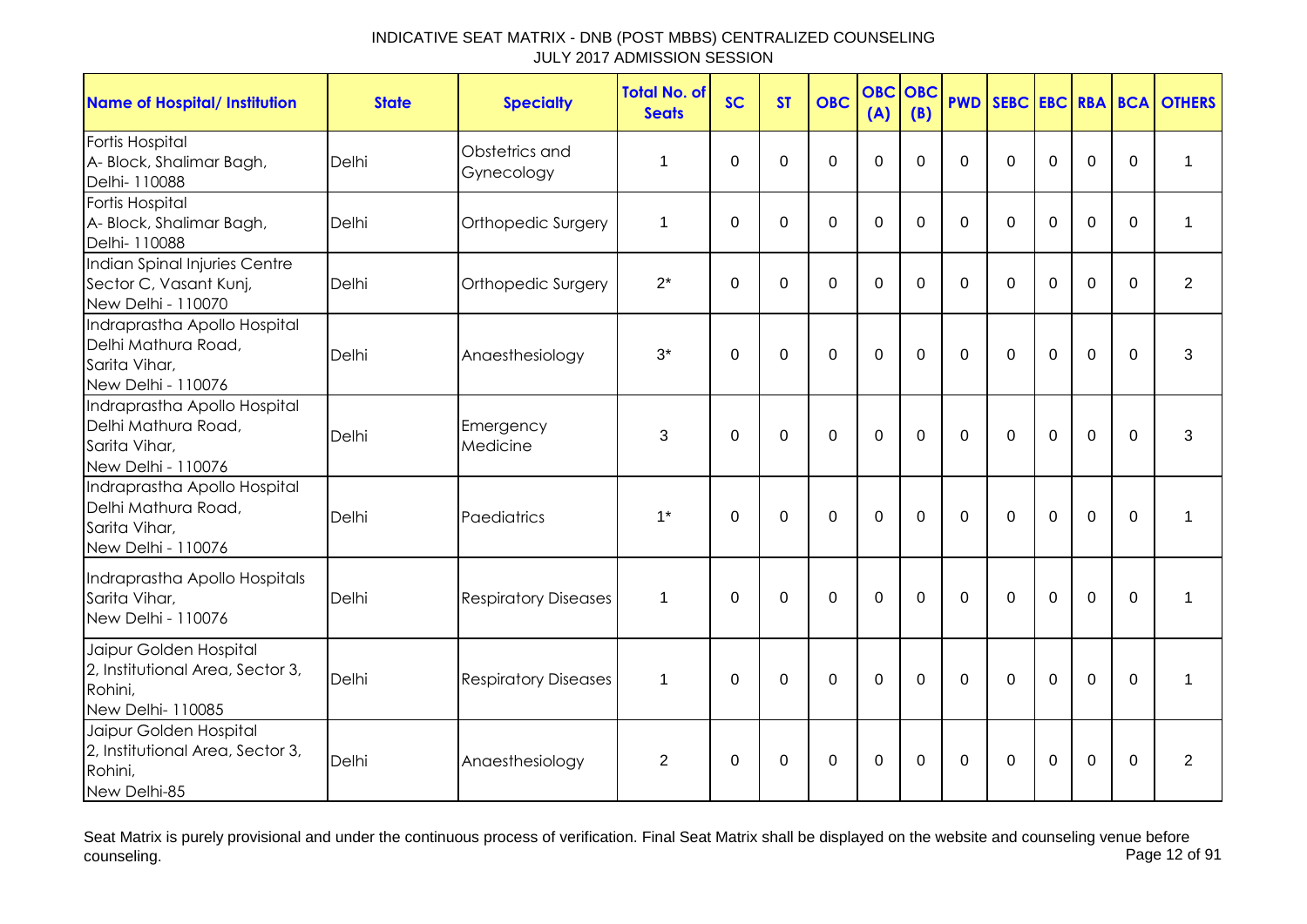# INDICATIVE SEAT MATRIX - DNB (POST MBBS) CENTRALIZED COUNSELING
## JULY 2017 ADMISSION SESSION

| Name of Hospital/ Institution | State | Specialty | Total No. of Seats | SC | ST | OBC | OBC (A) | OBC (B) | PWD | SEBC | EBC | RBA | BCA | OTHERS |
|---|---|---|---|---|---|---|---|---|---|---|---|---|---|---|
| Fortis Hospital A- Block, Shalimar Bagh, Delhi- 110088 | Delhi | Obstetrics and Gynecology | 1 | 0 | 0 | 0 | 0 | 0 | 0 | 0 | 0 | 0 | 0 | 1 |
| Fortis Hospital A- Block, Shalimar Bagh, Delhi- 110088 | Delhi | Orthopedic Surgery | 1 | 0 | 0 | 0 | 0 | 0 | 0 | 0 | 0 | 0 | 0 | 1 |
| Indian Spinal Injuries Centre Sector C, Vasant Kunj, New Delhi - 110070 | Delhi | Orthopedic Surgery | 2* | 0 | 0 | 0 | 0 | 0 | 0 | 0 | 0 | 0 | 0 | 2 |
| Indraprastha Apollo Hospital Delhi Mathura Road, Sarita Vihar, New Delhi - 110076 | Delhi | Anaesthesiology | 3* | 0 | 0 | 0 | 0 | 0 | 0 | 0 | 0 | 0 | 0 | 3 |
| Indraprastha Apollo Hospital Delhi Mathura Road, Sarita Vihar, New Delhi - 110076 | Delhi | Emergency Medicine | 3 | 0 | 0 | 0 | 0 | 0 | 0 | 0 | 0 | 0 | 0 | 3 |
| Indraprastha Apollo Hospital Delhi Mathura Road, Sarita Vihar, New Delhi - 110076 | Delhi | Paediatrics | 1* | 0 | 0 | 0 | 0 | 0 | 0 | 0 | 0 | 0 | 0 | 1 |
| Indraprastha Apollo Hospitals Sarita Vihar, New Delhi - 110076 | Delhi | Respiratory Diseases | 1 | 0 | 0 | 0 | 0 | 0 | 0 | 0 | 0 | 0 | 0 | 1 |
| Jaipur Golden Hospital 2, Institutional Area, Sector 3, Rohini, New Delhi- 110085 | Delhi | Respiratory Diseases | 1 | 0 | 0 | 0 | 0 | 0 | 0 | 0 | 0 | 0 | 0 | 1 |
| Jaipur Golden Hospital 2, Institutional Area, Sector 3, Rohini, New Delhi-85 | Delhi | Anaesthesiology | 2 | 0 | 0 | 0 | 0 | 0 | 0 | 0 | 0 | 0 | 0 | 2 |

Seat Matrix is purely provisional and under the continuous process of verification. Final Seat Matrix shall be displayed on the website and counseling venue before counseling.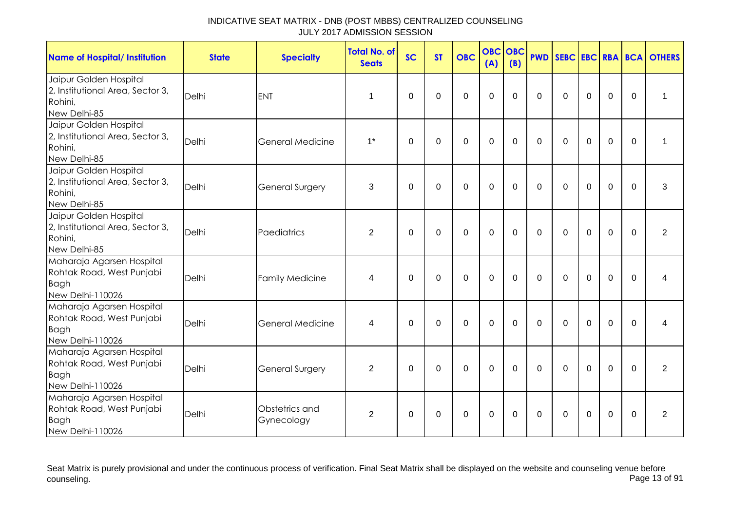INDICATIVE SEAT MATRIX - DNB (POST MBBS) CENTRALIZED COUNSELING
JULY 2017 ADMISSION SESSION

| Name of Hospital/ Institution | State | Specialty | Total No. of Seats | SC | ST | OBC | OBC (A) | OBC (B) | PWD | SEBC | EBC | RBA | BCA | OTHERS |
|---|---|---|---|---|---|---|---|---|---|---|---|---|---|---|
| Jaipur Golden Hospital 2, Institutional Area, Sector 3, Rohini, New Delhi-85 | Delhi | ENT | 1 | 0 | 0 | 0 | 0 | 0 | 0 | 0 | 0 | 0 | 0 | 1 |
| Jaipur Golden Hospital 2, Institutional Area, Sector 3, Rohini, New Delhi-85 | Delhi | General Medicine | 1* | 0 | 0 | 0 | 0 | 0 | 0 | 0 | 0 | 0 | 0 | 1 |
| Jaipur Golden Hospital 2, Institutional Area, Sector 3, Rohini, New Delhi-85 | Delhi | General Surgery | 3 | 0 | 0 | 0 | 0 | 0 | 0 | 0 | 0 | 0 | 0 | 3 |
| Jaipur Golden Hospital 2, Institutional Area, Sector 3, Rohini, New Delhi-85 | Delhi | Paediatrics | 2 | 0 | 0 | 0 | 0 | 0 | 0 | 0 | 0 | 0 | 0 | 2 |
| Maharaja Agarsen Hospital Rohtak Road, West Punjabi Bagh New Delhi-110026 | Delhi | Family Medicine | 4 | 0 | 0 | 0 | 0 | 0 | 0 | 0 | 0 | 0 | 0 | 4 |
| Maharaja Agarsen Hospital Rohtak Road, West Punjabi Bagh New Delhi-110026 | Delhi | General Medicine | 4 | 0 | 0 | 0 | 0 | 0 | 0 | 0 | 0 | 0 | 0 | 4 |
| Maharaja Agarsen Hospital Rohtak Road, West Punjabi Bagh New Delhi-110026 | Delhi | General Surgery | 2 | 0 | 0 | 0 | 0 | 0 | 0 | 0 | 0 | 0 | 0 | 2 |
| Maharaja Agarsen Hospital Rohtak Road, West Punjabi Bagh New Delhi-110026 | Delhi | Obstetrics and Gynecology | 2 | 0 | 0 | 0 | 0 | 0 | 0 | 0 | 0 | 0 | 0 | 2 |

Seat Matrix is purely provisional and under the continuous process of verification. Final Seat Matrix shall be displayed on the website and counseling venue before counseling.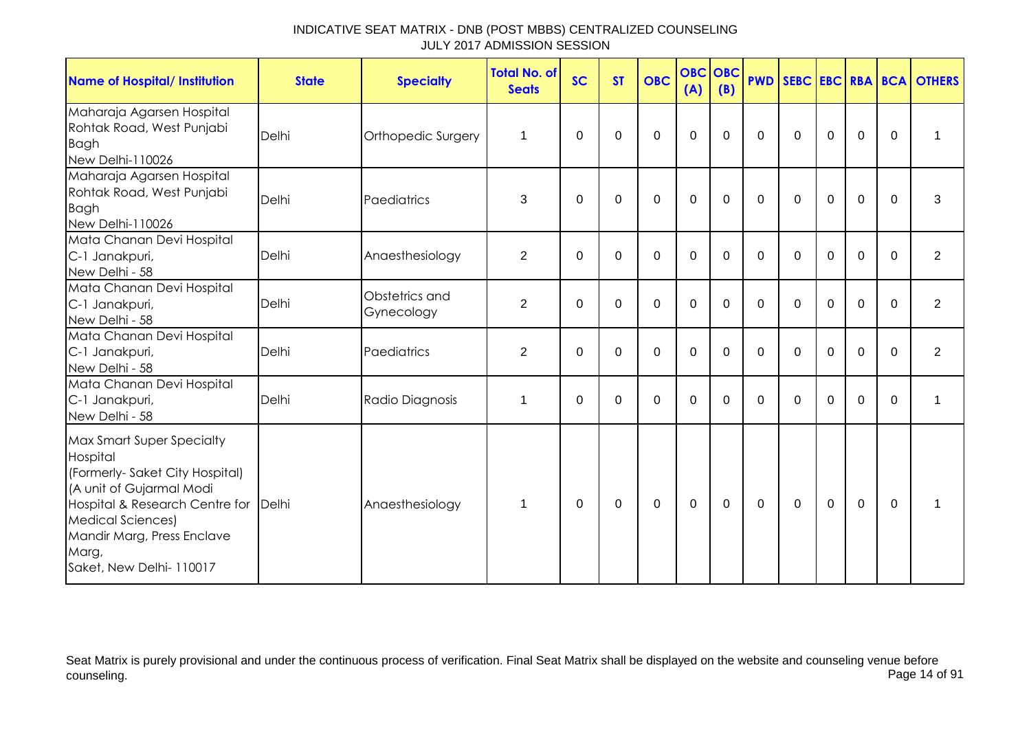# INDICATIVE SEAT MATRIX - DNB (POST MBBS) CENTRALIZED COUNSELING
JULY 2017 ADMISSION SESSION

| Name of Hospital/ Institution | State | Specialty | Total No. of Seats | SC | ST | OBC | OBC (A) | OBC (B) | PWD | SEBC | EBC | RBA | BCA | OTHERS |
|---|---|---|---|---|---|---|---|---|---|---|---|---|---|---|
| Maharaja Agarsen Hospital Rohtak Road, West Punjabi Bagh New Delhi-110026 | Delhi | Orthopedic Surgery | 1 | 0 | 0 | 0 | 0 | 0 | 0 | 0 | 0 | 0 | 0 | 1 |
| Maharaja Agarsen Hospital Rohtak Road, West Punjabi Bagh New Delhi-110026 | Delhi | Paediatrics | 3 | 0 | 0 | 0 | 0 | 0 | 0 | 0 | 0 | 0 | 0 | 3 |
| Mata Chanan Devi Hospital C-1 Janakpuri, New Delhi - 58 | Delhi | Anaesthesiology | 2 | 0 | 0 | 0 | 0 | 0 | 0 | 0 | 0 | 0 | 0 | 2 |
| Mata Chanan Devi Hospital C-1 Janakpuri, New Delhi - 58 | Delhi | Obstetrics and Gynecology | 2 | 0 | 0 | 0 | 0 | 0 | 0 | 0 | 0 | 0 | 0 | 2 |
| Mata Chanan Devi Hospital C-1 Janakpuri, New Delhi - 58 | Delhi | Paediatrics | 2 | 0 | 0 | 0 | 0 | 0 | 0 | 0 | 0 | 0 | 0 | 2 |
| Mata Chanan Devi Hospital C-1 Janakpuri, New Delhi - 58 | Delhi | Radio Diagnosis | 1 | 0 | 0 | 0 | 0 | 0 | 0 | 0 | 0 | 0 | 0 | 1 |
| Max Smart Super Specialty Hospital (Formerly- Saket City Hospital) (A unit of Gujarmal Modi Hospital & Research Centre for Medical Sciences) Mandir Marg, Press Enclave Marg, Saket, New Delhi- 110017 | Delhi | Anaesthesiology | 1 | 0 | 0 | 0 | 0 | 0 | 0 | 0 | 0 | 0 | 0 | 1 |

Seat Matrix is purely provisional and under the continuous process of verification. Final Seat Matrix shall be displayed on the website and counseling venue before counseling.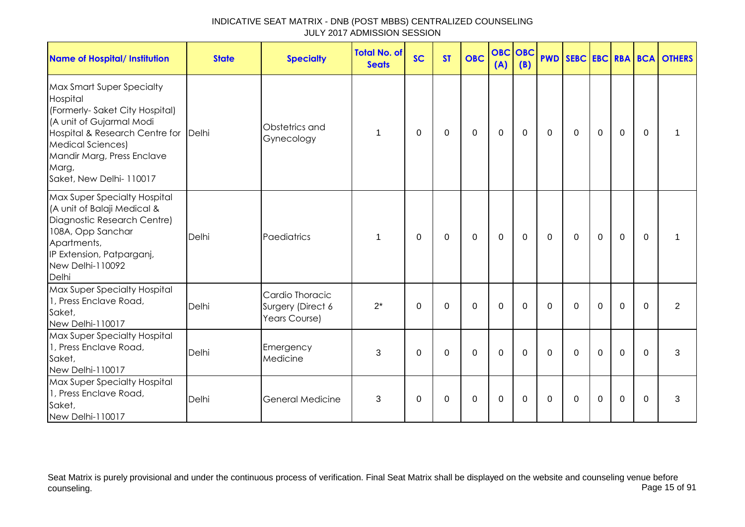INDICATIVE SEAT MATRIX - DNB (POST MBBS) CENTRALIZED COUNSELING
JULY 2017 ADMISSION SESSION

| Name of Hospital/ Institution | State | Specialty | Total No. of Seats | SC | ST | OBC | OBC (A) | OBC (B) | PWD | SEBC | EBC | RBA | BCA | OTHERS |
|---|---|---|---|---|---|---|---|---|---|---|---|---|---|---|
| Max Smart Super Specialty Hospital (Formerly- Saket City Hospital) (A unit of Gujarmal Modi Hospital & Research Centre for Medical Sciences) Mandir Marg, Press Enclave Marg, Saket, New Delhi- 110017 | Delhi | Obstetrics and Gynecology | 1 | 0 | 0 | 0 | 0 | 0 | 0 | 0 | 0 | 0 | 0 | 1 |
| Max Super Specialty Hospital (A unit of Balaji Medical & Diagnostic Research Centre) 108A, Opp Sanchar Apartments, IP Extension, Patparganj, New Delhi-110092 Delhi | Delhi | Paediatrics | 1 | 0 | 0 | 0 | 0 | 0 | 0 | 0 | 0 | 0 | 0 | 1 |
| Max Super Specialty Hospital 1, Press Enclave Road, Saket, New Delhi-110017 | Delhi | Cardio Thoracic Surgery (Direct 6 Years Course) | 2* | 0 | 0 | 0 | 0 | 0 | 0 | 0 | 0 | 0 | 0 | 2 |
| Max Super Specialty Hospital 1, Press Enclave Road, Saket, New Delhi-110017 | Delhi | Emergency Medicine | 3 | 0 | 0 | 0 | 0 | 0 | 0 | 0 | 0 | 0 | 0 | 3 |
| Max Super Specialty Hospital 1, Press Enclave Road, Saket, New Delhi-110017 | Delhi | General Medicine | 3 | 0 | 0 | 0 | 0 | 0 | 0 | 0 | 0 | 0 | 0 | 3 |

Seat Matrix is purely provisional and under the continuous process of verification. Final Seat Matrix shall be displayed on the website and counseling venue before counseling.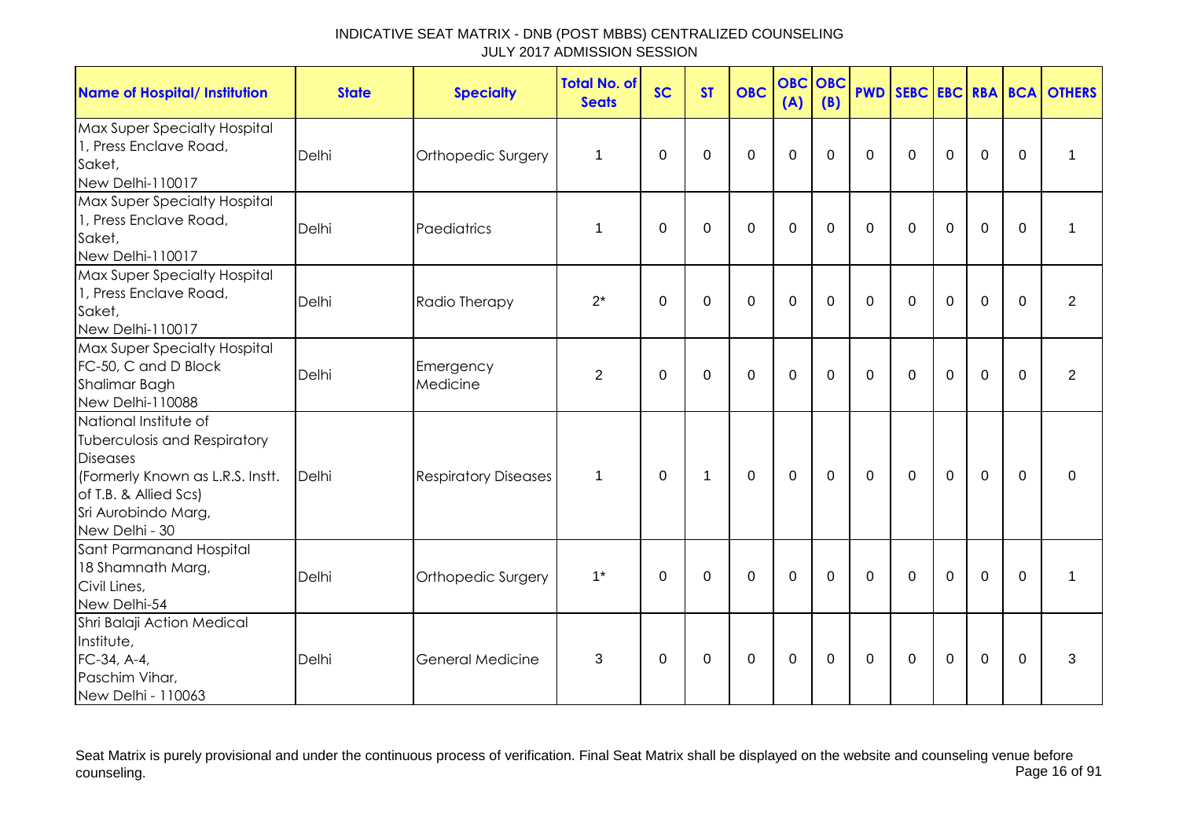INDICATIVE SEAT MATRIX - DNB (POST MBBS) CENTRALIZED COUNSELING
JULY 2017 ADMISSION SESSION

| Name of Hospital/ Institution | State | Specialty | Total No. of Seats | SC | ST | OBC | OBC (A) | OBC (B) | PWD | SEBC | EBC | RBA | BCA | OTHERS |
|---|---|---|---|---|---|---|---|---|---|---|---|---|---|---|
| Max Super Specialty Hospital 1, Press Enclave Road, Saket, New Delhi-110017 | Delhi | Orthopedic Surgery | 1 | 0 | 0 | 0 | 0 | 0 | 0 | 0 | 0 | 0 | 0 | 1 |
| Max Super Specialty Hospital 1, Press Enclave Road, Saket, New Delhi-110017 | Delhi | Paediatrics | 1 | 0 | 0 | 0 | 0 | 0 | 0 | 0 | 0 | 0 | 0 | 1 |
| Max Super Specialty Hospital 1, Press Enclave Road, Saket, New Delhi-110017 | Delhi | Radio Therapy | 2* | 0 | 0 | 0 | 0 | 0 | 0 | 0 | 0 | 0 | 0 | 2 |
| Max Super Specialty Hospital FC-50, C and D Block Shalimar Bagh New Delhi-110088 | Delhi | Emergency Medicine | 2 | 0 | 0 | 0 | 0 | 0 | 0 | 0 | 0 | 0 | 0 | 2 |
| National Institute of Tuberculosis and Respiratory Diseases (Formerly Known as L.R.S. Instt. of T.B. & Allied Scs) Sri Aurobindo Marg, New Delhi - 30 | Delhi | Respiratory Diseases | 1 | 0 | 1 | 0 | 0 | 0 | 0 | 0 | 0 | 0 | 0 | 0 |
| Sant Parmanand Hospital 18 Shamnath Marg, Civil Lines, New Delhi-54 | Delhi | Orthopedic Surgery | 1* | 0 | 0 | 0 | 0 | 0 | 0 | 0 | 0 | 0 | 0 | 1 |
| Shri Balaji Action Medical Institute, FC-34, A-4, Paschim Vihar, New Delhi - 110063 | Delhi | General Medicine | 3 | 0 | 0 | 0 | 0 | 0 | 0 | 0 | 0 | 0 | 0 | 3 |

Seat Matrix is purely provisional and under the continuous process of verification. Final Seat Matrix shall be displayed on the website and counseling venue before counseling.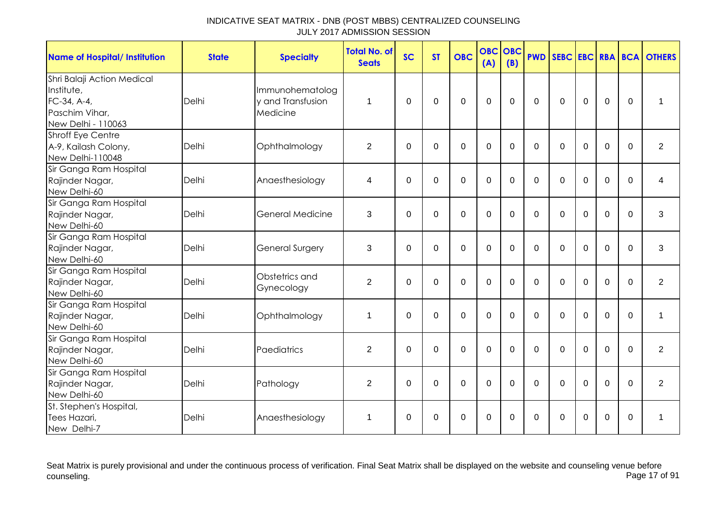# INDICATIVE SEAT MATRIX - DNB (POST MBBS) CENTRALIZED COUNSELING
## JULY 2017 ADMISSION SESSION

| Name of Hospital/ Institution | State | Specialty | Total No. of Seats | SC | ST | OBC | OBC (A) | OBC (B) | PWD | SEBC | EBC | RBA | BCA | OTHERS |
|---|---|---|---|---|---|---|---|---|---|---|---|---|---|---|
| Shri Balaji Action Medical Institute, FC-34, A-4, Paschim Vihar, New Delhi - 110063 | Delhi | Immunohematology and Transfusion Medicine | 1 | 0 | 0 | 0 | 0 | 0 | 0 | 0 | 0 | 0 | 0 | 1 |
| Shroff Eye Centre A-9, Kailash Colony, New Delhi-110048 | Delhi | Ophthalmology | 2 | 0 | 0 | 0 | 0 | 0 | 0 | 0 | 0 | 0 | 0 | 2 |
| Sir Ganga Ram Hospital Rajinder Nagar, New Delhi-60 | Delhi | Anaesthesiology | 4 | 0 | 0 | 0 | 0 | 0 | 0 | 0 | 0 | 0 | 0 | 4 |
| Sir Ganga Ram Hospital Rajinder Nagar, New Delhi-60 | Delhi | General Medicine | 3 | 0 | 0 | 0 | 0 | 0 | 0 | 0 | 0 | 0 | 0 | 3 |
| Sir Ganga Ram Hospital Rajinder Nagar, New Delhi-60 | Delhi | General Surgery | 3 | 0 | 0 | 0 | 0 | 0 | 0 | 0 | 0 | 0 | 0 | 3 |
| Sir Ganga Ram Hospital Rajinder Nagar, New Delhi-60 | Delhi | Obstetrics and Gynecology | 2 | 0 | 0 | 0 | 0 | 0 | 0 | 0 | 0 | 0 | 0 | 2 |
| Sir Ganga Ram Hospital Rajinder Nagar, New Delhi-60 | Delhi | Ophthalmology | 1 | 0 | 0 | 0 | 0 | 0 | 0 | 0 | 0 | 0 | 0 | 1 |
| Sir Ganga Ram Hospital Rajinder Nagar, New Delhi-60 | Delhi | Paediatrics | 2 | 0 | 0 | 0 | 0 | 0 | 0 | 0 | 0 | 0 | 0 | 2 |
| Sir Ganga Ram Hospital Rajinder Nagar, New Delhi-60 | Delhi | Pathology | 2 | 0 | 0 | 0 | 0 | 0 | 0 | 0 | 0 | 0 | 0 | 2 |
| St. Stephen's Hospital, Tees Hazari, New Delhi-7 | Delhi | Anaesthesiology | 1 | 0 | 0 | 0 | 0 | 0 | 0 | 0 | 0 | 0 | 0 | 1 |

Seat Matrix is purely provisional and under the continuous process of verification. Final Seat Matrix shall be displayed on the website and counseling venue before counseling.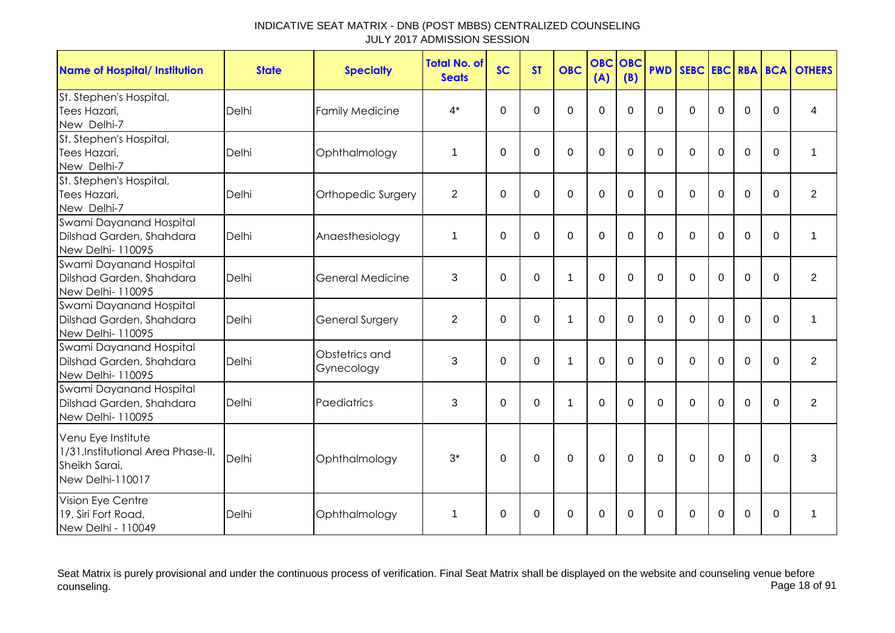# INDICATIVE SEAT MATRIX - DNB (POST MBBS) CENTRALIZED COUNSELING
## JULY 2017 ADMISSION SESSION

| Name of Hospital/ Institution | State | Specialty | Total No. of Seats | SC | ST | OBC | OBC (A) | OBC (B) | PWD | SEBC | EBC | RBA | BCA | OTHERS |
|---|---|---|---|---|---|---|---|---|---|---|---|---|---|---|
| St. Stephen's Hospital, Tees Hazari, New Delhi-7 | Delhi | Family Medicine | 4* | 0 | 0 | 0 | 0 | 0 | 0 | 0 | 0 | 0 | 0 | 4 |
| St. Stephen's Hospital, Tees Hazari, New Delhi-7 | Delhi | Ophthalmology | 1 | 0 | 0 | 0 | 0 | 0 | 0 | 0 | 0 | 0 | 0 | 1 |
| St. Stephen's Hospital, Tees Hazari, New Delhi-7 | Delhi | Orthopedic Surgery | 2 | 0 | 0 | 0 | 0 | 0 | 0 | 0 | 0 | 0 | 0 | 2 |
| Swami Dayanand Hospital Dilshad Garden, Shahdara New Delhi- 110095 | Delhi | Anaesthesiology | 1 | 0 | 0 | 0 | 0 | 0 | 0 | 0 | 0 | 0 | 0 | 1 |
| Swami Dayanand Hospital Dilshad Garden, Shahdara New Delhi- 110095 | Delhi | General Medicine | 3 | 0 | 0 | 1 | 0 | 0 | 0 | 0 | 0 | 0 | 0 | 2 |
| Swami Dayanand Hospital Dilshad Garden, Shahdara New Delhi- 110095 | Delhi | General Surgery | 2 | 0 | 0 | 1 | 0 | 0 | 0 | 0 | 0 | 0 | 0 | 1 |
| Swami Dayanand Hospital Dilshad Garden, Shahdara New Delhi- 110095 | Delhi | Obstetrics and Gynecology | 3 | 0 | 0 | 1 | 0 | 0 | 0 | 0 | 0 | 0 | 0 | 2 |
| Swami Dayanand Hospital Dilshad Garden, Shahdara New Delhi- 110095 | Delhi | Paediatrics | 3 | 0 | 0 | 1 | 0 | 0 | 0 | 0 | 0 | 0 | 0 | 2 |
| Venu Eye Institute 1/31,Institutional Area Phase-II, Sheikh Sarai, New Delhi-110017 | Delhi | Ophthalmology | 3* | 0 | 0 | 0 | 0 | 0 | 0 | 0 | 0 | 0 | 0 | 3 |
| Vision Eye Centre 19, Siri Fort Road, New Delhi - 110049 | Delhi | Ophthalmology | 1 | 0 | 0 | 0 | 0 | 0 | 0 | 0 | 0 | 0 | 0 | 1 |

Seat Matrix is purely provisional and under the continuous process of verification. Final Seat Matrix shall be displayed on the website and counseling venue before counseling.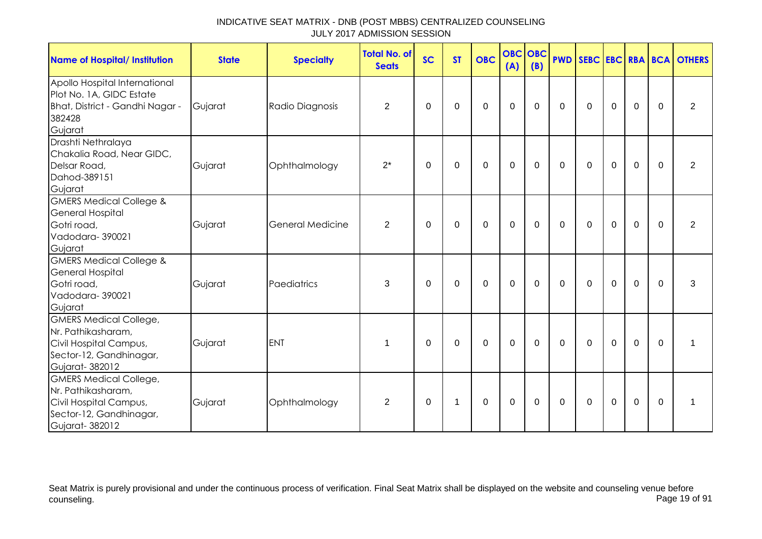# INDICATIVE SEAT MATRIX - DNB (POST MBBS) CENTRALIZED COUNSELING
## JULY 2017 ADMISSION SESSION

| Name of Hospital/ Institution | State | Specialty | Total No. of Seats | SC | ST | OBC | OBC (A) | OBC (B) | PWD | SEBC | EBC | RBA | BCA | OTHERS |
|---|---|---|---|---|---|---|---|---|---|---|---|---|---|---|
| Apollo Hospital International Plot No. 1A, GIDC Estate Bhat, District - Gandhi Nagar - 382428 Gujarat | Gujarat | Radio Diagnosis | 2 | 0 | 0 | 0 | 0 | 0 | 0 | 0 | 0 | 0 | 0 | 2 |
| Drashti Nethralaya Chakalia Road, Near GIDC, Delsar Road, Dahod-389151 Gujarat | Gujarat | Ophthalmology | 2* | 0 | 0 | 0 | 0 | 0 | 0 | 0 | 0 | 0 | 0 | 2 |
| GMERS Medical College & General Hospital Gotri road, Vadodara- 390021 Gujarat | Gujarat | General Medicine | 2 | 0 | 0 | 0 | 0 | 0 | 0 | 0 | 0 | 0 | 0 | 2 |
| GMERS Medical College & General Hospital Gotri road, Vadodara- 390021 Gujarat | Gujarat | Paediatrics | 3 | 0 | 0 | 0 | 0 | 0 | 0 | 0 | 0 | 0 | 0 | 3 |
| GMERS Medical College, Nr. Pathikasharam, Civil Hospital Campus, Sector-12, Gandhinagar, Gujarat- 382012 | Gujarat | ENT | 1 | 0 | 0 | 0 | 0 | 0 | 0 | 0 | 0 | 0 | 0 | 1 |
| GMERS Medical College, Nr. Pathikasharam, Civil Hospital Campus, Sector-12, Gandhinagar, Gujarat- 382012 | Gujarat | Ophthalmology | 2 | 0 | 1 | 0 | 0 | 0 | 0 | 0 | 0 | 0 | 0 | 1 |

Seat Matrix is purely provisional and under the continuous process of verification. Final Seat Matrix shall be displayed on the website and counseling venue before counseling.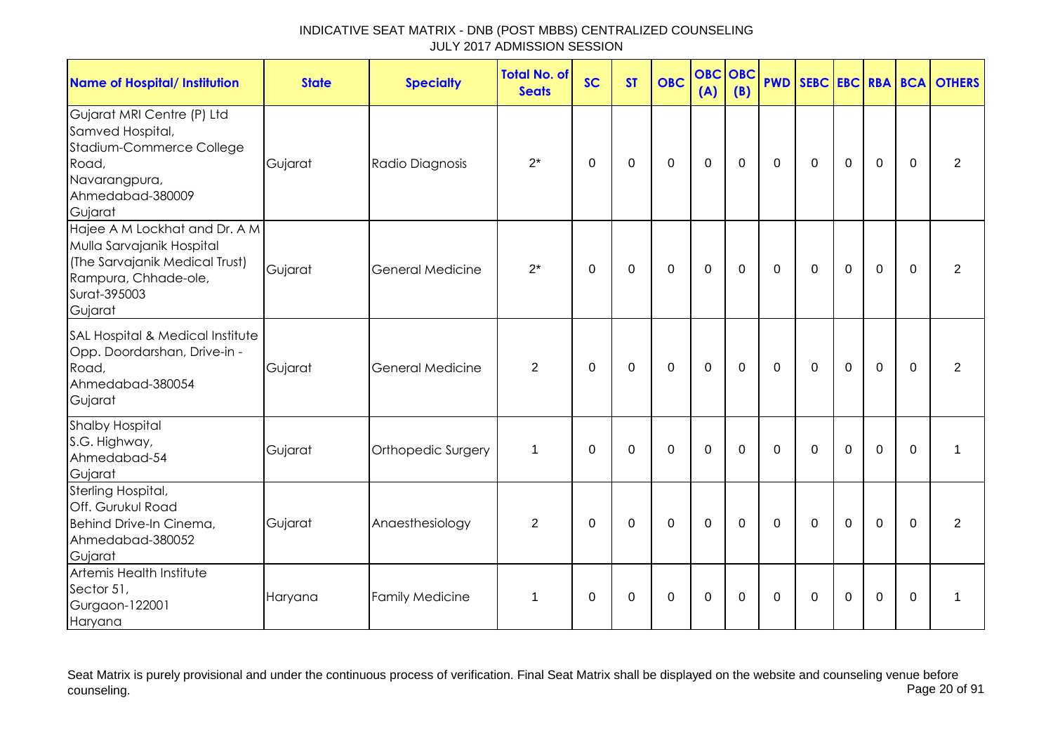INDICATIVE SEAT MATRIX - DNB (POST MBBS) CENTRALIZED COUNSELING
JULY 2017 ADMISSION SESSION

| Name of Hospital/ Institution | State | Specialty | Total No. of Seats | SC | ST | OBC | OBC (A) | OBC (B) | PWD | SEBC | EBC | RBA | BCA | OTHERS |
|---|---|---|---|---|---|---|---|---|---|---|---|---|---|---|
| Gujarat MRI Centre (P) Ltd Samved Hospital, Stadium-Commerce College Road, Navarangpura, Ahmedabad-380009 Gujarat | Gujarat | Radio Diagnosis | 2* | 0 | 0 | 0 | 0 | 0 | 0 | 0 | 0 | 0 | 0 | 2 |
| Hajee A M Lockhat and Dr. A M Mulla Sarvajanik Hospital (The Sarvajanik Medical Trust) Rampura, Chhade-ole, Surat-395003 Gujarat | Gujarat | General Medicine | 2* | 0 | 0 | 0 | 0 | 0 | 0 | 0 | 0 | 0 | 0 | 2 |
| SAL Hospital & Medical Institute Opp. Doordarshan, Drive-in - Road, Ahmedabad-380054 Gujarat | Gujarat | General Medicine | 2 | 0 | 0 | 0 | 0 | 0 | 0 | 0 | 0 | 0 | 0 | 2 |
| Shalby Hospital S.G. Highway, Ahmedabad-54 Gujarat | Gujarat | Orthopedic Surgery | 1 | 0 | 0 | 0 | 0 | 0 | 0 | 0 | 0 | 0 | 0 | 1 |
| Sterling Hospital, Off. Gurukul Road Behind Drive-In Cinema, Ahmedabad-380052 Gujarat | Gujarat | Anaesthesiology | 2 | 0 | 0 | 0 | 0 | 0 | 0 | 0 | 0 | 0 | 0 | 2 |
| Artemis Health Institute Sector 51, Gurgaon-122001 Haryana | Haryana | Family Medicine | 1 | 0 | 0 | 0 | 0 | 0 | 0 | 0 | 0 | 0 | 0 | 1 |

Seat Matrix is purely provisional and under the continuous process of verification. Final Seat Matrix shall be displayed on the website and counseling venue before counseling.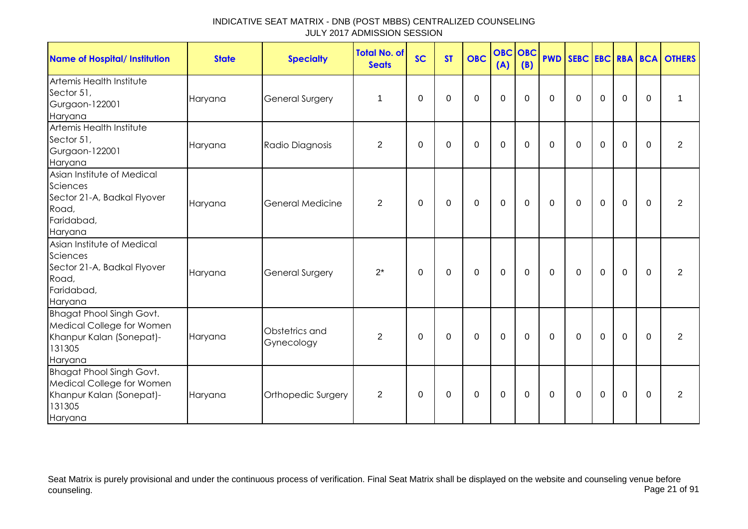INDICATIVE SEAT MATRIX - DNB (POST MBBS) CENTRALIZED COUNSELING
JULY 2017 ADMISSION SESSION

| Name of Hospital/ Institution | State | Specialty | Total No. of Seats | SC | ST | OBC | OBC (A) | OBC (B) | PWD | SEBC | EBC | RBA | BCA | OTHERS |
|---|---|---|---|---|---|---|---|---|---|---|---|---|---|---|
| Artemis Health Institute Sector 51, Gurgaon-122001 Haryana | Haryana | General Surgery | 1 | 0 | 0 | 0 | 0 | 0 | 0 | 0 | 0 | 0 | 0 | 1 |
| Artemis Health Institute Sector 51, Gurgaon-122001 Haryana | Haryana | Radio Diagnosis | 2 | 0 | 0 | 0 | 0 | 0 | 0 | 0 | 0 | 0 | 0 | 2 |
| Asian Institute of Medical Sciences Sector 21-A, Badkal Flyover Road, Faridabad, Haryana | Haryana | General Medicine | 2 | 0 | 0 | 0 | 0 | 0 | 0 | 0 | 0 | 0 | 0 | 2 |
| Asian Institute of Medical Sciences Sector 21-A, Badkal Flyover Road, Faridabad, Haryana | Haryana | General Surgery | 2* | 0 | 0 | 0 | 0 | 0 | 0 | 0 | 0 | 0 | 0 | 2 |
| Bhagat Phool Singh Govt. Medical College for Women Khanpur Kalan (Sonepat)-131305 Haryana | Haryana | Obstetrics and Gynecology | 2 | 0 | 0 | 0 | 0 | 0 | 0 | 0 | 0 | 0 | 0 | 2 |
| Bhagat Phool Singh Govt. Medical College for Women Khanpur Kalan (Sonepat)-131305 Haryana | Haryana | Orthopedic Surgery | 2 | 0 | 0 | 0 | 0 | 0 | 0 | 0 | 0 | 0 | 0 | 2 |

Seat Matrix is purely provisional and under the continuous process of verification. Final Seat Matrix shall be displayed on the website and counseling venue before counseling.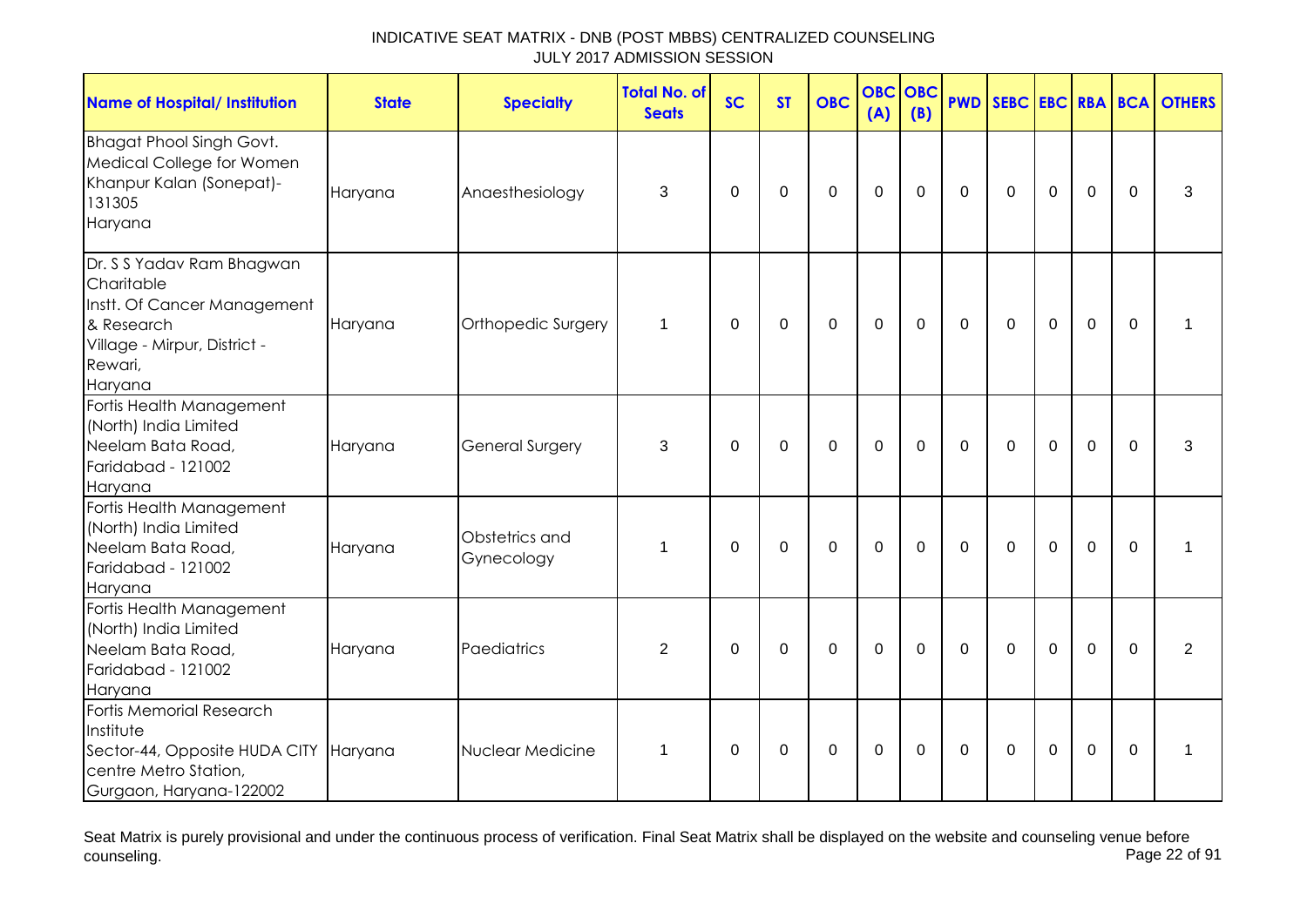# INDICATIVE SEAT MATRIX - DNB (POST MBBS) CENTRALIZED COUNSELING
## JULY 2017 ADMISSION SESSION

| Name of Hospital/ Institution | State | Specialty | Total No. of Seats | SC | ST | OBC | OBC (A) | OBC (B) | PWD | SEBC | EBC | RBA | BCA | OTHERS |
|---|---|---|---|---|---|---|---|---|---|---|---|---|---|---|
| Bhagat Phool Singh Govt. Medical College for Women Khanpur Kalan (Sonepat)- 131305 Haryana | Haryana | Anaesthesiology | 3 | 0 | 0 | 0 | 0 | 0 | 0 | 0 | 0 | 0 | 0 | 3 |
| Dr. S S Yadav Ram Bhagwan Charitable Instt. Of Cancer Management & Research Village - Mirpur, District - Rewari, Haryana | Haryana | Orthopedic Surgery | 1 | 0 | 0 | 0 | 0 | 0 | 0 | 0 | 0 | 0 | 0 | 1 |
| Fortis Health Management (North) India Limited Neelam Bata Road, Faridabad - 121002 Haryana | Haryana | General Surgery | 3 | 0 | 0 | 0 | 0 | 0 | 0 | 0 | 0 | 0 | 0 | 3 |
| Fortis Health Management (North) India Limited Neelam Bata Road, Faridabad - 121002 Haryana | Haryana | Obstetrics and Gynecology | 1 | 0 | 0 | 0 | 0 | 0 | 0 | 0 | 0 | 0 | 0 | 1 |
| Fortis Health Management (North) India Limited Neelam Bata Road, Faridabad - 121002 Haryana | Haryana | Paediatrics | 2 | 0 | 0 | 0 | 0 | 0 | 0 | 0 | 0 | 0 | 0 | 2 |
| Fortis Memorial Research Institute Sector-44, Opposite HUDA CITY centre Metro Station, Gurgaon, Haryana-122002 | Haryana | Nuclear Medicine | 1 | 0 | 0 | 0 | 0 | 0 | 0 | 0 | 0 | 0 | 0 | 1 |

Seat Matrix is purely provisional and under the continuous process of verification. Final Seat Matrix shall be displayed on the website and counseling venue before counseling.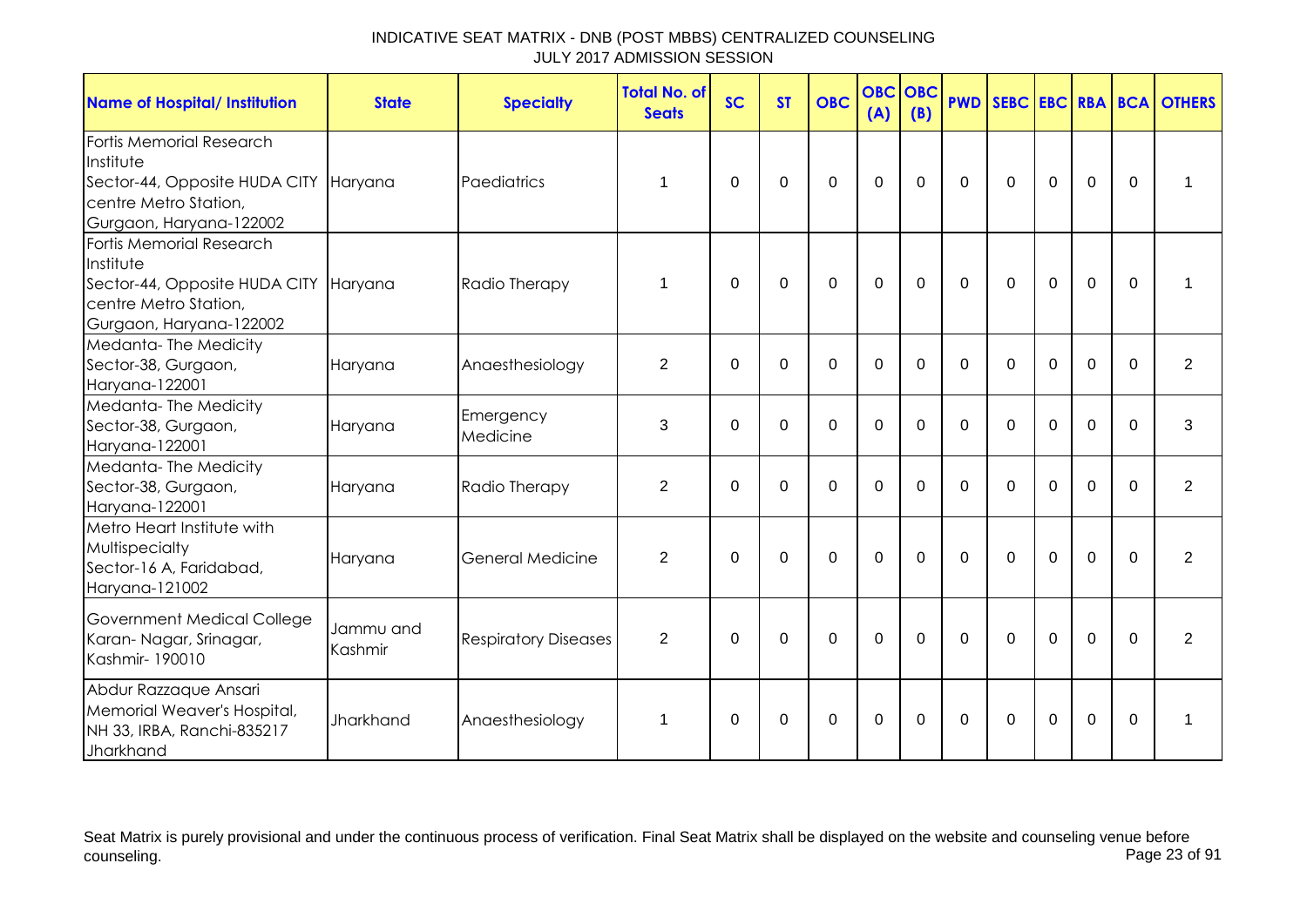# INDICATIVE SEAT MATRIX - DNB (POST MBBS) CENTRALIZED COUNSELING
## JULY 2017 ADMISSION SESSION

| Name of Hospital/ Institution | State | Specialty | Total No. of Seats | SC | ST | OBC | OBC (A) | OBC (B) | PWD | SEBC | EBC | RBA | BCA | OTHERS |
|---|---|---|---|---|---|---|---|---|---|---|---|---|---|---|
| Fortis Memorial Research Institute Sector-44, Opposite HUDA CITY centre Metro Station, Gurgaon, Haryana-122002 | Haryana | Paediatrics | 1 | 0 | 0 | 0 | 0 | 0 | 0 | 0 | 0 | 0 | 0 | 1 |
| Fortis Memorial Research Institute Sector-44, Opposite HUDA CITY centre Metro Station, Gurgaon, Haryana-122002 | Haryana | Radio Therapy | 1 | 0 | 0 | 0 | 0 | 0 | 0 | 0 | 0 | 0 | 0 | 1 |
| Medanta- The Medicity Sector-38, Gurgaon, Haryana-122001 | Haryana | Anaesthesiology | 2 | 0 | 0 | 0 | 0 | 0 | 0 | 0 | 0 | 0 | 0 | 2 |
| Medanta- The Medicity Sector-38, Gurgaon, Haryana-122001 | Haryana | Emergency Medicine | 3 | 0 | 0 | 0 | 0 | 0 | 0 | 0 | 0 | 0 | 0 | 3 |
| Medanta- The Medicity Sector-38, Gurgaon, Haryana-122001 | Haryana | Radio Therapy | 2 | 0 | 0 | 0 | 0 | 0 | 0 | 0 | 0 | 0 | 0 | 2 |
| Metro Heart Institute with Multispecialty Sector-16 A, Faridabad, Haryana-121002 | Haryana | General Medicine | 2 | 0 | 0 | 0 | 0 | 0 | 0 | 0 | 0 | 0 | 0 | 2 |
| Government Medical College Karan- Nagar, Srinagar, Kashmir- 190010 | Jammu and Kashmir | Respiratory Diseases | 2 | 0 | 0 | 0 | 0 | 0 | 0 | 0 | 0 | 0 | 0 | 2 |
| Abdur Razzaque Ansari Memorial Weaver's Hospital, NH 33, IRBA, Ranchi-835217 Jharkhand | Jharkhand | Anaesthesiology | 1 | 0 | 0 | 0 | 0 | 0 | 0 | 0 | 0 | 0 | 0 | 1 |

Seat Matrix is purely provisional and under the continuous process of verification. Final Seat Matrix shall be displayed on the website and counseling venue before counseling.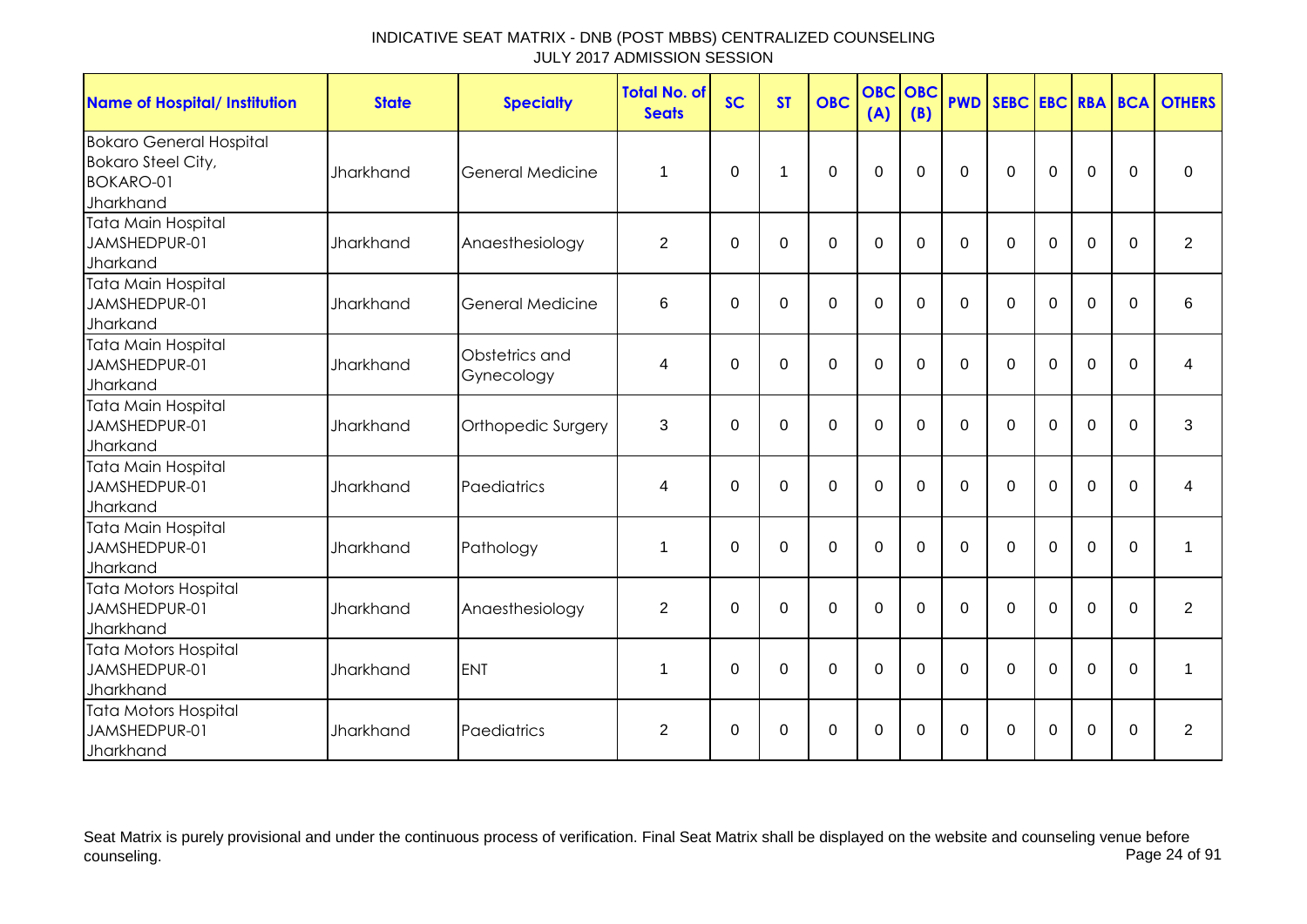INDICATIVE SEAT MATRIX - DNB (POST MBBS) CENTRALIZED COUNSELING
JULY 2017 ADMISSION SESSION

| Name of Hospital/ Institution | State | Specialty | Total No. of Seats | SC | ST | OBC | OBC (A) | OBC (B) | PWD | SEBC | EBC | RBA | BCA | OTHERS |
|---|---|---|---|---|---|---|---|---|---|---|---|---|---|---|
| Bokaro General Hospital Bokaro Steel City, BOKARO-01 Jharkhand | Jharkhand | General Medicine | 1 | 0 | 1 | 0 | 0 | 0 | 0 | 0 | 0 | 0 | 0 | 0 |
| Tata Main Hospital JAMSHEDPUR-01 Jharkand | Jharkhand | Anaesthesiology | 2 | 0 | 0 | 0 | 0 | 0 | 0 | 0 | 0 | 0 | 0 | 2 |
| Tata Main Hospital JAMSHEDPUR-01 Jharkand | Jharkhand | General Medicine | 6 | 0 | 0 | 0 | 0 | 0 | 0 | 0 | 0 | 0 | 0 | 6 |
| Tata Main Hospital JAMSHEDPUR-01 Jharkand | Jharkhand | Obstetrics and Gynecology | 4 | 0 | 0 | 0 | 0 | 0 | 0 | 0 | 0 | 0 | 0 | 4 |
| Tata Main Hospital JAMSHEDPUR-01 Jharkand | Jharkhand | Orthopedic Surgery | 3 | 0 | 0 | 0 | 0 | 0 | 0 | 0 | 0 | 0 | 0 | 3 |
| Tata Main Hospital JAMSHEDPUR-01 Jharkand | Jharkhand | Paediatrics | 4 | 0 | 0 | 0 | 0 | 0 | 0 | 0 | 0 | 0 | 0 | 4 |
| Tata Main Hospital JAMSHEDPUR-01 Jharkand | Jharkhand | Pathology | 1 | 0 | 0 | 0 | 0 | 0 | 0 | 0 | 0 | 0 | 0 | 1 |
| Tata Motors Hospital JAMSHEDPUR-01 Jharkhand | Jharkhand | Anaesthesiology | 2 | 0 | 0 | 0 | 0 | 0 | 0 | 0 | 0 | 0 | 0 | 2 |
| Tata Motors Hospital JAMSHEDPUR-01 Jharkhand | Jharkhand | ENT | 1 | 0 | 0 | 0 | 0 | 0 | 0 | 0 | 0 | 0 | 0 | 1 |
| Tata Motors Hospital JAMSHEDPUR-01 Jharkhand | Jharkhand | Paediatrics | 2 | 0 | 0 | 0 | 0 | 0 | 0 | 0 | 0 | 0 | 0 | 2 |

Seat Matrix is purely provisional and under the continuous process of verification. Final Seat Matrix shall be displayed on the website and counseling venue before counseling.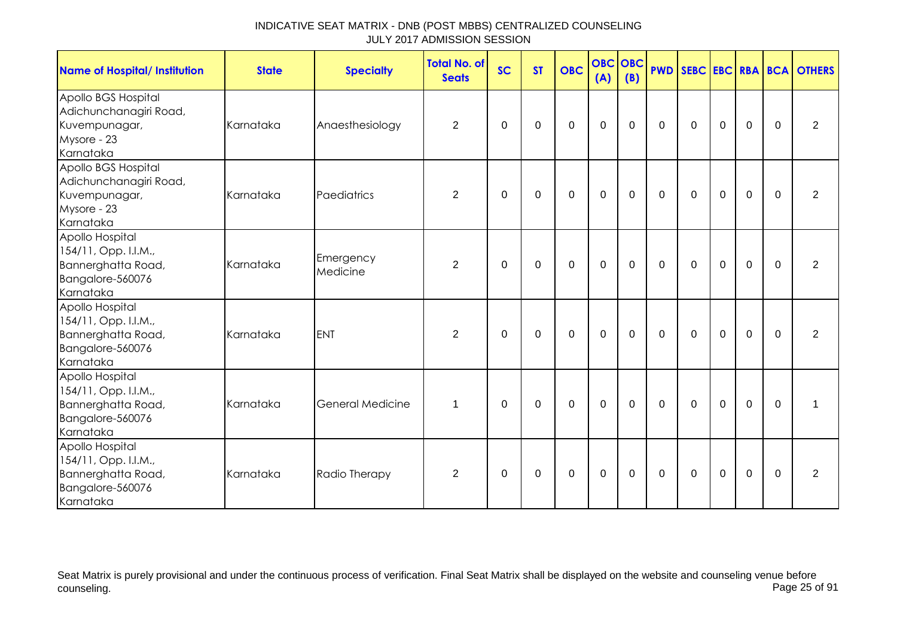INDICATIVE SEAT MATRIX - DNB (POST MBBS) CENTRALIZED COUNSELING
JULY 2017 ADMISSION SESSION

| Name of Hospital/ Institution | State | Specialty | Total No. of Seats | SC | ST | OBC | OBC (A) | OBC (B) | PWD | SEBC | EBC | RBA | BCA | OTHERS |
|---|---|---|---|---|---|---|---|---|---|---|---|---|---|---|
| Apollo BGS Hospital Adichunchanagiri Road, Kuvempunagar, Mysore - 23 Karnataka | Karnataka | Anaesthesiology | 2 | 0 | 0 | 0 | 0 | 0 | 0 | 0 | 0 | 0 | 0 | 2 |
| Apollo BGS Hospital Adichunchanagiri Road, Kuvempunagar, Mysore - 23 Karnataka | Karnataka | Paediatrics | 2 | 0 | 0 | 0 | 0 | 0 | 0 | 0 | 0 | 0 | 0 | 2 |
| Apollo Hospital 154/11, Opp. I.I.M., Bannerghatta Road, Bangalore-560076 Karnataka | Karnataka | Emergency Medicine | 2 | 0 | 0 | 0 | 0 | 0 | 0 | 0 | 0 | 0 | 0 | 2 |
| Apollo Hospital 154/11, Opp. I.I.M., Bannerghatta Road, Bangalore-560076 Karnataka | Karnataka | ENT | 2 | 0 | 0 | 0 | 0 | 0 | 0 | 0 | 0 | 0 | 0 | 2 |
| Apollo Hospital 154/11, Opp. I.I.M., Bannerghatta Road, Bangalore-560076 Karnataka | Karnataka | General Medicine | 1 | 0 | 0 | 0 | 0 | 0 | 0 | 0 | 0 | 0 | 0 | 1 |
| Apollo Hospital 154/11, Opp. I.I.M., Bannerghatta Road, Bangalore-560076 Karnataka | Karnataka | Radio Therapy | 2 | 0 | 0 | 0 | 0 | 0 | 0 | 0 | 0 | 0 | 0 | 2 |

Seat Matrix is purely provisional and under the continuous process of verification. Final Seat Matrix shall be displayed on the website and counseling venue before counseling.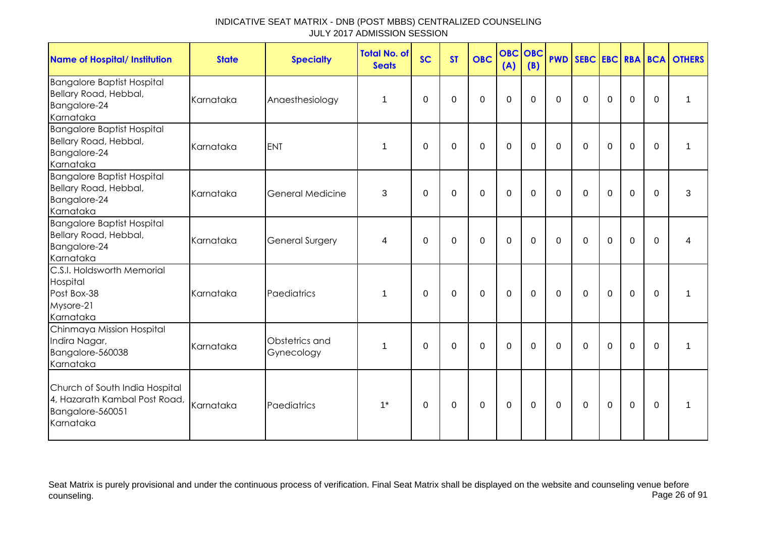# INDICATIVE SEAT MATRIX - DNB (POST MBBS) CENTRALIZED COUNSELING
JULY 2017 ADMISSION SESSION

| Name of Hospital/ Institution | State | Specialty | Total No. of Seats | SC | ST | OBC | OBC (A) | OBC (B) | PWD | SEBC | EBC | RBA | BCA | OTHERS |
|---|---|---|---|---|---|---|---|---|---|---|---|---|---|---|
| Bangalore Baptist Hospital Bellary Road, Hebbal, Bangalore-24 Karnataka | Karnataka | Anaesthesiology | 1 | 0 | 0 | 0 | 0 | 0 | 0 | 0 | 0 | 0 | 0 | 1 |
| Bangalore Baptist Hospital Bellary Road, Hebbal, Bangalore-24 Karnataka | Karnataka | ENT | 1 | 0 | 0 | 0 | 0 | 0 | 0 | 0 | 0 | 0 | 0 | 1 |
| Bangalore Baptist Hospital Bellary Road, Hebbal, Bangalore-24 Karnataka | Karnataka | General Medicine | 3 | 0 | 0 | 0 | 0 | 0 | 0 | 0 | 0 | 0 | 0 | 3 |
| Bangalore Baptist Hospital Bellary Road, Hebbal, Bangalore-24 Karnataka | Karnataka | General Surgery | 4 | 0 | 0 | 0 | 0 | 0 | 0 | 0 | 0 | 0 | 0 | 4 |
| C.S.I. Holdsworth Memorial Hospital Post Box-38 Mysore-21 Karnataka | Karnataka | Paediatrics | 1 | 0 | 0 | 0 | 0 | 0 | 0 | 0 | 0 | 0 | 0 | 1 |
| Chinmaya Mission Hospital Indira Nagar, Bangalore-560038 Karnataka | Karnataka | Obstetrics and Gynecology | 1 | 0 | 0 | 0 | 0 | 0 | 0 | 0 | 0 | 0 | 0 | 1 |
| Church of South India Hospital 4, Hazarath Kambal Post Road, Bangalore-560051 Karnataka | Karnataka | Paediatrics | 1* | 0 | 0 | 0 | 0 | 0 | 0 | 0 | 0 | 0 | 0 | 1 |

Seat Matrix is purely provisional and under the continuous process of verification. Final Seat Matrix shall be displayed on the website and counseling venue before counseling.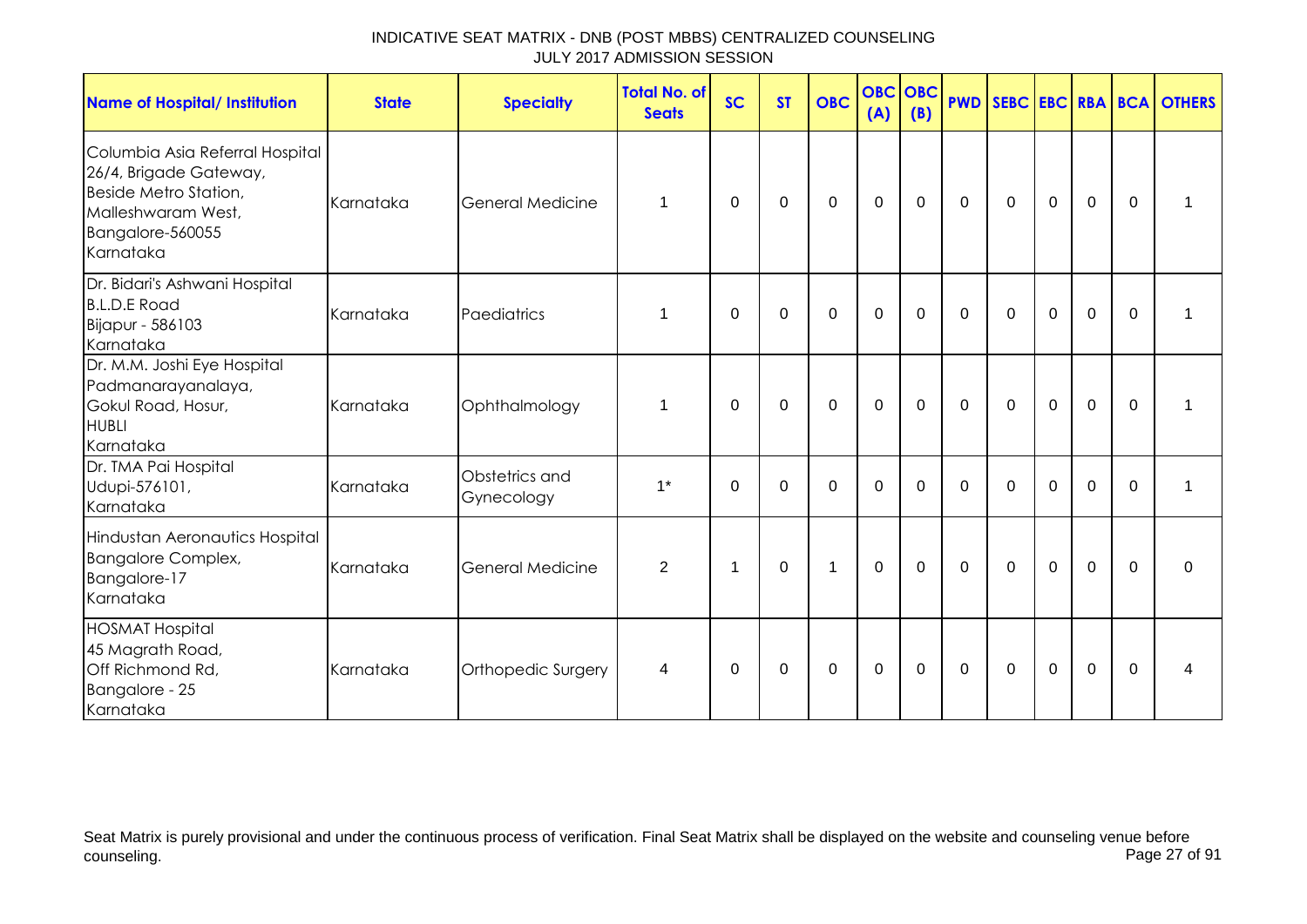INDICATIVE SEAT MATRIX - DNB (POST MBBS) CENTRALIZED COUNSELING
JULY 2017 ADMISSION SESSION

| Name of Hospital/ Institution | State | Specialty | Total No. of Seats | SC | ST | OBC | OBC (A) | OBC (B) | PWD | SEBC | EBC | RBA | BCA | OTHERS |
|---|---|---|---|---|---|---|---|---|---|---|---|---|---|---|
| Columbia Asia Referral Hospital 26/4, Brigade Gateway, Beside Metro Station, Malleshwaram West, Bangalore-560055 Karnataka | Karnataka | General Medicine | 1 | 0 | 0 | 0 | 0 | 0 | 0 | 0 | 0 | 0 | 0 | 1 |
| Dr. Bidari's Ashwani Hospital B.L.D.E Road Bijapur - 586103 Karnataka | Karnataka | Paediatrics | 1 | 0 | 0 | 0 | 0 | 0 | 0 | 0 | 0 | 0 | 0 | 1 |
| Dr. M.M. Joshi Eye Hospital Padmanarayanalaya, Gokul Road, Hosur, HUBLI Karnataka | Karnataka | Ophthalmology | 1 | 0 | 0 | 0 | 0 | 0 | 0 | 0 | 0 | 0 | 0 | 1 |
| Dr. TMA Pai Hospital Udupi-576101, Karnataka | Karnataka | Obstetrics and Gynecology | 1* | 0 | 0 | 0 | 0 | 0 | 0 | 0 | 0 | 0 | 0 | 1 |
| Hindustan Aeronautics Hospital Bangalore Complex, Bangalore-17 Karnataka | Karnataka | General Medicine | 2 | 1 | 0 | 1 | 0 | 0 | 0 | 0 | 0 | 0 | 0 | 0 |
| HOSMAT Hospital 45 Magrath Road, Off Richmond Rd, Bangalore - 25 Karnataka | Karnataka | Orthopedic Surgery | 4 | 0 | 0 | 0 | 0 | 0 | 0 | 0 | 0 | 0 | 0 | 4 |

Seat Matrix is purely provisional and under the continuous process of verification. Final Seat Matrix shall be displayed on the website and counseling venue before counseling.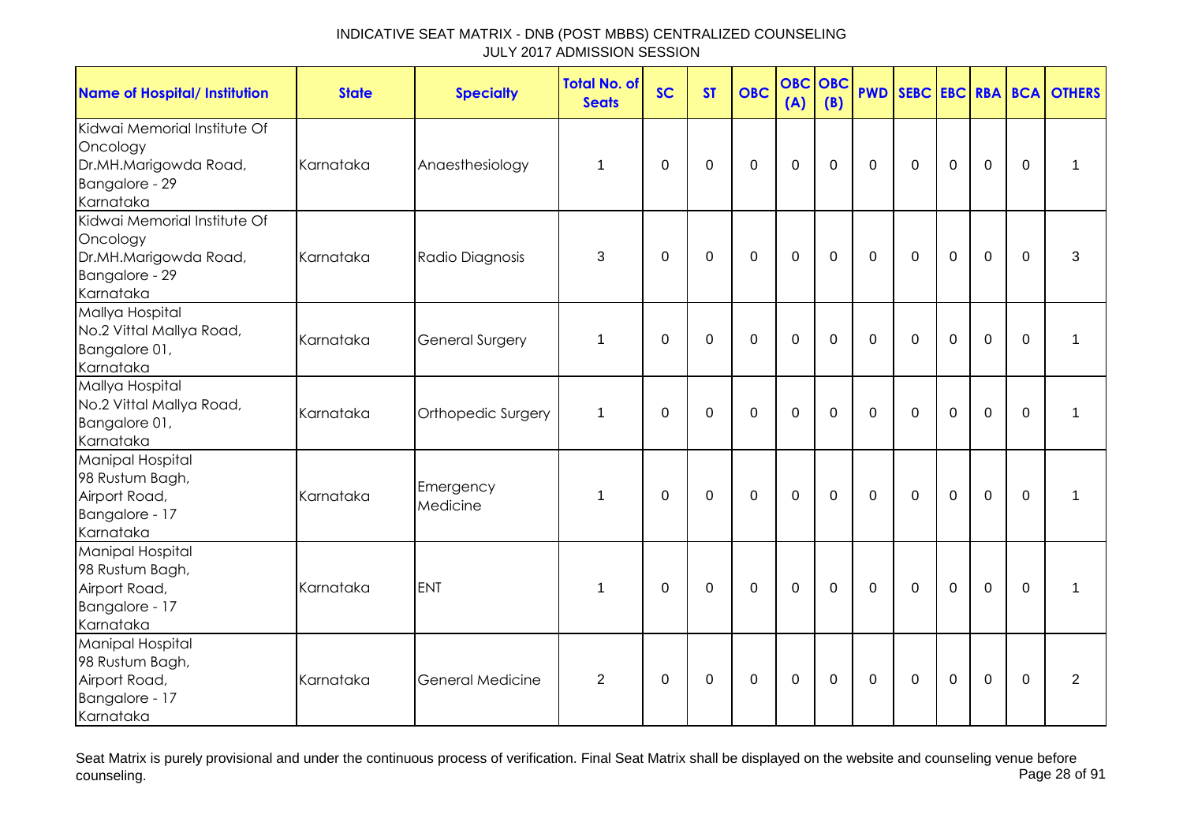INDICATIVE SEAT MATRIX - DNB (POST MBBS) CENTRALIZED COUNSELING
JULY 2017 ADMISSION SESSION

| Name of Hospital/ Institution | State | Specialty | Total No. of Seats | SC | ST | OBC | OBC (A) | OBC (B) | PWD | SEBC | EBC | RBA | BCA | OTHERS |
|---|---|---|---|---|---|---|---|---|---|---|---|---|---|---|
| Kidwai Memorial Institute Of Oncology Dr.MH.Marigowda Road, Bangalore - 29 Karnataka | Karnataka | Anaesthesiology | 1 | 0 | 0 | 0 | 0 | 0 | 0 | 0 | 0 | 0 | 0 | 1 |
| Kidwai Memorial Institute Of Oncology Dr.MH.Marigowda Road, Bangalore - 29 Karnataka | Karnataka | Radio Diagnosis | 3 | 0 | 0 | 0 | 0 | 0 | 0 | 0 | 0 | 0 | 0 | 3 |
| Mallya Hospital No.2 Vittal Mallya Road, Bangalore 01, Karnataka | Karnataka | General Surgery | 1 | 0 | 0 | 0 | 0 | 0 | 0 | 0 | 0 | 0 | 0 | 1 |
| Mallya Hospital No.2 Vittal Mallya Road, Bangalore 01, Karnataka | Karnataka | Orthopedic Surgery | 1 | 0 | 0 | 0 | 0 | 0 | 0 | 0 | 0 | 0 | 0 | 1 |
| Manipal Hospital 98 Rustum Bagh, Airport Road, Bangalore - 17 Karnataka | Karnataka | Emergency Medicine | 1 | 0 | 0 | 0 | 0 | 0 | 0 | 0 | 0 | 0 | 0 | 1 |
| Manipal Hospital 98 Rustum Bagh, Airport Road, Bangalore - 17 Karnataka | Karnataka | ENT | 1 | 0 | 0 | 0 | 0 | 0 | 0 | 0 | 0 | 0 | 0 | 1 |
| Manipal Hospital 98 Rustum Bagh, Airport Road, Bangalore - 17 Karnataka | Karnataka | General Medicine | 2 | 0 | 0 | 0 | 0 | 0 | 0 | 0 | 0 | 0 | 0 | 2 |

Seat Matrix is purely provisional and under the continuous process of verification. Final Seat Matrix shall be displayed on the website and counseling venue before counseling.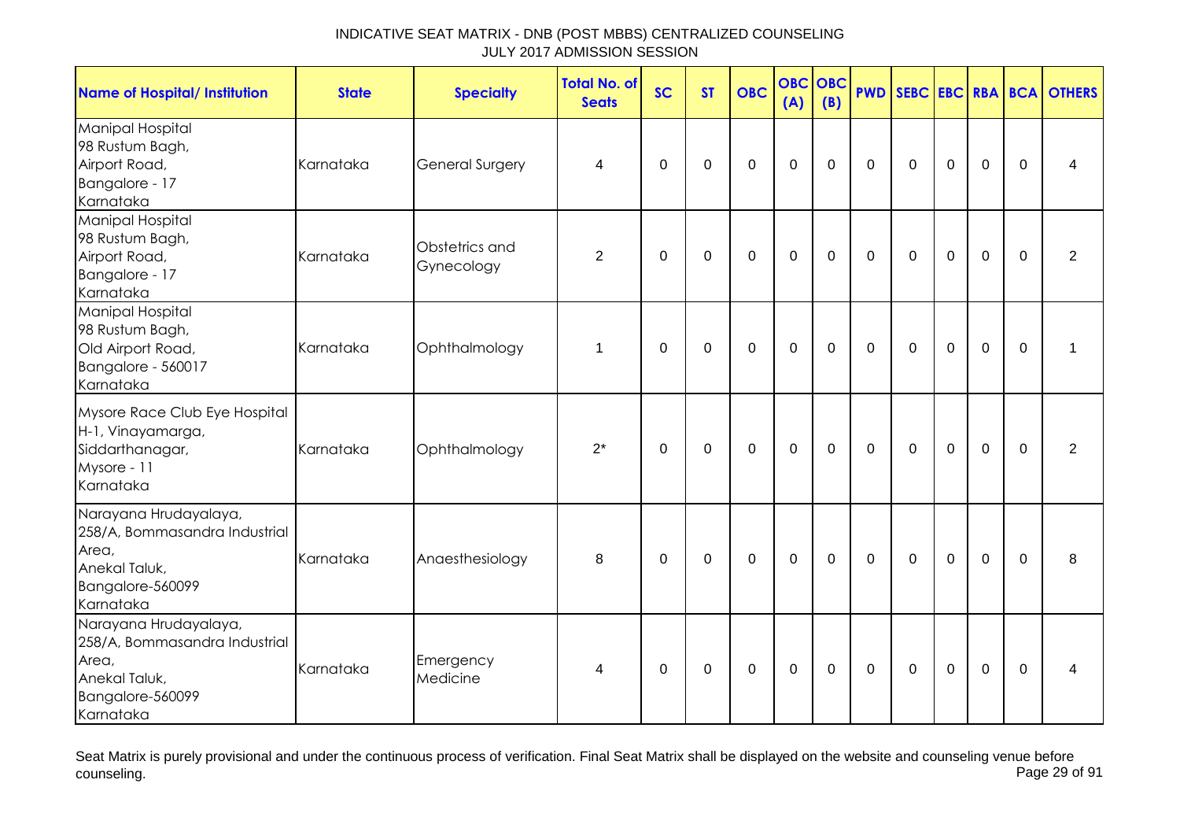INDICATIVE SEAT MATRIX - DNB (POST MBBS) CENTRALIZED COUNSELING
JULY 2017 ADMISSION SESSION

| Name of Hospital/ Institution | State | Specialty | Total No. of Seats | SC | ST | OBC | OBC (A) | OBC (B) | PWD | SEBC | EBC | RBA | BCA | OTHERS |
|---|---|---|---|---|---|---|---|---|---|---|---|---|---|---|
| Manipal Hospital<br>98 Rustum Bagh,<br>Airport Road,<br>Bangalore - 17<br>Karnataka | Karnataka | General Surgery | 4 | 0 | 0 | 0 | 0 | 0 | 0 | 0 | 0 | 0 | 0 | 4 |
| Manipal Hospital<br>98 Rustum Bagh,<br>Airport Road,<br>Bangalore - 17<br>Karnataka | Karnataka | Obstetrics and Gynecology | 2 | 0 | 0 | 0 | 0 | 0 | 0 | 0 | 0 | 0 | 0 | 2 |
| Manipal Hospital<br>98 Rustum Bagh,<br>Old Airport Road,<br>Bangalore - 560017<br>Karnataka | Karnataka | Ophthalmology | 1 | 0 | 0 | 0 | 0 | 0 | 0 | 0 | 0 | 0 | 0 | 1 |
| Mysore Race Club Eye Hospital<br>H-1, Vinayamarga,<br>Siddarthanagar,<br>Mysore - 11<br>Karnataka | Karnataka | Ophthalmology | 2* | 0 | 0 | 0 | 0 | 0 | 0 | 0 | 0 | 0 | 0 | 2 |
| Narayana Hrudayalaya,<br>258/A, Bommasandra Industrial Area,<br>Anekal Taluk,<br>Bangalore-560099<br>Karnataka | Karnataka | Anaesthesiology | 8 | 0 | 0 | 0 | 0 | 0 | 0 | 0 | 0 | 0 | 0 | 8 |
| Narayana Hrudayalaya,<br>258/A, Bommasandra Industrial Area,<br>Anekal Taluk,<br>Bangalore-560099<br>Karnataka | Karnataka | Emergency Medicine | 4 | 0 | 0 | 0 | 0 | 0 | 0 | 0 | 0 | 0 | 0 | 4 |

Seat Matrix is purely provisional and under the continuous process of verification. Final Seat Matrix shall be displayed on the website and counseling venue before counseling.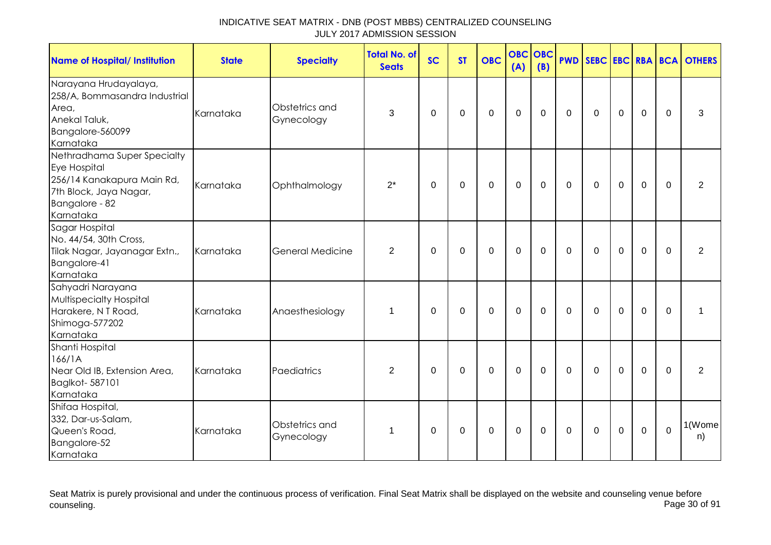INDICATIVE SEAT MATRIX - DNB (POST MBBS) CENTRALIZED COUNSELING
JULY 2017 ADMISSION SESSION

| Name of Hospital/ Institution | State | Specialty | Total No. of Seats | SC | ST | OBC | OBC (A) | OBC (B) | PWD | SEBC | EBC | RBA | BCA | OTHERS |
|---|---|---|---|---|---|---|---|---|---|---|---|---|---|---|
| Narayana Hrudayalaya, 258/A, Bommasandra Industrial Area, Anekal Taluk, Bangalore-560099 Karnataka | Karnataka | Obstetrics and Gynecology | 3 | 0 | 0 | 0 | 0 | 0 | 0 | 0 | 0 | 0 | 0 | 3 |
| Nethradhama Super Specialty Eye Hospital 256/14 Kanakapura Main Rd, 7th Block, Jaya Nagar, Bangalore - 82 Karnataka | Karnataka | Ophthalmology | 2* | 0 | 0 | 0 | 0 | 0 | 0 | 0 | 0 | 0 | 0 | 2 |
| Sagar Hospital No. 44/54, 30th Cross, Tilak Nagar, Jayanagar Extn., Bangalore-41 Karnataka | Karnataka | General Medicine | 2 | 0 | 0 | 0 | 0 | 0 | 0 | 0 | 0 | 0 | 0 | 2 |
| Sahyadri Narayana Multispecialty Hospital Harakere, N T Road, Shimoga-577202 Karnataka | Karnataka | Anaesthesiology | 1 | 0 | 0 | 0 | 0 | 0 | 0 | 0 | 0 | 0 | 0 | 1 |
| Shanti Hospital 166/1A Near Old IB, Extension Area, Baglkot- 587101 Karnataka | Karnataka | Paediatrics | 2 | 0 | 0 | 0 | 0 | 0 | 0 | 0 | 0 | 0 | 0 | 2 |
| Shifaa Hospital, 332, Dar-us-Salam, Queen's Road, Bangalore-52 Karnataka | Karnataka | Obstetrics and Gynecology | 1 | 0 | 0 | 0 | 0 | 0 | 0 | 0 | 0 | 0 | 0 | 1(Women) |

Seat Matrix is purely provisional and under the continuous process of verification. Final Seat Matrix shall be displayed on the website and counseling venue before counseling.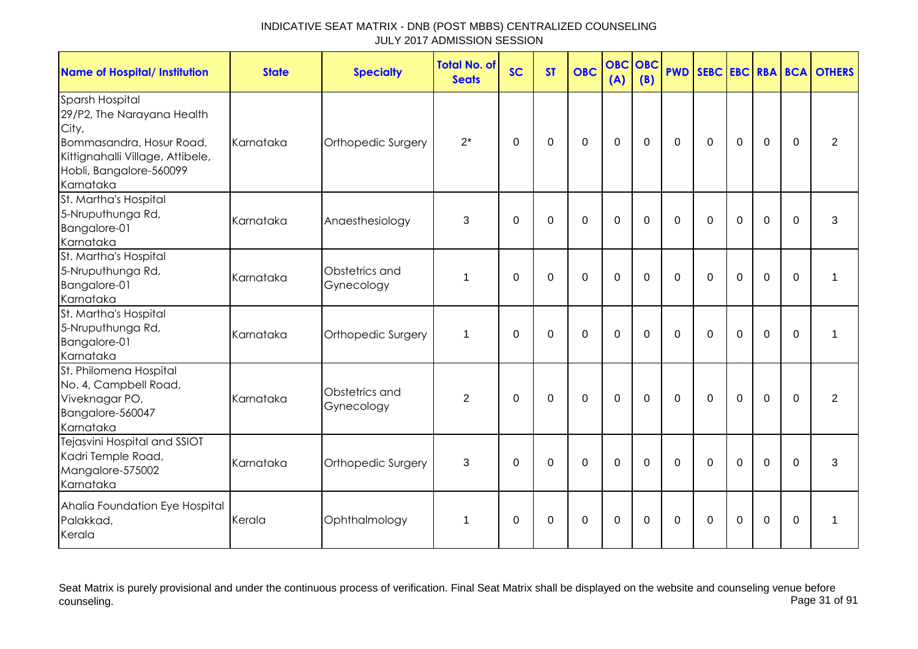INDICATIVE SEAT MATRIX - DNB (POST MBBS) CENTRALIZED COUNSELING
JULY 2017 ADMISSION SESSION

| Name of Hospital/ Institution | State | Specialty | Total No. of Seats | SC | ST | OBC | OBC (A) | OBC (B) | PWD | SEBC | EBC | RBA | BCA | OTHERS |
|---|---|---|---|---|---|---|---|---|---|---|---|---|---|---|
| Sparsh Hospital 29/P2, The Narayana Health City, Bommasandra, Hosur Road, Kittignahalli Village, Attibele, Hobli, Bangalore-560099 Karnataka | Karnataka | Orthopedic Surgery | 2* | 0 | 0 | 0 | 0 | 0 | 0 | 0 | 0 | 0 | 0 | 2 |
| St. Martha's Hospital 5-Nruputhunga Rd, Bangalore-01 Karnataka | Karnataka | Anaesthesiology | 3 | 0 | 0 | 0 | 0 | 0 | 0 | 0 | 0 | 0 | 0 | 3 |
| St. Martha's Hospital 5-Nruputhunga Rd, Bangalore-01 Karnataka | Karnataka | Obstetrics and Gynecology | 1 | 0 | 0 | 0 | 0 | 0 | 0 | 0 | 0 | 0 | 0 | 1 |
| St. Martha's Hospital 5-Nruputhunga Rd, Bangalore-01 Karnataka | Karnataka | Orthopedic Surgery | 1 | 0 | 0 | 0 | 0 | 0 | 0 | 0 | 0 | 0 | 0 | 1 |
| St. Philomena Hospital No. 4, Campbell Road, Viveknagar PO, Bangalore-560047 Karnataka | Karnataka | Obstetrics and Gynecology | 2 | 0 | 0 | 0 | 0 | 0 | 0 | 0 | 0 | 0 | 0 | 2 |
| Tejasvini Hospital and SSIOT Kadri Temple Road, Mangalore-575002 Karnataka | Karnataka | Orthopedic Surgery | 3 | 0 | 0 | 0 | 0 | 0 | 0 | 0 | 0 | 0 | 0 | 3 |
| Ahalia Foundation Eye Hospital Palakkad, Kerala | Kerala | Ophthalmology | 1 | 0 | 0 | 0 | 0 | 0 | 0 | 0 | 0 | 0 | 0 | 1 |

Seat Matrix is purely provisional and under the continuous process of verification. Final Seat Matrix shall be displayed on the website and counseling venue before counseling.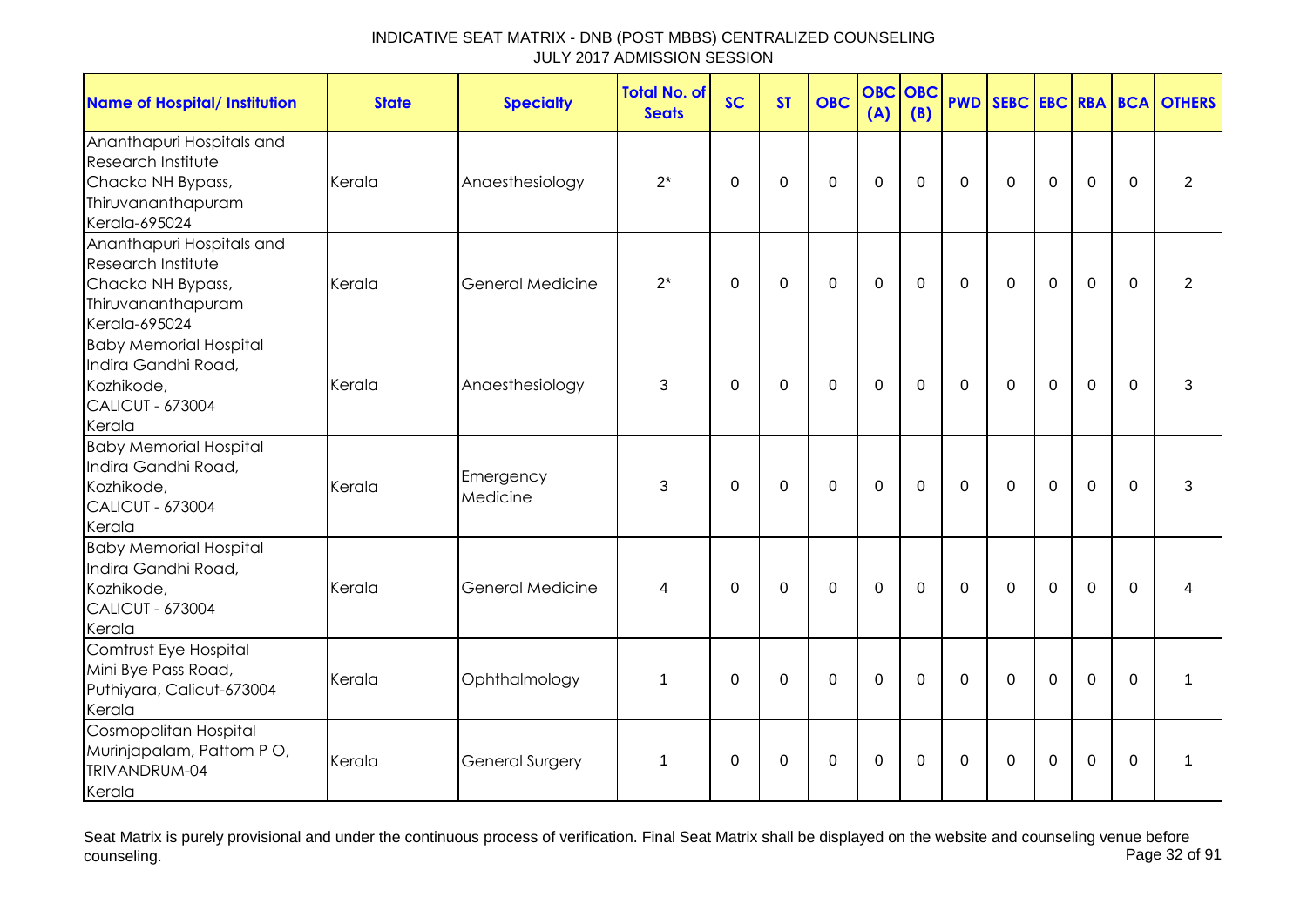# INDICATIVE SEAT MATRIX - DNB (POST MBBS) CENTRALIZED COUNSELING
## JULY 2017 ADMISSION SESSION

| Name of Hospital/ Institution | State | Specialty | Total No. of Seats | SC | ST | OBC | OBC (A) | OBC (B) | PWD | SEBC | EBC | RBA | BCA | OTHERS |
|---|---|---|---|---|---|---|---|---|---|---|---|---|---|---|
| Ananthapuri Hospitals and Research Institute Chacka NH Bypass, Thiruvananthapuram Kerala-695024 | Kerala | Anaesthesiology | 2* | 0 | 0 | 0 | 0 | 0 | 0 | 0 | 0 | 0 | 0 | 2 |
| Ananthapuri Hospitals and Research Institute Chacka NH Bypass, Thiruvananthapuram Kerala-695024 | Kerala | General Medicine | 2* | 0 | 0 | 0 | 0 | 0 | 0 | 0 | 0 | 0 | 0 | 2 |
| Baby Memorial Hospital Indira Gandhi Road, Kozhikode, CALICUT - 673004 Kerala | Kerala | Anaesthesiology | 3 | 0 | 0 | 0 | 0 | 0 | 0 | 0 | 0 | 0 | 0 | 3 |
| Baby Memorial Hospital Indira Gandhi Road, Kozhikode, CALICUT - 673004 Kerala | Kerala | Emergency Medicine | 3 | 0 | 0 | 0 | 0 | 0 | 0 | 0 | 0 | 0 | 0 | 3 |
| Baby Memorial Hospital Indira Gandhi Road, Kozhikode, CALICUT - 673004 Kerala | Kerala | General Medicine | 4 | 0 | 0 | 0 | 0 | 0 | 0 | 0 | 0 | 0 | 0 | 4 |
| Comtrust Eye Hospital Mini Bye Pass Road, Puthiyara, Calicut-673004 Kerala | Kerala | Ophthalmology | 1 | 0 | 0 | 0 | 0 | 0 | 0 | 0 | 0 | 0 | 0 | 1 |
| Cosmopolitan Hospital Murinjapalam, Pattom P O, TRIVANDRUM-04 Kerala | Kerala | General Surgery | 1 | 0 | 0 | 0 | 0 | 0 | 0 | 0 | 0 | 0 | 0 | 1 |

Seat Matrix is purely provisional and under the continuous process of verification. Final Seat Matrix shall be displayed on the website and counseling venue before counseling.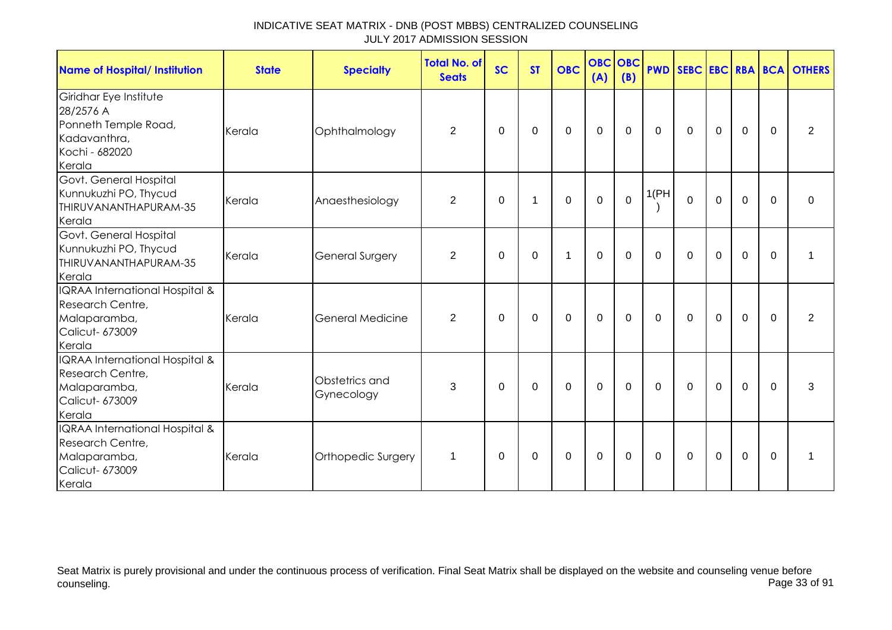# INDICATIVE SEAT MATRIX - DNB (POST MBBS) CENTRALIZED COUNSELING
## JULY 2017 ADMISSION SESSION

| Name of Hospital/ Institution | State | Specialty | Total No. of Seats | SC | ST | OBC | OBC (A) | OBC (B) | PWD | SEBC | EBC | RBA | BCA | OTHERS |
|---|---|---|---|---|---|---|---|---|---|---|---|---|---|---|
| Giridhar Eye Institute 28/2576 A Ponneth Temple Road, Kadavanthra, Kochi - 682020 Kerala | Kerala | Ophthalmology | 2 | 0 | 0 | 0 | 0 | 0 | 0 | 0 | 0 | 0 | 0 | 2 |
| Govt. General Hospital Kunnukuzhi PO, Thycud THIRUVANANTHAPURAM-35 Kerala | Kerala | Anaesthesiology | 2 | 0 | 1 | 0 | 0 | 0 | 1(PH) | 0 | 0 | 0 | 0 | 0 |
| Govt. General Hospital Kunnukuzhi PO, Thycud THIRUVANANTHAPURAM-35 Kerala | Kerala | General Surgery | 2 | 0 | 0 | 1 | 0 | 0 | 0 | 0 | 0 | 0 | 0 | 1 |
| IQRAA International Hospital & Research Centre, Malaparamba, Calicut- 673009 Kerala | Kerala | General Medicine | 2 | 0 | 0 | 0 | 0 | 0 | 0 | 0 | 0 | 0 | 0 | 2 |
| IQRAA International Hospital & Research Centre, Malaparamba, Calicut- 673009 Kerala | Kerala | Obstetrics and Gynecology | 3 | 0 | 0 | 0 | 0 | 0 | 0 | 0 | 0 | 0 | 0 | 3 |
| IQRAA International Hospital & Research Centre, Malaparamba, Calicut- 673009 Kerala | Kerala | Orthopedic Surgery | 1 | 0 | 0 | 0 | 0 | 0 | 0 | 0 | 0 | 0 | 0 | 1 |

Seat Matrix is purely provisional and under the continuous process of verification. Final Seat Matrix shall be displayed on the website and counseling venue before counseling.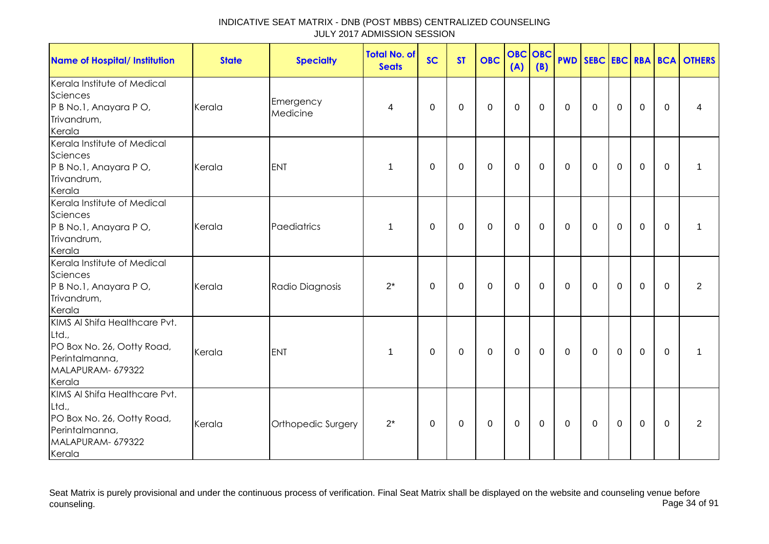# INDICATIVE SEAT MATRIX - DNB (POST MBBS) CENTRALIZED COUNSELING
JULY 2017 ADMISSION SESSION

| Name of Hospital/ Institution | State | Specialty | Total No. of Seats | SC | ST | OBC | OBC (A) | OBC (B) | PWD | SEBC | EBC | RBA | BCA | OTHERS |
|---|---|---|---|---|---|---|---|---|---|---|---|---|---|---|
| Kerala Institute of Medical Sciences P B No.1, Anayara P O, Trivandrum, Kerala | Kerala | Emergency Medicine | 4 | 0 | 0 | 0 | 0 | 0 | 0 | 0 | 0 | 0 | 0 | 4 |
| Kerala Institute of Medical Sciences P B No.1, Anayara P O, Trivandrum, Kerala | Kerala | ENT | 1 | 0 | 0 | 0 | 0 | 0 | 0 | 0 | 0 | 0 | 0 | 1 |
| Kerala Institute of Medical Sciences P B No.1, Anayara P O, Trivandrum, Kerala | Kerala | Paediatrics | 1 | 0 | 0 | 0 | 0 | 0 | 0 | 0 | 0 | 0 | 0 | 1 |
| Kerala Institute of Medical Sciences P B No.1, Anayara P O, Trivandrum, Kerala | Kerala | Radio Diagnosis | 2* | 0 | 0 | 0 | 0 | 0 | 0 | 0 | 0 | 0 | 0 | 2 |
| KIMS Al Shifa Healthcare Pvt. Ltd., PO Box No. 26, Ootty Road, Perintalmanna, MALAPURAM- 679322 Kerala | Kerala | ENT | 1 | 0 | 0 | 0 | 0 | 0 | 0 | 0 | 0 | 0 | 0 | 1 |
| KIMS Al Shifa Healthcare Pvt. Ltd., PO Box No. 26, Ootty Road, Perintalmanna, MALAPURAM- 679322 Kerala | Kerala | Orthopedic Surgery | 2* | 0 | 0 | 0 | 0 | 0 | 0 | 0 | 0 | 0 | 0 | 2 |

Seat Matrix is purely provisional and under the continuous process of verification. Final Seat Matrix shall be displayed on the website and counseling venue before counseling.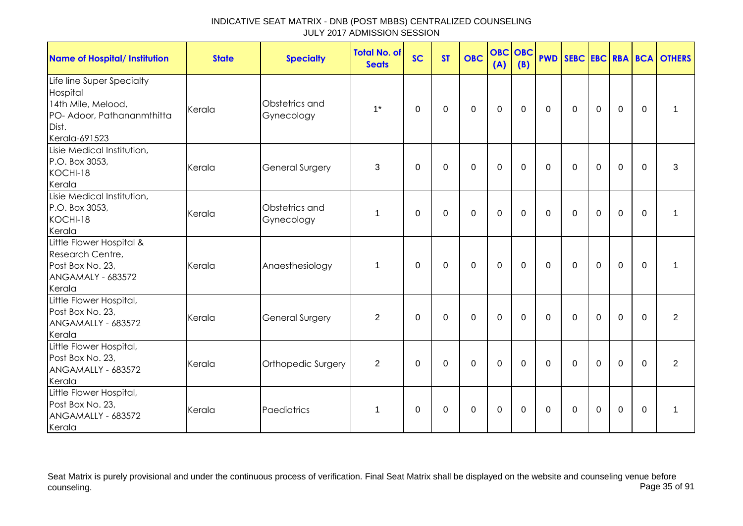# INDICATIVE SEAT MATRIX - DNB (POST MBBS) CENTRALIZED COUNSELING
## JULY 2017 ADMISSION SESSION

| Name of Hospital/ Institution | State | Specialty | Total No. of Seats | SC | ST | OBC | OBC (A) | OBC (B) | PWD | SEBC | EBC | RBA | BCA | OTHERS |
|---|---|---|---|---|---|---|---|---|---|---|---|---|---|---|
| Life line Super Specialty Hospital 14th Mile, Melood, PO- Adoor, Pathananmthitta Dist. Kerala-691523 | Kerala | Obstetrics and Gynecology | 1* | 0 | 0 | 0 | 0 | 0 | 0 | 0 | 0 | 0 | 0 | 1 |
| Lisie Medical Institution, P.O. Box 3053, KOCHI-18 Kerala | Kerala | General Surgery | 3 | 0 | 0 | 0 | 0 | 0 | 0 | 0 | 0 | 0 | 0 | 3 |
| Lisie Medical Institution, P.O. Box 3053, KOCHI-18 Kerala | Kerala | Obstetrics and Gynecology | 1 | 0 | 0 | 0 | 0 | 0 | 0 | 0 | 0 | 0 | 0 | 1 |
| Little Flower Hospital & Research Centre, Post Box No. 23, ANGAMALY - 683572 Kerala | Kerala | Anaesthesiology | 1 | 0 | 0 | 0 | 0 | 0 | 0 | 0 | 0 | 0 | 0 | 1 |
| Little Flower Hospital, Post Box No. 23, ANGAMALLY - 683572 Kerala | Kerala | General Surgery | 2 | 0 | 0 | 0 | 0 | 0 | 0 | 0 | 0 | 0 | 0 | 2 |
| Little Flower Hospital, Post Box No. 23, ANGAMALLY - 683572 Kerala | Kerala | Orthopedic Surgery | 2 | 0 | 0 | 0 | 0 | 0 | 0 | 0 | 0 | 0 | 0 | 2 |
| Little Flower Hospital, Post Box No. 23, ANGAMALLY - 683572 Kerala | Kerala | Paediatrics | 1 | 0 | 0 | 0 | 0 | 0 | 0 | 0 | 0 | 0 | 0 | 1 |

Seat Matrix is purely provisional and under the continuous process of verification. Final Seat Matrix shall be displayed on the website and counseling venue before counseling.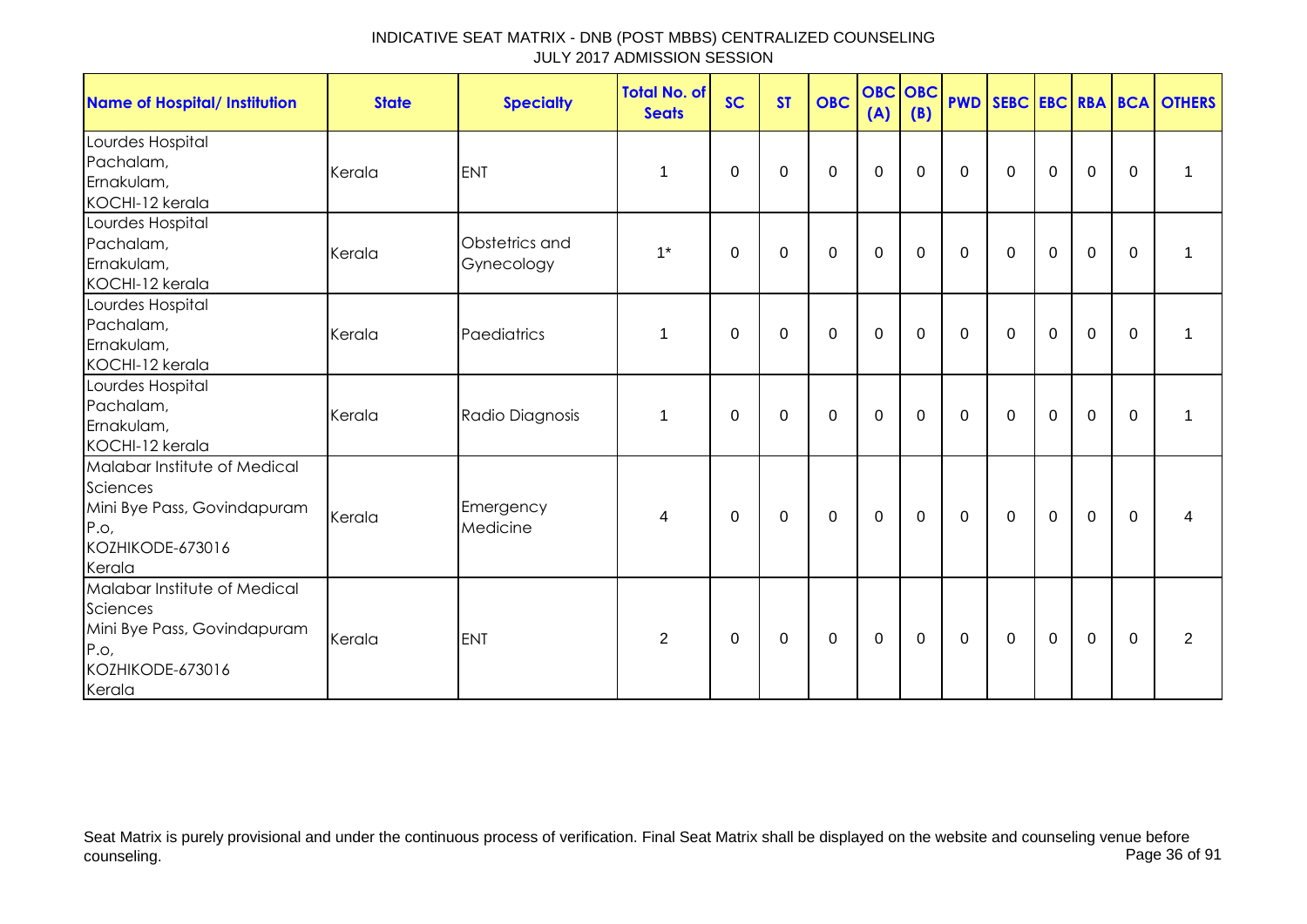INDICATIVE SEAT MATRIX - DNB (POST MBBS) CENTRALIZED COUNSELING
JULY 2017 ADMISSION SESSION

| Name of Hospital/ Institution | State | Specialty | Total No. of Seats | SC | ST | OBC | OBC (A) | OBC (B) | PWD | SEBC | EBC | RBA | BCA | OTHERS |
|---|---|---|---|---|---|---|---|---|---|---|---|---|---|---|
| Lourdes Hospital Pachalam, Ernakulam, KOCHI-12 kerala | Kerala | ENT | 1 | 0 | 0 | 0 | 0 | 0 | 0 | 0 | 0 | 0 | 0 | 1 |
| Lourdes Hospital Pachalam, Ernakulam, KOCHI-12 kerala | Kerala | Obstetrics and Gynecology | 1* | 0 | 0 | 0 | 0 | 0 | 0 | 0 | 0 | 0 | 0 | 1 |
| Lourdes Hospital Pachalam, Ernakulam, KOCHI-12 kerala | Kerala | Paediatrics | 1 | 0 | 0 | 0 | 0 | 0 | 0 | 0 | 0 | 0 | 0 | 1 |
| Lourdes Hospital Pachalam, Ernakulam, KOCHI-12 kerala | Kerala | Radio Diagnosis | 1 | 0 | 0 | 0 | 0 | 0 | 0 | 0 | 0 | 0 | 0 | 1 |
| Malabar Institute of Medical Sciences Mini Bye Pass, Govindapuram P.o, KOZHIKODE-673016 Kerala | Kerala | Emergency Medicine | 4 | 0 | 0 | 0 | 0 | 0 | 0 | 0 | 0 | 0 | 0 | 4 |
| Malabar Institute of Medical Sciences Mini Bye Pass, Govindapuram P.o, KOZHIKODE-673016 Kerala | Kerala | ENT | 2 | 0 | 0 | 0 | 0 | 0 | 0 | 0 | 0 | 0 | 0 | 2 |

Seat Matrix is purely provisional and under the continuous process of verification. Final Seat Matrix shall be displayed on the website and counseling venue before counseling.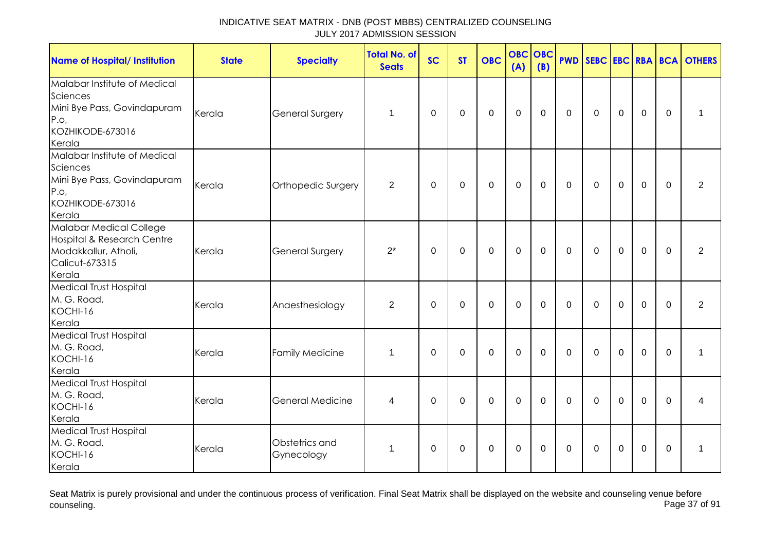INDICATIVE SEAT MATRIX - DNB (POST MBBS) CENTRALIZED COUNSELING
JULY 2017 ADMISSION SESSION

| Name of Hospital/ Institution | State | Specialty | Total No. of Seats | SC | ST | OBC | OBC (A) | OBC (B) | PWD | SEBC | EBC | RBA | BCA | OTHERS |
|---|---|---|---|---|---|---|---|---|---|---|---|---|---|---|
| Malabar Institute of Medical Sciences<br>Mini Bye Pass, Govindapuram P.o,<br>KOZHIKODE-673016<br>Kerala | Kerala | General Surgery | 1 | 0 | 0 | 0 | 0 | 0 | 0 | 0 | 0 | 0 | 0 | 1 |
| Malabar Institute of Medical Sciences<br>Mini Bye Pass, Govindapuram P.o,<br>KOZHIKODE-673016<br>Kerala | Kerala | Orthopedic Surgery | 2 | 0 | 0 | 0 | 0 | 0 | 0 | 0 | 0 | 0 | 0 | 2 |
| Malabar Medical College Hospital & Research Centre<br>Modakkallur, Atholi,<br>Calicut-673315<br>Kerala | Kerala | General Surgery | 2* | 0 | 0 | 0 | 0 | 0 | 0 | 0 | 0 | 0 | 0 | 2 |
| Medical Trust Hospital<br>M. G. Road,<br>KOCHI-16<br>Kerala | Kerala | Anaesthesiology | 2 | 0 | 0 | 0 | 0 | 0 | 0 | 0 | 0 | 0 | 0 | 2 |
| Medical Trust Hospital<br>M. G. Road,<br>KOCHI-16<br>Kerala | Kerala | Family Medicine | 1 | 0 | 0 | 0 | 0 | 0 | 0 | 0 | 0 | 0 | 0 | 1 |
| Medical Trust Hospital<br>M. G. Road,<br>KOCHI-16<br>Kerala | Kerala | General Medicine | 4 | 0 | 0 | 0 | 0 | 0 | 0 | 0 | 0 | 0 | 0 | 4 |
| Medical Trust Hospital<br>M. G. Road,<br>KOCHI-16<br>Kerala | Kerala | Obstetrics and Gynecology | 1 | 0 | 0 | 0 | 0 | 0 | 0 | 0 | 0 | 0 | 0 | 1 |

Seat Matrix is purely provisional and under the continuous process of verification. Final Seat Matrix shall be displayed on the website and counseling venue before counseling.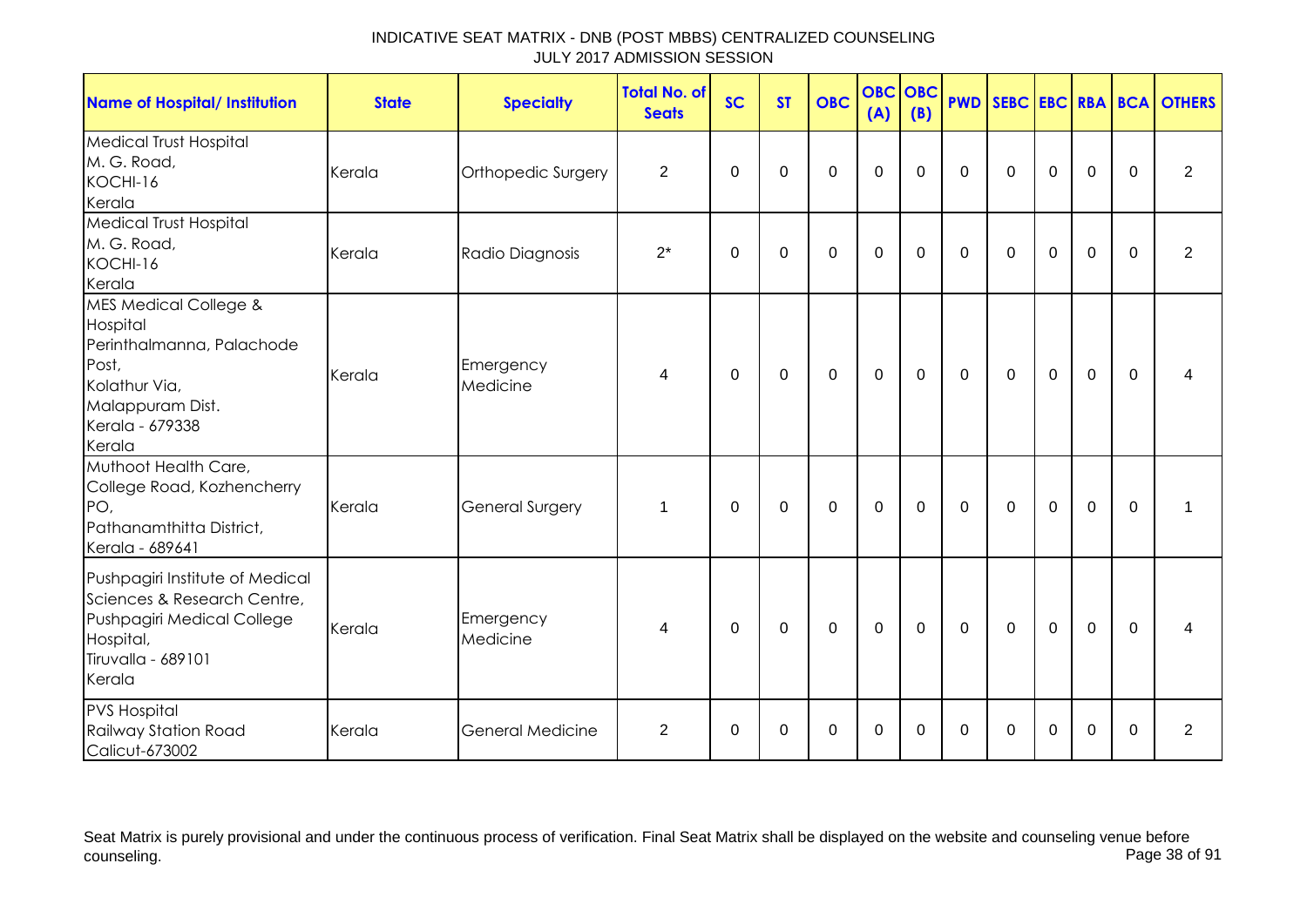INDICATIVE SEAT MATRIX - DNB (POST MBBS) CENTRALIZED COUNSELING
JULY 2017 ADMISSION SESSION

| Name of Hospital/ Institution | State | Specialty | Total No. of Seats | SC | ST | OBC | OBC (A) | OBC (B) | PWD | SEBC | EBC | RBA | BCA | OTHERS |
|---|---|---|---|---|---|---|---|---|---|---|---|---|---|---|
| Medical Trust Hospital M. G. Road, KOCHI-16 Kerala | Kerala | Orthopedic Surgery | 2 | 0 | 0 | 0 | 0 | 0 | 0 | 0 | 0 | 0 | 0 | 2 |
| Medical Trust Hospital M. G. Road, KOCHI-16 Kerala | Kerala | Radio Diagnosis | 2* | 0 | 0 | 0 | 0 | 0 | 0 | 0 | 0 | 0 | 0 | 2 |
| MES Medical College & Hospital Perinthalmanna, Palachode Post, Kolathur Via, Malappuram Dist. Kerala - 679338 Kerala | Kerala | Emergency Medicine | 4 | 0 | 0 | 0 | 0 | 0 | 0 | 0 | 0 | 0 | 0 | 4 |
| Muthoot Health Care, College Road, Kozhencherry PO, Pathanamthitta District, Kerala - 689641 | Kerala | General Surgery | 1 | 0 | 0 | 0 | 0 | 0 | 0 | 0 | 0 | 0 | 0 | 1 |
| Pushpagiri Institute of Medical Sciences & Research Centre, Pushpagiri Medical College Hospital, Tiruvalla - 689101 Kerala | Kerala | Emergency Medicine | 4 | 0 | 0 | 0 | 0 | 0 | 0 | 0 | 0 | 0 | 0 | 4 |
| PVS Hospital Railway Station Road Calicut-673002 | Kerala | General Medicine | 2 | 0 | 0 | 0 | 0 | 0 | 0 | 0 | 0 | 0 | 0 | 2 |

Seat Matrix is purely provisional and under the continuous process of verification. Final Seat Matrix shall be displayed on the website and counseling venue before counseling.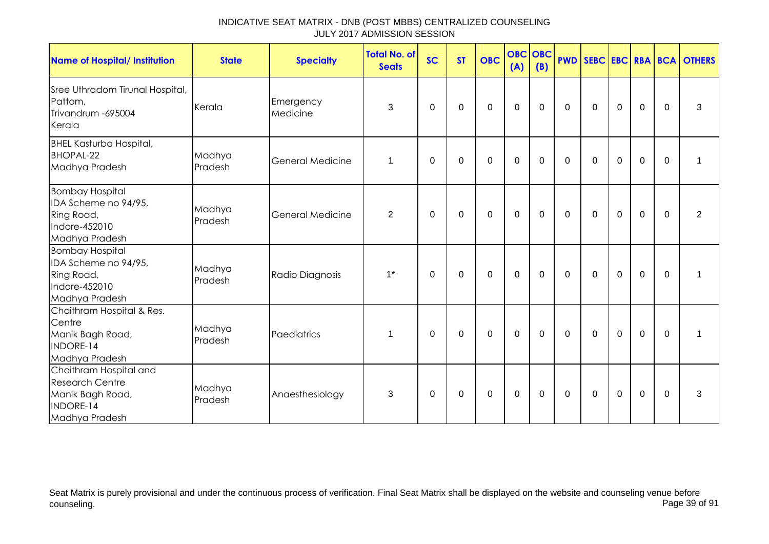INDICATIVE SEAT MATRIX - DNB (POST MBBS) CENTRALIZED COUNSELING
JULY 2017 ADMISSION SESSION

| Name of Hospital/ Institution | State | Specialty | Total No. of Seats | SC | ST | OBC | OBC (A) | OBC (B) | PWD | SEBC | EBC | RBA | BCA | OTHERS |
|---|---|---|---|---|---|---|---|---|---|---|---|---|---|---|
| Sree Uthradom Tirunal Hospital, Pattom, Trivandrum -695004 Kerala | Kerala | Emergency Medicine | 3 | 0 | 0 | 0 | 0 | 0 | 0 | 0 | 0 | 0 | 0 | 3 |
| BHEL Kasturba Hospital, BHOPAL-22 Madhya Pradesh | Madhya Pradesh | General Medicine | 1 | 0 | 0 | 0 | 0 | 0 | 0 | 0 | 0 | 0 | 0 | 1 |
| Bombay Hospital IDA Scheme no 94/95, Ring Road, Indore-452010 Madhya Pradesh | Madhya Pradesh | General Medicine | 2 | 0 | 0 | 0 | 0 | 0 | 0 | 0 | 0 | 0 | 0 | 2 |
| Bombay Hospital IDA Scheme no 94/95, Ring Road, Indore-452010 Madhya Pradesh | Madhya Pradesh | Radio Diagnosis | 1* | 0 | 0 | 0 | 0 | 0 | 0 | 0 | 0 | 0 | 0 | 1 |
| Choithram Hospital & Res. Centre Manik Bagh Road, INDORE-14 Madhya Pradesh | Madhya Pradesh | Paediatrics | 1 | 0 | 0 | 0 | 0 | 0 | 0 | 0 | 0 | 0 | 0 | 1 |
| Choithram Hospital and Research Centre Manik Bagh Road, INDORE-14 Madhya Pradesh | Madhya Pradesh | Anaesthesiology | 3 | 0 | 0 | 0 | 0 | 0 | 0 | 0 | 0 | 0 | 0 | 3 |

Seat Matrix is purely provisional and under the continuous process of verification. Final Seat Matrix shall be displayed on the website and counseling venue before counseling.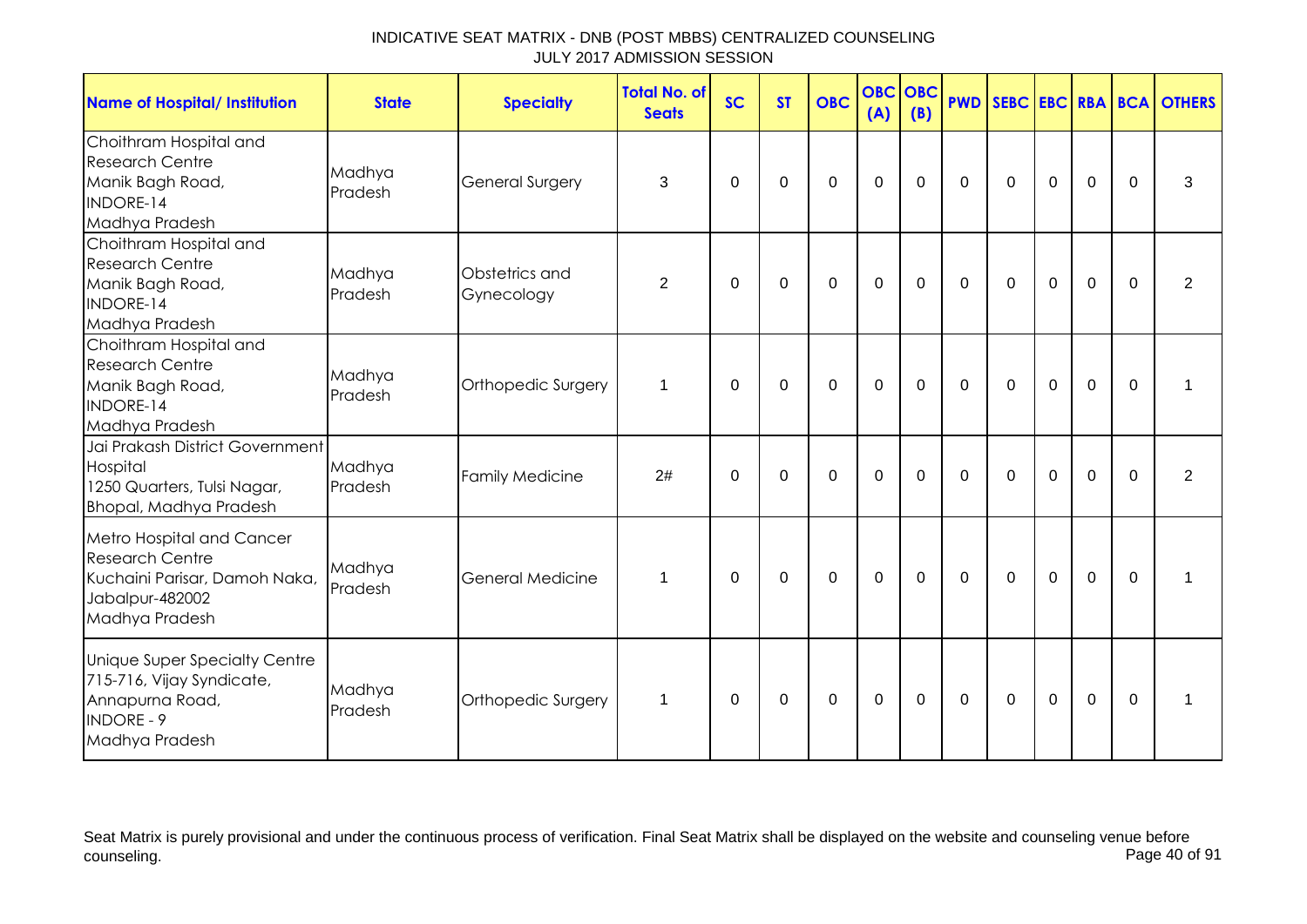INDICATIVE SEAT MATRIX - DNB (POST MBBS) CENTRALIZED COUNSELING
JULY 2017 ADMISSION SESSION

| Name of Hospital/ Institution | State | Specialty | Total No. of Seats | SC | ST | OBC | OBC (A) | OBC (B) | PWD | SEBC | EBC | RBA | BCA | OTHERS |
|---|---|---|---|---|---|---|---|---|---|---|---|---|---|---|
| Choithram Hospital and Research Centre Manik Bagh Road, INDORE-14 Madhya Pradesh | Madhya Pradesh | General Surgery | 3 | 0 | 0 | 0 | 0 | 0 | 0 | 0 | 0 | 0 | 0 | 3 |
| Choithram Hospital and Research Centre Manik Bagh Road, INDORE-14 Madhya Pradesh | Madhya Pradesh | Obstetrics and Gynecology | 2 | 0 | 0 | 0 | 0 | 0 | 0 | 0 | 0 | 0 | 0 | 2 |
| Choithram Hospital and Research Centre Manik Bagh Road, INDORE-14 Madhya Pradesh | Madhya Pradesh | Orthopedic Surgery | 1 | 0 | 0 | 0 | 0 | 0 | 0 | 0 | 0 | 0 | 0 | 1 |
| Jai Prakash District Government Hospital 1250 Quarters, Tulsi Nagar, Bhopal, Madhya Pradesh | Madhya Pradesh | Family Medicine | 2# | 0 | 0 | 0 | 0 | 0 | 0 | 0 | 0 | 0 | 0 | 2 |
| Metro Hospital and Cancer Research Centre Kuchaini Parisar, Damoh Naka, Jabalpur-482002 Madhya Pradesh | Madhya Pradesh | General Medicine | 1 | 0 | 0 | 0 | 0 | 0 | 0 | 0 | 0 | 0 | 0 | 1 |
| Unique Super Specialty Centre 715-716, Vijay Syndicate, Annapurna Road, INDORE - 9 Madhya Pradesh | Madhya Pradesh | Orthopedic Surgery | 1 | 0 | 0 | 0 | 0 | 0 | 0 | 0 | 0 | 0 | 0 | 1 |

Seat Matrix is purely provisional and under the continuous process of verification. Final Seat Matrix shall be displayed on the website and counseling venue before counseling.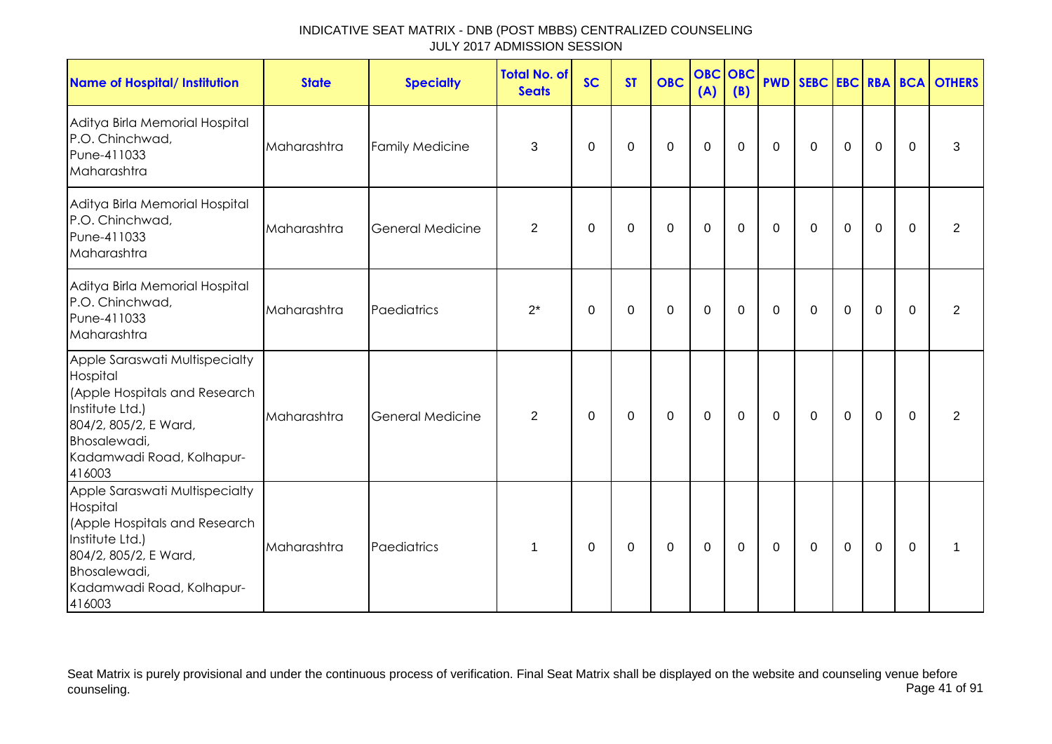# INDICATIVE SEAT MATRIX - DNB (POST MBBS) CENTRALIZED COUNSELING
## JULY 2017 ADMISSION SESSION

| Name of Hospital/ Institution | State | Specialty | Total No. of Seats | SC | ST | OBC | OBC (A) | OBC (B) | PWD | SEBC | EBC | RBA | BCA | OTHERS |
|---|---|---|---|---|---|---|---|---|---|---|---|---|---|---|
| Aditya Birla Memorial Hospital P.O. Chinchwad, Pune-411033 Maharashtra | Maharashtra | Family Medicine | 3 | 0 | 0 | 0 | 0 | 0 | 0 | 0 | 0 | 0 | 0 | 3 |
| Aditya Birla Memorial Hospital P.O. Chinchwad, Pune-411033 Maharashtra | Maharashtra | General Medicine | 2 | 0 | 0 | 0 | 0 | 0 | 0 | 0 | 0 | 0 | 0 | 2 |
| Aditya Birla Memorial Hospital P.O. Chinchwad, Pune-411033 Maharashtra | Maharashtra | Paediatrics | 2* | 0 | 0 | 0 | 0 | 0 | 0 | 0 | 0 | 0 | 0 | 2 |
| Apple Saraswati Multispecialty Hospital (Apple Hospitals and Research Institute Ltd.) 804/2, 805/2, E Ward, Bhosalewadi, Kadamwadi Road, Kolhapur-416003 | Maharashtra | General Medicine | 2 | 0 | 0 | 0 | 0 | 0 | 0 | 0 | 0 | 0 | 0 | 2 |
| Apple Saraswati Multispecialty Hospital (Apple Hospitals and Research Institute Ltd.) 804/2, 805/2, E Ward, Bhosalewadi, Kadamwadi Road, Kolhapur-416003 | Maharashtra | Paediatrics | 1 | 0 | 0 | 0 | 0 | 0 | 0 | 0 | 0 | 0 | 0 | 1 |

Seat Matrix is purely provisional and under the continuous process of verification. Final Seat Matrix shall be displayed on the website and counseling venue before counseling.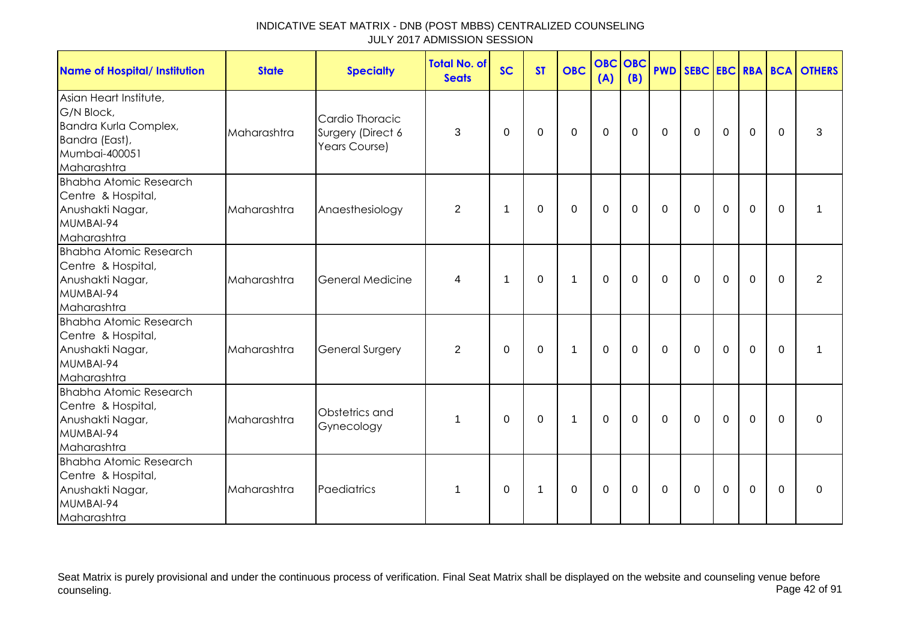# INDICATIVE SEAT MATRIX - DNB (POST MBBS) CENTRALIZED COUNSELING
## JULY 2017 ADMISSION SESSION

| Name of Hospital/ Institution | State | Specialty | Total No. of Seats | SC | ST | OBC | OBC (A) | OBC (B) | PWD | SEBC | EBC | RBA | BCA | OTHERS |
|---|---|---|---|---|---|---|---|---|---|---|---|---|---|---|
| Asian Heart Institute, G/N Block, Bandra Kurla Complex, Bandra (East), Mumbai-400051 Maharashtra | Maharashtra | Cardio Thoracic Surgery (Direct 6 Years Course) | 3 | 0 | 0 | 0 | 0 | 0 | 0 | 0 | 0 | 0 | 0 | 3 |
| Bhabha Atomic Research Centre & Hospital, Anushakti Nagar, MUMBAI-94 Maharashtra | Maharashtra | Anaesthesiology | 2 | 1 | 0 | 0 | 0 | 0 | 0 | 0 | 0 | 0 | 0 | 1 |
| Bhabha Atomic Research Centre & Hospital, Anushakti Nagar, MUMBAI-94 Maharashtra | Maharashtra | General Medicine | 4 | 1 | 0 | 1 | 0 | 0 | 0 | 0 | 0 | 0 | 0 | 2 |
| Bhabha Atomic Research Centre & Hospital, Anushakti Nagar, MUMBAI-94 Maharashtra | Maharashtra | General Surgery | 2 | 0 | 0 | 1 | 0 | 0 | 0 | 0 | 0 | 0 | 0 | 1 |
| Bhabha Atomic Research Centre & Hospital, Anushakti Nagar, MUMBAI-94 Maharashtra | Maharashtra | Obstetrics and Gynecology | 1 | 0 | 0 | 1 | 0 | 0 | 0 | 0 | 0 | 0 | 0 | 0 |
| Bhabha Atomic Research Centre & Hospital, Anushakti Nagar, MUMBAI-94 Maharashtra | Maharashtra | Paediatrics | 1 | 0 | 1 | 0 | 0 | 0 | 0 | 0 | 0 | 0 | 0 | 0 |

Seat Matrix is purely provisional and under the continuous process of verification. Final Seat Matrix shall be displayed on the website and counseling venue before counseling.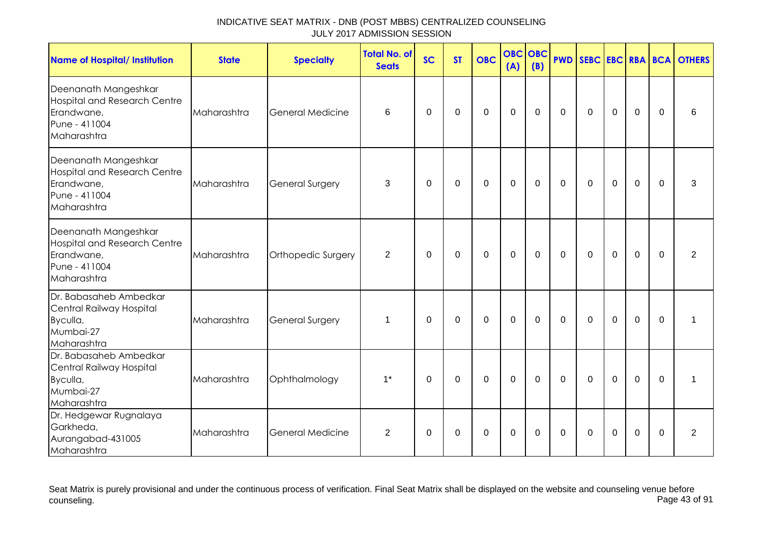INDICATIVE SEAT MATRIX - DNB (POST MBBS) CENTRALIZED COUNSELING
JULY 2017 ADMISSION SESSION

| Name of Hospital/ Institution | State | Specialty | Total No. of Seats | SC | ST | OBC | OBC (A) | OBC (B) | PWD | SEBC | EBC | RBA | BCA | OTHERS |
|---|---|---|---|---|---|---|---|---|---|---|---|---|---|---|
| Deenanath Mangeshkar Hospital and Research Centre Erandwane, Pune - 411004 Maharashtra | Maharashtra | General Medicine | 6 | 0 | 0 | 0 | 0 | 0 | 0 | 0 | 0 | 0 | 0 | 6 |
| Deenanath Mangeshkar Hospital and Research Centre Erandwane, Pune - 411004 Maharashtra | Maharashtra | General Surgery | 3 | 0 | 0 | 0 | 0 | 0 | 0 | 0 | 0 | 0 | 0 | 3 |
| Deenanath Mangeshkar Hospital and Research Centre Erandwane, Pune - 411004 Maharashtra | Maharashtra | Orthopedic Surgery | 2 | 0 | 0 | 0 | 0 | 0 | 0 | 0 | 0 | 0 | 0 | 2 |
| Dr. Babasaheb Ambedkar Central Railway Hospital Byculla, Mumbai-27 Maharashtra | Maharashtra | General Surgery | 1 | 0 | 0 | 0 | 0 | 0 | 0 | 0 | 0 | 0 | 0 | 1 |
| Dr. Babasaheb Ambedkar Central Railway Hospital Byculla, Mumbai-27 Maharashtra | Maharashtra | Ophthalmology | 1* | 0 | 0 | 0 | 0 | 0 | 0 | 0 | 0 | 0 | 0 | 1 |
| Dr. Hedgewar Rugnalaya Garkheda, Aurangabad-431005 Maharashtra | Maharashtra | General Medicine | 2 | 0 | 0 | 0 | 0 | 0 | 0 | 0 | 0 | 0 | 0 | 2 |

Seat Matrix is purely provisional and under the continuous process of verification. Final Seat Matrix shall be displayed on the website and counseling venue before counseling.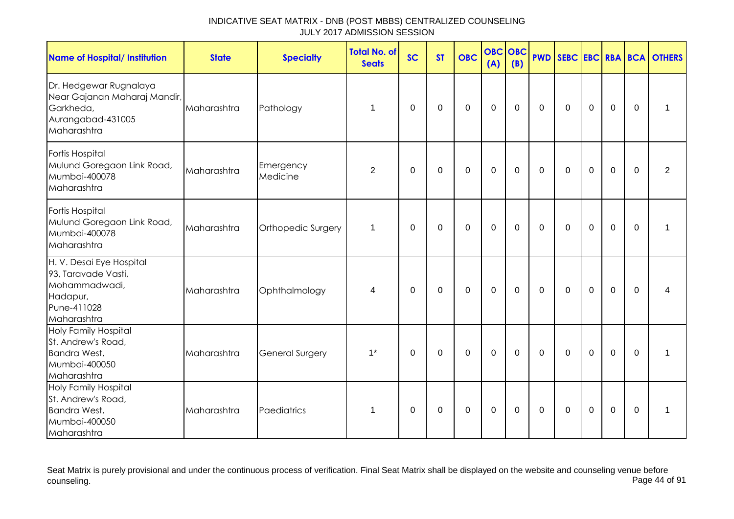INDICATIVE SEAT MATRIX - DNB (POST MBBS) CENTRALIZED COUNSELING
JULY 2017 ADMISSION SESSION

| Name of Hospital/ Institution | State | Specialty | Total No. of Seats | SC | ST | OBC | OBC (A) | OBC (B) | PWD | SEBC | EBC | RBA | BCA | OTHERS |
|---|---|---|---|---|---|---|---|---|---|---|---|---|---|---|
| Dr. Hedgewar Rugnalaya Near Gajanan Maharaj Mandir, Garkheda, Aurangabad-431005 Maharashtra | Maharashtra | Pathology | 1 | 0 | 0 | 0 | 0 | 0 | 0 | 0 | 0 | 0 | 0 | 1 |
| Fortis Hospital Mulund Goregaon Link Road, Mumbai-400078 Maharashtra | Maharashtra | Emergency Medicine | 2 | 0 | 0 | 0 | 0 | 0 | 0 | 0 | 0 | 0 | 0 | 2 |
| Fortis Hospital Mulund Goregaon Link Road, Mumbai-400078 Maharashtra | Maharashtra | Orthopedic Surgery | 1 | 0 | 0 | 0 | 0 | 0 | 0 | 0 | 0 | 0 | 0 | 1 |
| H. V. Desai Eye Hospital 93, Taravade Vasti, Mohammadwadi, Hadapur, Pune-411028 Maharashtra | Maharashtra | Ophthalmology | 4 | 0 | 0 | 0 | 0 | 0 | 0 | 0 | 0 | 0 | 0 | 4 |
| Holy Family Hospital St. Andrew's Road, Bandra West, Mumbai-400050 Maharashtra | Maharashtra | General Surgery | 1* | 0 | 0 | 0 | 0 | 0 | 0 | 0 | 0 | 0 | 0 | 1 |
| Holy Family Hospital St. Andrew's Road, Bandra West, Mumbai-400050 Maharashtra | Maharashtra | Paediatrics | 1 | 0 | 0 | 0 | 0 | 0 | 0 | 0 | 0 | 0 | 0 | 1 |

Seat Matrix is purely provisional and under the continuous process of verification. Final Seat Matrix shall be displayed on the website and counseling venue before counseling.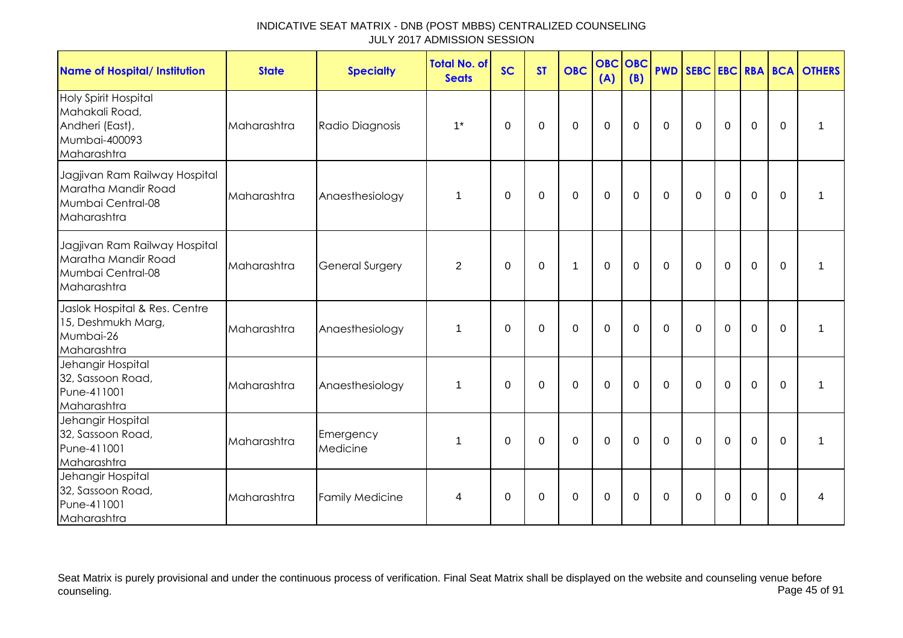INDICATIVE SEAT MATRIX - DNB (POST MBBS) CENTRALIZED COUNSELING
JULY 2017 ADMISSION SESSION

| Name of Hospital/ Institution | State | Specialty | Total No. of Seats | SC | ST | OBC | OBC (A) | OBC (B) | PWD | SEBC | EBC | RBA | BCA | OTHERS |
|---|---|---|---|---|---|---|---|---|---|---|---|---|---|---|
| Holy Spirit Hospital Mahakali Road, Andheri (East), Mumbai-400093 Maharashtra | Maharashtra | Radio Diagnosis | 1* | 0 | 0 | 0 | 0 | 0 | 0 | 0 | 0 | 0 | 0 | 1 |
| Jagjivan Ram Railway Hospital Maratha Mandir Road Mumbai Central-08 Maharashtra | Maharashtra | Anaesthesiology | 1 | 0 | 0 | 0 | 0 | 0 | 0 | 0 | 0 | 0 | 0 | 1 |
| Jagjivan Ram Railway Hospital Maratha Mandir Road Mumbai Central-08 Maharashtra | Maharashtra | General Surgery | 2 | 0 | 0 | 1 | 0 | 0 | 0 | 0 | 0 | 0 | 0 | 1 |
| Jaslok Hospital & Res. Centre 15, Deshmukh Marg, Mumbai-26 Maharashtra | Maharashtra | Anaesthesiology | 1 | 0 | 0 | 0 | 0 | 0 | 0 | 0 | 0 | 0 | 0 | 1 |
| Jehangir Hospital 32, Sassoon Road, Pune-411001 Maharashtra | Maharashtra | Anaesthesiology | 1 | 0 | 0 | 0 | 0 | 0 | 0 | 0 | 0 | 0 | 0 | 1 |
| Jehangir Hospital 32, Sassoon Road, Pune-411001 Maharashtra | Maharashtra | Emergency Medicine | 1 | 0 | 0 | 0 | 0 | 0 | 0 | 0 | 0 | 0 | 0 | 1 |
| Jehangir Hospital 32, Sassoon Road, Pune-411001 Maharashtra | Maharashtra | Family Medicine | 4 | 0 | 0 | 0 | 0 | 0 | 0 | 0 | 0 | 0 | 0 | 4 |

Seat Matrix is purely provisional and under the continuous process of verification. Final Seat Matrix shall be displayed on the website and counseling venue before counseling.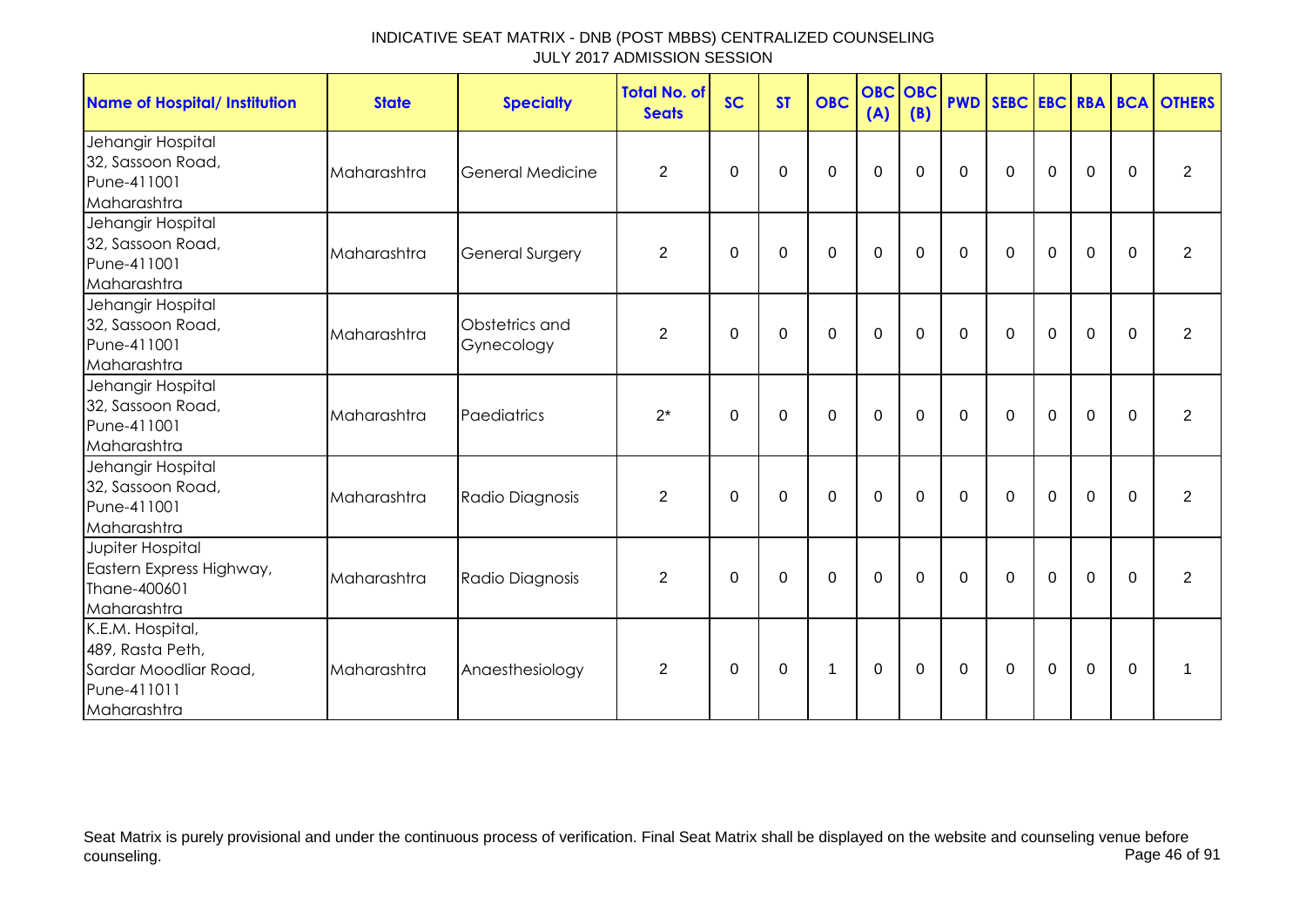INDICATIVE SEAT MATRIX - DNB (POST MBBS) CENTRALIZED COUNSELING
JULY 2017 ADMISSION SESSION

| Name of Hospital/ Institution | State | Specialty | Total No. of Seats | SC | ST | OBC | OBC (A) | OBC (B) | PWD | SEBC | EBC | RBA | BCA | OTHERS |
|---|---|---|---|---|---|---|---|---|---|---|---|---|---|---|
| Jehangir Hospital<br>32, Sassoon Road,<br>Pune-411001<br>Maharashtra | Maharashtra | General Medicine | 2 | 0 | 0 | 0 | 0 | 0 | 0 | 0 | 0 | 0 | 0 | 2 |
| Jehangir Hospital<br>32, Sassoon Road,<br>Pune-411001<br>Maharashtra | Maharashtra | General Surgery | 2 | 0 | 0 | 0 | 0 | 0 | 0 | 0 | 0 | 0 | 0 | 2 |
| Jehangir Hospital<br>32, Sassoon Road,<br>Pune-411001<br>Maharashtra | Maharashtra | Obstetrics and Gynecology | 2 | 0 | 0 | 0 | 0 | 0 | 0 | 0 | 0 | 0 | 0 | 2 |
| Jehangir Hospital<br>32, Sassoon Road,<br>Pune-411001<br>Maharashtra | Maharashtra | Paediatrics | 2* | 0 | 0 | 0 | 0 | 0 | 0 | 0 | 0 | 0 | 0 | 2 |
| Jehangir Hospital<br>32, Sassoon Road,<br>Pune-411001<br>Maharashtra | Maharashtra | Radio Diagnosis | 2 | 0 | 0 | 0 | 0 | 0 | 0 | 0 | 0 | 0 | 0 | 2 |
| Jupiter Hospital<br>Eastern Express Highway,<br>Thane-400601<br>Maharashtra | Maharashtra | Radio Diagnosis | 2 | 0 | 0 | 0 | 0 | 0 | 0 | 0 | 0 | 0 | 0 | 2 |
| K.E.M. Hospital,<br>489, Rasta Peth,<br>Sardar Moodliar Road,<br>Pune-411011<br>Maharashtra | Maharashtra | Anaesthesiology | 2 | 0 | 0 | 1 | 0 | 0 | 0 | 0 | 0 | 0 | 0 | 1 |

Seat Matrix is purely provisional and under the continuous process of verification. Final Seat Matrix shall be displayed on the website and counseling venue before counseling.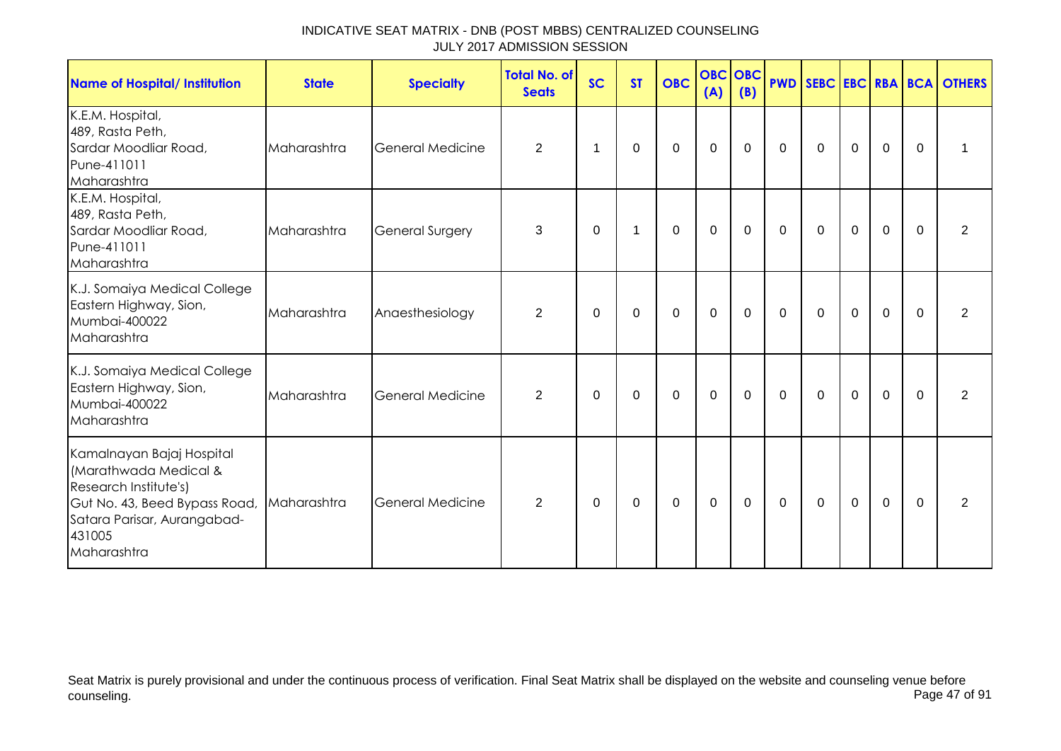# INDICATIVE SEAT MATRIX - DNB (POST MBBS) CENTRALIZED COUNSELING
## JULY 2017 ADMISSION SESSION

| Name of Hospital/ Institution | State | Specialty | Total No. of Seats | SC | ST | OBC | OBC (A) | OBC (B) | PWD | SEBC | EBC | RBA | BCA | OTHERS |
|---|---|---|---|---|---|---|---|---|---|---|---|---|---|---|
| K.E.M. Hospital, 489, Rasta Peth, Sardar Moodliar Road, Pune-411011 Maharashtra | Maharashtra | General Medicine | 2 | 1 | 0 | 0 | 0 | 0 | 0 | 0 | 0 | 0 | 0 | 1 |
| K.E.M. Hospital, 489, Rasta Peth, Sardar Moodliar Road, Pune-411011 Maharashtra | Maharashtra | General Surgery | 3 | 0 | 1 | 0 | 0 | 0 | 0 | 0 | 0 | 0 | 0 | 2 |
| K.J. Somaiya Medical College Eastern Highway, Sion, Mumbai-400022 Maharashtra | Maharashtra | Anaesthesiology | 2 | 0 | 0 | 0 | 0 | 0 | 0 | 0 | 0 | 0 | 0 | 2 |
| K.J. Somaiya Medical College Eastern Highway, Sion, Mumbai-400022 Maharashtra | Maharashtra | General Medicine | 2 | 0 | 0 | 0 | 0 | 0 | 0 | 0 | 0 | 0 | 0 | 2 |
| Kamalnayan Bajaj Hospital (Marathwada Medical & Research Institute's) Gut No. 43, Beed Bypass Road, Satara Parisar, Aurangabad-431005 Maharashtra | Maharashtra | General Medicine | 2 | 0 | 0 | 0 | 0 | 0 | 0 | 0 | 0 | 0 | 0 | 2 |

Seat Matrix is purely provisional and under the continuous process of verification. Final Seat Matrix shall be displayed on the website and counseling venue before counseling.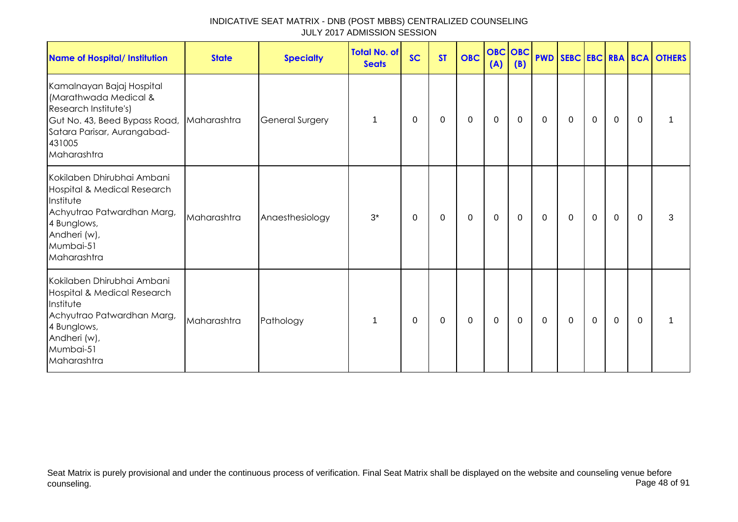INDICATIVE SEAT MATRIX - DNB (POST MBBS) CENTRALIZED COUNSELING
JULY 2017 ADMISSION SESSION

| Name of Hospital/ Institution | State | Specialty | Total No. of Seats | SC | ST | OBC | OBC (A) | OBC (B) | PWD | SEBC | EBC | RBA | BCA | OTHERS |
|---|---|---|---|---|---|---|---|---|---|---|---|---|---|---|
| Kamalnayan Bajaj Hospital (Marathwada Medical & Research Institute's) Gut No. 43, Beed Bypass Road, Satara Parisar, Aurangabad-431005 Maharashtra | Maharashtra | General Surgery | 1 | 0 | 0 | 0 | 0 | 0 | 0 | 0 | 0 | 0 | 0 | 1 |
| Kokilaben Dhirubhai Ambani Hospital & Medical Research Institute Achyutrao Patwardhan Marg, 4 Bunglows, Andheri (w), Mumbai-51 Maharashtra | Maharashtra | Anaesthesiology | 3* | 0 | 0 | 0 | 0 | 0 | 0 | 0 | 0 | 0 | 0 | 3 |
| Kokilaben Dhirubhai Ambani Hospital & Medical Research Institute Achyutrao Patwardhan Marg, 4 Bunglows, Andheri (w), Mumbai-51 Maharashtra | Maharashtra | Pathology | 1 | 0 | 0 | 0 | 0 | 0 | 0 | 0 | 0 | 0 | 0 | 1 |

Seat Matrix is purely provisional and under the continuous process of verification. Final Seat Matrix shall be displayed on the website and counseling venue before counseling.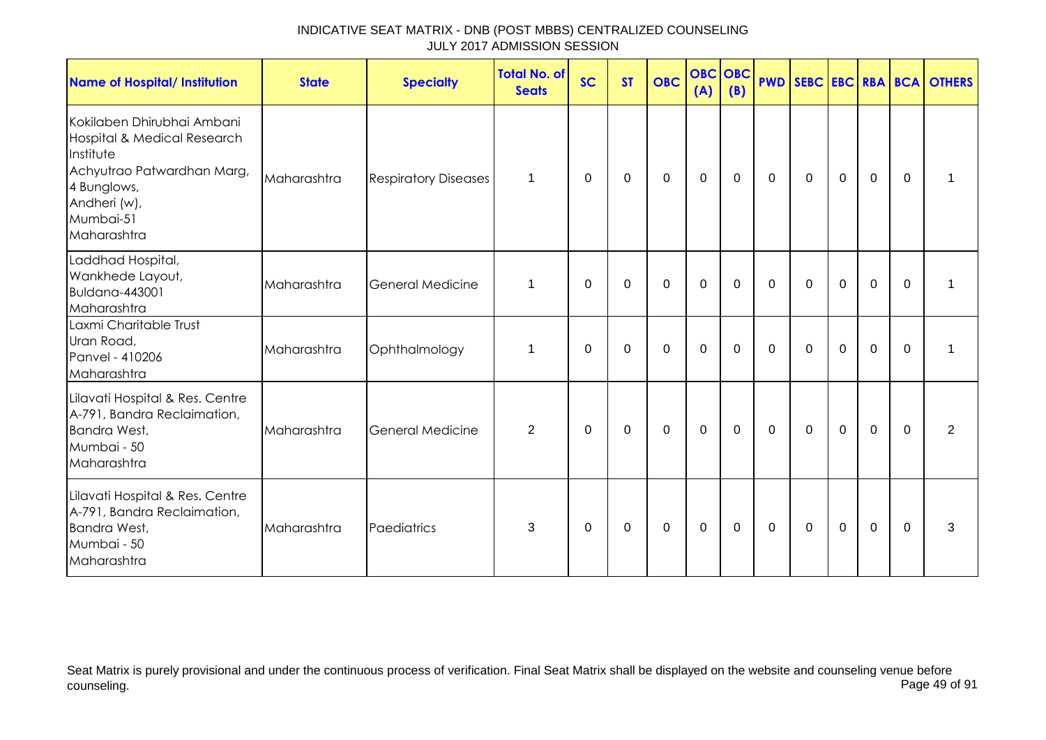INDICATIVE SEAT MATRIX - DNB (POST MBBS) CENTRALIZED COUNSELING
JULY 2017 ADMISSION SESSION

| Name of Hospital/ Institution | State | Specialty | Total No. of Seats | SC | ST | OBC | OBC (A) | OBC (B) | PWD | SEBC | EBC | RBA | BCA | OTHERS |
|---|---|---|---|---|---|---|---|---|---|---|---|---|---|---|
| Kokilaben Dhirubhai Ambani Hospital & Medical Research Institute Achyutrao Patwardhan Marg, 4 Bunglows, Andheri (w), Mumbai-51 Maharashtra | Maharashtra | Respiratory Diseases | 1 | 0 | 0 | 0 | 0 | 0 | 0 | 0 | 0 | 0 | 0 | 1 |
| Laddhad Hospital, Wankhede Layout, Buldana-443001 Maharashtra | Maharashtra | General Medicine | 1 | 0 | 0 | 0 | 0 | 0 | 0 | 0 | 0 | 0 | 0 | 1 |
| Laxmi Charitable Trust Uran Road, Panvel - 410206 Maharashtra | Maharashtra | Ophthalmology | 1 | 0 | 0 | 0 | 0 | 0 | 0 | 0 | 0 | 0 | 0 | 1 |
| Lilavati Hospital & Res. Centre A-791, Bandra Reclaimation, Bandra West, Mumbai - 50 Maharashtra | Maharashtra | General Medicine | 2 | 0 | 0 | 0 | 0 | 0 | 0 | 0 | 0 | 0 | 0 | 2 |
| Lilavati Hospital & Res. Centre A-791, Bandra Reclaimation, Bandra West, Mumbai - 50 Maharashtra | Maharashtra | Paediatrics | 3 | 0 | 0 | 0 | 0 | 0 | 0 | 0 | 0 | 0 | 0 | 3 |

Seat Matrix is purely provisional and under the continuous process of verification. Final Seat Matrix shall be displayed on the website and counseling venue before counseling.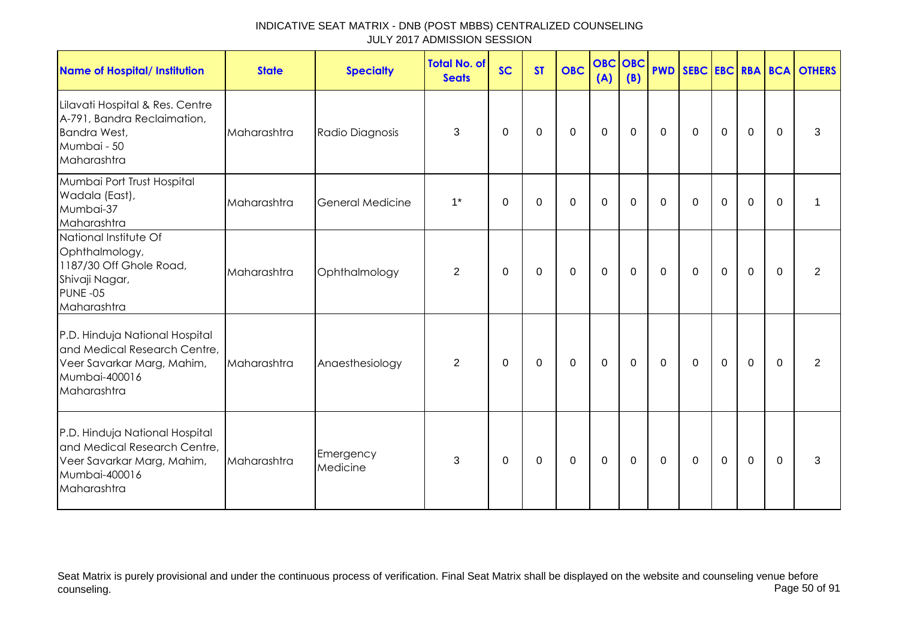INDICATIVE SEAT MATRIX - DNB (POST MBBS) CENTRALIZED COUNSELING
JULY 2017 ADMISSION SESSION

| Name of Hospital/ Institution | State | Specialty | Total No. of Seats | SC | ST | OBC | OBC (A) | OBC (B) | PWD | SEBC | EBC | RBA | BCA | OTHERS |
|---|---|---|---|---|---|---|---|---|---|---|---|---|---|---|
| Lilavati Hospital & Res. Centre A-791, Bandra Reclaimation, Bandra West, Mumbai - 50 Maharashtra | Maharashtra | Radio Diagnosis | 3 | 0 | 0 | 0 | 0 | 0 | 0 | 0 | 0 | 0 | 0 | 3 |
| Mumbai Port Trust Hospital Wadala (East), Mumbai-37 Maharashtra | Maharashtra | General Medicine | 1* | 0 | 0 | 0 | 0 | 0 | 0 | 0 | 0 | 0 | 0 | 1 |
| National Institute Of Ophthalmology, 1187/30 Off Ghole Road, Shivaji Nagar, PUNE -05 Maharashtra | Maharashtra | Ophthalmology | 2 | 0 | 0 | 0 | 0 | 0 | 0 | 0 | 0 | 0 | 0 | 2 |
| P.D. Hinduja National Hospital and Medical Research Centre, Veer Savarkar Marg, Mahim, Mumbai-400016 Maharashtra | Maharashtra | Anaesthesiology | 2 | 0 | 0 | 0 | 0 | 0 | 0 | 0 | 0 | 0 | 0 | 2 |
| P.D. Hinduja National Hospital and Medical Research Centre, Veer Savarkar Marg, Mahim, Mumbai-400016 Maharashtra | Maharashtra | Emergency Medicine | 3 | 0 | 0 | 0 | 0 | 0 | 0 | 0 | 0 | 0 | 0 | 3 |

Seat Matrix is purely provisional and under the continuous process of verification. Final Seat Matrix shall be displayed on the website and counseling venue before counseling.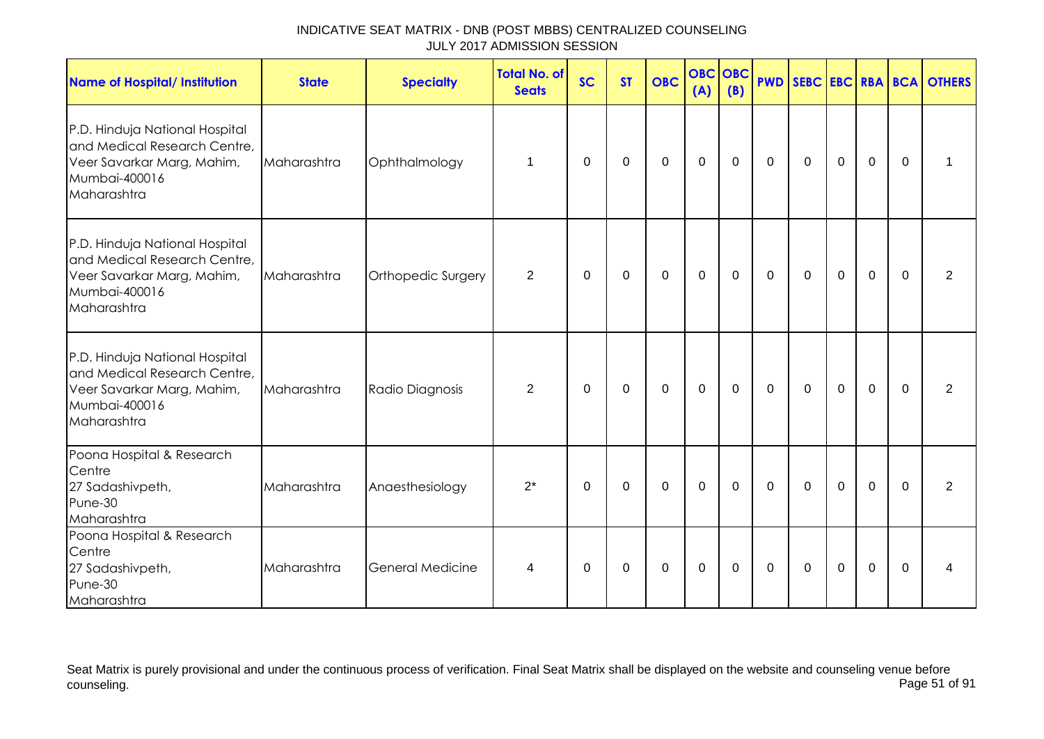INDICATIVE SEAT MATRIX - DNB (POST MBBS) CENTRALIZED COUNSELING
JULY 2017 ADMISSION SESSION

| Name of Hospital/ Institution | State | Specialty | Total No. of Seats | SC | ST | OBC | OBC (A) | OBC (B) | PWD | SEBC | EBC | RBA | BCA | OTHERS |
|---|---|---|---|---|---|---|---|---|---|---|---|---|---|---|
| P.D. Hinduja National Hospital and Medical Research Centre, Veer Savarkar Marg, Mahim, Mumbai-400016 Maharashtra | Maharashtra | Ophthalmology | 1 | 0 | 0 | 0 | 0 | 0 | 0 | 0 | 0 | 0 | 0 | 1 |
| P.D. Hinduja National Hospital and Medical Research Centre, Veer Savarkar Marg, Mahim, Mumbai-400016 Maharashtra | Maharashtra | Orthopedic Surgery | 2 | 0 | 0 | 0 | 0 | 0 | 0 | 0 | 0 | 0 | 0 | 2 |
| P.D. Hinduja National Hospital and Medical Research Centre, Veer Savarkar Marg, Mahim, Mumbai-400016 Maharashtra | Maharashtra | Radio Diagnosis | 2 | 0 | 0 | 0 | 0 | 0 | 0 | 0 | 0 | 0 | 0 | 2 |
| Poona Hospital & Research Centre 27 Sadashivpeth, Pune-30 Maharashtra | Maharashtra | Anaesthesiology | 2* | 0 | 0 | 0 | 0 | 0 | 0 | 0 | 0 | 0 | 0 | 2 |
| Poona Hospital & Research Centre 27 Sadashivpeth, Pune-30 Maharashtra | Maharashtra | General Medicine | 4 | 0 | 0 | 0 | 0 | 0 | 0 | 0 | 0 | 0 | 0 | 4 |

Seat Matrix is purely provisional and under the continuous process of verification. Final Seat Matrix shall be displayed on the website and counseling venue before counseling.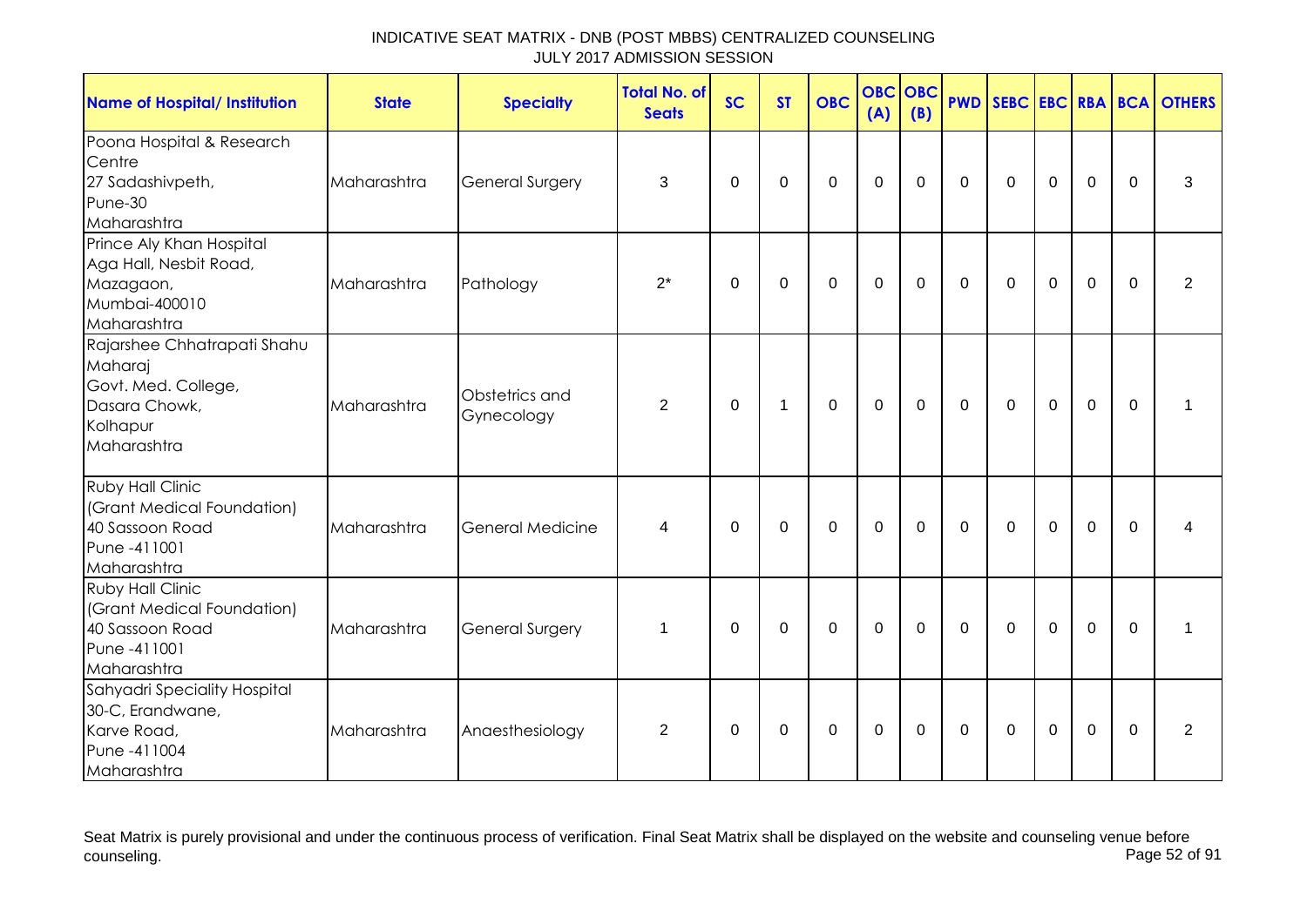INDICATIVE SEAT MATRIX - DNB (POST MBBS) CENTRALIZED COUNSELING
JULY 2017 ADMISSION SESSION

| Name of Hospital/ Institution | State | Specialty | Total No. of Seats | SC | ST | OBC | OBC (A) | OBC (B) | PWD | SEBC | EBC | RBA | BCA | OTHERS |
|---|---|---|---|---|---|---|---|---|---|---|---|---|---|---|
| Poona Hospital & Research Centre 27 Sadashivpeth, Pune-30 Maharashtra | Maharashtra | General Surgery | 3 | 0 | 0 | 0 | 0 | 0 | 0 | 0 | 0 | 0 | 0 | 3 |
| Prince Aly Khan Hospital Aga Hall, Nesbit Road, Mazagaon, Mumbai-400010 Maharashtra | Maharashtra | Pathology | 2* | 0 | 0 | 0 | 0 | 0 | 0 | 0 | 0 | 0 | 0 | 2 |
| Rajarshee Chhatrapati Shahu Maharaj Govt. Med. College, Dasara Chowk, Kolhapur Maharashtra | Maharashtra | Obstetrics and Gynecology | 2 | 0 | 1 | 0 | 0 | 0 | 0 | 0 | 0 | 0 | 0 | 1 |
| Ruby Hall Clinic (Grant Medical Foundation) 40 Sassoon Road Pune -411001 Maharashtra | Maharashtra | General Medicine | 4 | 0 | 0 | 0 | 0 | 0 | 0 | 0 | 0 | 0 | 0 | 4 |
| Ruby Hall Clinic (Grant Medical Foundation) 40 Sassoon Road Pune -411001 Maharashtra | Maharashtra | General Surgery | 1 | 0 | 0 | 0 | 0 | 0 | 0 | 0 | 0 | 0 | 0 | 1 |
| Sahyadri Speciality Hospital 30-C, Erandwane, Karve Road, Pune -411004 Maharashtra | Maharashtra | Anaesthesiology | 2 | 0 | 0 | 0 | 0 | 0 | 0 | 0 | 0 | 0 | 0 | 2 |

Seat Matrix is purely provisional and under the continuous process of verification. Final Seat Matrix shall be displayed on the website and counseling venue before counseling.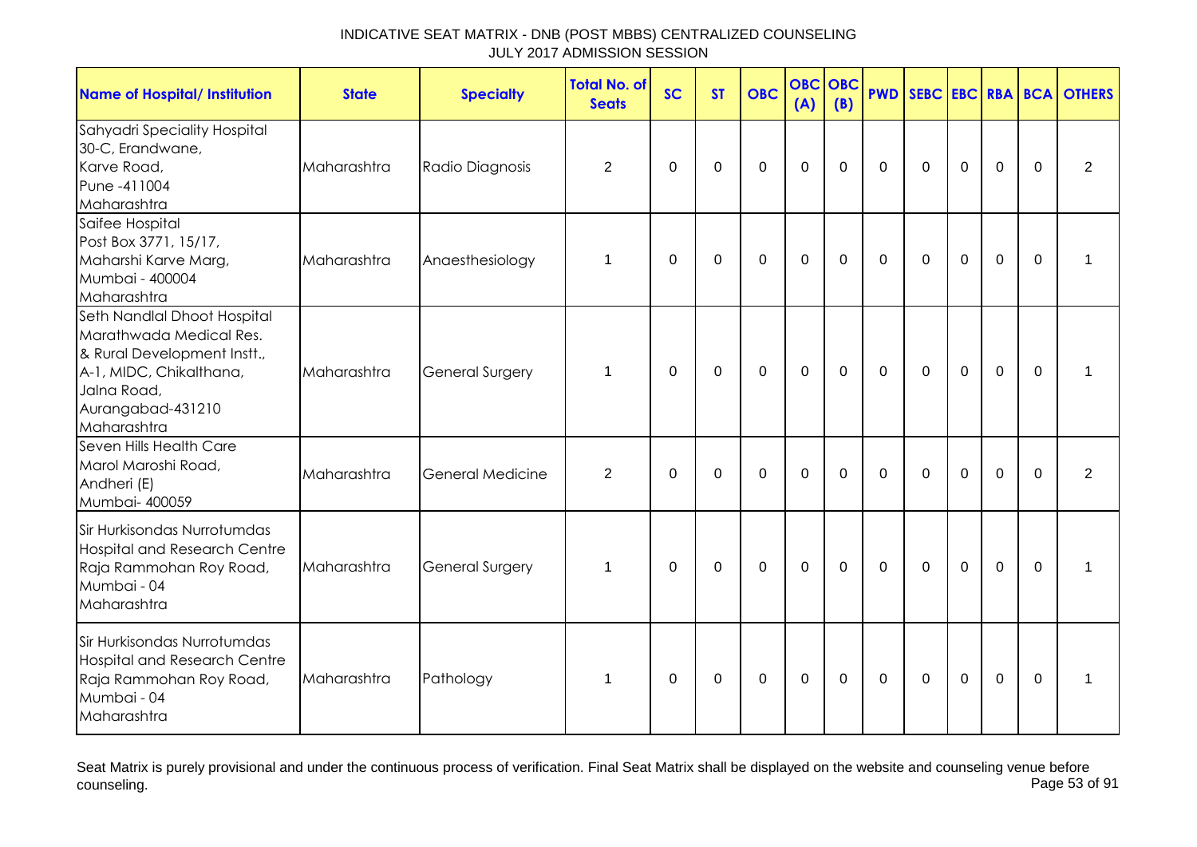# INDICATIVE SEAT MATRIX - DNB (POST MBBS) CENTRALIZED COUNSELING
## JULY 2017 ADMISSION SESSION

| Name of Hospital/ Institution | State | Specialty | Total No. of Seats | SC | ST | OBC | OBC (A) | OBC (B) | PWD | SEBC | EBC | RBA | BCA | OTHERS |
|---|---|---|---|---|---|---|---|---|---|---|---|---|---|---|
| Sahyadri Speciality Hospital 30-C, Erandwane, Karve Road, Pune -411004 Maharashtra | Maharashtra | Radio Diagnosis | 2 | 0 | 0 | 0 | 0 | 0 | 0 | 0 | 0 | 0 | 0 | 2 |
| Saifee Hospital Post Box 3771, 15/17, Maharshi Karve Marg, Mumbai - 400004 Maharashtra | Maharashtra | Anaesthesiology | 1 | 0 | 0 | 0 | 0 | 0 | 0 | 0 | 0 | 0 | 0 | 1 |
| Seth Nandlal Dhoot Hospital Marathwada Medical Res. & Rural Development Instt., A-1, MIDC, Chikalthana, Jalna Road, Aurangabad-431210 Maharashtra | Maharashtra | General Surgery | 1 | 0 | 0 | 0 | 0 | 0 | 0 | 0 | 0 | 0 | 0 | 1 |
| Seven Hills Health Care Marol Maroshi Road, Andheri (E) Mumbai- 400059 | Maharashtra | General Medicine | 2 | 0 | 0 | 0 | 0 | 0 | 0 | 0 | 0 | 0 | 0 | 2 |
| Sir Hurkisondas Nurrotumdas Hospital and Research Centre Raja Rammohan Roy Road, Mumbai - 04 Maharashtra | Maharashtra | General Surgery | 1 | 0 | 0 | 0 | 0 | 0 | 0 | 0 | 0 | 0 | 0 | 1 |
| Sir Hurkisondas Nurrotumdas Hospital and Research Centre Raja Rammohan Roy Road, Mumbai - 04 Maharashtra | Maharashtra | Pathology | 1 | 0 | 0 | 0 | 0 | 0 | 0 | 0 | 0 | 0 | 0 | 1 |

Seat Matrix is purely provisional and under the continuous process of verification. Final Seat Matrix shall be displayed on the website and counseling venue before counseling.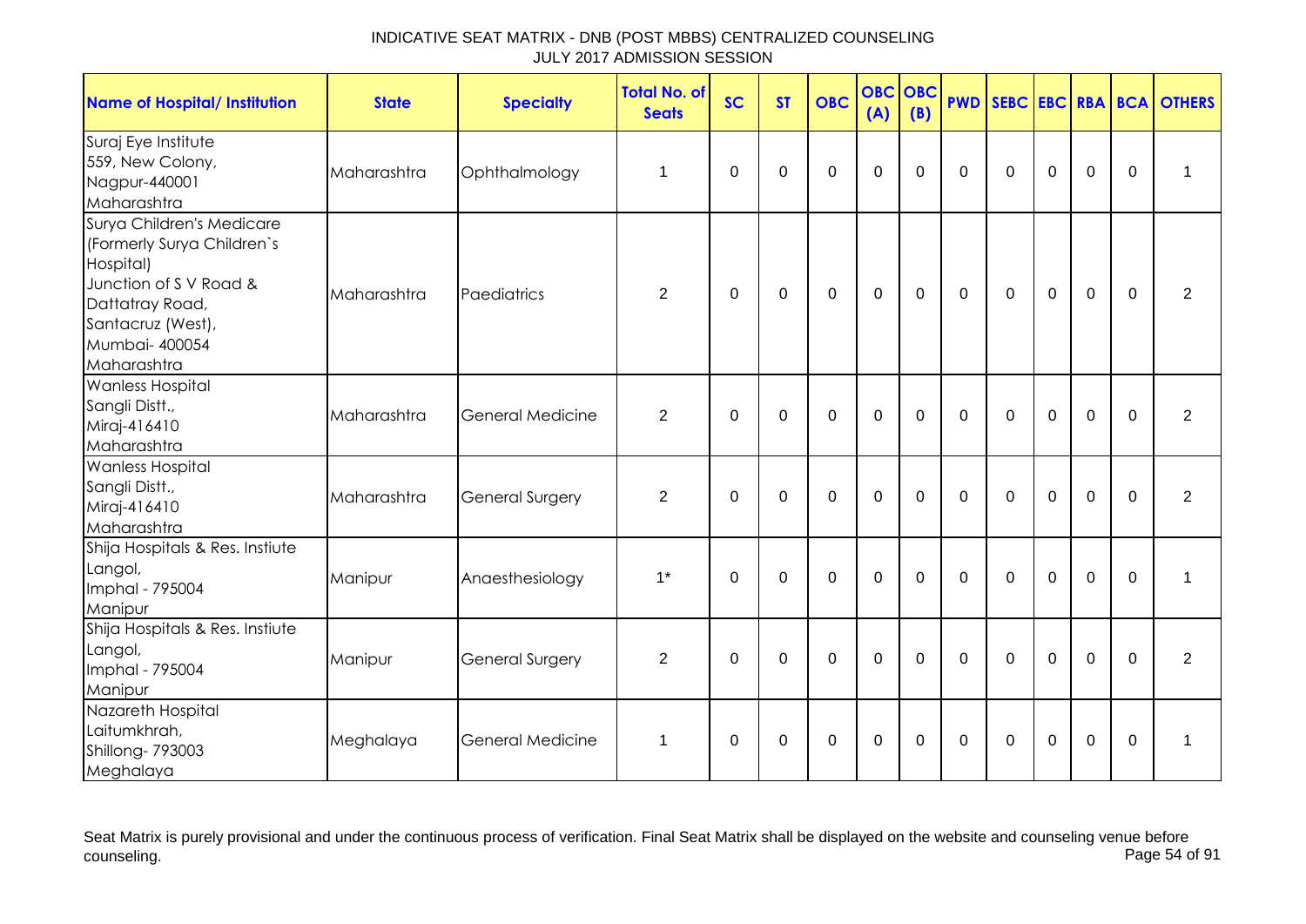INDICATIVE SEAT MATRIX - DNB (POST MBBS) CENTRALIZED COUNSELING
JULY 2017 ADMISSION SESSION

| Name of Hospital/ Institution | State | Specialty | Total No. of Seats | SC | ST | OBC | OBC (A) | OBC (B) | PWD | SEBC | EBC | RBA | BCA | OTHERS |
|---|---|---|---|---|---|---|---|---|---|---|---|---|---|---|
| Suraj Eye Institute 559, New Colony, Nagpur-440001 Maharashtra | Maharashtra | Ophthalmology | 1 | 0 | 0 | 0 | 0 | 0 | 0 | 0 | 0 | 0 | 0 | 1 |
| Surya Children's Medicare (Formerly Surya Children`s Hospital) Junction of S V Road & Dattatray Road, Santacruz (West), Mumbai- 400054 Maharashtra | Maharashtra | Paediatrics | 2 | 0 | 0 | 0 | 0 | 0 | 0 | 0 | 0 | 0 | 0 | 2 |
| Wanless Hospital Sangli Distt., Miraj-416410 Maharashtra | Maharashtra | General Medicine | 2 | 0 | 0 | 0 | 0 | 0 | 0 | 0 | 0 | 0 | 0 | 2 |
| Wanless Hospital Sangli Distt., Miraj-416410 Maharashtra | Maharashtra | General Surgery | 2 | 0 | 0 | 0 | 0 | 0 | 0 | 0 | 0 | 0 | 0 | 2 |
| Shija Hospitals & Res. Instiute Langol, Imphal - 795004 Manipur | Manipur | Anaesthesiology | 1* | 0 | 0 | 0 | 0 | 0 | 0 | 0 | 0 | 0 | 0 | 1 |
| Shija Hospitals & Res. Instiute Langol, Imphal - 795004 Manipur | Manipur | General Surgery | 2 | 0 | 0 | 0 | 0 | 0 | 0 | 0 | 0 | 0 | 0 | 2 |
| Nazareth Hospital Laitumkhrah, Shillong- 793003 Meghalaya | Meghalaya | General Medicine | 1 | 0 | 0 | 0 | 0 | 0 | 0 | 0 | 0 | 0 | 0 | 1 |

Seat Matrix is purely provisional and under the continuous process of verification. Final Seat Matrix shall be displayed on the website and counseling venue before counseling.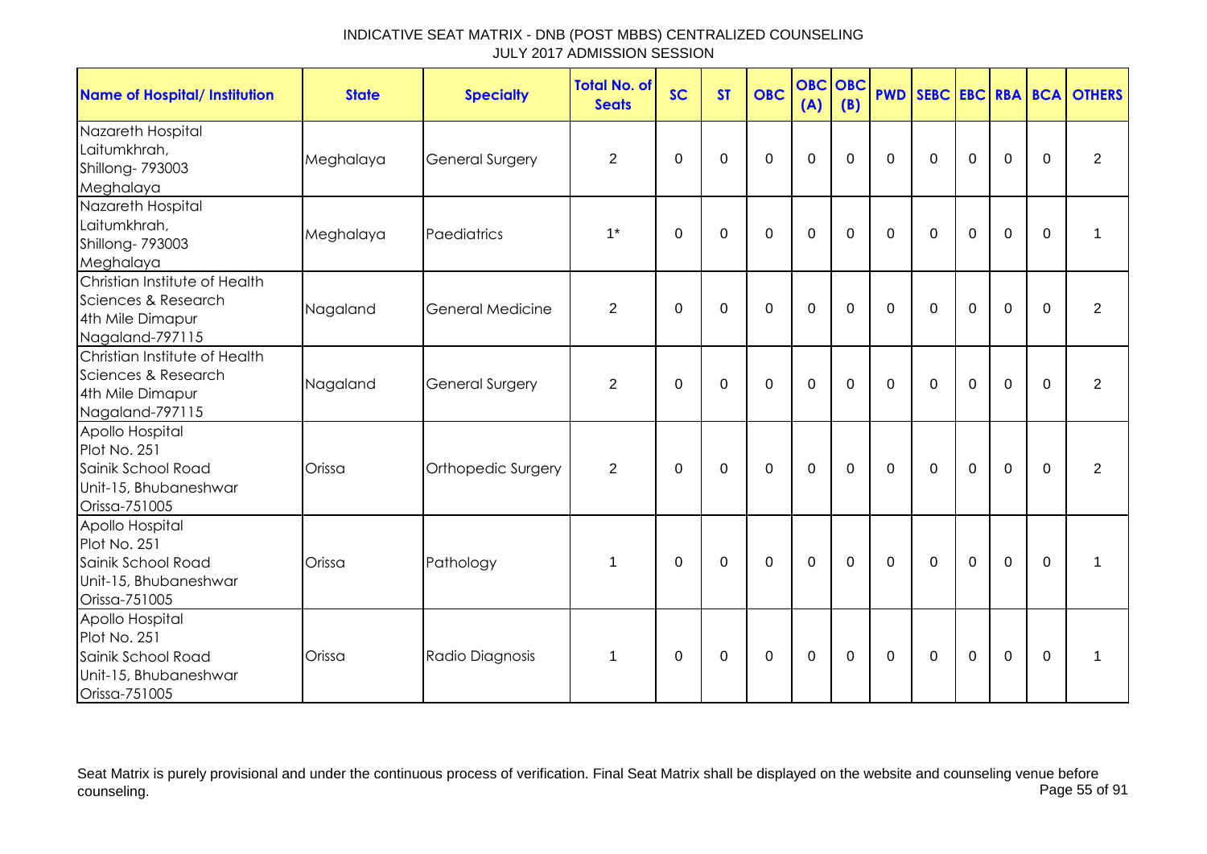INDICATIVE SEAT MATRIX - DNB (POST MBBS) CENTRALIZED COUNSELING
JULY 2017 ADMISSION SESSION

| Name of Hospital/ Institution | State | Specialty | Total No. of Seats | SC | ST | OBC | OBC (A) | OBC (B) | PWD | SEBC | EBC | RBA | BCA | OTHERS |
|---|---|---|---|---|---|---|---|---|---|---|---|---|---|---|
| Nazareth Hospital Laitumkhrah, Shillong- 793003 Meghalaya | Meghalaya | General Surgery | 2 | 0 | 0 | 0 | 0 | 0 | 0 | 0 | 0 | 0 | 0 | 2 |
| Nazareth Hospital Laitumkhrah, Shillong- 793003 Meghalaya | Meghalaya | Paediatrics | 1* | 0 | 0 | 0 | 0 | 0 | 0 | 0 | 0 | 0 | 0 | 1 |
| Christian Institute of Health Sciences & Research 4th Mile Dimapur Nagaland-797115 | Nagaland | General Medicine | 2 | 0 | 0 | 0 | 0 | 0 | 0 | 0 | 0 | 0 | 0 | 2 |
| Christian Institute of Health Sciences & Research 4th Mile Dimapur Nagaland-797115 | Nagaland | General Surgery | 2 | 0 | 0 | 0 | 0 | 0 | 0 | 0 | 0 | 0 | 0 | 2 |
| Apollo Hospital Plot No. 251 Sainik School Road Unit-15, Bhubaneshwar Orissa-751005 | Orissa | Orthopedic Surgery | 2 | 0 | 0 | 0 | 0 | 0 | 0 | 0 | 0 | 0 | 0 | 2 |
| Apollo Hospital Plot No. 251 Sainik School Road Unit-15, Bhubaneshwar Orissa-751005 | Orissa | Pathology | 1 | 0 | 0 | 0 | 0 | 0 | 0 | 0 | 0 | 0 | 0 | 1 |
| Apollo Hospital Plot No. 251 Sainik School Road Unit-15, Bhubaneshwar Orissa-751005 | Orissa | Radio Diagnosis | 1 | 0 | 0 | 0 | 0 | 0 | 0 | 0 | 0 | 0 | 0 | 1 |

Seat Matrix is purely provisional and under the continuous process of verification. Final Seat Matrix shall be displayed on the website and counseling venue before counseling.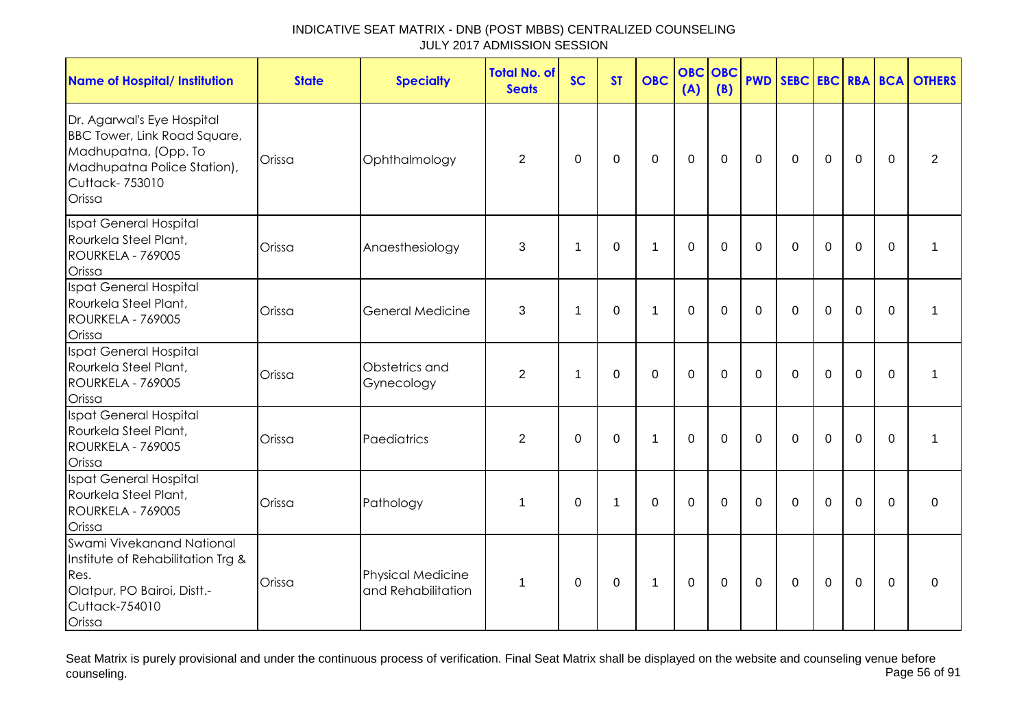INDICATIVE SEAT MATRIX - DNB (POST MBBS) CENTRALIZED COUNSELING
JULY 2017 ADMISSION SESSION

| Name of Hospital/ Institution | State | Specialty | Total No. of Seats | SC | ST | OBC | OBC (A) | OBC (B) | PWD | SEBC | EBC | RBA | BCA | OTHERS |
|---|---|---|---|---|---|---|---|---|---|---|---|---|---|---|
| Dr. Agarwal's Eye Hospital BBC Tower, Link Road Square, Madhupatna, (Opp. To Madhupatna Police Station), Cuttack- 753010 Orissa | Orissa | Ophthalmology | 2 | 0 | 0 | 0 | 0 | 0 | 0 | 0 | 0 | 0 | 0 | 2 |
| Ispat General Hospital Rourkela Steel Plant, ROURKELA - 769005 Orissa | Orissa | Anaesthesiology | 3 | 1 | 0 | 1 | 0 | 0 | 0 | 0 | 0 | 0 | 0 | 1 |
| Ispat General Hospital Rourkela Steel Plant, ROURKELA - 769005 Orissa | Orissa | General Medicine | 3 | 1 | 0 | 1 | 0 | 0 | 0 | 0 | 0 | 0 | 0 | 1 |
| Ispat General Hospital Rourkela Steel Plant, ROURKELA - 769005 Orissa | Orissa | Obstetrics and Gynecology | 2 | 1 | 0 | 0 | 0 | 0 | 0 | 0 | 0 | 0 | 0 | 1 |
| Ispat General Hospital Rourkela Steel Plant, ROURKELA - 769005 Orissa | Orissa | Paediatrics | 2 | 0 | 0 | 1 | 0 | 0 | 0 | 0 | 0 | 0 | 0 | 1 |
| Ispat General Hospital Rourkela Steel Plant, ROURKELA - 769005 Orissa | Orissa | Pathology | 1 | 0 | 1 | 0 | 0 | 0 | 0 | 0 | 0 | 0 | 0 | 0 |
| Swami Vivekanand National Institute of Rehabilitation Trg & Res. Olatpur, PO Bairoi, Distt.- Cuttack-754010 Orissa | Orissa | Physical Medicine and Rehabilitation | 1 | 0 | 0 | 1 | 0 | 0 | 0 | 0 | 0 | 0 | 0 | 0 |

Seat Matrix is purely provisional and under the continuous process of verification. Final Seat Matrix shall be displayed on the website and counseling venue before counseling.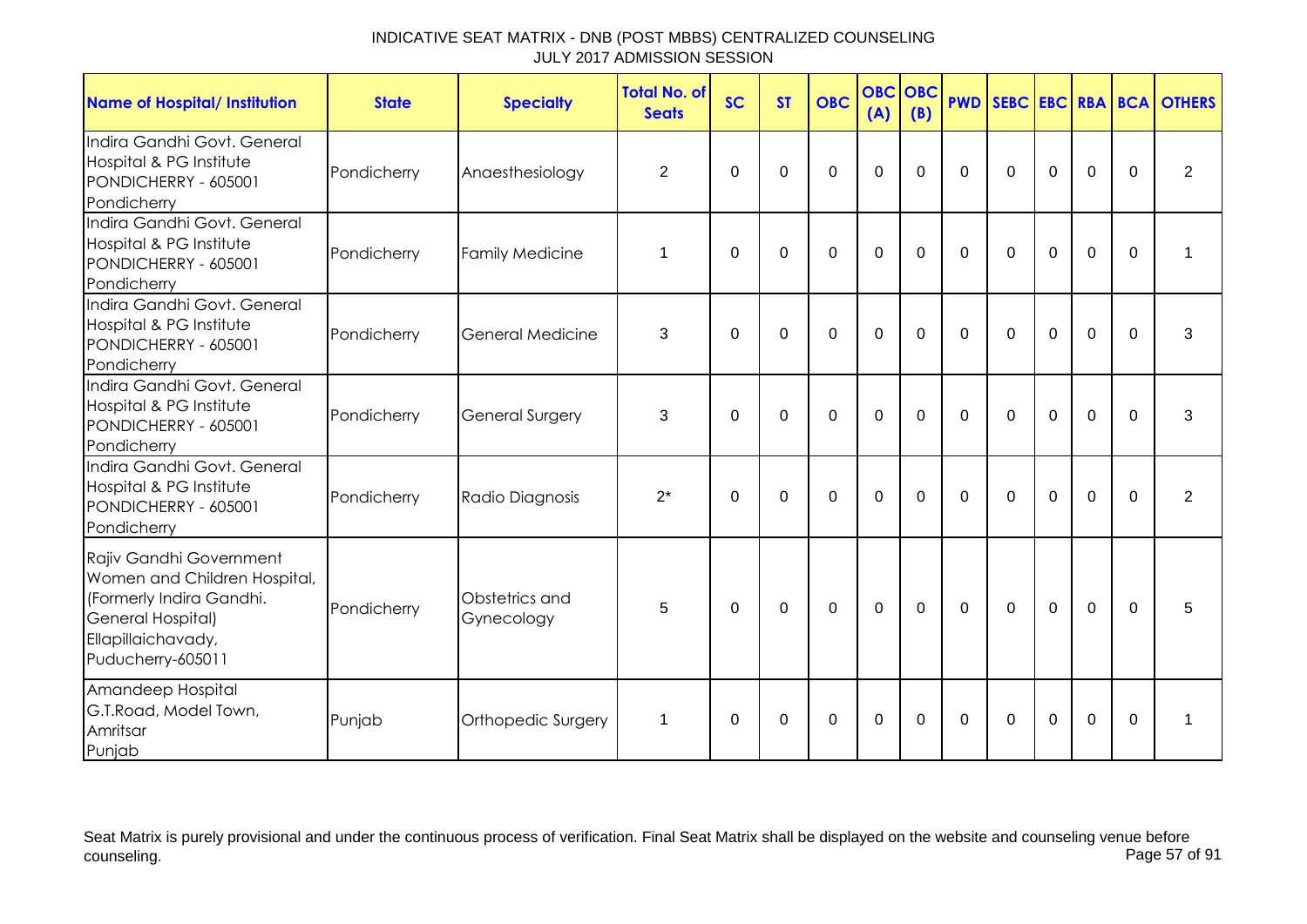# INDICATIVE SEAT MATRIX - DNB (POST MBBS) CENTRALIZED COUNSELING
## JULY 2017 ADMISSION SESSION

| Name of Hospital/ Institution | State | Specialty | Total No. of Seats | SC | ST | OBC | OBC (A) | OBC (B) | PWD | SEBC | EBC | RBA | BCA | OTHERS |
|---|---|---|---|---|---|---|---|---|---|---|---|---|---|---|
| Indira Gandhi Govt. General Hospital & PG Institute PONDICHERRY - 605001 Pondicherry | Pondicherry | Anaesthesiology | 2 | 0 | 0 | 0 | 0 | 0 | 0 | 0 | 0 | 0 | 0 | 2 |
| Indira Gandhi Govt. General Hospital & PG Institute PONDICHERRY - 605001 Pondicherry | Pondicherry | Family Medicine | 1 | 0 | 0 | 0 | 0 | 0 | 0 | 0 | 0 | 0 | 0 | 1 |
| Indira Gandhi Govt. General Hospital & PG Institute PONDICHERRY - 605001 Pondicherry | Pondicherry | General Medicine | 3 | 0 | 0 | 0 | 0 | 0 | 0 | 0 | 0 | 0 | 0 | 3 |
| Indira Gandhi Govt. General Hospital & PG Institute PONDICHERRY - 605001 Pondicherry | Pondicherry | General Surgery | 3 | 0 | 0 | 0 | 0 | 0 | 0 | 0 | 0 | 0 | 0 | 3 |
| Indira Gandhi Govt. General Hospital & PG Institute PONDICHERRY - 605001 Pondicherry | Pondicherry | Radio Diagnosis | 2* | 0 | 0 | 0 | 0 | 0 | 0 | 0 | 0 | 0 | 0 | 2 |
| Rajiv Gandhi Government Women and Children Hospital, (Formerly Indira Gandhi. General Hospital) Ellapillaichavady, Puducherry-605011 | Pondicherry | Obstetrics and Gynecology | 5 | 0 | 0 | 0 | 0 | 0 | 0 | 0 | 0 | 0 | 0 | 5 |
| Amandeep Hospital G.T.Road, Model Town, Amritsar Punjab | Punjab | Orthopedic Surgery | 1 | 0 | 0 | 0 | 0 | 0 | 0 | 0 | 0 | 0 | 0 | 1 |

Seat Matrix is purely provisional and under the continuous process of verification. Final Seat Matrix shall be displayed on the website and counseling venue before counseling.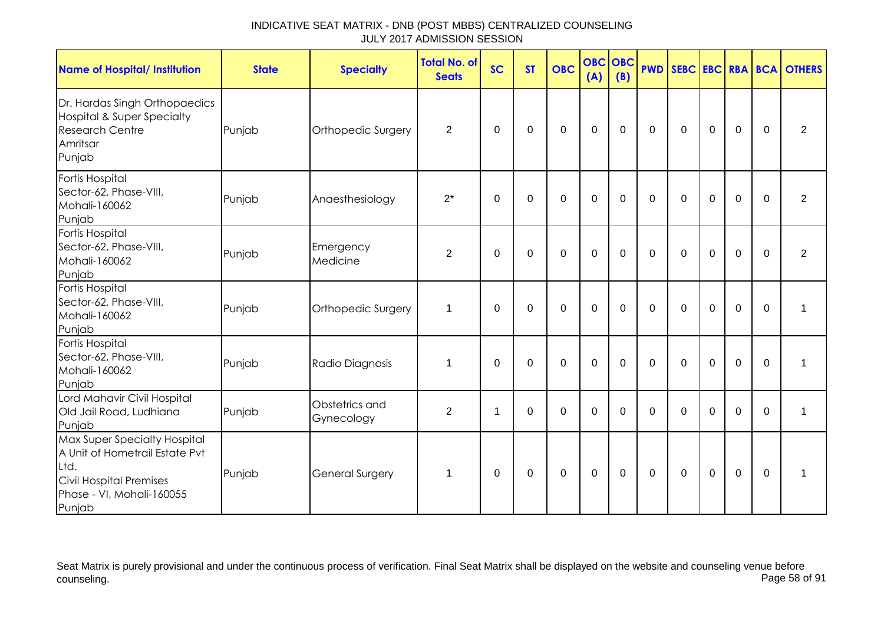INDICATIVE SEAT MATRIX - DNB (POST MBBS) CENTRALIZED COUNSELING
JULY 2017 ADMISSION SESSION

| Name of Hospital/ Institution | State | Specialty | Total No. of Seats | SC | ST | OBC | OBC (A) | OBC (B) | PWD | SEBC | EBC | RBA | BCA | OTHERS |
|---|---|---|---|---|---|---|---|---|---|---|---|---|---|---|
| Dr. Hardas Singh Orthopaedics Hospital & Super Specialty Research Centre Amritsar Punjab | Punjab | Orthopedic Surgery | 2 | 0 | 0 | 0 | 0 | 0 | 0 | 0 | 0 | 0 | 0 | 2 |
| Fortis Hospital Sector-62, Phase-VIII, Mohali-160062 Punjab | Punjab | Anaesthesiology | 2* | 0 | 0 | 0 | 0 | 0 | 0 | 0 | 0 | 0 | 0 | 2 |
| Fortis Hospital Sector-62, Phase-VIII, Mohali-160062 Punjab | Punjab | Emergency Medicine | 2 | 0 | 0 | 0 | 0 | 0 | 0 | 0 | 0 | 0 | 0 | 2 |
| Fortis Hospital Sector-62, Phase-VIII, Mohali-160062 Punjab | Punjab | Orthopedic Surgery | 1 | 0 | 0 | 0 | 0 | 0 | 0 | 0 | 0 | 0 | 0 | 1 |
| Fortis Hospital Sector-62, Phase-VIII, Mohali-160062 Punjab | Punjab | Radio Diagnosis | 1 | 0 | 0 | 0 | 0 | 0 | 0 | 0 | 0 | 0 | 0 | 1 |
| Lord Mahavir Civil Hospital Old Jail Road, Ludhiana Punjab | Punjab | Obstetrics and Gynecology | 2 | 1 | 0 | 0 | 0 | 0 | 0 | 0 | 0 | 0 | 0 | 1 |
| Max Super Specialty Hospital A Unit of Hometrail Estate Pvt Ltd. Civil Hospital Premises Phase - VI, Mohali-160055 Punjab | Punjab | General Surgery | 1 | 0 | 0 | 0 | 0 | 0 | 0 | 0 | 0 | 0 | 0 | 1 |

Seat Matrix is purely provisional and under the continuous process of verification. Final Seat Matrix shall be displayed on the website and counseling venue before counseling.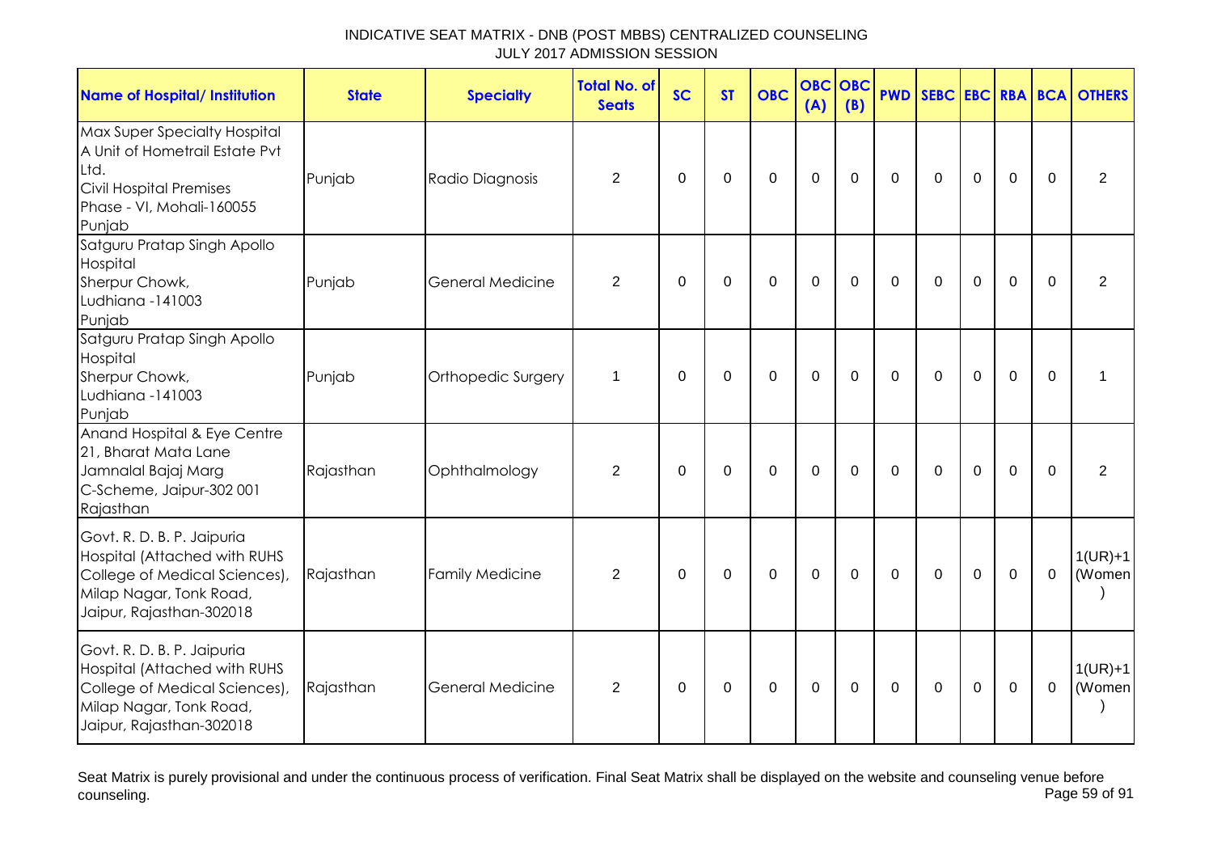# INDICATIVE SEAT MATRIX - DNB (POST MBBS) CENTRALIZED COUNSELING
## JULY 2017 ADMISSION SESSION

| Name of Hospital/ Institution | State | Specialty | Total No. of Seats | SC | ST | OBC | OBC (A) | OBC (B) | PWD | SEBC | EBC | RBA | BCA | OTHERS |
|---|---|---|---|---|---|---|---|---|---|---|---|---|---|---|
| Max Super Specialty Hospital A Unit of Hometrail Estate Pvt Ltd. Civil Hospital Premises Phase - VI, Mohali-160055 Punjab | Punjab | Radio Diagnosis | 2 | 0 | 0 | 0 | 0 | 0 | 0 | 0 | 0 | 0 | 0 | 2 |
| Satguru Pratap Singh Apollo Hospital Sherpur Chowk, Ludhiana -141003 Punjab | Punjab | General Medicine | 2 | 0 | 0 | 0 | 0 | 0 | 0 | 0 | 0 | 0 | 0 | 2 |
| Satguru Pratap Singh Apollo Hospital Sherpur Chowk, Ludhiana -141003 Punjab | Punjab | Orthopedic Surgery | 1 | 0 | 0 | 0 | 0 | 0 | 0 | 0 | 0 | 0 | 0 | 1 |
| Anand Hospital & Eye Centre 21, Bharat Mata Lane Jamnalal Bajaj Marg C-Scheme, Jaipur-302 001 Rajasthan | Rajasthan | Ophthalmology | 2 | 0 | 0 | 0 | 0 | 0 | 0 | 0 | 0 | 0 | 0 | 2 |
| Govt. R. D. B. P. Jaipuria Hospital (Attached with RUHS College of Medical Sciences), Milap Nagar, Tonk Road, Jaipur, Rajasthan-302018 | Rajasthan | Family Medicine | 2 | 0 | 0 | 0 | 0 | 0 | 0 | 0 | 0 | 0 | 0 | 1(UR)+1 (Women) |
| Govt. R. D. B. P. Jaipuria Hospital (Attached with RUHS College of Medical Sciences), Milap Nagar, Tonk Road, Jaipur, Rajasthan-302018 | Rajasthan | General Medicine | 2 | 0 | 0 | 0 | 0 | 0 | 0 | 0 | 0 | 0 | 0 | 1(UR)+1 (Women) |

Seat Matrix is purely provisional and under the continuous process of verification. Final Seat Matrix shall be displayed on the website and counseling venue before counseling.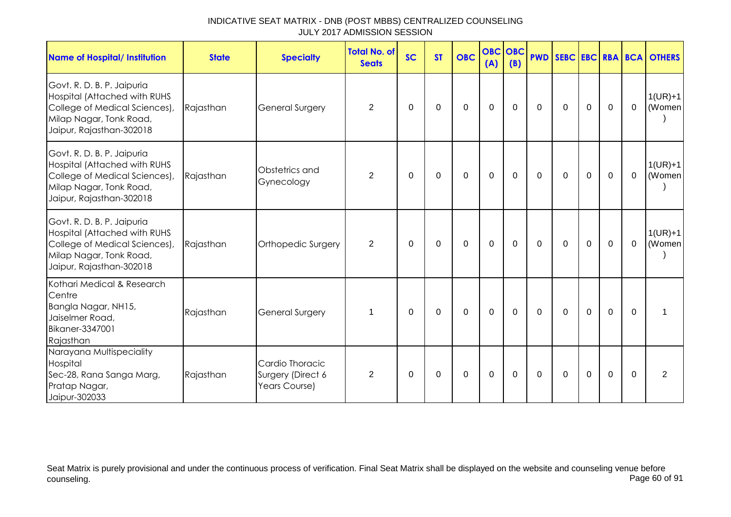INDICATIVE SEAT MATRIX - DNB (POST MBBS) CENTRALIZED COUNSELING
JULY 2017 ADMISSION SESSION

| Name of Hospital/ Institution | State | Specialty | Total No. of Seats | SC | ST | OBC | OBC (A) | OBC (B) | PWD | SEBC | EBC | RBA | BCA | OTHERS |
|---|---|---|---|---|---|---|---|---|---|---|---|---|---|---|
| Govt. R. D. B. P. Jaipuria Hospital (Attached with RUHS College of Medical Sciences), Milap Nagar, Tonk Road, Jaipur, Rajasthan-302018 | Rajasthan | General Surgery | 2 | 0 | 0 | 0 | 0 | 0 | 0 | 0 | 0 | 0 | 0 | 1(UR)+1 (Women) |
| Govt. R. D. B. P. Jaipuria Hospital (Attached with RUHS College of Medical Sciences), Milap Nagar, Tonk Road, Jaipur, Rajasthan-302018 | Rajasthan | Obstetrics and Gynecology | 2 | 0 | 0 | 0 | 0 | 0 | 0 | 0 | 0 | 0 | 0 | 1(UR)+1 (Women) |
| Govt. R. D. B. P. Jaipuria Hospital (Attached with RUHS College of Medical Sciences), Milap Nagar, Tonk Road, Jaipur, Rajasthan-302018 | Rajasthan | Orthopedic Surgery | 2 | 0 | 0 | 0 | 0 | 0 | 0 | 0 | 0 | 0 | 0 | 1(UR)+1 (Women) |
| Kothari Medical & Research Centre Bangla Nagar, NH15, Jaiselmer Road, Bikaner-3347001 Rajasthan | Rajasthan | General Surgery | 1 | 0 | 0 | 0 | 0 | 0 | 0 | 0 | 0 | 0 | 0 | 1 |
| Narayana Multispeciality Hospital Sec-28, Rana Sanga Marg, Pratap Nagar, Jaipur-302033 | Rajasthan | Cardio Thoracic Surgery (Direct 6 Years Course) | 2 | 0 | 0 | 0 | 0 | 0 | 0 | 0 | 0 | 0 | 0 | 2 |

Seat Matrix is purely provisional and under the continuous process of verification. Final Seat Matrix shall be displayed on the website and counseling venue before counseling.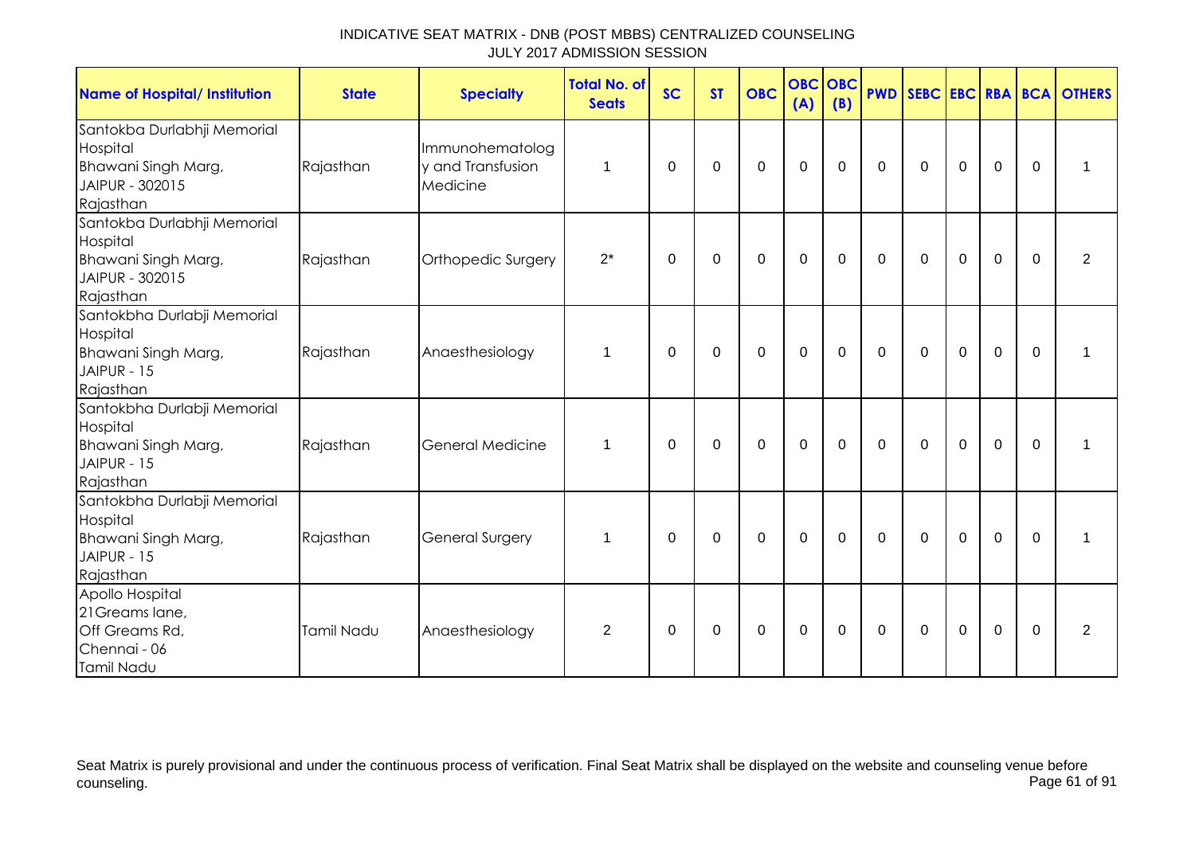INDICATIVE SEAT MATRIX - DNB (POST MBBS) CENTRALIZED COUNSELING
JULY 2017 ADMISSION SESSION

| Name of Hospital/ Institution | State | Specialty | Total No. of Seats | SC | ST | OBC | OBC (A) | OBC (B) | PWD | SEBC | EBC | RBA | BCA | OTHERS |
|---|---|---|---|---|---|---|---|---|---|---|---|---|---|---|
| Santokba Durlabhji Memorial Hospital Bhawani Singh Marg, JAIPUR - 302015 Rajasthan | Rajasthan | Immunohematology and Transfusion Medicine | 1 | 0 | 0 | 0 | 0 | 0 | 0 | 0 | 0 | 0 | 0 | 1 |
| Santokba Durlabhji Memorial Hospital Bhawani Singh Marg, JAIPUR - 302015 Rajasthan | Rajasthan | Orthopedic Surgery | 2* | 0 | 0 | 0 | 0 | 0 | 0 | 0 | 0 | 0 | 0 | 2 |
| Santokbha Durlabji Memorial Hospital Bhawani Singh Marg, JAIPUR - 15 Rajasthan | Rajasthan | Anaesthesiology | 1 | 0 | 0 | 0 | 0 | 0 | 0 | 0 | 0 | 0 | 0 | 1 |
| Santokbha Durlabji Memorial Hospital Bhawani Singh Marg, JAIPUR - 15 Rajasthan | Rajasthan | General Medicine | 1 | 0 | 0 | 0 | 0 | 0 | 0 | 0 | 0 | 0 | 0 | 1 |
| Santokbha Durlabji Memorial Hospital Bhawani Singh Marg, JAIPUR - 15 Rajasthan | Rajasthan | General Surgery | 1 | 0 | 0 | 0 | 0 | 0 | 0 | 0 | 0 | 0 | 0 | 1 |
| Apollo Hospital 21Greams lane, Off Greams Rd, Chennai - 06 Tamil Nadu | Tamil Nadu | Anaesthesiology | 2 | 0 | 0 | 0 | 0 | 0 | 0 | 0 | 0 | 0 | 0 | 2 |

Seat Matrix is purely provisional and under the continuous process of verification. Final Seat Matrix shall be displayed on the website and counseling venue before counseling.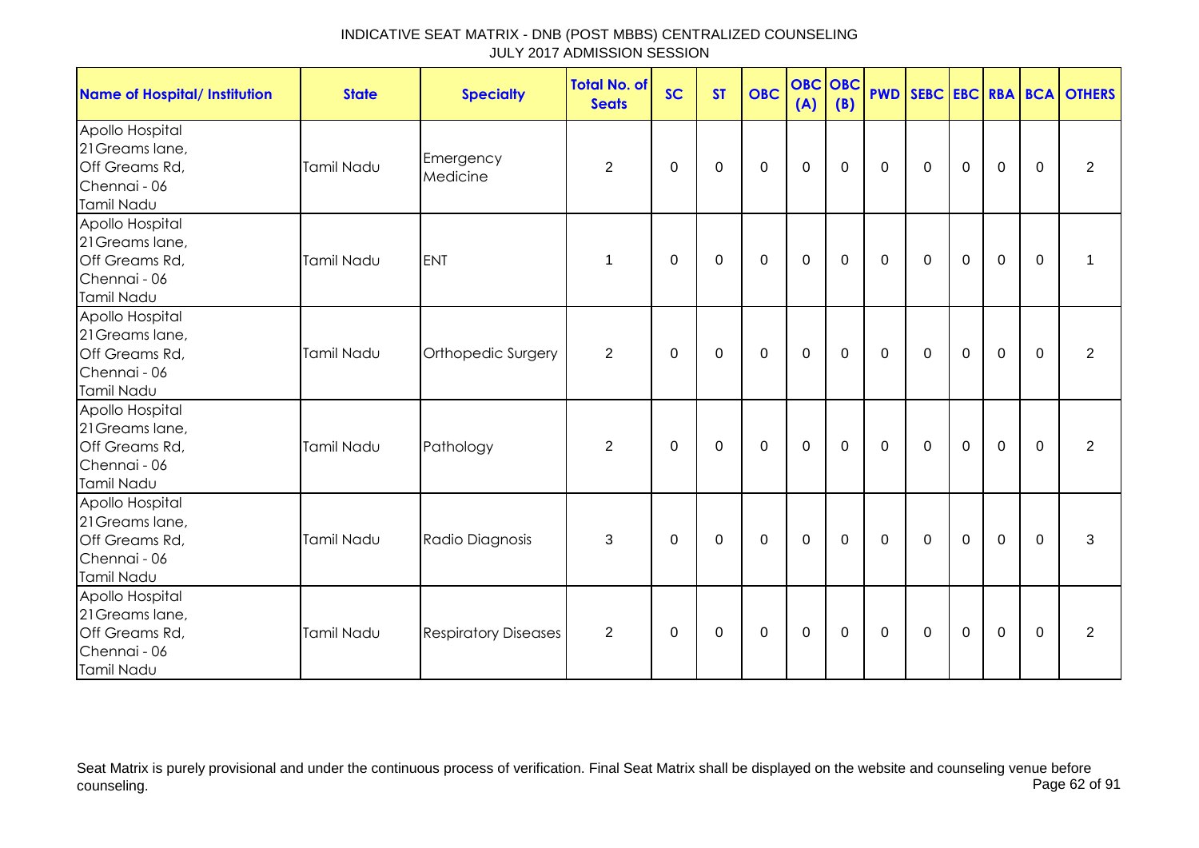INDICATIVE SEAT MATRIX - DNB (POST MBBS) CENTRALIZED COUNSELING
JULY 2017 ADMISSION SESSION

| Name of Hospital/ Institution | State | Specialty | Total No. of Seats | SC | ST | OBC | OBC (A) | OBC (B) | PWD | SEBC | EBC | RBA | BCA | OTHERS |
|---|---|---|---|---|---|---|---|---|---|---|---|---|---|---|
| Apollo Hospital 21Greams lane, Off Greams Rd, Chennai - 06 Tamil Nadu | Tamil Nadu | Emergency Medicine | 2 | 0 | 0 | 0 | 0 | 0 | 0 | 0 | 0 | 0 | 0 | 2 |
| Apollo Hospital 21Greams lane, Off Greams Rd, Chennai - 06 Tamil Nadu | Tamil Nadu | ENT | 1 | 0 | 0 | 0 | 0 | 0 | 0 | 0 | 0 | 0 | 0 | 1 |
| Apollo Hospital 21Greams lane, Off Greams Rd, Chennai - 06 Tamil Nadu | Tamil Nadu | Orthopedic Surgery | 2 | 0 | 0 | 0 | 0 | 0 | 0 | 0 | 0 | 0 | 0 | 2 |
| Apollo Hospital 21Greams lane, Off Greams Rd, Chennai - 06 Tamil Nadu | Tamil Nadu | Pathology | 2 | 0 | 0 | 0 | 0 | 0 | 0 | 0 | 0 | 0 | 0 | 2 |
| Apollo Hospital 21Greams lane, Off Greams Rd, Chennai - 06 Tamil Nadu | Tamil Nadu | Radio Diagnosis | 3 | 0 | 0 | 0 | 0 | 0 | 0 | 0 | 0 | 0 | 0 | 3 |
| Apollo Hospital 21Greams lane, Off Greams Rd, Chennai - 06 Tamil Nadu | Tamil Nadu | Respiratory Diseases | 2 | 0 | 0 | 0 | 0 | 0 | 0 | 0 | 0 | 0 | 0 | 2 |

Seat Matrix is purely provisional and under the continuous process of verification. Final Seat Matrix shall be displayed on the website and counseling venue before counseling.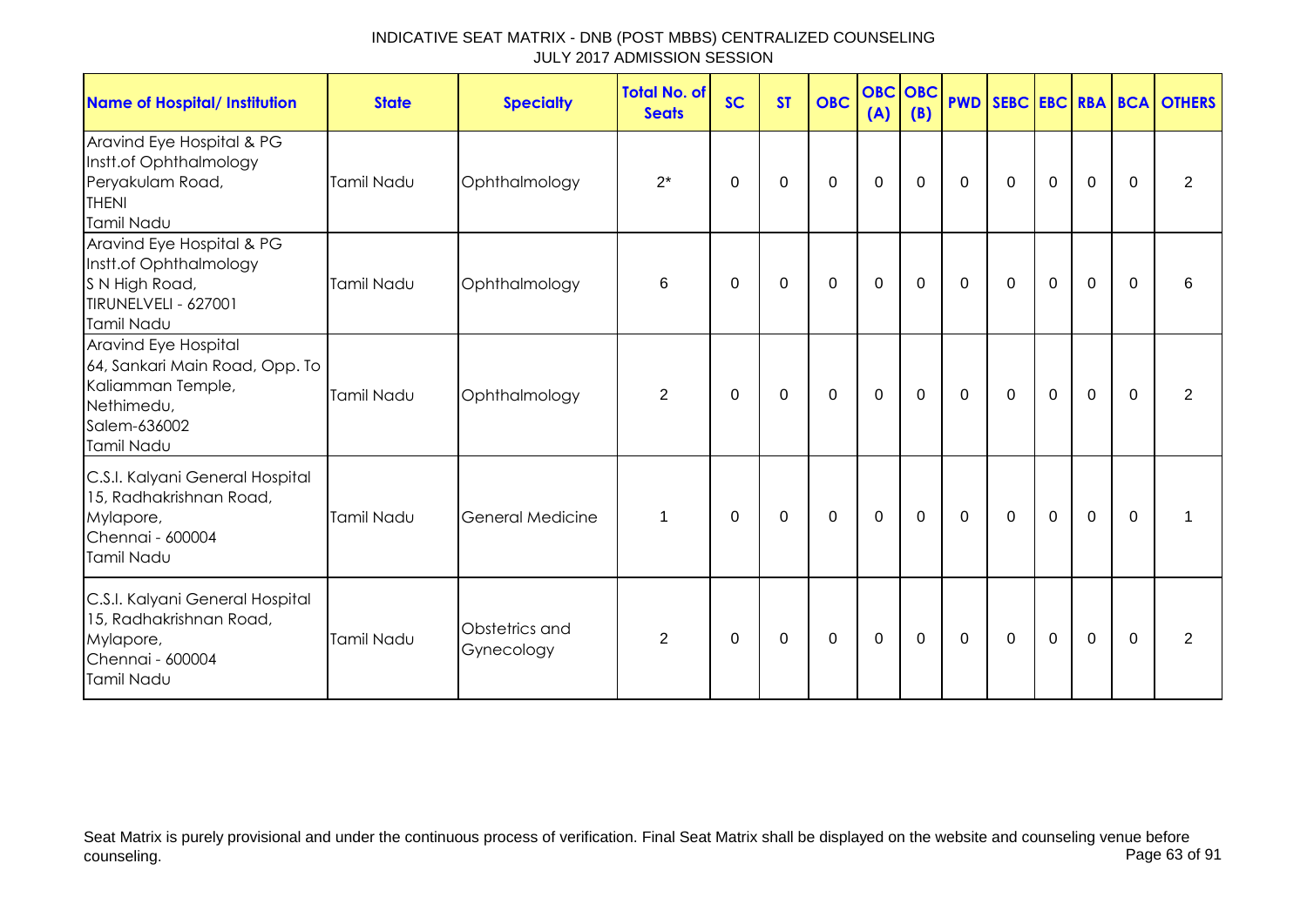INDICATIVE SEAT MATRIX - DNB (POST MBBS) CENTRALIZED COUNSELING
JULY 2017 ADMISSION SESSION

| Name of Hospital/ Institution | State | Specialty | Total No. of Seats | SC | ST | OBC | OBC (A) | OBC (B) | PWD | SEBC | EBC | RBA | BCA | OTHERS |
|---|---|---|---|---|---|---|---|---|---|---|---|---|---|---|
| Aravind Eye Hospital & PG Instt.of Ophthalmology Peryakulam Road, THENI Tamil Nadu | Tamil Nadu | Ophthalmology | 2* | 0 | 0 | 0 | 0 | 0 | 0 | 0 | 0 | 0 | 0 | 2 |
| Aravind Eye Hospital & PG Instt.of Ophthalmology S N High Road, TIRUNELVELI - 627001 Tamil Nadu | Tamil Nadu | Ophthalmology | 6 | 0 | 0 | 0 | 0 | 0 | 0 | 0 | 0 | 0 | 0 | 6 |
| Aravind Eye Hospital 64, Sankari Main Road, Opp. To Kaliamman Temple, Nethimedu, Salem-636002 Tamil Nadu | Tamil Nadu | Ophthalmology | 2 | 0 | 0 | 0 | 0 | 0 | 0 | 0 | 0 | 0 | 0 | 2 |
| C.S.I. Kalyani General Hospital 15, Radhakrishnan Road, Mylapore, Chennai - 600004 Tamil Nadu | Tamil Nadu | General Medicine | 1 | 0 | 0 | 0 | 0 | 0 | 0 | 0 | 0 | 0 | 0 | 1 |
| C.S.I. Kalyani General Hospital 15, Radhakrishnan Road, Mylapore, Chennai - 600004 Tamil Nadu | Tamil Nadu | Obstetrics and Gynecology | 2 | 0 | 0 | 0 | 0 | 0 | 0 | 0 | 0 | 0 | 0 | 2 |

Seat Matrix is purely provisional and under the continuous process of verification. Final Seat Matrix shall be displayed on the website and counseling venue before counseling.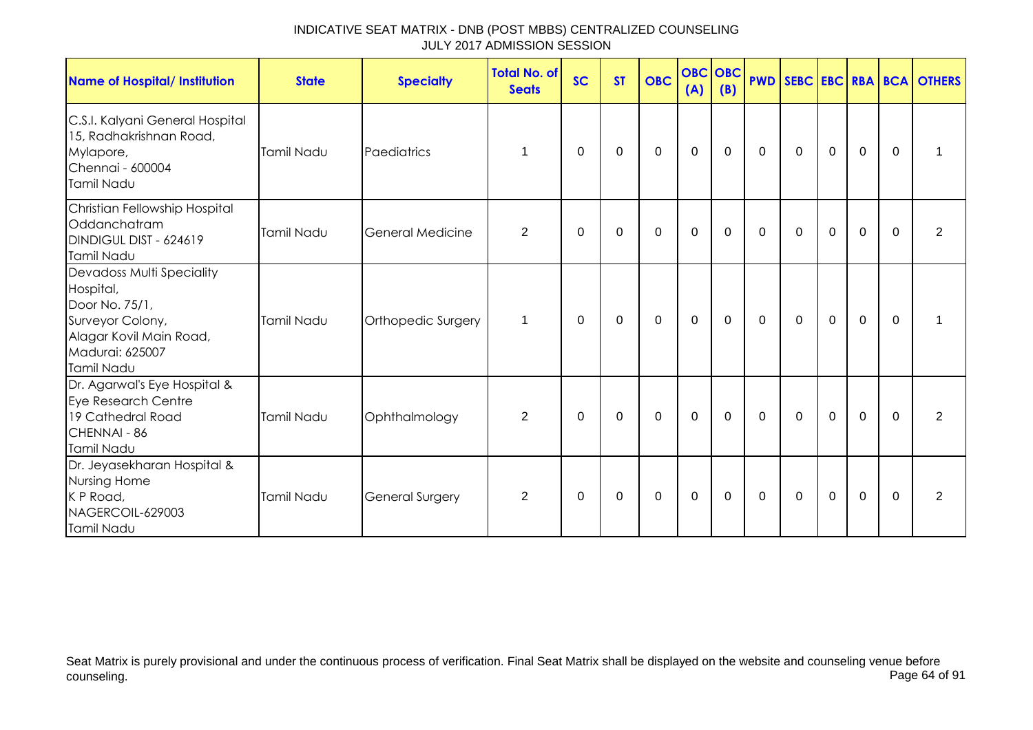# INDICATIVE SEAT MATRIX - DNB (POST MBBS) CENTRALIZED COUNSELING
## JULY 2017 ADMISSION SESSION

| Name of Hospital/ Institution | State | Specialty | Total No. of Seats | SC | ST | OBC | OBC (A) | OBC (B) | PWD | SEBC | EBC | RBA | BCA | OTHERS |
|---|---|---|---|---|---|---|---|---|---|---|---|---|---|---|
| C.S.I. Kalyani General Hospital 15, Radhakrishnan Road, Mylapore, Chennai - 600004 Tamil Nadu | Tamil Nadu | Paediatrics | 1 | 0 | 0 | 0 | 0 | 0 | 0 | 0 | 0 | 0 | 0 | 1 |
| Christian Fellowship Hospital Oddanchatram DINDIGUL DIST - 624619 Tamil Nadu | Tamil Nadu | General Medicine | 2 | 0 | 0 | 0 | 0 | 0 | 0 | 0 | 0 | 0 | 0 | 2 |
| Devadoss Multi Speciality Hospital, Door No. 75/1, Surveyor Colony, Alagar Kovil Main Road, Madurai: 625007 Tamil Nadu | Tamil Nadu | Orthopedic Surgery | 1 | 0 | 0 | 0 | 0 | 0 | 0 | 0 | 0 | 0 | 0 | 1 |
| Dr. Agarwal's Eye Hospital & Eye Research Centre 19 Cathedral Road CHENNAI - 86 Tamil Nadu | Tamil Nadu | Ophthalmology | 2 | 0 | 0 | 0 | 0 | 0 | 0 | 0 | 0 | 0 | 0 | 2 |
| Dr. Jeyasekharan Hospital & Nursing Home K P Road, NAGERCOIL-629003 Tamil Nadu | Tamil Nadu | General Surgery | 2 | 0 | 0 | 0 | 0 | 0 | 0 | 0 | 0 | 0 | 0 | 2 |

Seat Matrix is purely provisional and under the continuous process of verification. Final Seat Matrix shall be displayed on the website and counseling venue before counseling.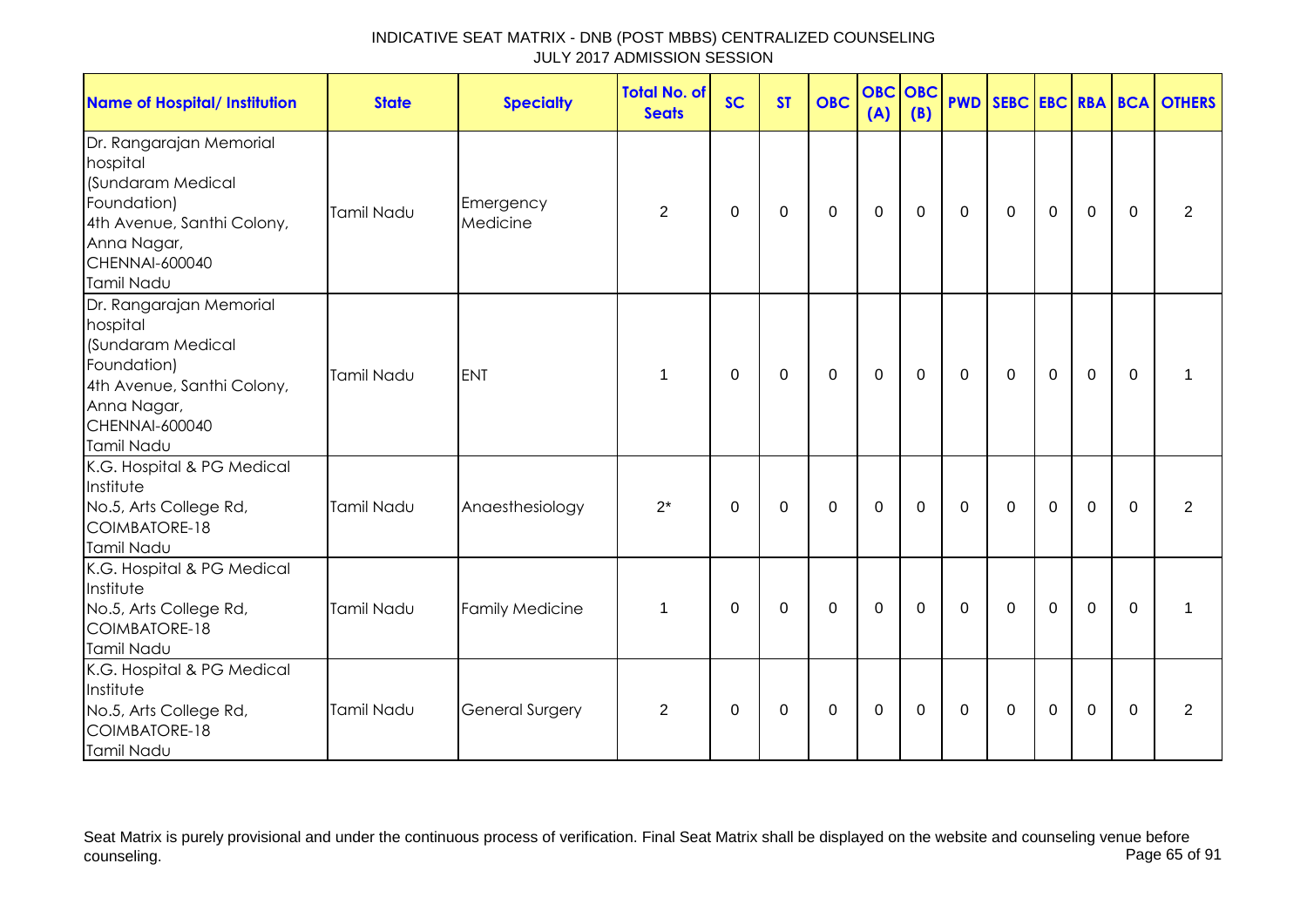INDICATIVE SEAT MATRIX - DNB (POST MBBS) CENTRALIZED COUNSELING
JULY 2017 ADMISSION SESSION

| Name of Hospital/ Institution | State | Specialty | Total No. of Seats | SC | ST | OBC | OBC (A) | OBC (B) | PWD | SEBC | EBC | RBA | BCA | OTHERS |
|---|---|---|---|---|---|---|---|---|---|---|---|---|---|---|
| Dr. Rangarajan Memorial hospital (Sundaram Medical Foundation) 4th Avenue, Santhi Colony, Anna Nagar, CHENNAI-600040 Tamil Nadu | Tamil Nadu | Emergency Medicine | 2 | 0 | 0 | 0 | 0 | 0 | 0 | 0 | 0 | 0 | 0 | 2 |
| Dr. Rangarajan Memorial hospital (Sundaram Medical Foundation) 4th Avenue, Santhi Colony, Anna Nagar, CHENNAI-600040 Tamil Nadu | Tamil Nadu | ENT | 1 | 0 | 0 | 0 | 0 | 0 | 0 | 0 | 0 | 0 | 0 | 1 |
| K.G. Hospital & PG Medical Institute No.5, Arts College Rd, COIMBATORE-18 Tamil Nadu | Tamil Nadu | Anaesthesiology | 2* | 0 | 0 | 0 | 0 | 0 | 0 | 0 | 0 | 0 | 0 | 2 |
| K.G. Hospital & PG Medical Institute No.5, Arts College Rd, COIMBATORE-18 Tamil Nadu | Tamil Nadu | Family Medicine | 1 | 0 | 0 | 0 | 0 | 0 | 0 | 0 | 0 | 0 | 0 | 1 |
| K.G. Hospital & PG Medical Institute No.5, Arts College Rd, COIMBATORE-18 Tamil Nadu | Tamil Nadu | General Surgery | 2 | 0 | 0 | 0 | 0 | 0 | 0 | 0 | 0 | 0 | 0 | 2 |

Seat Matrix is purely provisional and under the continuous process of verification. Final Seat Matrix shall be displayed on the website and counseling venue before counseling.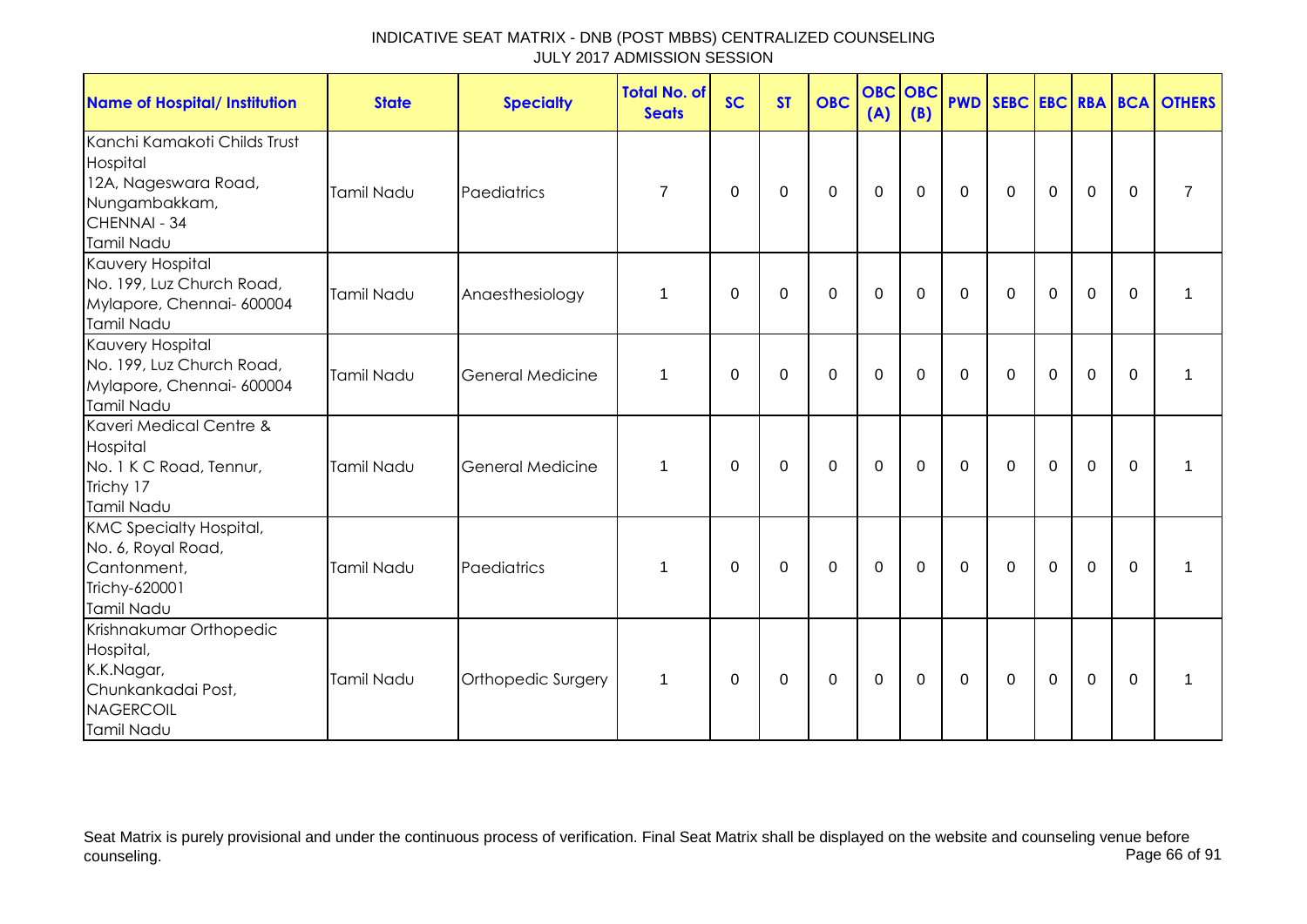INDICATIVE SEAT MATRIX - DNB (POST MBBS) CENTRALIZED COUNSELING
JULY 2017 ADMISSION SESSION

| Name of Hospital/ Institution | State | Specialty | Total No. of Seats | SC | ST | OBC | OBC (A) | OBC (B) | PWD | SEBC | EBC | RBA | BCA | OTHERS |
|---|---|---|---|---|---|---|---|---|---|---|---|---|---|---|
| Kanchi Kamakoti Childs Trust Hospital 12A, Nageswara Road, Nungambakkam, CHENNAI - 34 Tamil Nadu | Tamil Nadu | Paediatrics | 7 | 0 | 0 | 0 | 0 | 0 | 0 | 0 | 0 | 0 | 0 | 7 |
| Kauvery Hospital No. 199, Luz Church Road, Mylapore, Chennai- 600004 Tamil Nadu | Tamil Nadu | Anaesthesiology | 1 | 0 | 0 | 0 | 0 | 0 | 0 | 0 | 0 | 0 | 0 | 1 |
| Kauvery Hospital No. 199, Luz Church Road, Mylapore, Chennai- 600004 Tamil Nadu | Tamil Nadu | General Medicine | 1 | 0 | 0 | 0 | 0 | 0 | 0 | 0 | 0 | 0 | 0 | 1 |
| Kaveri Medical Centre & Hospital No. 1 K C Road, Tennur, Trichy 17 Tamil Nadu | Tamil Nadu | General Medicine | 1 | 0 | 0 | 0 | 0 | 0 | 0 | 0 | 0 | 0 | 0 | 1 |
| KMC Specialty Hospital, No. 6, Royal Road, Cantonment, Trichy-620001 Tamil Nadu | Tamil Nadu | Paediatrics | 1 | 0 | 0 | 0 | 0 | 0 | 0 | 0 | 0 | 0 | 0 | 1 |
| Krishnakumar Orthopedic Hospital, K.K.Nagar, Chunkankadai Post, NAGERCOIL Tamil Nadu | Tamil Nadu | Orthopedic Surgery | 1 | 0 | 0 | 0 | 0 | 0 | 0 | 0 | 0 | 0 | 0 | 1 |

Seat Matrix is purely provisional and under the continuous process of verification. Final Seat Matrix shall be displayed on the website and counseling venue before counseling.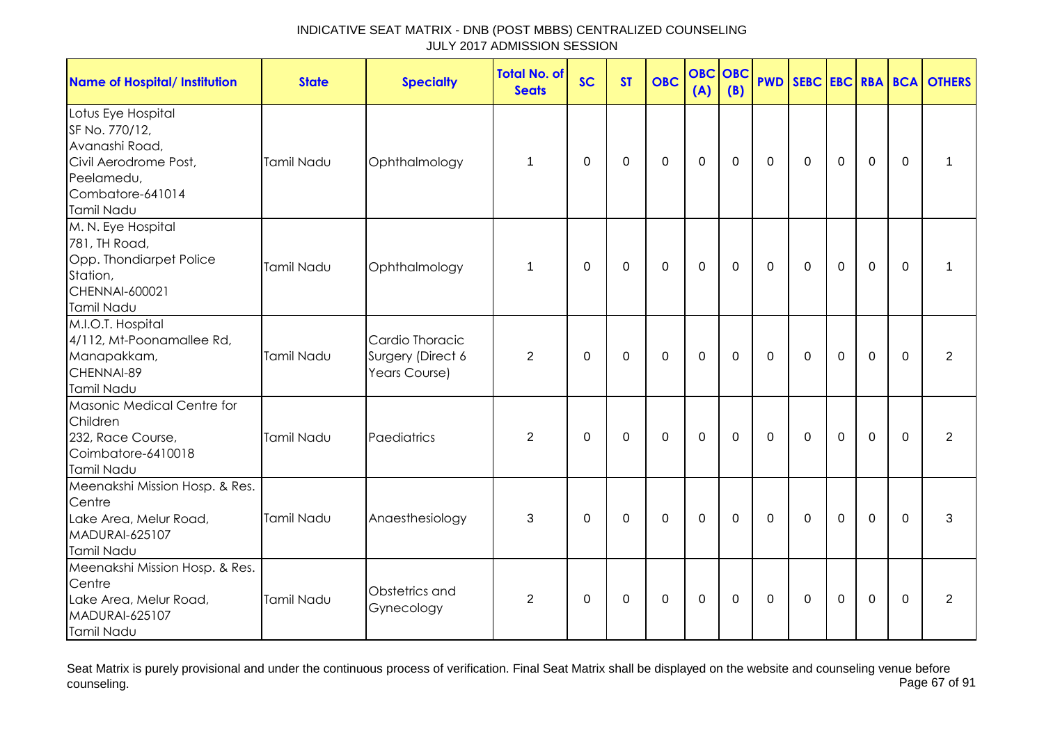# INDICATIVE SEAT MATRIX - DNB (POST MBBS) CENTRALIZED COUNSELING
JULY 2017 ADMISSION SESSION

| Name of Hospital/ Institution | State | Specialty | Total No. of Seats | SC | ST | OBC | OBC (A) | OBC (B) | PWD | SEBC | EBC | RBA | BCA | OTHERS |
|---|---|---|---|---|---|---|---|---|---|---|---|---|---|---|
| Lotus Eye Hospital<br>SF No. 770/12,<br>Avanashi Road,<br>Civil Aerodrome Post,<br>Peelamedu,<br>Combatore-641014<br>Tamil Nadu | Tamil Nadu | Ophthalmology | 1 | 0 | 0 | 0 | 0 | 0 | 0 | 0 | 0 | 0 | 0 | 1 |
| M. N. Eye Hospital<br>781, TH Road,<br>Opp. Thondiarpet Police Station,<br>CHENNAI-600021<br>Tamil Nadu | Tamil Nadu | Ophthalmology | 1 | 0 | 0 | 0 | 0 | 0 | 0 | 0 | 0 | 0 | 0 | 1 |
| M.I.O.T. Hospital<br>4/112, Mt-Poonamallee Rd,<br>Manapakkam,<br>CHENNAI-89<br>Tamil Nadu | Tamil Nadu | Cardio Thoracic Surgery (Direct 6 Years Course) | 2 | 0 | 0 | 0 | 0 | 0 | 0 | 0 | 0 | 0 | 0 | 2 |
| Masonic Medical Centre for Children<br>232, Race Course,<br>Coimbatore-6410018<br>Tamil Nadu | Tamil Nadu | Paediatrics | 2 | 0 | 0 | 0 | 0 | 0 | 0 | 0 | 0 | 0 | 0 | 2 |
| Meenakshi Mission Hosp. & Res. Centre<br>Lake Area, Melur Road,<br>MADURAI-625107<br>Tamil Nadu | Tamil Nadu | Anaesthesiology | 3 | 0 | 0 | 0 | 0 | 0 | 0 | 0 | 0 | 0 | 0 | 3 |
| Meenakshi Mission Hosp. & Res. Centre<br>Lake Area, Melur Road,<br>MADURAI-625107<br>Tamil Nadu | Tamil Nadu | Obstetrics and Gynecology | 2 | 0 | 0 | 0 | 0 | 0 | 0 | 0 | 0 | 0 | 0 | 2 |

Seat Matrix is purely provisional and under the continuous process of verification. Final Seat Matrix shall be displayed on the website and counseling venue before counseling.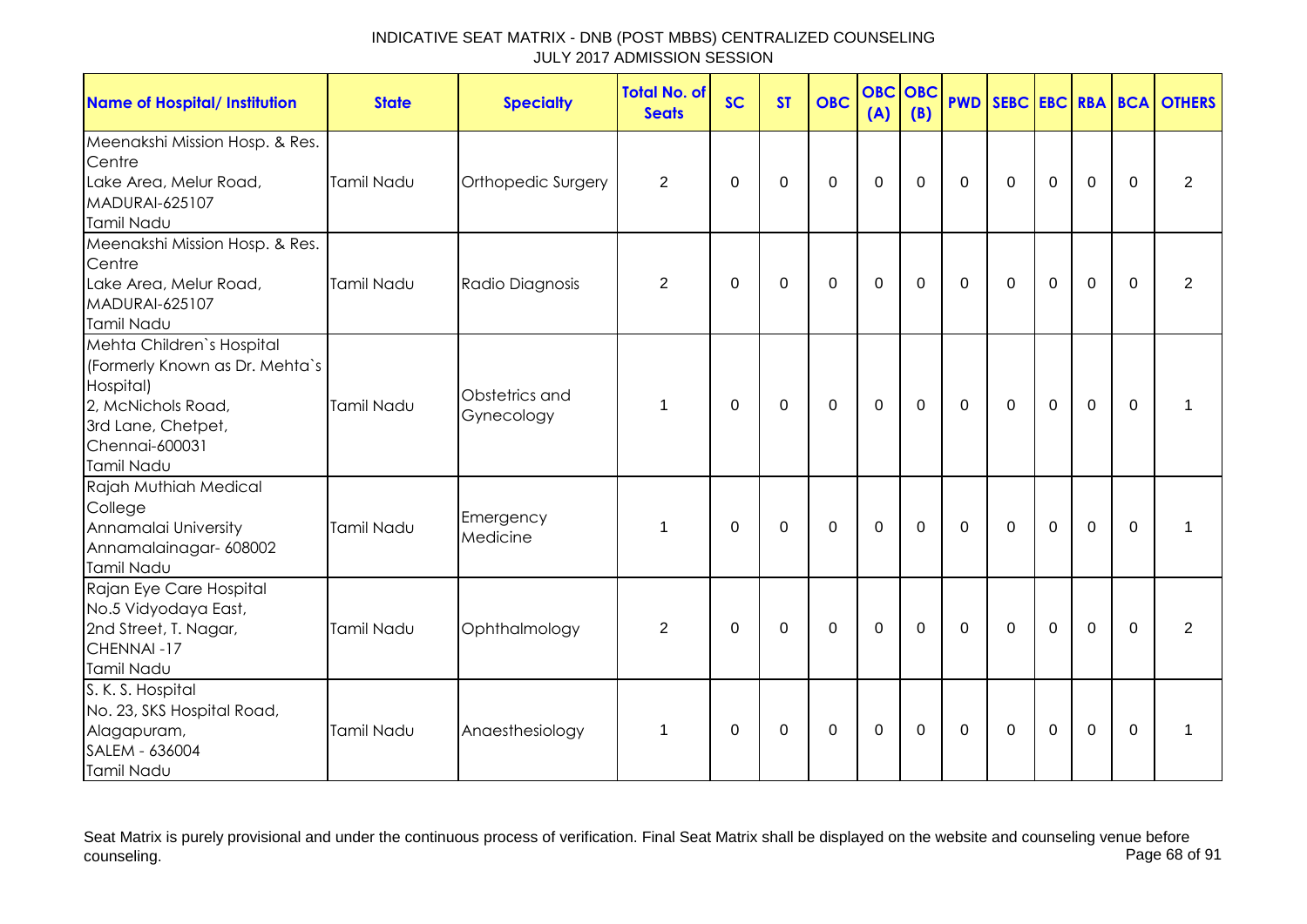INDICATIVE SEAT MATRIX - DNB (POST MBBS) CENTRALIZED COUNSELING
JULY 2017 ADMISSION SESSION

| Name of Hospital/ Institution | State | Specialty | Total No. of Seats | SC | ST | OBC | OBC (A) | OBC (B) | PWD | SEBC | EBC | RBA | BCA | OTHERS |
|---|---|---|---|---|---|---|---|---|---|---|---|---|---|---|
| Meenakshi Mission Hosp. & Res. Centre Lake Area, Melur Road, MADURAI-625107 Tamil Nadu | Tamil Nadu | Orthopedic Surgery | 2 | 0 | 0 | 0 | 0 | 0 | 0 | 0 | 0 | 0 | 0 | 2 |
| Meenakshi Mission Hosp. & Res. Centre Lake Area, Melur Road, MADURAI-625107 Tamil Nadu | Tamil Nadu | Radio Diagnosis | 2 | 0 | 0 | 0 | 0 | 0 | 0 | 0 | 0 | 0 | 0 | 2 |
| Mehta Children`s Hospital (Formerly Known as Dr. Mehta`s Hospital) 2, McNichols Road, 3rd Lane, Chetpet, Chennai-600031 Tamil Nadu | Tamil Nadu | Obstetrics and Gynecology | 1 | 0 | 0 | 0 | 0 | 0 | 0 | 0 | 0 | 0 | 0 | 1 |
| Rajah Muthiah Medical College Annamalai University Annamalainagar- 608002 Tamil Nadu | Tamil Nadu | Emergency Medicine | 1 | 0 | 0 | 0 | 0 | 0 | 0 | 0 | 0 | 0 | 0 | 1 |
| Rajan Eye Care Hospital No.5 Vidyodaya East, 2nd Street, T. Nagar, CHENNAI -17 Tamil Nadu | Tamil Nadu | Ophthalmology | 2 | 0 | 0 | 0 | 0 | 0 | 0 | 0 | 0 | 0 | 0 | 2 |
| S. K. S. Hospital No. 23, SKS Hospital Road, Alagapuram, SALEM - 636004 Tamil Nadu | Tamil Nadu | Anaesthesiology | 1 | 0 | 0 | 0 | 0 | 0 | 0 | 0 | 0 | 0 | 0 | 1 |

Seat Matrix is purely provisional and under the continuous process of verification. Final Seat Matrix shall be displayed on the website and counseling venue before counseling.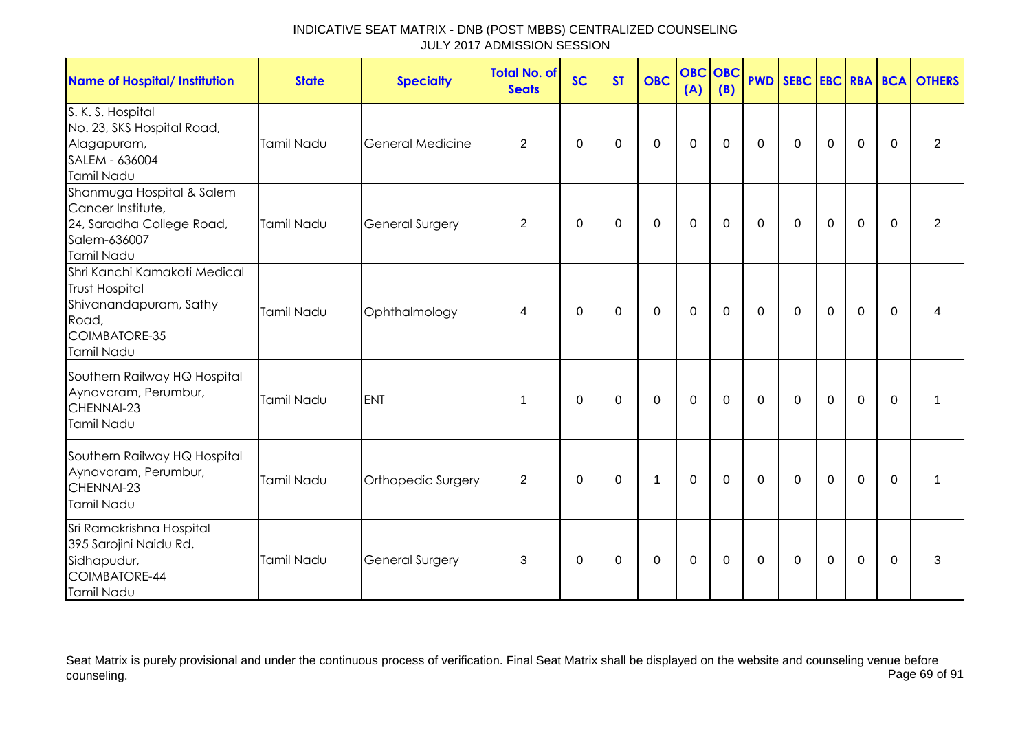# INDICATIVE SEAT MATRIX - DNB (POST MBBS) CENTRALIZED COUNSELING
## JULY 2017 ADMISSION SESSION

| Name of Hospital/ Institution | State | Specialty | Total No. of Seats | SC | ST | OBC | OBC (A) | OBC (B) | PWD | SEBC | EBC | RBA | BCA | OTHERS |
|---|---|---|---|---|---|---|---|---|---|---|---|---|---|---|
| S. K. S. Hospital<br>No. 23, SKS Hospital Road,<br>Alagapuram,<br>SALEM - 636004<br>Tamil Nadu | Tamil Nadu | General Medicine | 2 | 0 | 0 | 0 | 0 | 0 | 0 | 0 | 0 | 0 | 0 | 2 |
| Shanmuga Hospital & Salem Cancer Institute,<br>24, Saradha College Road,<br>Salem-636007<br>Tamil Nadu | Tamil Nadu | General Surgery | 2 | 0 | 0 | 0 | 0 | 0 | 0 | 0 | 0 | 0 | 0 | 2 |
| Shri Kanchi Kamakoti Medical Trust Hospital<br>Shivanandapuram, Sathy Road,<br>COIMBATORE-35<br>Tamil Nadu | Tamil Nadu | Ophthalmology | 4 | 0 | 0 | 0 | 0 | 0 | 0 | 0 | 0 | 0 | 0 | 4 |
| Southern Railway HQ Hospital<br>Aynavaram, Perumbur,<br>CHENNAI-23<br>Tamil Nadu | Tamil Nadu | ENT | 1 | 0 | 0 | 0 | 0 | 0 | 0 | 0 | 0 | 0 | 0 | 1 |
| Southern Railway HQ Hospital<br>Aynavaram, Perumbur,<br>CHENNAI-23<br>Tamil Nadu | Tamil Nadu | Orthopedic Surgery | 2 | 0 | 0 | 1 | 0 | 0 | 0 | 0 | 0 | 0 | 0 | 1 |
| Sri Ramakrishna Hospital<br>395 Sarojini Naidu Rd,<br>Sidhapudur,<br>COIMBATORE-44<br>Tamil Nadu | Tamil Nadu | General Surgery | 3 | 0 | 0 | 0 | 0 | 0 | 0 | 0 | 0 | 0 | 0 | 3 |

Seat Matrix is purely provisional and under the continuous process of verification. Final Seat Matrix shall be displayed on the website and counseling venue before counseling.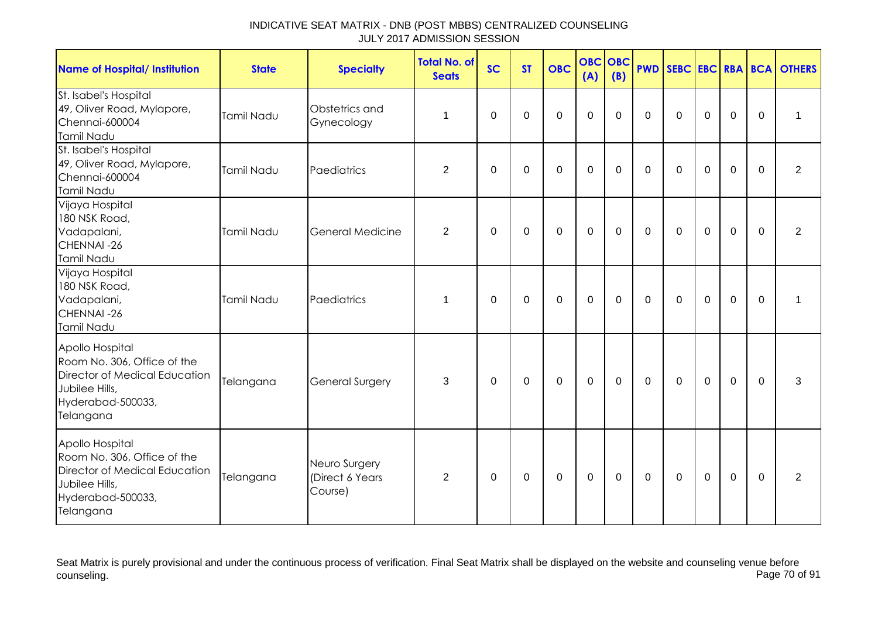INDICATIVE SEAT MATRIX - DNB (POST MBBS) CENTRALIZED COUNSELING
JULY 2017 ADMISSION SESSION

| Name of Hospital/ Institution | State | Specialty | Total No. of Seats | SC | ST | OBC | OBC (A) | OBC (B) | PWD | SEBC | EBC | RBA | BCA | OTHERS |
|---|---|---|---|---|---|---|---|---|---|---|---|---|---|---|
| St. Isabel's Hospital 49, Oliver Road, Mylapore, Chennai-600004 Tamil Nadu | Tamil Nadu | Obstetrics and Gynecology | 1 | 0 | 0 | 0 | 0 | 0 | 0 | 0 | 0 | 0 | 0 | 1 |
| St. Isabel's Hospital 49, Oliver Road, Mylapore, Chennai-600004 Tamil Nadu | Tamil Nadu | Paediatrics | 2 | 0 | 0 | 0 | 0 | 0 | 0 | 0 | 0 | 0 | 0 | 2 |
| Vijaya Hospital 180 NSK Road, Vadapalani, CHENNAI -26 Tamil Nadu | Tamil Nadu | General Medicine | 2 | 0 | 0 | 0 | 0 | 0 | 0 | 0 | 0 | 0 | 0 | 2 |
| Vijaya Hospital 180 NSK Road, Vadapalani, CHENNAI -26 Tamil Nadu | Tamil Nadu | Paediatrics | 1 | 0 | 0 | 0 | 0 | 0 | 0 | 0 | 0 | 0 | 0 | 1 |
| Apollo Hospital Room No. 306, Office of the Director of Medical Education Jubilee Hills, Hyderabad-500033, Telangana | Telangana | General Surgery | 3 | 0 | 0 | 0 | 0 | 0 | 0 | 0 | 0 | 0 | 0 | 3 |
| Apollo Hospital Room No. 306, Office of the Director of Medical Education Jubilee Hills, Hyderabad-500033, Telangana | Telangana | Neuro Surgery (Direct 6 Years Course) | 2 | 0 | 0 | 0 | 0 | 0 | 0 | 0 | 0 | 0 | 0 | 2 |

Seat Matrix is purely provisional and under the continuous process of verification. Final Seat Matrix shall be displayed on the website and counseling venue before counseling.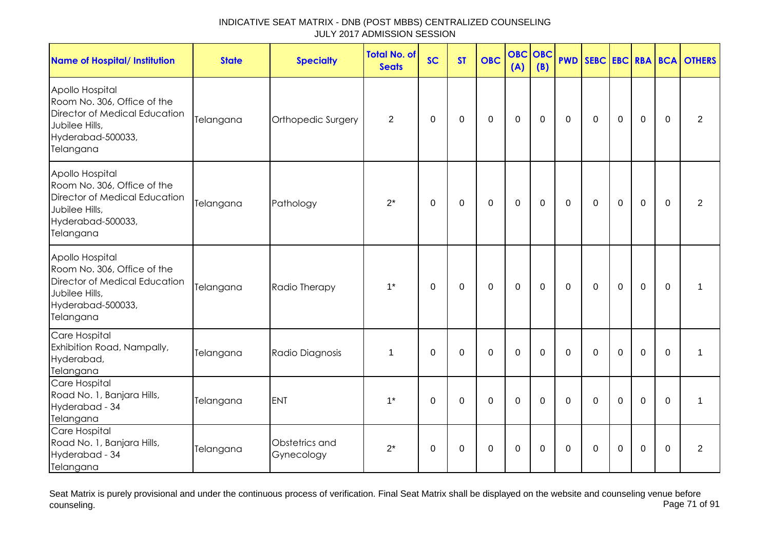INDICATIVE SEAT MATRIX - DNB (POST MBBS) CENTRALIZED COUNSELING
JULY 2017 ADMISSION SESSION

| Name of Hospital/ Institution | State | Specialty | Total No. of Seats | SC | ST | OBC | OBC (A) | OBC (B) | PWD | SEBC | EBC | RBA | BCA | OTHERS |
|---|---|---|---|---|---|---|---|---|---|---|---|---|---|---|
| Apollo Hospital Room No. 306, Office of the Director of Medical Education Jubilee Hills, Hyderabad-500033, Telangana | Telangana | Orthopedic Surgery | 2 | 0 | 0 | 0 | 0 | 0 | 0 | 0 | 0 | 0 | 0 | 2 |
| Apollo Hospital Room No. 306, Office of the Director of Medical Education Jubilee Hills, Hyderabad-500033, Telangana | Telangana | Pathology | 2* | 0 | 0 | 0 | 0 | 0 | 0 | 0 | 0 | 0 | 0 | 2 |
| Apollo Hospital Room No. 306, Office of the Director of Medical Education Jubilee Hills, Hyderabad-500033, Telangana | Telangana | Radio Therapy | 1* | 0 | 0 | 0 | 0 | 0 | 0 | 0 | 0 | 0 | 0 | 1 |
| Care Hospital Exhibition Road, Nampally, Hyderabad, Telangana | Telangana | Radio Diagnosis | 1 | 0 | 0 | 0 | 0 | 0 | 0 | 0 | 0 | 0 | 0 | 1 |
| Care Hospital Road No. 1, Banjara Hills, Hyderabad - 34 Telangana | Telangana | ENT | 1* | 0 | 0 | 0 | 0 | 0 | 0 | 0 | 0 | 0 | 0 | 1 |
| Care Hospital Road No. 1, Banjara Hills, Hyderabad - 34 Telangana | Telangana | Obstetrics and Gynecology | 2* | 0 | 0 | 0 | 0 | 0 | 0 | 0 | 0 | 0 | 0 | 2 |

Seat Matrix is purely provisional and under the continuous process of verification. Final Seat Matrix shall be displayed on the website and counseling venue before counseling.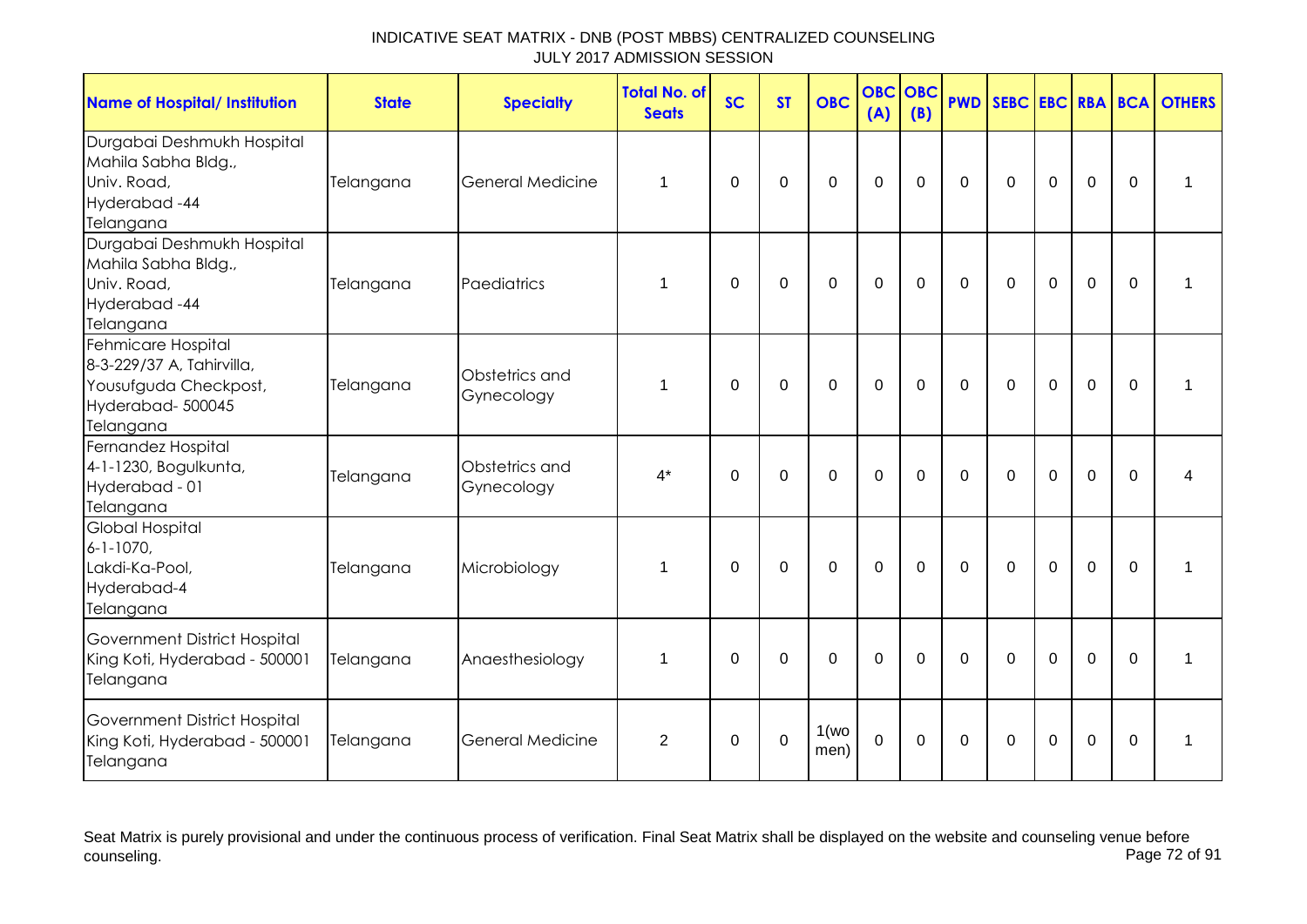# INDICATIVE SEAT MATRIX - DNB (POST MBBS) CENTRALIZED COUNSELING
JULY 2017 ADMISSION SESSION

| Name of Hospital/ Institution | State | Specialty | Total No. of Seats | SC | ST | OBC | OBC (A) | OBC (B) | PWD | SEBC | EBC | RBA | BCA | OTHERS |
|---|---|---|---|---|---|---|---|---|---|---|---|---|---|---|
| Durgabai Deshmukh Hospital Mahila Sabha Bldg., Univ. Road, Hyderabad -44 Telangana | Telangana | General Medicine | 1 | 0 | 0 | 0 | 0 | 0 | 0 | 0 | 0 | 0 | 0 | 1 |
| Durgabai Deshmukh Hospital Mahila Sabha Bldg., Univ. Road, Hyderabad -44 Telangana | Telangana | Paediatrics | 1 | 0 | 0 | 0 | 0 | 0 | 0 | 0 | 0 | 0 | 0 | 1 |
| Fehmicare Hospital 8-3-229/37 A, Tahirvilla, Yousufguda Checkpost, Hyderabad- 500045 Telangana | Telangana | Obstetrics and Gynecology | 1 | 0 | 0 | 0 | 0 | 0 | 0 | 0 | 0 | 0 | 0 | 1 |
| Fernandez Hospital 4-1-1230, Bogulkunta, Hyderabad - 01 Telangana | Telangana | Obstetrics and Gynecology | 4* | 0 | 0 | 0 | 0 | 0 | 0 | 0 | 0 | 0 | 0 | 4 |
| Global Hospital 6-1-1070, Lakdi-Ka-Pool, Hyderabad-4 Telangana | Telangana | Microbiology | 1 | 0 | 0 | 0 | 0 | 0 | 0 | 0 | 0 | 0 | 0 | 1 |
| Government District Hospital King Koti, Hyderabad - 500001 Telangana | Telangana | Anaesthesiology | 1 | 0 | 0 | 0 | 0 | 0 | 0 | 0 | 0 | 0 | 0 | 1 |
| Government District Hospital King Koti, Hyderabad - 500001 Telangana | Telangana | General Medicine | 2 | 0 | 0 | 1(women) | 0 | 0 | 0 | 0 | 0 | 0 | 0 | 1 |

Seat Matrix is purely provisional and under the continuous process of verification. Final Seat Matrix shall be displayed on the website and counseling venue before counseling.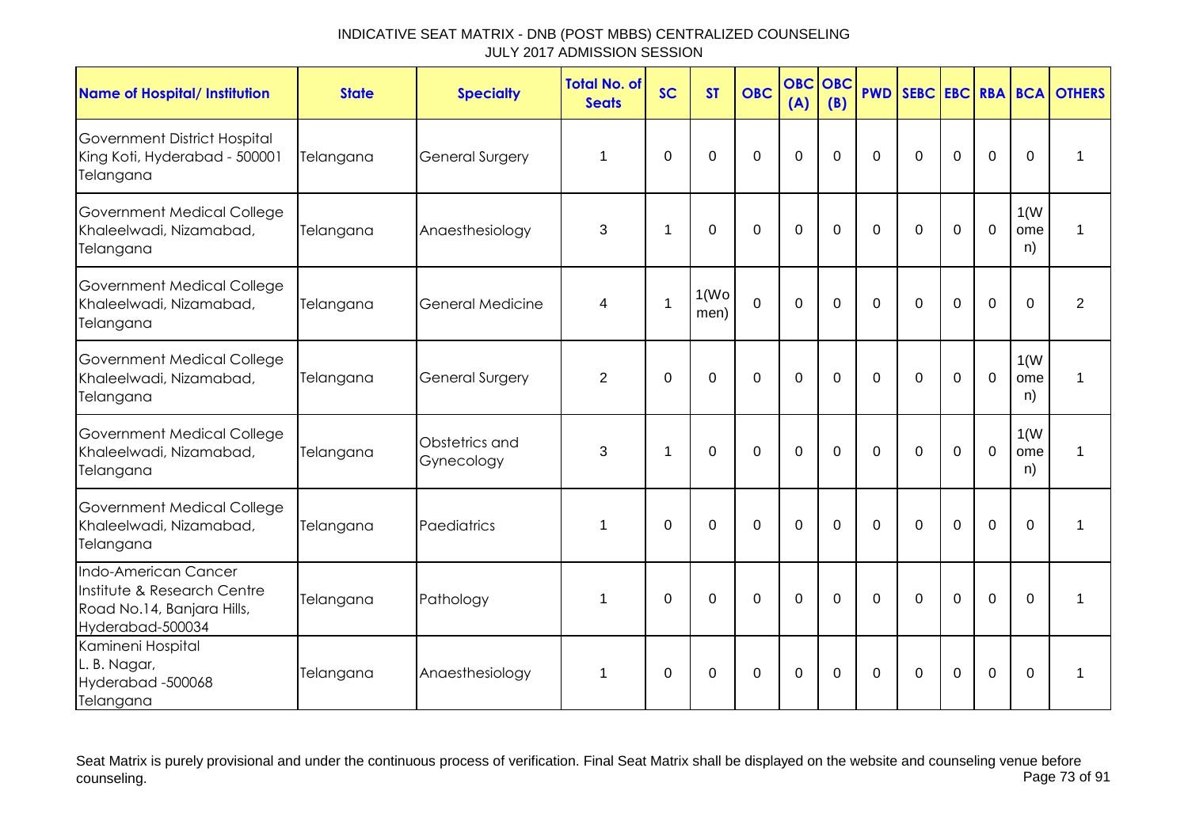# INDICATIVE SEAT MATRIX - DNB (POST MBBS) CENTRALIZED COUNSELING
JULY 2017 ADMISSION SESSION

| Name of Hospital/ Institution | State | Specialty | Total No. of Seats | SC | ST | OBC | OBC (A) | OBC (B) | PWD | SEBC | EBC | RBA | BCA | OTHERS |
|---|---|---|---|---|---|---|---|---|---|---|---|---|---|---|
| Government District Hospital King Koti, Hyderabad - 500001 Telangana | Telangana | General Surgery | 1 | 0 | 0 | 0 | 0 | 0 | 0 | 0 | 0 | 0 | 0 | 1 |
| Government Medical College Khaleelwadi, Nizamabad, Telangana | Telangana | Anaesthesiology | 3 | 1 | 0 | 0 | 0 | 0 | 0 | 0 | 0 | 0 | 1(Women) | 1 |
| Government Medical College Khaleelwadi, Nizamabad, Telangana | Telangana | General Medicine | 4 | 1 | 1(Women) | 0 | 0 | 0 | 0 | 0 | 0 | 0 | 0 | 2 |
| Government Medical College Khaleelwadi, Nizamabad, Telangana | Telangana | General Surgery | 2 | 0 | 0 | 0 | 0 | 0 | 0 | 0 | 0 | 0 | 1(Women) | 1 |
| Government Medical College Khaleelwadi, Nizamabad, Telangana | Telangana | Obstetrics and Gynecology | 3 | 1 | 0 | 0 | 0 | 0 | 0 | 0 | 0 | 0 | 1(Women) | 1 |
| Government Medical College Khaleelwadi, Nizamabad, Telangana | Telangana | Paediatrics | 1 | 0 | 0 | 0 | 0 | 0 | 0 | 0 | 0 | 0 | 0 | 1 |
| Indo-American Cancer Institute & Research Centre Road No.14, Banjara Hills, Hyderabad-500034 | Telangana | Pathology | 1 | 0 | 0 | 0 | 0 | 0 | 0 | 0 | 0 | 0 | 0 | 1 |
| Kamineni Hospital L. B. Nagar, Hyderabad -500068 Telangana | Telangana | Anaesthesiology | 1 | 0 | 0 | 0 | 0 | 0 | 0 | 0 | 0 | 0 | 0 | 1 |

Seat Matrix is purely provisional and under the continuous process of verification. Final Seat Matrix shall be displayed on the website and counseling venue before counseling.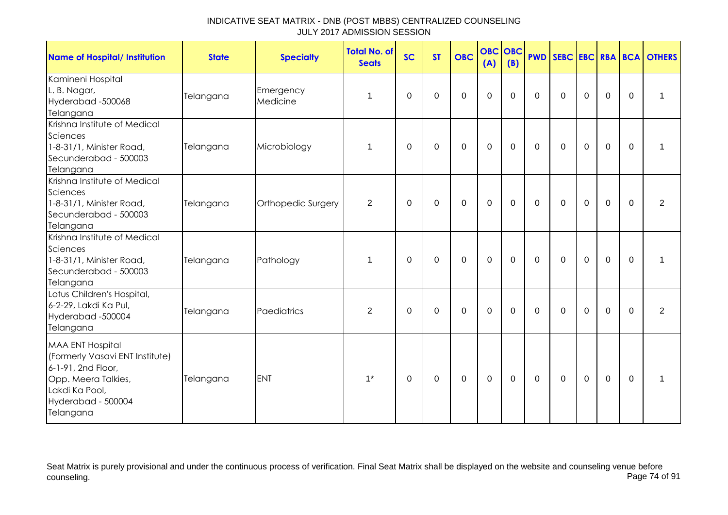# INDICATIVE SEAT MATRIX - DNB (POST MBBS) CENTRALIZED COUNSELING
## JULY 2017 ADMISSION SESSION

| Name of Hospital/ Institution | State | Specialty | Total No. of Seats | SC | ST | OBC | OBC (A) | OBC (B) | PWD | SEBC | EBC | RBA | BCA | OTHERS |
|---|---|---|---|---|---|---|---|---|---|---|---|---|---|---|
| Kamineni Hospital L. B. Nagar, Hyderabad -500068 Telangana | Telangana | Emergency Medicine | 1 | 0 | 0 | 0 | 0 | 0 | 0 | 0 | 0 | 0 | 0 | 1 |
| Krishna Institute of Medical Sciences 1-8-31/1, Minister Road, Secunderabad - 500003 Telangana | Telangana | Microbiology | 1 | 0 | 0 | 0 | 0 | 0 | 0 | 0 | 0 | 0 | 0 | 1 |
| Krishna Institute of Medical Sciences 1-8-31/1, Minister Road, Secunderabad - 500003 Telangana | Telangana | Orthopedic Surgery | 2 | 0 | 0 | 0 | 0 | 0 | 0 | 0 | 0 | 0 | 0 | 2 |
| Krishna Institute of Medical Sciences 1-8-31/1, Minister Road, Secunderabad - 500003 Telangana | Telangana | Pathology | 1 | 0 | 0 | 0 | 0 | 0 | 0 | 0 | 0 | 0 | 0 | 1 |
| Lotus Children's Hospital, 6-2-29, Lakdi Ka Pul, Hyderabad -500004 Telangana | Telangana | Paediatrics | 2 | 0 | 0 | 0 | 0 | 0 | 0 | 0 | 0 | 0 | 0 | 2 |
| MAA ENT Hospital (Formerly Vasavi ENT Institute) 6-1-91, 2nd Floor, Opp. Meera Talkies, Lakdi Ka Pool, Hyderabad - 500004 Telangana | Telangana | ENT | 1* | 0 | 0 | 0 | 0 | 0 | 0 | 0 | 0 | 0 | 0 | 1 |

Seat Matrix is purely provisional and under the continuous process of verification. Final Seat Matrix shall be displayed on the website and counseling venue before counseling.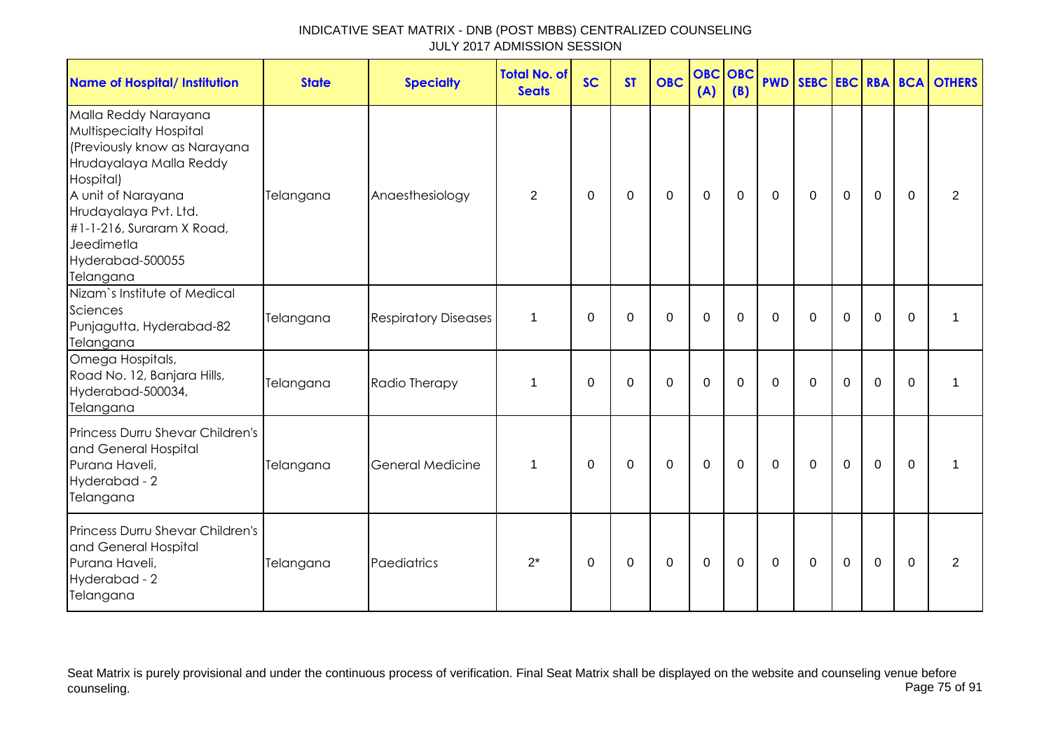INDICATIVE SEAT MATRIX - DNB (POST MBBS) CENTRALIZED COUNSELING
JULY 2017 ADMISSION SESSION

| Name of Hospital/ Institution | State | Specialty | Total No. of Seats | SC | ST | OBC | OBC (A) | OBC (B) | PWD | SEBC | EBC | RBA | BCA | OTHERS |
|---|---|---|---|---|---|---|---|---|---|---|---|---|---|---|
| Malla Reddy Narayana Multispecialty Hospital (Previously know as Narayana Hrudayalaya Malla Reddy Hospital) A unit of Narayana Hrudayalaya Pvt. Ltd. #1-1-216, Suraram X Road, Jeedimetla Hyderabad-500055 Telangana | Telangana | Anaesthesiology | 2 | 0 | 0 | 0 | 0 | 0 | 0 | 0 | 0 | 0 | 0 | 2 |
| Nizam`s Institute of Medical Sciences Punjagutta, Hyderabad-82 Telangana | Telangana | Respiratory Diseases | 1 | 0 | 0 | 0 | 0 | 0 | 0 | 0 | 0 | 0 | 0 | 1 |
| Omega Hospitals, Road No. 12, Banjara Hills, Hyderabad-500034, Telangana | Telangana | Radio Therapy | 1 | 0 | 0 | 0 | 0 | 0 | 0 | 0 | 0 | 0 | 0 | 1 |
| Princess Durru Shevar Children's and General Hospital Purana Haveli, Hyderabad - 2 Telangana | Telangana | General Medicine | 1 | 0 | 0 | 0 | 0 | 0 | 0 | 0 | 0 | 0 | 0 | 1 |
| Princess Durru Shevar Children's and General Hospital Purana Haveli, Hyderabad - 2 Telangana | Telangana | Paediatrics | 2* | 0 | 0 | 0 | 0 | 0 | 0 | 0 | 0 | 0 | 0 | 2 |

Seat Matrix is purely provisional and under the continuous process of verification. Final Seat Matrix shall be displayed on the website and counseling venue before counseling.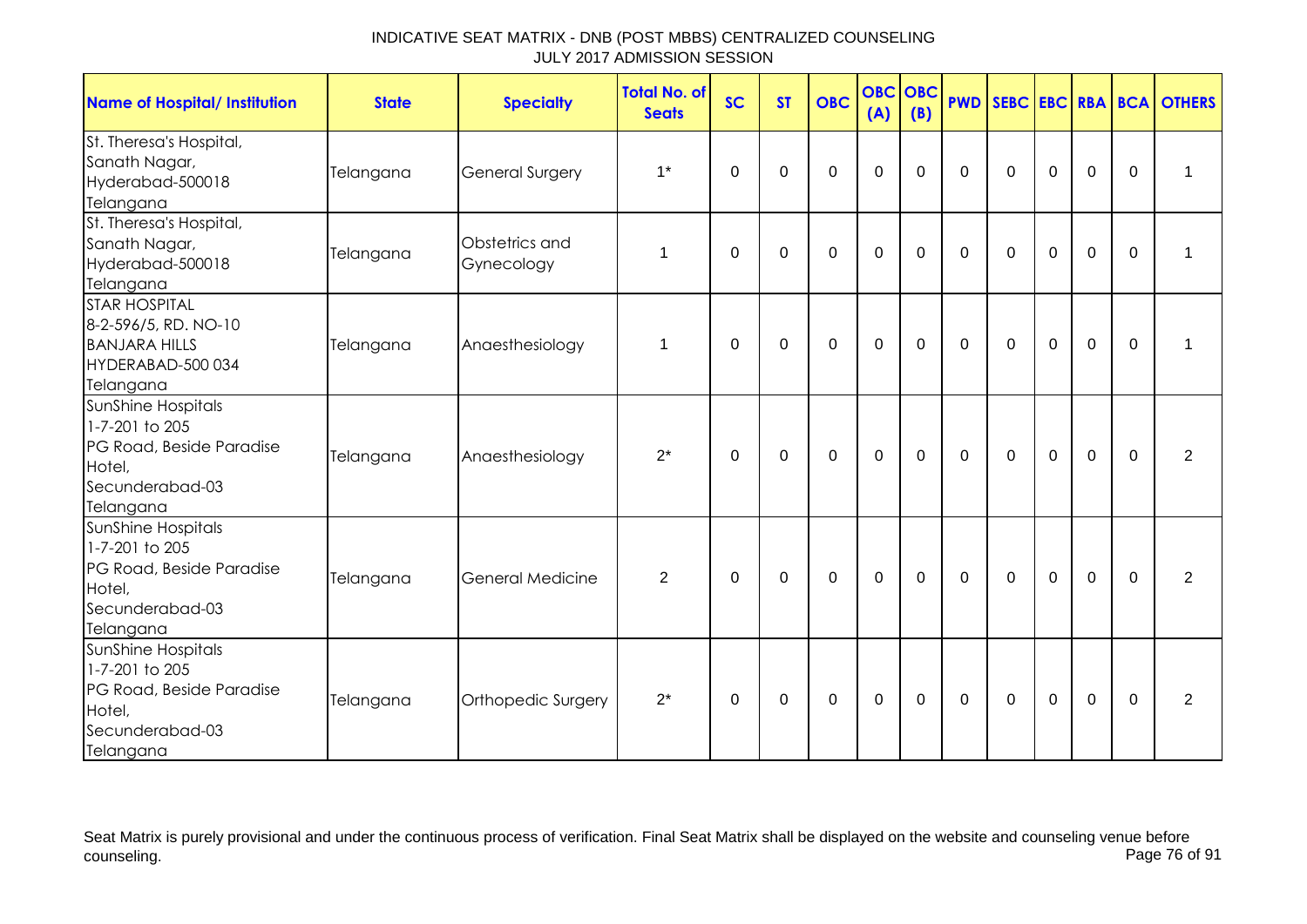INDICATIVE SEAT MATRIX - DNB (POST MBBS) CENTRALIZED COUNSELING
JULY 2017 ADMISSION SESSION

| Name of Hospital/ Institution | State | Specialty | Total No. of Seats | SC | ST | OBC | OBC (A) | OBC (B) | PWD | SEBC | EBC | RBA | BCA | OTHERS |
|---|---|---|---|---|---|---|---|---|---|---|---|---|---|---|
| St. Theresa's Hospital, Sanath Nagar, Hyderabad-500018 Telangana | Telangana | General Surgery | 1* | 0 | 0 | 0 | 0 | 0 | 0 | 0 | 0 | 0 | 0 | 1 |
| St. Theresa's Hospital, Sanath Nagar, Hyderabad-500018 Telangana | Telangana | Obstetrics and Gynecology | 1 | 0 | 0 | 0 | 0 | 0 | 0 | 0 | 0 | 0 | 0 | 1 |
| STAR HOSPITAL 8-2-596/5, RD. NO-10 BANJARA HILLS HYDERABAD-500 034 Telangana | Telangana | Anaesthesiology | 1 | 0 | 0 | 0 | 0 | 0 | 0 | 0 | 0 | 0 | 0 | 1 |
| SunShine Hospitals 1-7-201 to 205 PG Road, Beside Paradise Hotel, Secunderabad-03 Telangana | Telangana | Anaesthesiology | 2* | 0 | 0 | 0 | 0 | 0 | 0 | 0 | 0 | 0 | 0 | 2 |
| SunShine Hospitals 1-7-201 to 205 PG Road, Beside Paradise Hotel, Secunderabad-03 Telangana | Telangana | General Medicine | 2 | 0 | 0 | 0 | 0 | 0 | 0 | 0 | 0 | 0 | 0 | 2 |
| SunShine Hospitals 1-7-201 to 205 PG Road, Beside Paradise Hotel, Secunderabad-03 Telangana | Telangana | Orthopedic Surgery | 2* | 0 | 0 | 0 | 0 | 0 | 0 | 0 | 0 | 0 | 0 | 2 |

Seat Matrix is purely provisional and under the continuous process of verification. Final Seat Matrix shall be displayed on the website and counseling venue before counseling.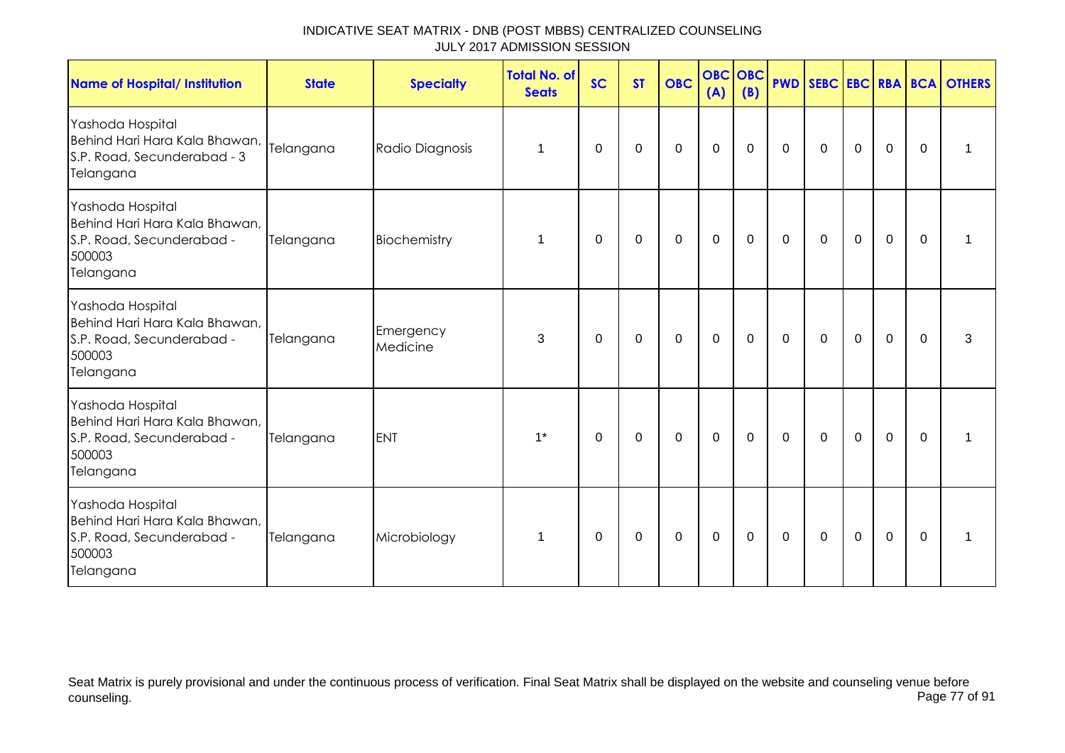# INDICATIVE SEAT MATRIX - DNB (POST MBBS) CENTRALIZED COUNSELING
## JULY 2017 ADMISSION SESSION

| Name of Hospital/ Institution | State | Specialty | Total No. of Seats | SC | ST | OBC | OBC (A) | OBC (B) | PWD | SEBC | EBC | RBA | BCA | OTHERS |
|---|---|---|---|---|---|---|---|---|---|---|---|---|---|---|
| Yashoda Hospital Behind Hari Hara Kala Bhawan, S.P. Road, Secunderabad - 3 Telangana | Telangana | Radio Diagnosis | 1 | 0 | 0 | 0 | 0 | 0 | 0 | 0 | 0 | 0 | 0 | 1 |
| Yashoda Hospital Behind Hari Hara Kala Bhawan, S.P. Road, Secunderabad - 500003 Telangana | Telangana | Biochemistry | 1 | 0 | 0 | 0 | 0 | 0 | 0 | 0 | 0 | 0 | 0 | 1 |
| Yashoda Hospital Behind Hari Hara Kala Bhawan, S.P. Road, Secunderabad - 500003 Telangana | Telangana | Emergency Medicine | 3 | 0 | 0 | 0 | 0 | 0 | 0 | 0 | 0 | 0 | 0 | 3 |
| Yashoda Hospital Behind Hari Hara Kala Bhawan, S.P. Road, Secunderabad - 500003 Telangana | Telangana | ENT | 1* | 0 | 0 | 0 | 0 | 0 | 0 | 0 | 0 | 0 | 0 | 1 |
| Yashoda Hospital Behind Hari Hara Kala Bhawan, S.P. Road, Secunderabad - 500003 Telangana | Telangana | Microbiology | 1 | 0 | 0 | 0 | 0 | 0 | 0 | 0 | 0 | 0 | 0 | 1 |

Seat Matrix is purely provisional and under the continuous process of verification. Final Seat Matrix shall be displayed on the website and counseling venue before counseling.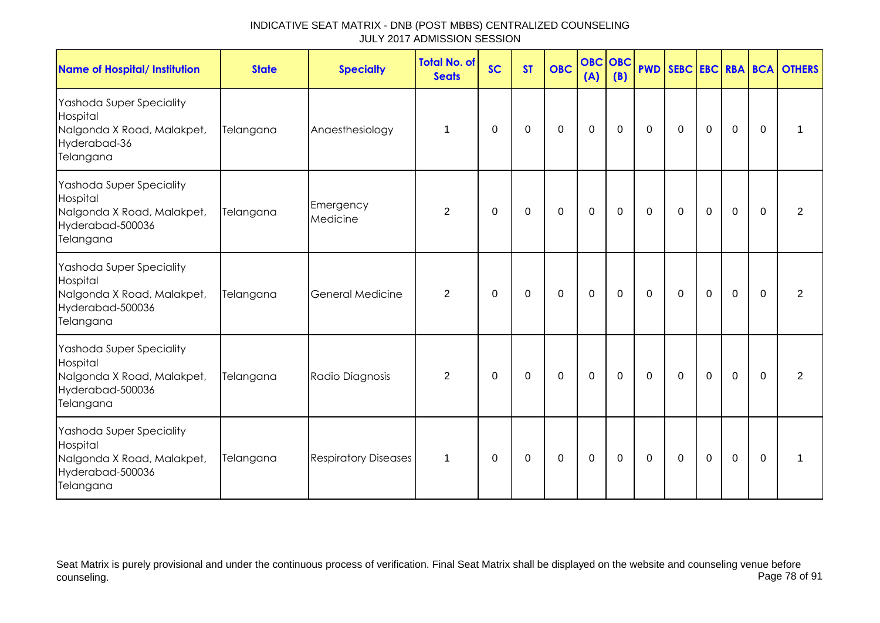INDICATIVE SEAT MATRIX - DNB (POST MBBS) CENTRALIZED COUNSELING
JULY 2017 ADMISSION SESSION

| Name of Hospital/ Institution | State | Specialty | Total No. of Seats | SC | ST | OBC | OBC (A) | OBC (B) | PWD | SEBC | EBC | RBA | BCA | OTHERS |
|---|---|---|---|---|---|---|---|---|---|---|---|---|---|---|
| Yashoda Super Speciality Hospital Nalgonda X Road, Malakpet, Hyderabad-36 Telangana | Telangana | Anaesthesiology | 1 | 0 | 0 | 0 | 0 | 0 | 0 | 0 | 0 | 0 | 0 | 1 |
| Yashoda Super Speciality Hospital Nalgonda X Road, Malakpet, Hyderabad-500036 Telangana | Telangana | Emergency Medicine | 2 | 0 | 0 | 0 | 0 | 0 | 0 | 0 | 0 | 0 | 0 | 2 |
| Yashoda Super Speciality Hospital Nalgonda X Road, Malakpet, Hyderabad-500036 Telangana | Telangana | General Medicine | 2 | 0 | 0 | 0 | 0 | 0 | 0 | 0 | 0 | 0 | 0 | 2 |
| Yashoda Super Speciality Hospital Nalgonda X Road, Malakpet, Hyderabad-500036 Telangana | Telangana | Radio Diagnosis | 2 | 0 | 0 | 0 | 0 | 0 | 0 | 0 | 0 | 0 | 0 | 2 |
| Yashoda Super Speciality Hospital Nalgonda X Road, Malakpet, Hyderabad-500036 Telangana | Telangana | Respiratory Diseases | 1 | 0 | 0 | 0 | 0 | 0 | 0 | 0 | 0 | 0 | 0 | 1 |

Seat Matrix is purely provisional and under the continuous process of verification. Final Seat Matrix shall be displayed on the website and counseling venue before counseling.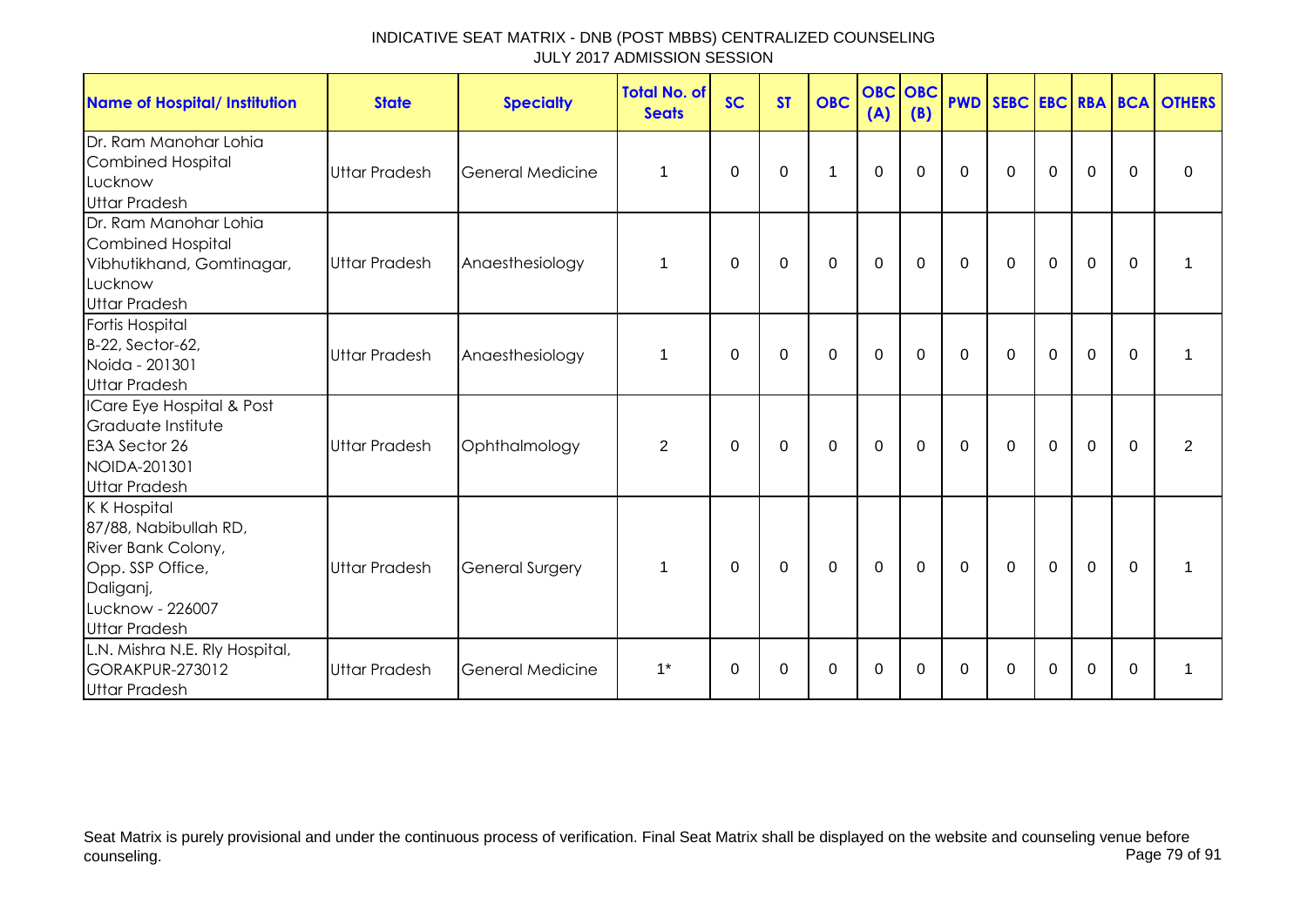# INDICATIVE SEAT MATRIX - DNB (POST MBBS) CENTRALIZED COUNSELING
## JULY 2017 ADMISSION SESSION

| Name of Hospital/ Institution | State | Specialty | Total No. of Seats | SC | ST | OBC | OBC (A) | OBC (B) | PWD | SEBC | EBC | RBA | BCA | OTHERS |
|---|---|---|---|---|---|---|---|---|---|---|---|---|---|---|
| Dr. Ram Manohar Lohia Combined Hospital Lucknow Uttar Pradesh | Uttar Pradesh | General Medicine | 1 | 0 | 0 | 1 | 0 | 0 | 0 | 0 | 0 | 0 | 0 | 0 |
| Dr. Ram Manohar Lohia Combined Hospital Vibhutikhand, Gomtinagar, Lucknow Uttar Pradesh | Uttar Pradesh | Anaesthesiology | 1 | 0 | 0 | 0 | 0 | 0 | 0 | 0 | 0 | 0 | 0 | 1 |
| Fortis Hospital B-22, Sector-62, Noida - 201301 Uttar Pradesh | Uttar Pradesh | Anaesthesiology | 1 | 0 | 0 | 0 | 0 | 0 | 0 | 0 | 0 | 0 | 0 | 1 |
| ICare Eye Hospital & Post Graduate Institute E3A Sector 26 NOIDA-201301 Uttar Pradesh | Uttar Pradesh | Ophthalmology | 2 | 0 | 0 | 0 | 0 | 0 | 0 | 0 | 0 | 0 | 0 | 2 |
| K K Hospital 87/88, Nabibullah RD, River Bank Colony, Opp. SSP Office, Daliganj, Lucknow - 226007 Uttar Pradesh | Uttar Pradesh | General Surgery | 1 | 0 | 0 | 0 | 0 | 0 | 0 | 0 | 0 | 0 | 0 | 1 |
| L.N. Mishra N.E. Rly Hospital, GORAKPUR-273012 Uttar Pradesh | Uttar Pradesh | General Medicine | 1* | 0 | 0 | 0 | 0 | 0 | 0 | 0 | 0 | 0 | 0 | 1 |

Seat Matrix is purely provisional and under the continuous process of verification. Final Seat Matrix shall be displayed on the website and counseling venue before counseling.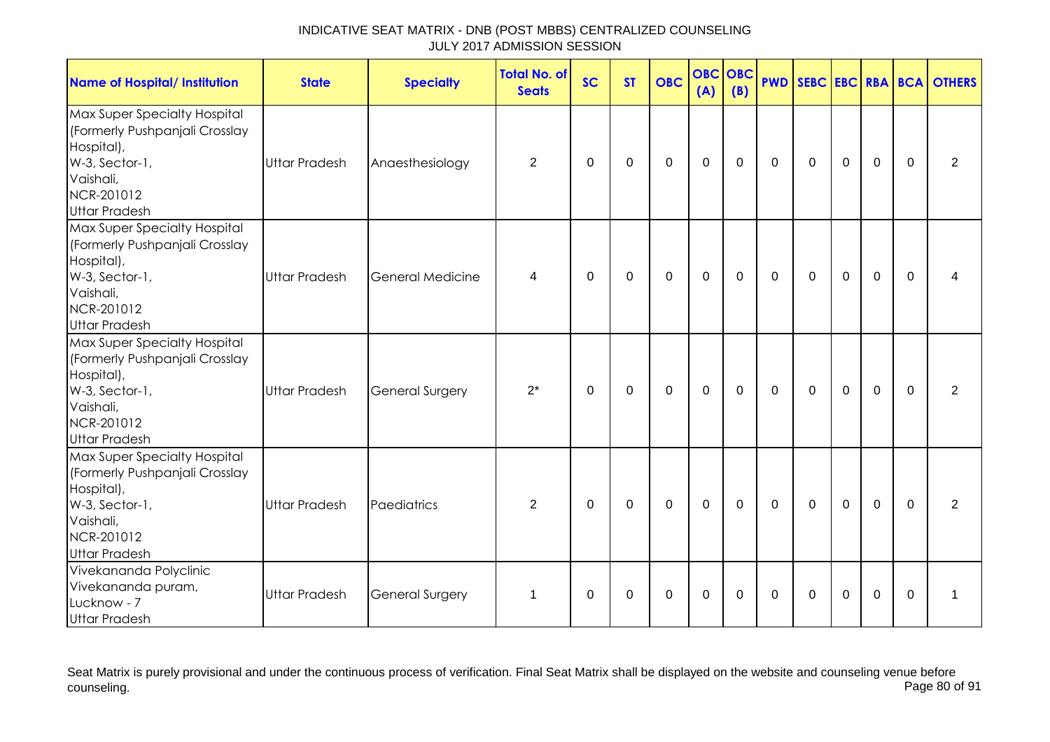INDICATIVE SEAT MATRIX - DNB (POST MBBS) CENTRALIZED COUNSELING
JULY 2017 ADMISSION SESSION

| Name of Hospital/ Institution | State | Specialty | Total No. of Seats | SC | ST | OBC | OBC (A) | OBC (B) | PWD | SEBC | EBC | RBA | BCA | OTHERS |
|---|---|---|---|---|---|---|---|---|---|---|---|---|---|---|
| Max Super Specialty Hospital (Formerly Pushpanjali Crosslay Hospital), W-3, Sector-1, Vaishali, NCR-201012 Uttar Pradesh | Uttar Pradesh | Anaesthesiology | 2 | 0 | 0 | 0 | 0 | 0 | 0 | 0 | 0 | 0 | 0 | 2 |
| Max Super Specialty Hospital (Formerly Pushpanjali Crosslay Hospital), W-3, Sector-1, Vaishali, NCR-201012 Uttar Pradesh | Uttar Pradesh | General Medicine | 4 | 0 | 0 | 0 | 0 | 0 | 0 | 0 | 0 | 0 | 0 | 4 |
| Max Super Specialty Hospital (Formerly Pushpanjali Crosslay Hospital), W-3, Sector-1, Vaishali, NCR-201012 Uttar Pradesh | Uttar Pradesh | General Surgery | 2* | 0 | 0 | 0 | 0 | 0 | 0 | 0 | 0 | 0 | 0 | 2 |
| Max Super Specialty Hospital (Formerly Pushpanjali Crosslay Hospital), W-3, Sector-1, Vaishali, NCR-201012 Uttar Pradesh | Uttar Pradesh | Paediatrics | 2 | 0 | 0 | 0 | 0 | 0 | 0 | 0 | 0 | 0 | 0 | 2 |
| Vivekananda Polyclinic Vivekananda puram, Lucknow - 7 Uttar Pradesh | Uttar Pradesh | General Surgery | 1 | 0 | 0 | 0 | 0 | 0 | 0 | 0 | 0 | 0 | 0 | 1 |

Seat Matrix is purely provisional and under the continuous process of verification. Final Seat Matrix shall be displayed on the website and counseling venue before counseling.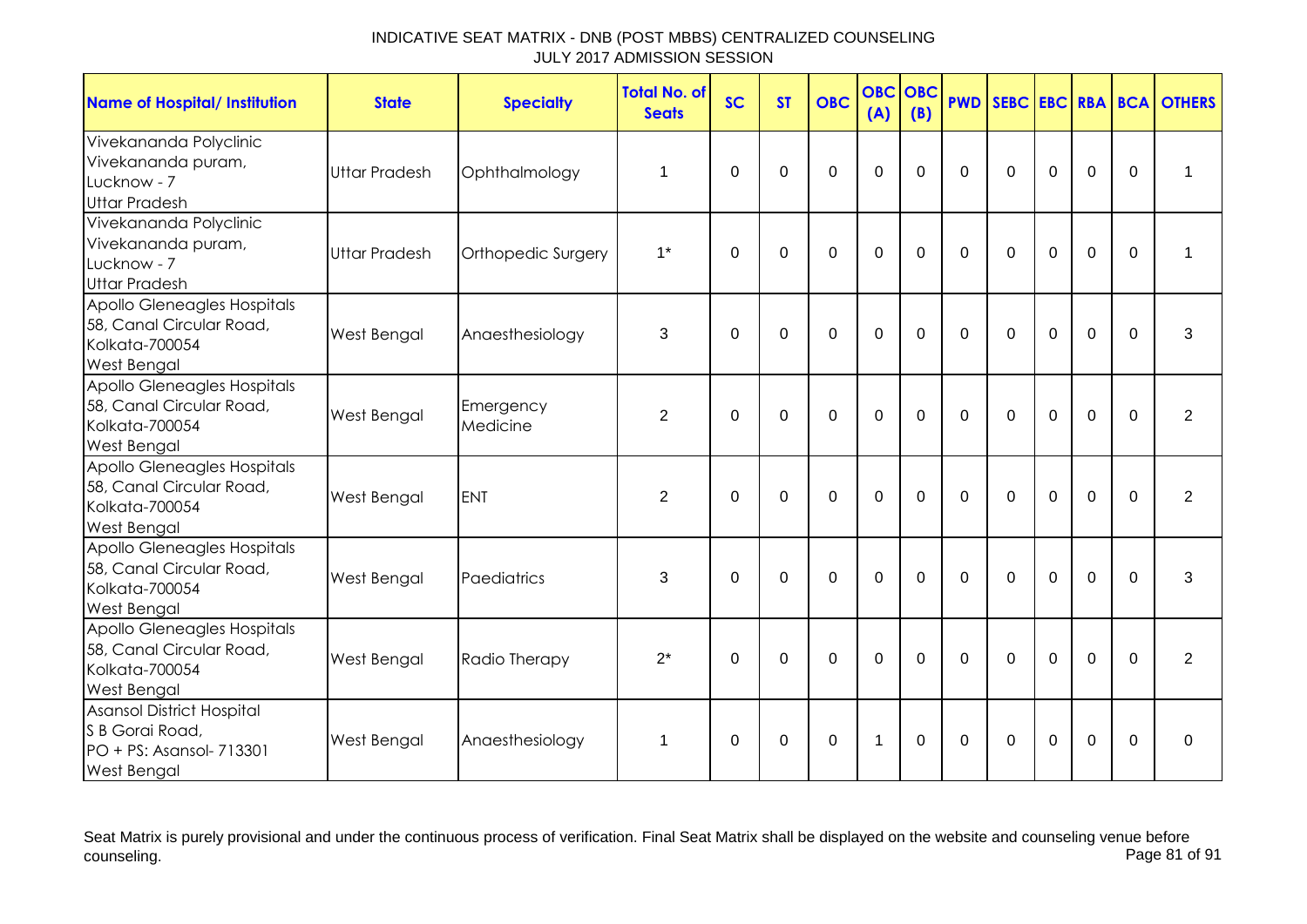# INDICATIVE SEAT MATRIX - DNB (POST MBBS) CENTRALIZED COUNSELING
JULY 2017 ADMISSION SESSION

| Name of Hospital/ Institution | State | Specialty | Total No. of Seats | SC | ST | OBC | OBC (A) | OBC (B) | PWD | SEBC | EBC | RBA | BCA | OTHERS |
|---|---|---|---|---|---|---|---|---|---|---|---|---|---|---|
| Vivekananda Polyclinic Vivekananda puram, Lucknow - 7 Uttar Pradesh | Uttar Pradesh | Ophthalmology | 1 | 0 | 0 | 0 | 0 | 0 | 0 | 0 | 0 | 0 | 0 | 1 |
| Vivekananda Polyclinic Vivekananda puram, Lucknow - 7 Uttar Pradesh | Uttar Pradesh | Orthopedic Surgery | 1* | 0 | 0 | 0 | 0 | 0 | 0 | 0 | 0 | 0 | 0 | 1 |
| Apollo Gleneagles Hospitals 58, Canal Circular Road, Kolkata-700054 West Bengal | West Bengal | Anaesthesiology | 3 | 0 | 0 | 0 | 0 | 0 | 0 | 0 | 0 | 0 | 0 | 3 |
| Apollo Gleneagles Hospitals 58, Canal Circular Road, Kolkata-700054 West Bengal | West Bengal | Emergency Medicine | 2 | 0 | 0 | 0 | 0 | 0 | 0 | 0 | 0 | 0 | 0 | 2 |
| Apollo Gleneagles Hospitals 58, Canal Circular Road, Kolkata-700054 West Bengal | West Bengal | ENT | 2 | 0 | 0 | 0 | 0 | 0 | 0 | 0 | 0 | 0 | 0 | 2 |
| Apollo Gleneagles Hospitals 58, Canal Circular Road, Kolkata-700054 West Bengal | West Bengal | Paediatrics | 3 | 0 | 0 | 0 | 0 | 0 | 0 | 0 | 0 | 0 | 0 | 3 |
| Apollo Gleneagles Hospitals 58, Canal Circular Road, Kolkata-700054 West Bengal | West Bengal | Radio Therapy | 2* | 0 | 0 | 0 | 0 | 0 | 0 | 0 | 0 | 0 | 0 | 2 |
| Asansol District Hospital S B Gorai Road, PO + PS: Asansol- 713301 West Bengal | West Bengal | Anaesthesiology | 1 | 0 | 0 | 0 | 1 | 0 | 0 | 0 | 0 | 0 | 0 | 0 |

Seat Matrix is purely provisional and under the continuous process of verification. Final Seat Matrix shall be displayed on the website and counseling venue before counseling.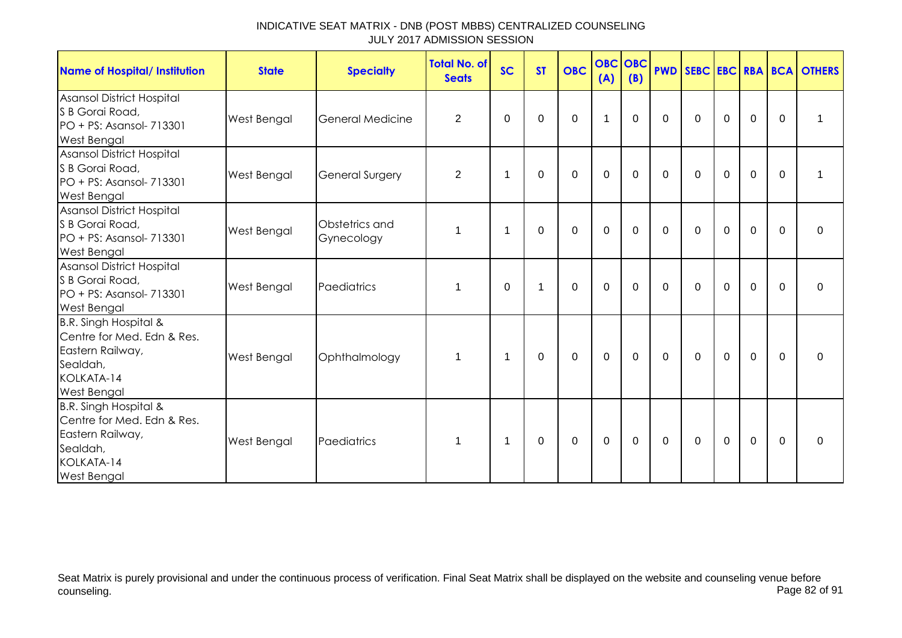INDICATIVE SEAT MATRIX - DNB (POST MBBS) CENTRALIZED COUNSELING
JULY 2017 ADMISSION SESSION

| Name of Hospital/ Institution | State | Specialty | Total No. of Seats | SC | ST | OBC | OBC (A) | OBC (B) | PWD | SEBC | EBC | RBA | BCA | OTHERS |
|---|---|---|---|---|---|---|---|---|---|---|---|---|---|---|
| Asansol District Hospital S B Gorai Road, PO + PS: Asansol- 713301 West Bengal | West Bengal | General Medicine | 2 | 0 | 0 | 0 | 1 | 0 | 0 | 0 | 0 | 0 | 0 | 1 |
| Asansol District Hospital S B Gorai Road, PO + PS: Asansol- 713301 West Bengal | West Bengal | General Surgery | 2 | 1 | 0 | 0 | 0 | 0 | 0 | 0 | 0 | 0 | 0 | 1 |
| Asansol District Hospital S B Gorai Road, PO + PS: Asansol- 713301 West Bengal | West Bengal | Obstetrics and Gynecology | 1 | 1 | 0 | 0 | 0 | 0 | 0 | 0 | 0 | 0 | 0 | 0 |
| Asansol District Hospital S B Gorai Road, PO + PS: Asansol- 713301 West Bengal | West Bengal | Paediatrics | 1 | 0 | 1 | 0 | 0 | 0 | 0 | 0 | 0 | 0 | 0 | 0 |
| B.R. Singh Hospital & Centre for Med. Edn & Res. Eastern Railway, Sealdah, KOLKATA-14 West Bengal | West Bengal | Ophthalmology | 1 | 1 | 0 | 0 | 0 | 0 | 0 | 0 | 0 | 0 | 0 | 0 |
| B.R. Singh Hospital & Centre for Med. Edn & Res. Eastern Railway, Sealdah, KOLKATA-14 West Bengal | West Bengal | Paediatrics | 1 | 1 | 0 | 0 | 0 | 0 | 0 | 0 | 0 | 0 | 0 | 0 |

Seat Matrix is purely provisional and under the continuous process of verification. Final Seat Matrix shall be displayed on the website and counseling venue before counseling.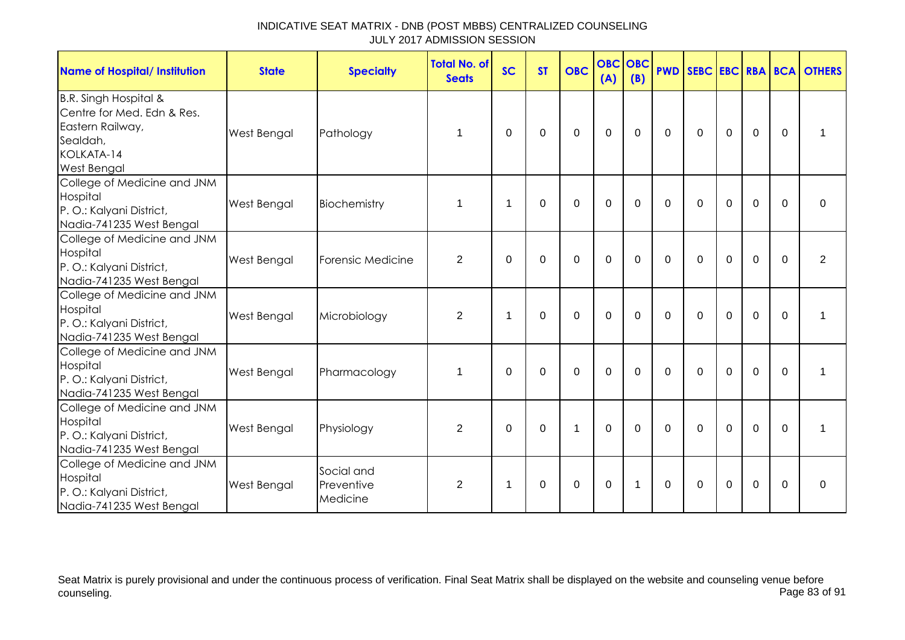INDICATIVE SEAT MATRIX - DNB (POST MBBS) CENTRALIZED COUNSELING
JULY 2017 ADMISSION SESSION

| Name of Hospital/ Institution | State | Specialty | Total No. of Seats | SC | ST | OBC | OBC (A) | OBC (B) | PWD | SEBC | EBC | RBA | BCA | OTHERS |
|---|---|---|---|---|---|---|---|---|---|---|---|---|---|---|
| B.R. Singh Hospital & Centre for Med. Edn & Res. Eastern Railway, Sealdah, KOLKATA-14 West Bengal | West Bengal | Pathology | 1 | 0 | 0 | 0 | 0 | 0 | 0 | 0 | 0 | 0 | 0 | 1 |
| College of Medicine and JNM Hospital P. O.: Kalyani District, Nadia-741235 West Bengal | West Bengal | Biochemistry | 1 | 1 | 0 | 0 | 0 | 0 | 0 | 0 | 0 | 0 | 0 | 0 |
| College of Medicine and JNM Hospital P. O.: Kalyani District, Nadia-741235 West Bengal | West Bengal | Forensic Medicine | 2 | 0 | 0 | 0 | 0 | 0 | 0 | 0 | 0 | 0 | 0 | 2 |
| College of Medicine and JNM Hospital P. O.: Kalyani District, Nadia-741235 West Bengal | West Bengal | Microbiology | 2 | 1 | 0 | 0 | 0 | 0 | 0 | 0 | 0 | 0 | 0 | 1 |
| College of Medicine and JNM Hospital P. O.: Kalyani District, Nadia-741235 West Bengal | West Bengal | Pharmacology | 1 | 0 | 0 | 0 | 0 | 0 | 0 | 0 | 0 | 0 | 0 | 1 |
| College of Medicine and JNM Hospital P. O.: Kalyani District, Nadia-741235 West Bengal | West Bengal | Physiology | 2 | 0 | 0 | 1 | 0 | 0 | 0 | 0 | 0 | 0 | 0 | 1 |
| College of Medicine and JNM Hospital P. O.: Kalyani District, Nadia-741235 West Bengal | West Bengal | Social and Preventive Medicine | 2 | 1 | 0 | 0 | 0 | 1 | 0 | 0 | 0 | 0 | 0 | 0 |

Seat Matrix is purely provisional and under the continuous process of verification. Final Seat Matrix shall be displayed on the website and counseling venue before counseling.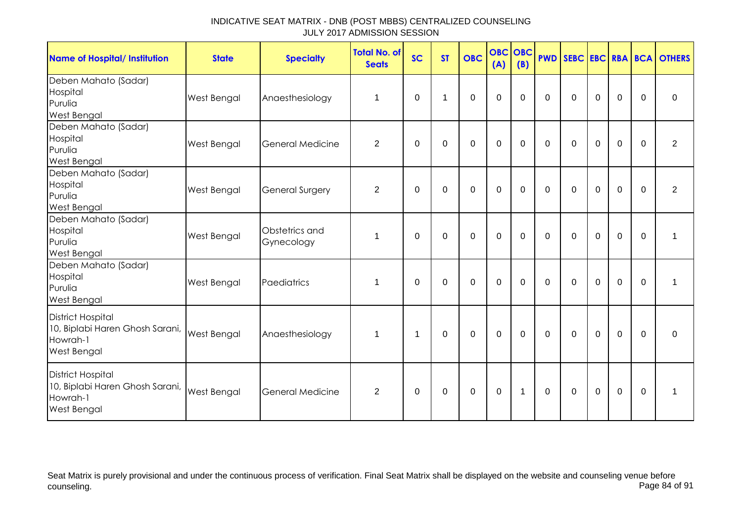INDICATIVE SEAT MATRIX - DNB (POST MBBS) CENTRALIZED COUNSELING
JULY 2017 ADMISSION SESSION

| Name of Hospital/ Institution | State | Specialty | Total No. of Seats | SC | ST | OBC | OBC (A) | OBC (B) | PWD | SEBC | EBC | RBA | BCA | OTHERS |
|---|---|---|---|---|---|---|---|---|---|---|---|---|---|---|
| Deben Mahato (Sadar) Hospital Purulia West Bengal | West Bengal | Anaesthesiology | 1 | 0 | 1 | 0 | 0 | 0 | 0 | 0 | 0 | 0 | 0 | 0 |
| Deben Mahato (Sadar) Hospital Purulia West Bengal | West Bengal | General Medicine | 2 | 0 | 0 | 0 | 0 | 0 | 0 | 0 | 0 | 0 | 0 | 2 |
| Deben Mahato (Sadar) Hospital Purulia West Bengal | West Bengal | General Surgery | 2 | 0 | 0 | 0 | 0 | 0 | 0 | 0 | 0 | 0 | 0 | 2 |
| Deben Mahato (Sadar) Hospital Purulia West Bengal | West Bengal | Obstetrics and Gynecology | 1 | 0 | 0 | 0 | 0 | 0 | 0 | 0 | 0 | 0 | 0 | 1 |
| Deben Mahato (Sadar) Hospital Purulia West Bengal | West Bengal | Paediatrics | 1 | 0 | 0 | 0 | 0 | 0 | 0 | 0 | 0 | 0 | 0 | 1 |
| District Hospital 10, Biplabi Haren Ghosh Sarani, Howrah-1 West Bengal | West Bengal | Anaesthesiology | 1 | 1 | 0 | 0 | 0 | 0 | 0 | 0 | 0 | 0 | 0 | 0 |
| District Hospital 10, Biplabi Haren Ghosh Sarani, Howrah-1 West Bengal | West Bengal | General Medicine | 2 | 0 | 0 | 0 | 0 | 1 | 0 | 0 | 0 | 0 | 0 | 1 |

Seat Matrix is purely provisional and under the continuous process of verification. Final Seat Matrix shall be displayed on the website and counseling venue before counseling.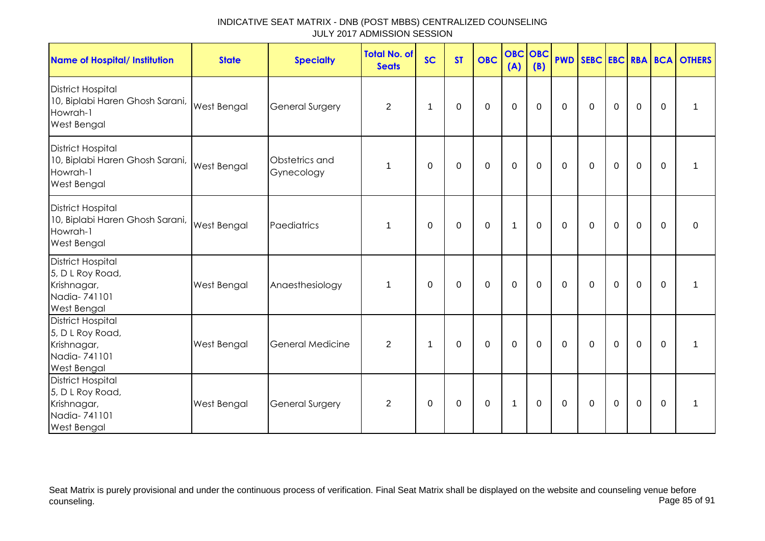# INDICATIVE SEAT MATRIX - DNB (POST MBBS) CENTRALIZED COUNSELING
## JULY 2017 ADMISSION SESSION

| Name of Hospital/ Institution | State | Specialty | Total No. of Seats | SC | ST | OBC | OBC (A) | OBC (B) | PWD | SEBC | EBC | RBA | BCA | OTHERS |
|---|---|---|---|---|---|---|---|---|---|---|---|---|---|---|
| District Hospital 10, Biplabi Haren Ghosh Sarani, Howrah-1 West Bengal | West Bengal | General Surgery | 2 | 1 | 0 | 0 | 0 | 0 | 0 | 0 | 0 | 0 | 0 | 1 |
| District Hospital 10, Biplabi Haren Ghosh Sarani, Howrah-1 West Bengal | West Bengal | Obstetrics and Gynecology | 1 | 0 | 0 | 0 | 0 | 0 | 0 | 0 | 0 | 0 | 0 | 1 |
| District Hospital 10, Biplabi Haren Ghosh Sarani, Howrah-1 West Bengal | West Bengal | Paediatrics | 1 | 0 | 0 | 0 | 1 | 0 | 0 | 0 | 0 | 0 | 0 | 0 |
| District Hospital 5, D L Roy Road, Krishnagar, Nadia- 741101 West Bengal | West Bengal | Anaesthesiology | 1 | 0 | 0 | 0 | 0 | 0 | 0 | 0 | 0 | 0 | 0 | 1 |
| District Hospital 5, D L Roy Road, Krishnagar, Nadia- 741101 West Bengal | West Bengal | General Medicine | 2 | 1 | 0 | 0 | 0 | 0 | 0 | 0 | 0 | 0 | 0 | 1 |
| District Hospital 5, D L Roy Road, Krishnagar, Nadia- 741101 West Bengal | West Bengal | General Surgery | 2 | 0 | 0 | 0 | 1 | 0 | 0 | 0 | 0 | 0 | 0 | 1 |

Seat Matrix is purely provisional and under the continuous process of verification. Final Seat Matrix shall be displayed on the website and counseling venue before counseling.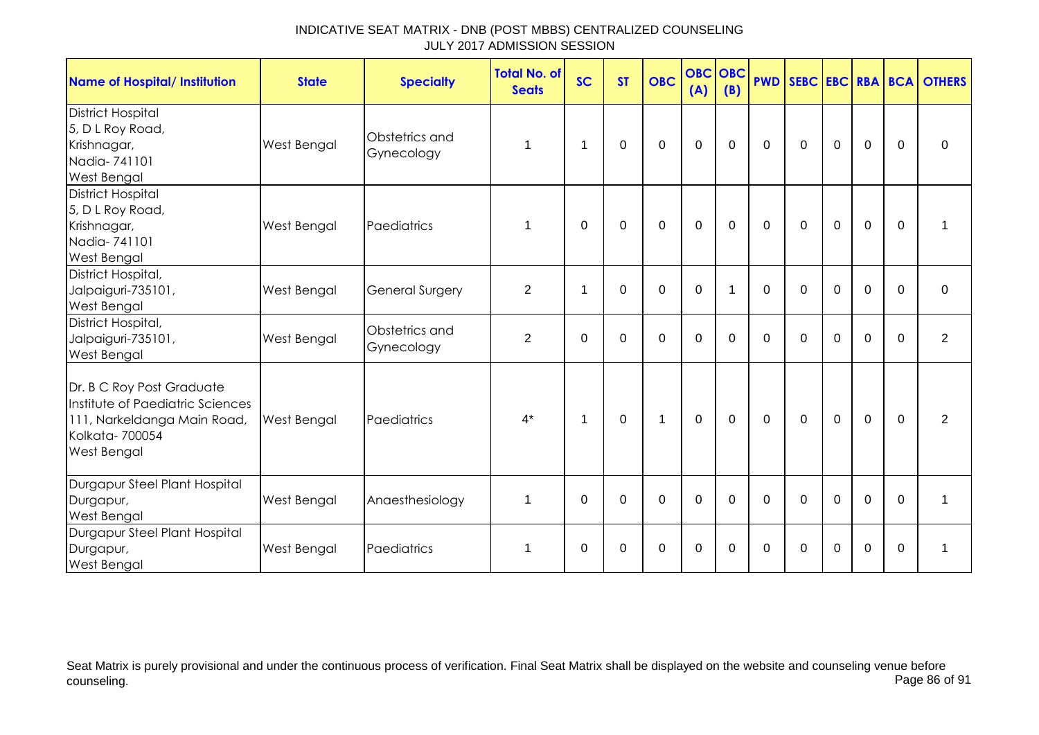INDICATIVE SEAT MATRIX - DNB (POST MBBS) CENTRALIZED COUNSELING
JULY 2017 ADMISSION SESSION

| Name of Hospital/ Institution | State | Specialty | Total No. of Seats | SC | ST | OBC | OBC (A) | OBC (B) | PWD | SEBC | EBC | RBA | BCA | OTHERS |
|---|---|---|---|---|---|---|---|---|---|---|---|---|---|---|
| District Hospital 5, D L Roy Road, Krishnagar, Nadia- 741101 West Bengal | West Bengal | Obstetrics and Gynecology | 1 | 1 | 0 | 0 | 0 | 0 | 0 | 0 | 0 | 0 | 0 | 0 |
| District Hospital 5, D L Roy Road, Krishnagar, Nadia- 741101 West Bengal | West Bengal | Paediatrics | 1 | 0 | 0 | 0 | 0 | 0 | 0 | 0 | 0 | 0 | 0 | 1 |
| District Hospital, Jalpaiguri-735101, West Bengal | West Bengal | General Surgery | 2 | 1 | 0 | 0 | 0 | 1 | 0 | 0 | 0 | 0 | 0 | 0 |
| District Hospital, Jalpaiguri-735101, West Bengal | West Bengal | Obstetrics and Gynecology | 2 | 0 | 0 | 0 | 0 | 0 | 0 | 0 | 0 | 0 | 0 | 2 |
| Dr. B C Roy Post Graduate Institute of Paediatric Sciences 111, Narkeldanga Main Road, Kolkata- 700054 West Bengal | West Bengal | Paediatrics | 4* | 1 | 0 | 1 | 0 | 0 | 0 | 0 | 0 | 0 | 0 | 2 |
| Durgapur Steel Plant Hospital Durgapur, West Bengal | West Bengal | Anaesthesiology | 1 | 0 | 0 | 0 | 0 | 0 | 0 | 0 | 0 | 0 | 0 | 1 |
| Durgapur Steel Plant Hospital Durgapur, West Bengal | West Bengal | Paediatrics | 1 | 0 | 0 | 0 | 0 | 0 | 0 | 0 | 0 | 0 | 0 | 1 |

Seat Matrix is purely provisional and under the continuous process of verification. Final Seat Matrix shall be displayed on the website and counseling venue before counseling.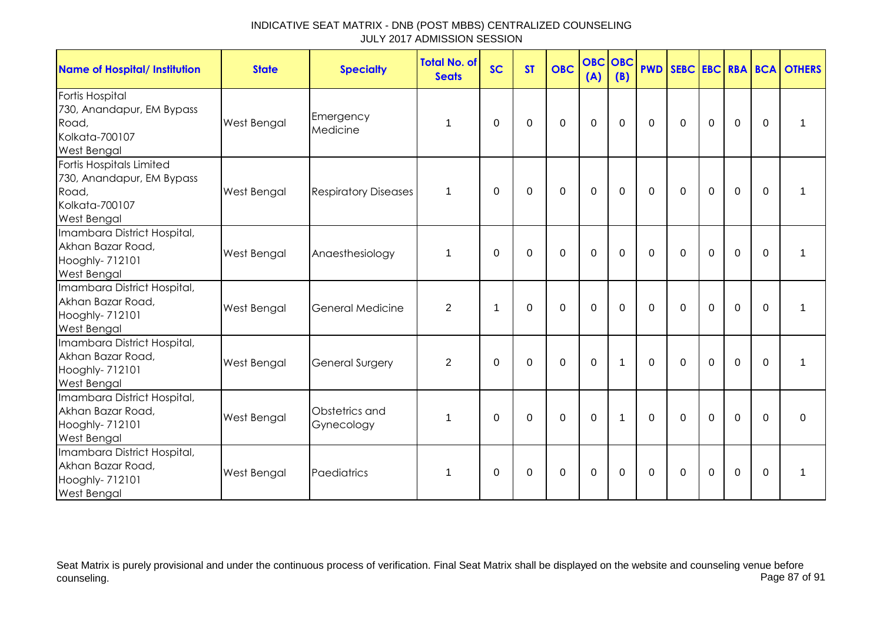# INDICATIVE SEAT MATRIX - DNB (POST MBBS) CENTRALIZED COUNSELING
## JULY 2017 ADMISSION SESSION

| Name of Hospital/ Institution | State | Specialty | Total No. of Seats | SC | ST | OBC | OBC (A) | OBC (B) | PWD | SEBC | EBC | RBA | BCA | OTHERS |
|---|---|---|---|---|---|---|---|---|---|---|---|---|---|---|
| Fortis Hospital 730, Anandapur, EM Bypass Road, Kolkata-700107 West Bengal | West Bengal | Emergency Medicine | 1 | 0 | 0 | 0 | 0 | 0 | 0 | 0 | 0 | 0 | 0 | 1 |
| Fortis Hospitals Limited 730, Anandapur, EM Bypass Road, Kolkata-700107 West Bengal | West Bengal | Respiratory Diseases | 1 | 0 | 0 | 0 | 0 | 0 | 0 | 0 | 0 | 0 | 0 | 1 |
| Imambara District Hospital, Akhan Bazar Road, Hooghly- 712101 West Bengal | West Bengal | Anaesthesiology | 1 | 0 | 0 | 0 | 0 | 0 | 0 | 0 | 0 | 0 | 0 | 1 |
| Imambara District Hospital, Akhan Bazar Road, Hooghly- 712101 West Bengal | West Bengal | General Medicine | 2 | 1 | 0 | 0 | 0 | 0 | 0 | 0 | 0 | 0 | 0 | 1 |
| Imambara District Hospital, Akhan Bazar Road, Hooghly- 712101 West Bengal | West Bengal | General Surgery | 2 | 0 | 0 | 0 | 0 | 1 | 0 | 0 | 0 | 0 | 0 | 1 |
| Imambara District Hospital, Akhan Bazar Road, Hooghly- 712101 West Bengal | West Bengal | Obstetrics and Gynecology | 1 | 0 | 0 | 0 | 0 | 1 | 0 | 0 | 0 | 0 | 0 | 0 |
| Imambara District Hospital, Akhan Bazar Road, Hooghly- 712101 West Bengal | West Bengal | Paediatrics | 1 | 0 | 0 | 0 | 0 | 0 | 0 | 0 | 0 | 0 | 0 | 1 |

Seat Matrix is purely provisional and under the continuous process of verification. Final Seat Matrix shall be displayed on the website and counseling venue before counseling.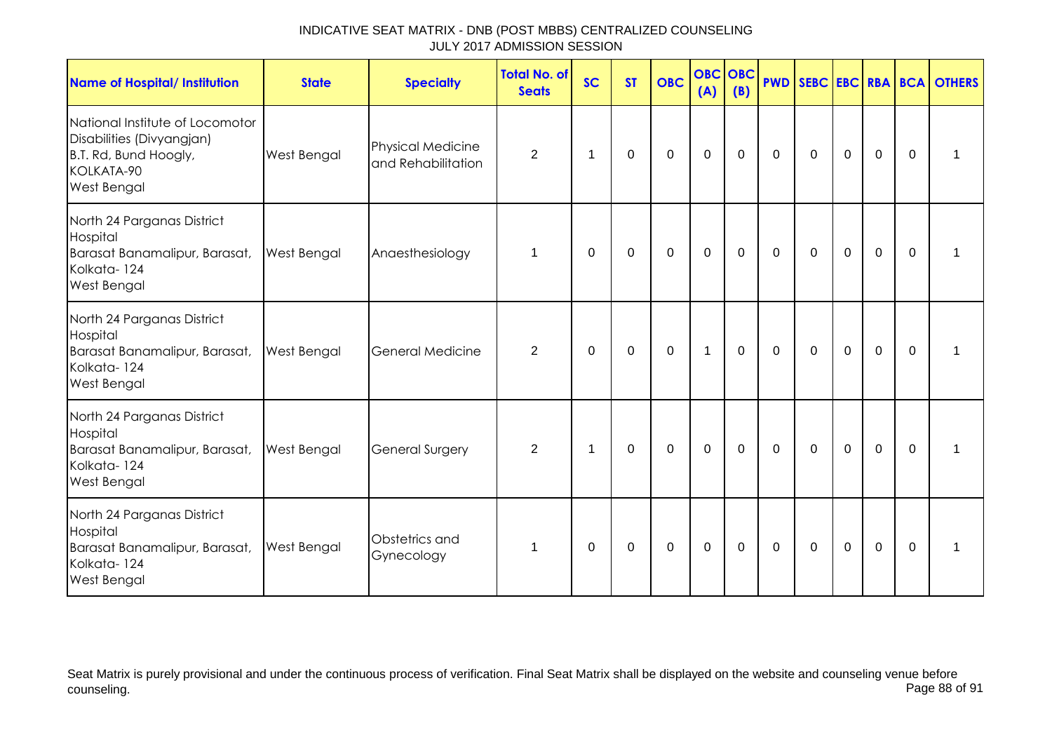# INDICATIVE SEAT MATRIX - DNB (POST MBBS) CENTRALIZED COUNSELING
JULY 2017 ADMISSION SESSION

| Name of Hospital/ Institution | State | Specialty | Total No. of Seats | SC | ST | OBC | OBC (A) | OBC (B) | PWD | SEBC | EBC | RBA | BCA | OTHERS |
|---|---|---|---|---|---|---|---|---|---|---|---|---|---|---|
| National Institute of Locomotor Disabilities (Divyangjan) B.T. Rd, Bund Hoogly, KOLKATA-90 West Bengal | West Bengal | Physical Medicine and Rehabilitation | 2 | 1 | 0 | 0 | 0 | 0 | 0 | 0 | 0 | 0 | 0 | 1 |
| North 24 Parganas District Hospital Barasat Banamalipur, Barasat, Kolkata- 124 West Bengal | West Bengal | Anaesthesiology | 1 | 0 | 0 | 0 | 0 | 0 | 0 | 0 | 0 | 0 | 0 | 1 |
| North 24 Parganas District Hospital Barasat Banamalipur, Barasat, Kolkata- 124 West Bengal | West Bengal | General Medicine | 2 | 0 | 0 | 0 | 1 | 0 | 0 | 0 | 0 | 0 | 0 | 1 |
| North 24 Parganas District Hospital Barasat Banamalipur, Barasat, Kolkata- 124 West Bengal | West Bengal | General Surgery | 2 | 1 | 0 | 0 | 0 | 0 | 0 | 0 | 0 | 0 | 0 | 1 |
| North 24 Parganas District Hospital Barasat Banamalipur, Barasat, Kolkata- 124 West Bengal | West Bengal | Obstetrics and Gynecology | 1 | 0 | 0 | 0 | 0 | 0 | 0 | 0 | 0 | 0 | 0 | 1 |

Seat Matrix is purely provisional and under the continuous process of verification. Final Seat Matrix shall be displayed on the website and counseling venue before counseling.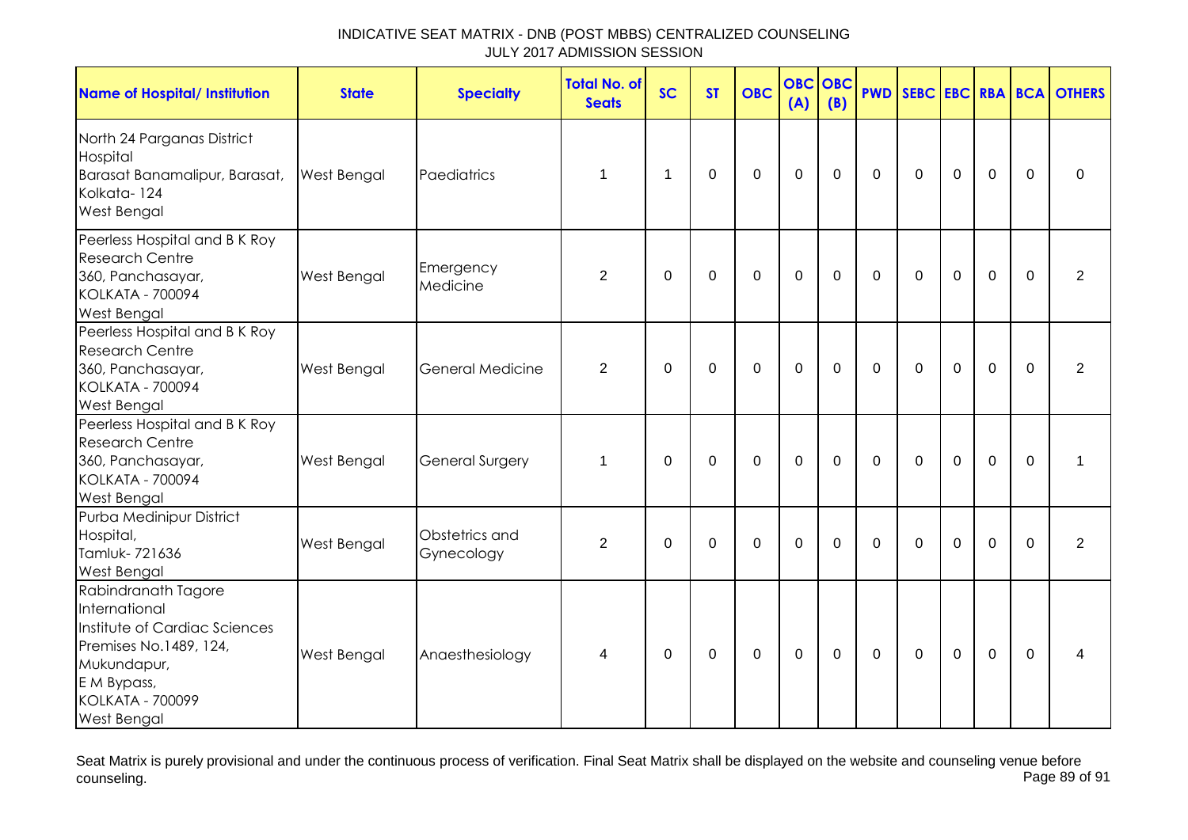| Name of Hospital/ Institution | State | Specialty | Total No. of Seats | SC | ST | OBC | OBC (A) | OBC (B) | PWD | SEBC | EBC | RBA | BCA | OTHERS |
|---|---|---|---|---|---|---|---|---|---|---|---|---|---|---|
| North 24 Parganas District Hospital<br>Barasat Banamalipur, Barasat, Kolkata- 124<br>West Bengal | West Bengal | Paediatrics | 1 | 1 | 0 | 0 | 0 | 0 | 0 | 0 | 0 | 0 | 0 | 0 |
| Peerless Hospital and B K Roy Research Centre<br>360, Panchasayar,<br>KOLKATA - 700094<br>West Bengal | West Bengal | Emergency Medicine | 2 | 0 | 0 | 0 | 0 | 0 | 0 | 0 | 0 | 0 | 0 | 2 |
| Peerless Hospital and B K Roy Research Centre<br>360, Panchasayar,<br>KOLKATA - 700094<br>West Bengal | West Bengal | General Medicine | 2 | 0 | 0 | 0 | 0 | 0 | 0 | 0 | 0 | 0 | 0 | 2 |
| Peerless Hospital and B K Roy Research Centre<br>360, Panchasayar,<br>KOLKATA - 700094<br>West Bengal | West Bengal | General Surgery | 1 | 0 | 0 | 0 | 0 | 0 | 0 | 0 | 0 | 0 | 0 | 1 |
| Purba Medinipur District Hospital,<br>Tamluk- 721636<br>West Bengal | West Bengal | Obstetrics and Gynecology | 2 | 0 | 0 | 0 | 0 | 0 | 0 | 0 | 0 | 0 | 0 | 2 |
| Rabindranath Tagore International<br>Institute of Cardiac Sciences<br>Premises No.1489, 124,<br>Mukundapur,<br>E M Bypass,<br>KOLKATA - 700099<br>West Bengal | West Bengal | Anaesthesiology | 4 | 0 | 0 | 0 | 0 | 0 | 0 | 0 | 0 | 0 | 0 | 4 |

Seat Matrix is purely provisional and under the continuous process of verification. Final Seat Matrix shall be displayed on the website and counseling venue before counseling.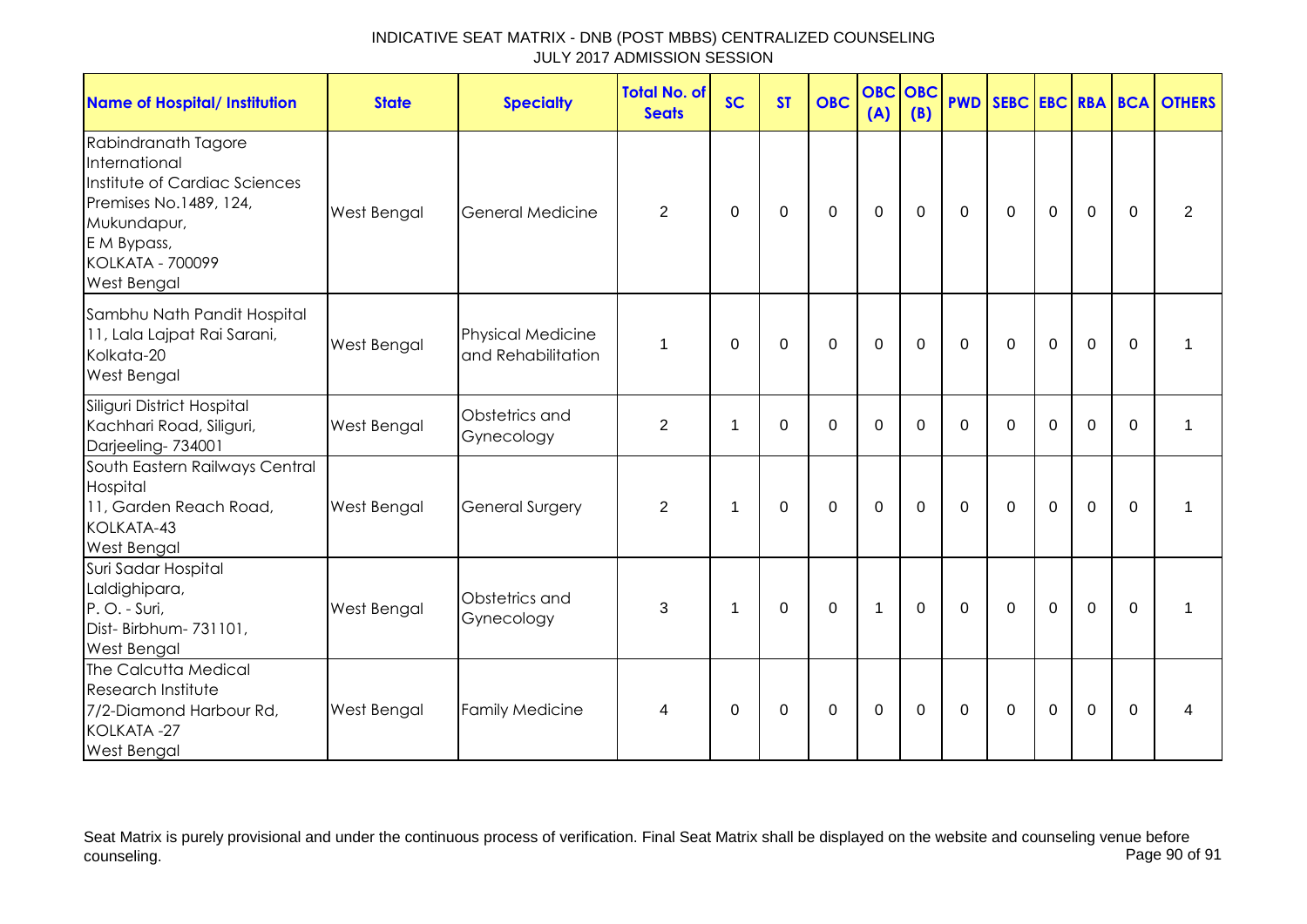INDICATIVE SEAT MATRIX - DNB (POST MBBS) CENTRALIZED COUNSELING
JULY 2017 ADMISSION SESSION

| Name of Hospital/ Institution | State | Specialty | Total No. of Seats | SC | ST | OBC | OBC (A) | OBC (B) | PWD | SEBC | EBC | RBA | BCA | OTHERS |
|---|---|---|---|---|---|---|---|---|---|---|---|---|---|---|
| Rabindranath Tagore International Institute of Cardiac Sciences Premises No.1489, 124, Mukundapur, E M Bypass, KOLKATA - 700099 West Bengal | West Bengal | General Medicine | 2 | 0 | 0 | 0 | 0 | 0 | 0 | 0 | 0 | 0 | 0 | 2 |
| Sambhu Nath Pandit Hospital 11, Lala Lajpat Rai Sarani, Kolkata-20 West Bengal | West Bengal | Physical Medicine and Rehabilitation | 1 | 0 | 0 | 0 | 0 | 0 | 0 | 0 | 0 | 0 | 0 | 1 |
| Siliguri District Hospital Kachhari Road, Siliguri, Darjeeling- 734001 | West Bengal | Obstetrics and Gynecology | 2 | 1 | 0 | 0 | 0 | 0 | 0 | 0 | 0 | 0 | 0 | 1 |
| South Eastern Railways Central Hospital 11, Garden Reach Road, KOLKATA-43 West Bengal | West Bengal | General Surgery | 2 | 1 | 0 | 0 | 0 | 0 | 0 | 0 | 0 | 0 | 0 | 1 |
| Suri Sadar Hospital Laldighipara, P. O. - Suri, Dist- Birbhum- 731101, West Bengal | West Bengal | Obstetrics and Gynecology | 3 | 1 | 0 | 0 | 1 | 0 | 0 | 0 | 0 | 0 | 0 | 1 |
| The Calcutta Medical Research Institute 7/2-Diamond Harbour Rd, KOLKATA -27 West Bengal | West Bengal | Family Medicine | 4 | 0 | 0 | 0 | 0 | 0 | 0 | 0 | 0 | 0 | 0 | 4 |

Seat Matrix is purely provisional and under the continuous process of verification. Final Seat Matrix shall be displayed on the website and counseling venue before counseling.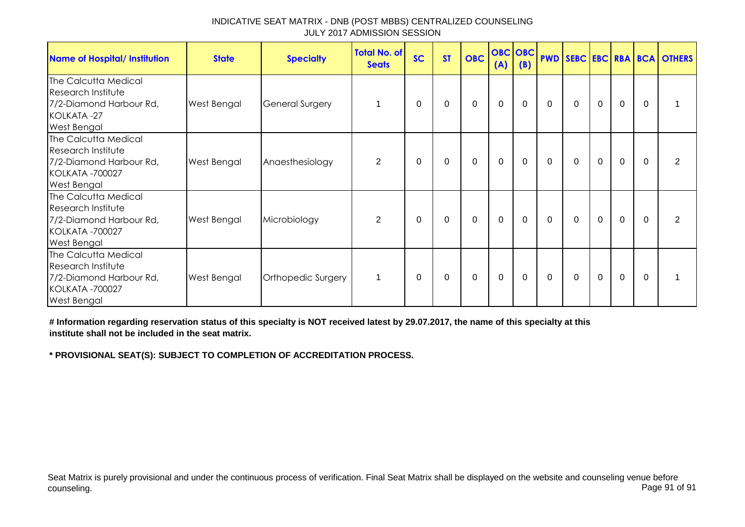INDICATIVE SEAT MATRIX - DNB (POST MBBS) CENTRALIZED COUNSELING
JULY 2017 ADMISSION SESSION

| Name of Hospital/ Institution | State | Specialty | Total No. of Seats | SC | ST | OBC | OBC (A) | OBC (B) | PWD | SEBC | EBC | RBA | BCA | OTHERS |
|---|---|---|---|---|---|---|---|---|---|---|---|---|---|---|
| The Calcutta Medical Research Institute 7/2-Diamond Harbour Rd, KOLKATA -27 West Bengal | West Bengal | General Surgery | 1 | 0 | 0 | 0 | 0 | 0 | 0 | 0 | 0 | 0 | 0 | 1 |
| The Calcutta Medical Research Institute 7/2-Diamond Harbour Rd, KOLKATA -700027 West Bengal | West Bengal | Anaesthesiology | 2 | 0 | 0 | 0 | 0 | 0 | 0 | 0 | 0 | 0 | 0 | 2 |
| The Calcutta Medical Research Institute 7/2-Diamond Harbour Rd, KOLKATA -700027 West Bengal | West Bengal | Microbiology | 2 | 0 | 0 | 0 | 0 | 0 | 0 | 0 | 0 | 0 | 0 | 2 |
| The Calcutta Medical Research Institute 7/2-Diamond Harbour Rd, KOLKATA -700027 West Bengal | West Bengal | Orthopedic Surgery | 1 | 0 | 0 | 0 | 0 | 0 | 0 | 0 | 0 | 0 | 0 | 1 |

**# Information regarding reservation status of this specialty is NOT received latest by 29.07.2017, the name of this specialty at this institute shall not be included in the seat matrix.**

**\* PROVISIONAL SEAT(S): SUBJECT TO COMPLETION OF ACCREDITATION PROCESS.**

Seat Matrix is purely provisional and under the continuous process of verification. Final Seat Matrix shall be displayed on the website and counseling venue before counseling.